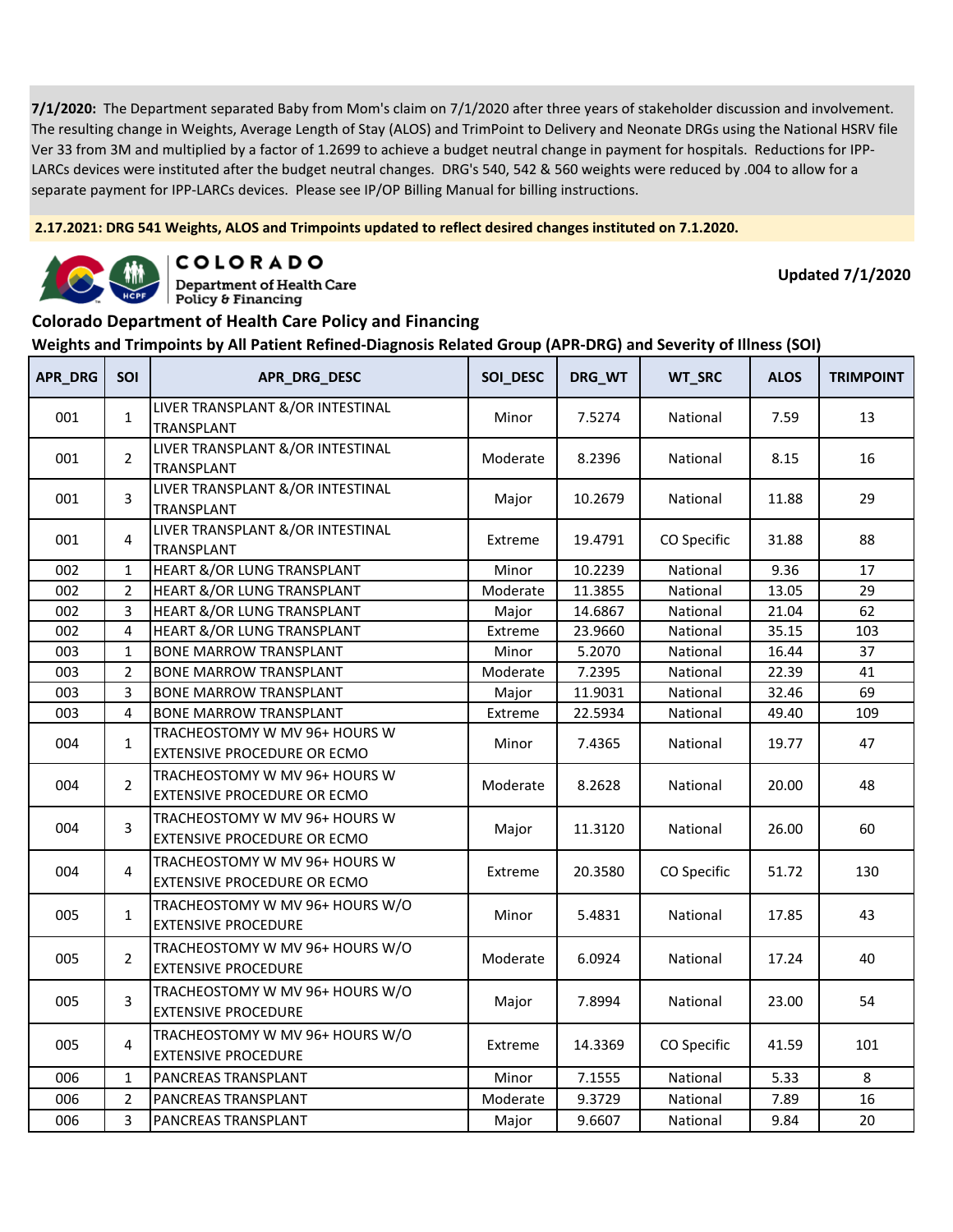**7/1/2020:** The Department separated Baby from Mom's claim on 7/1/2020 after three years of stakeholder discussion and involvement. The resulting change in Weights, Average Length of Stay (ALOS) and TrimPoint to Delivery and Neonate DRGs using the National HSRV file Ver 33 from 3M and multiplied by a factor of 1.2699 to achieve a budget neutral change in payment for hospitals. Reductions for IPP-LARCs devices were instituted after the budget neutral changes. DRG's 540, 542 & 560 weights were reduced by .004 to allow for a separate payment for IPP-LARCs devices. Please see IP/OP Billing Manual for billing instructions.

**2.17.2021: DRG 541 Weights, ALOS and Trimpoints updated to reflect desired changes instituted on 7.1.2020.**

COLORADO
Department of Health Care Policy & Financing

**Updated 7/1/2020**

## Colorado Department of Health Care Policy and Financing

## Weights and Trimpoints by All Patient Refined-Diagnosis Related Group (APR-DRG) and Severity of Illness (SOI)

| APR_DRG | SOI | APR_DRG_DESC | SOI_DESC | DRG_WT | WT_SRC | ALOS | TRIMPOINT |
|---|---|---|---|---|---|---|---|
| 001 | 1 | LIVER TRANSPLANT &/OR INTESTINAL TRANSPLANT | Minor | 7.5274 | National | 7.59 | 13 |
| 001 | 2 | LIVER TRANSPLANT &/OR INTESTINAL TRANSPLANT | Moderate | 8.2396 | National | 8.15 | 16 |
| 001 | 3 | LIVER TRANSPLANT &/OR INTESTINAL TRANSPLANT | Major | 10.2679 | National | 11.88 | 29 |
| 001 | 4 | LIVER TRANSPLANT &/OR INTESTINAL TRANSPLANT | Extreme | 19.4791 | CO Specific | 31.88 | 88 |
| 002 | 1 | HEART &/OR LUNG TRANSPLANT | Minor | 10.2239 | National | 9.36 | 17 |
| 002 | 2 | HEART &/OR LUNG TRANSPLANT | Moderate | 11.3855 | National | 13.05 | 29 |
| 002 | 3 | HEART &/OR LUNG TRANSPLANT | Major | 14.6867 | National | 21.04 | 62 |
| 002 | 4 | HEART &/OR LUNG TRANSPLANT | Extreme | 23.9660 | National | 35.15 | 103 |
| 003 | 1 | BONE MARROW TRANSPLANT | Minor | 5.2070 | National | 16.44 | 37 |
| 003 | 2 | BONE MARROW TRANSPLANT | Moderate | 7.2395 | National | 22.39 | 41 |
| 003 | 3 | BONE MARROW TRANSPLANT | Major | 11.9031 | National | 32.46 | 69 |
| 003 | 4 | BONE MARROW TRANSPLANT | Extreme | 22.5934 | National | 49.40 | 109 |
| 004 | 1 | TRACHEOSTOMY W MV 96+ HOURS W EXTENSIVE PROCEDURE OR ECMO | Minor | 7.4365 | National | 19.77 | 47 |
| 004 | 2 | TRACHEOSTOMY W MV 96+ HOURS W EXTENSIVE PROCEDURE OR ECMO | Moderate | 8.2628 | National | 20.00 | 48 |
| 004 | 3 | TRACHEOSTOMY W MV 96+ HOURS W EXTENSIVE PROCEDURE OR ECMO | Major | 11.3120 | National | 26.00 | 60 |
| 004 | 4 | TRACHEOSTOMY W MV 96+ HOURS W EXTENSIVE PROCEDURE OR ECMO | Extreme | 20.3580 | CO Specific | 51.72 | 130 |
| 005 | 1 | TRACHEOSTOMY W MV 96+ HOURS W/O EXTENSIVE PROCEDURE | Minor | 5.4831 | National | 17.85 | 43 |
| 005 | 2 | TRACHEOSTOMY W MV 96+ HOURS W/O EXTENSIVE PROCEDURE | Moderate | 6.0924 | National | 17.24 | 40 |
| 005 | 3 | TRACHEOSTOMY W MV 96+ HOURS W/O EXTENSIVE PROCEDURE | Major | 7.8994 | National | 23.00 | 54 |
| 005 | 4 | TRACHEOSTOMY W MV 96+ HOURS W/O EXTENSIVE PROCEDURE | Extreme | 14.3369 | CO Specific | 41.59 | 101 |
| 006 | 1 | PANCREAS TRANSPLANT | Minor | 7.1555 | National | 5.33 | 8 |
| 006 | 2 | PANCREAS TRANSPLANT | Moderate | 9.3729 | National | 7.89 | 16 |
| 006 | 3 | PANCREAS TRANSPLANT | Major | 9.6607 | National | 9.84 | 20 |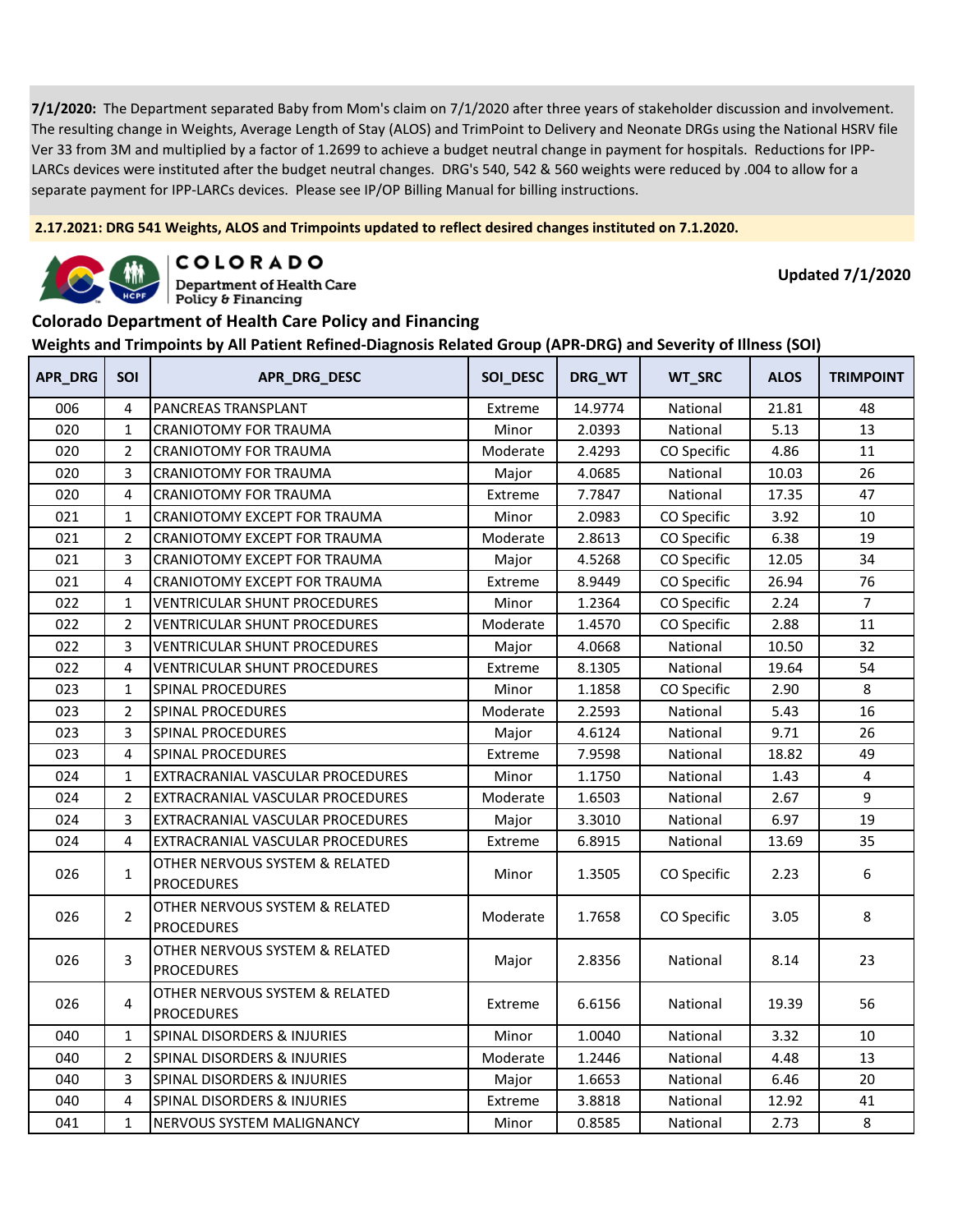**7/1/2020:** The Department separated Baby from Mom's claim on 7/1/2020 after three years of stakeholder discussion and involvement. The resulting change in Weights, Average Length of Stay (ALOS) and TrimPoint to Delivery and Neonate DRGs using the National HSRV file Ver 33 from 3M and multiplied by a factor of 1.2699 to achieve a budget neutral change in payment for hospitals. Reductions for IPP-LARCs devices were instituted after the budget neutral changes. DRG's 540, 542 & 560 weights were reduced by .004 to allow for a separate payment for IPP-LARCs devices. Please see IP/OP Billing Manual for billing instructions.

**2.17.2021: DRG 541 Weights, ALOS and Trimpoints updated to reflect desired changes instituted on 7.1.2020.**

COLORADO
Department of Health Care Policy & Financing

**Updated 7/1/2020**

## Colorado Department of Health Care Policy and Financing

### Weights and Trimpoints by All Patient Refined-Diagnosis Related Group (APR-DRG) and Severity of Illness (SOI)

| APR_DRG | SOI | APR_DRG_DESC | SOI_DESC | DRG_WT | WT_SRC | ALOS | TRIMPOINT |
|---|---|---|---|---|---|---|---|
| 006 | 4 | PANCREAS TRANSPLANT | Extreme | 14.9774 | National | 21.81 | 48 |
| 020 | 1 | CRANIOTOMY FOR TRAUMA | Minor | 2.0393 | National | 5.13 | 13 |
| 020 | 2 | CRANIOTOMY FOR TRAUMA | Moderate | 2.4293 | CO Specific | 4.86 | 11 |
| 020 | 3 | CRANIOTOMY FOR TRAUMA | Major | 4.0685 | National | 10.03 | 26 |
| 020 | 4 | CRANIOTOMY FOR TRAUMA | Extreme | 7.7847 | National | 17.35 | 47 |
| 021 | 1 | CRANIOTOMY EXCEPT FOR TRAUMA | Minor | 2.0983 | CO Specific | 3.92 | 10 |
| 021 | 2 | CRANIOTOMY EXCEPT FOR TRAUMA | Moderate | 2.8613 | CO Specific | 6.38 | 19 |
| 021 | 3 | CRANIOTOMY EXCEPT FOR TRAUMA | Major | 4.5268 | CO Specific | 12.05 | 34 |
| 021 | 4 | CRANIOTOMY EXCEPT FOR TRAUMA | Extreme | 8.9449 | CO Specific | 26.94 | 76 |
| 022 | 1 | VENTRICULAR SHUNT PROCEDURES | Minor | 1.2364 | CO Specific | 2.24 | 7 |
| 022 | 2 | VENTRICULAR SHUNT PROCEDURES | Moderate | 1.4570 | CO Specific | 2.88 | 11 |
| 022 | 3 | VENTRICULAR SHUNT PROCEDURES | Major | 4.0668 | National | 10.50 | 32 |
| 022 | 4 | VENTRICULAR SHUNT PROCEDURES | Extreme | 8.1305 | National | 19.64 | 54 |
| 023 | 1 | SPINAL PROCEDURES | Minor | 1.1858 | CO Specific | 2.90 | 8 |
| 023 | 2 | SPINAL PROCEDURES | Moderate | 2.2593 | National | 5.43 | 16 |
| 023 | 3 | SPINAL PROCEDURES | Major | 4.6124 | National | 9.71 | 26 |
| 023 | 4 | SPINAL PROCEDURES | Extreme | 7.9598 | National | 18.82 | 49 |
| 024 | 1 | EXTRACRANIAL VASCULAR PROCEDURES | Minor | 1.1750 | National | 1.43 | 4 |
| 024 | 2 | EXTRACRANIAL VASCULAR PROCEDURES | Moderate | 1.6503 | National | 2.67 | 9 |
| 024 | 3 | EXTRACRANIAL VASCULAR PROCEDURES | Major | 3.3010 | National | 6.97 | 19 |
| 024 | 4 | EXTRACRANIAL VASCULAR PROCEDURES | Extreme | 6.8915 | National | 13.69 | 35 |
| 026 | 1 | OTHER NERVOUS SYSTEM & RELATED PROCEDURES | Minor | 1.3505 | CO Specific | 2.23 | 6 |
| 026 | 2 | OTHER NERVOUS SYSTEM & RELATED PROCEDURES | Moderate | 1.7658 | CO Specific | 3.05 | 8 |
| 026 | 3 | OTHER NERVOUS SYSTEM & RELATED PROCEDURES | Major | 2.8356 | National | 8.14 | 23 |
| 026 | 4 | OTHER NERVOUS SYSTEM & RELATED PROCEDURES | Extreme | 6.6156 | National | 19.39 | 56 |
| 040 | 1 | SPINAL DISORDERS & INJURIES | Minor | 1.0040 | National | 3.32 | 10 |
| 040 | 2 | SPINAL DISORDERS & INJURIES | Moderate | 1.2446 | National | 4.48 | 13 |
| 040 | 3 | SPINAL DISORDERS & INJURIES | Major | 1.6653 | National | 6.46 | 20 |
| 040 | 4 | SPINAL DISORDERS & INJURIES | Extreme | 3.8818 | National | 12.92 | 41 |
| 041 | 1 | NERVOUS SYSTEM MALIGNANCY | Minor | 0.8585 | National | 2.73 | 8 |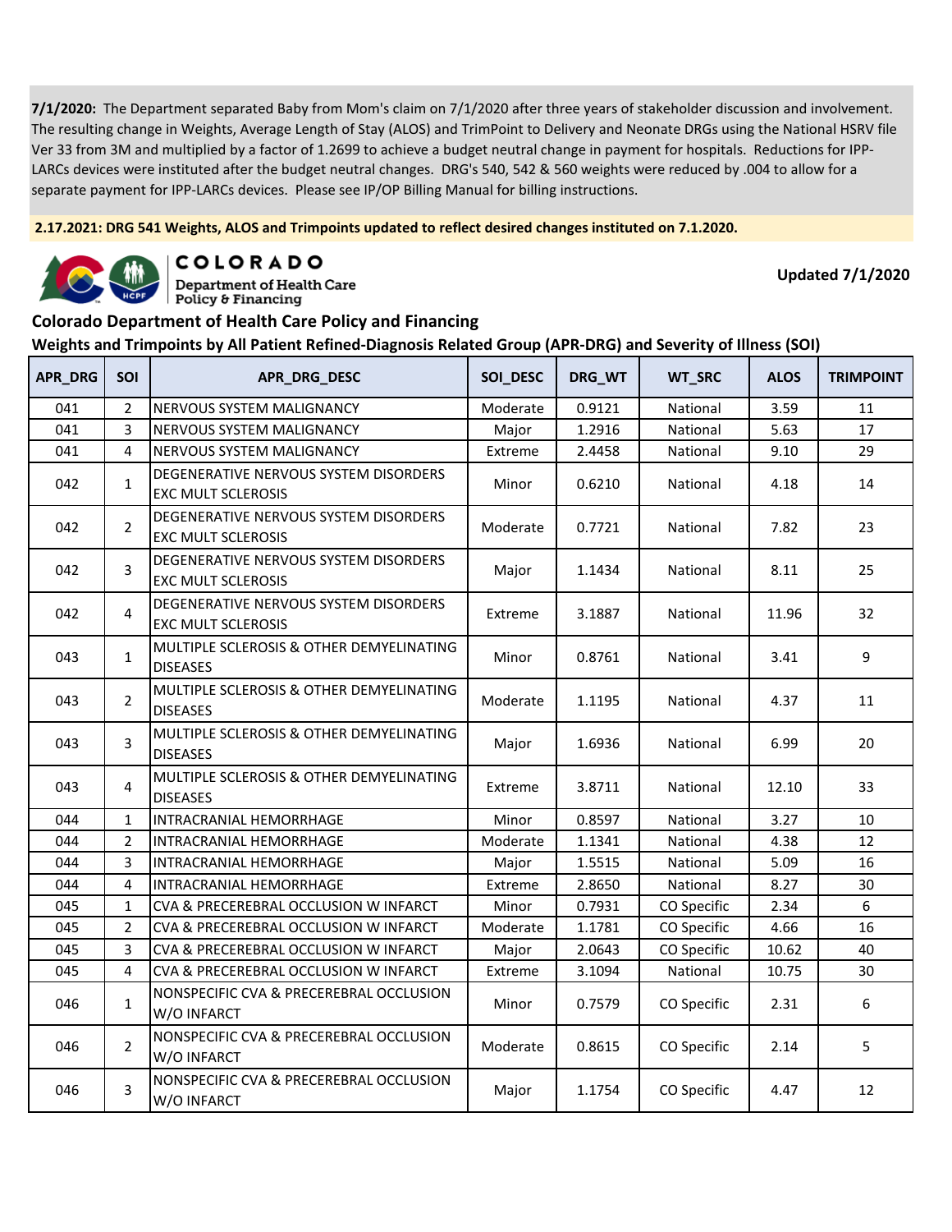**7/1/2020:** The Department separated Baby from Mom's claim on 7/1/2020 after three years of stakeholder discussion and involvement. The resulting change in Weights, Average Length of Stay (ALOS) and TrimPoint to Delivery and Neonate DRGs using the National HSRV file Ver 33 from 3M and multiplied by a factor of 1.2699 to achieve a budget neutral change in payment for hospitals. Reductions for IPP-LARCs devices were instituted after the budget neutral changes. DRG's 540, 542 & 560 weights were reduced by .004 to allow for a separate payment for IPP-LARCs devices. Please see IP/OP Billing Manual for billing instructions.

**2.17.2021: DRG 541 Weights, ALOS and Trimpoints updated to reflect desired changes instituted on 7.1.2020.**

COLORADO Department of Health Care Policy & Financing

**Updated 7/1/2020**

## Colorado Department of Health Care Policy and Financing

### Weights and Trimpoints by All Patient Refined-Diagnosis Related Group (APR-DRG) and Severity of Illness (SOI)

| APR_DRG | SOI | APR_DRG_DESC | SOI_DESC | DRG_WT | WT_SRC | ALOS | TRIMPOINT |
|---|---|---|---|---|---|---|---|
| 041 | 2 | NERVOUS SYSTEM MALIGNANCY | Moderate | 0.9121 | National | 3.59 | 11 |
| 041 | 3 | NERVOUS SYSTEM MALIGNANCY | Major | 1.2916 | National | 5.63 | 17 |
| 041 | 4 | NERVOUS SYSTEM MALIGNANCY | Extreme | 2.4458 | National | 9.10 | 29 |
| 042 | 1 | DEGENERATIVE NERVOUS SYSTEM DISORDERS EXC MULT SCLEROSIS | Minor | 0.6210 | National | 4.18 | 14 |
| 042 | 2 | DEGENERATIVE NERVOUS SYSTEM DISORDERS EXC MULT SCLEROSIS | Moderate | 0.7721 | National | 7.82 | 23 |
| 042 | 3 | DEGENERATIVE NERVOUS SYSTEM DISORDERS EXC MULT SCLEROSIS | Major | 1.1434 | National | 8.11 | 25 |
| 042 | 4 | DEGENERATIVE NERVOUS SYSTEM DISORDERS EXC MULT SCLEROSIS | Extreme | 3.1887 | National | 11.96 | 32 |
| 043 | 1 | MULTIPLE SCLEROSIS & OTHER DEMYELINATING DISEASES | Minor | 0.8761 | National | 3.41 | 9 |
| 043 | 2 | MULTIPLE SCLEROSIS & OTHER DEMYELINATING DISEASES | Moderate | 1.1195 | National | 4.37 | 11 |
| 043 | 3 | MULTIPLE SCLEROSIS & OTHER DEMYELINATING DISEASES | Major | 1.6936 | National | 6.99 | 20 |
| 043 | 4 | MULTIPLE SCLEROSIS & OTHER DEMYELINATING DISEASES | Extreme | 3.8711 | National | 12.10 | 33 |
| 044 | 1 | INTRACRANIAL HEMORRHAGE | Minor | 0.8597 | National | 3.27 | 10 |
| 044 | 2 | INTRACRANIAL HEMORRHAGE | Moderate | 1.1341 | National | 4.38 | 12 |
| 044 | 3 | INTRACRANIAL HEMORRHAGE | Major | 1.5515 | National | 5.09 | 16 |
| 044 | 4 | INTRACRANIAL HEMORRHAGE | Extreme | 2.8650 | National | 8.27 | 30 |
| 045 | 1 | CVA & PRECEREBRAL OCCLUSION W INFARCT | Minor | 0.7931 | CO Specific | 2.34 | 6 |
| 045 | 2 | CVA & PRECEREBRAL OCCLUSION W INFARCT | Moderate | 1.1781 | CO Specific | 4.66 | 16 |
| 045 | 3 | CVA & PRECEREBRAL OCCLUSION W INFARCT | Major | 2.0643 | CO Specific | 10.62 | 40 |
| 045 | 4 | CVA & PRECEREBRAL OCCLUSION W INFARCT | Extreme | 3.1094 | National | 10.75 | 30 |
| 046 | 1 | NONSPECIFIC CVA & PRECEREBRAL OCCLUSION W/O INFARCT | Minor | 0.7579 | CO Specific | 2.31 | 6 |
| 046 | 2 | NONSPECIFIC CVA & PRECEREBRAL OCCLUSION W/O INFARCT | Moderate | 0.8615 | CO Specific | 2.14 | 5 |
| 046 | 3 | NONSPECIFIC CVA & PRECEREBRAL OCCLUSION W/O INFARCT | Major | 1.1754 | CO Specific | 4.47 | 12 |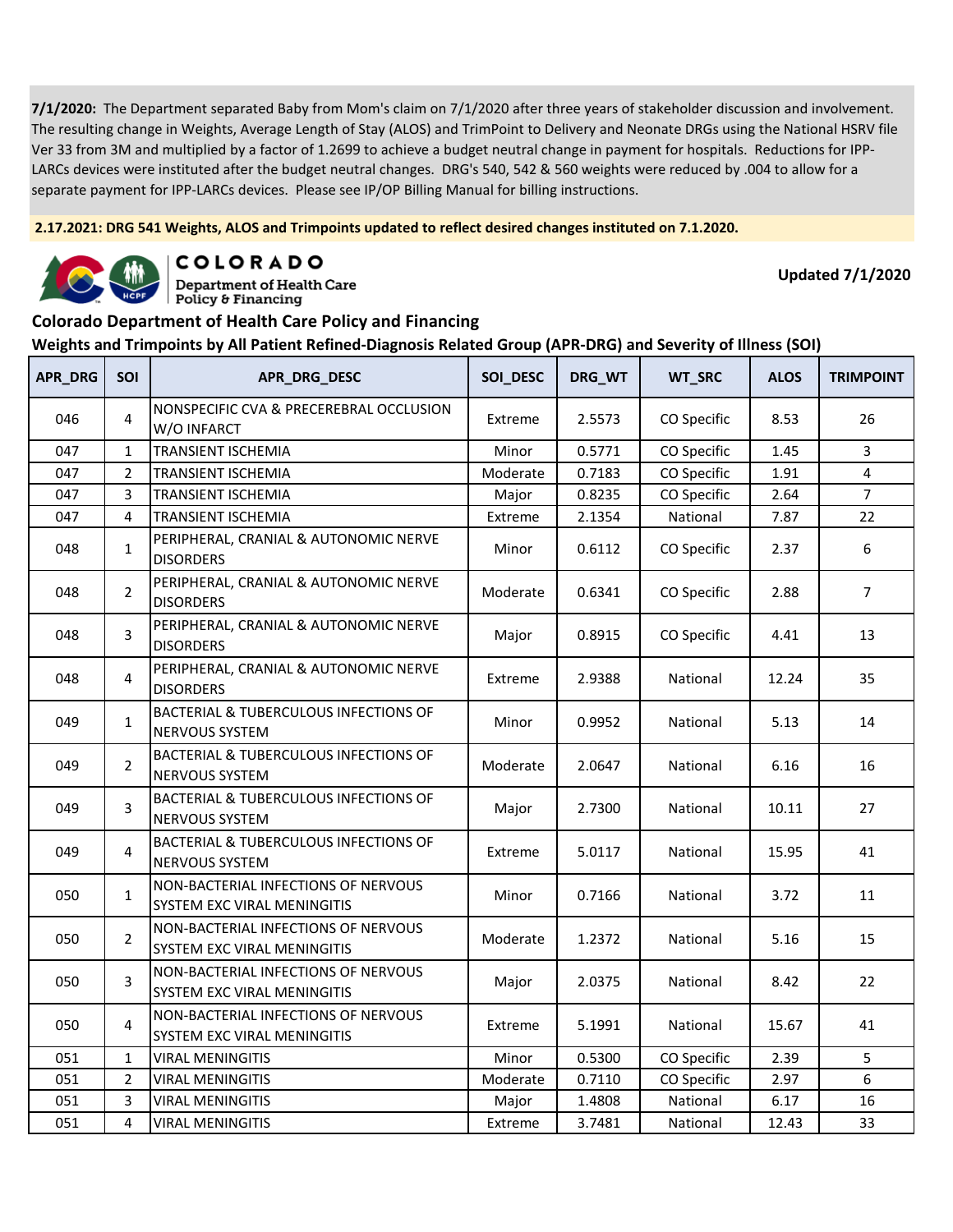**7/1/2020:** The Department separated Baby from Mom's claim on 7/1/2020 after three years of stakeholder discussion and involvement. The resulting change in Weights, Average Length of Stay (ALOS) and TrimPoint to Delivery and Neonate DRGs using the National HSRV file Ver 33 from 3M and multiplied by a factor of 1.2699 to achieve a budget neutral change in payment for hospitals. Reductions for IPP-LARCs devices were instituted after the budget neutral changes. DRG's 540, 542 & 560 weights were reduced by .004 to allow for a separate payment for IPP-LARCs devices. Please see IP/OP Billing Manual for billing instructions.

**2.17.2021: DRG 541 Weights, ALOS and Trimpoints updated to reflect desired changes instituted on 7.1.2020.**

COLORADO Department of Health Care Policy & Financing

**Updated 7/1/2020**

## Colorado Department of Health Care Policy and Financing

### Weights and Trimpoints by All Patient Refined-Diagnosis Related Group (APR-DRG) and Severity of Illness (SOI)

| APR_DRG | SOI | APR_DRG_DESC | SOI_DESC | DRG_WT | WT_SRC | ALOS | TRIMPOINT |
|---|---|---|---|---|---|---|---|
| 046 | 4 | NONSPECIFIC CVA & PRECEREBRAL OCCLUSION W/O INFARCT | Extreme | 2.5573 | CO Specific | 8.53 | 26 |
| 047 | 1 | TRANSIENT ISCHEMIA | Minor | 0.5771 | CO Specific | 1.45 | 3 |
| 047 | 2 | TRANSIENT ISCHEMIA | Moderate | 0.7183 | CO Specific | 1.91 | 4 |
| 047 | 3 | TRANSIENT ISCHEMIA | Major | 0.8235 | CO Specific | 2.64 | 7 |
| 047 | 4 | TRANSIENT ISCHEMIA | Extreme | 2.1354 | National | 7.87 | 22 |
| 048 | 1 | PERIPHERAL, CRANIAL & AUTONOMIC NERVE DISORDERS | Minor | 0.6112 | CO Specific | 2.37 | 6 |
| 048 | 2 | PERIPHERAL, CRANIAL & AUTONOMIC NERVE DISORDERS | Moderate | 0.6341 | CO Specific | 2.88 | 7 |
| 048 | 3 | PERIPHERAL, CRANIAL & AUTONOMIC NERVE DISORDERS | Major | 0.8915 | CO Specific | 4.41 | 13 |
| 048 | 4 | PERIPHERAL, CRANIAL & AUTONOMIC NERVE DISORDERS | Extreme | 2.9388 | National | 12.24 | 35 |
| 049 | 1 | BACTERIAL & TUBERCULOUS INFECTIONS OF NERVOUS SYSTEM | Minor | 0.9952 | National | 5.13 | 14 |
| 049 | 2 | BACTERIAL & TUBERCULOUS INFECTIONS OF NERVOUS SYSTEM | Moderate | 2.0647 | National | 6.16 | 16 |
| 049 | 3 | BACTERIAL & TUBERCULOUS INFECTIONS OF NERVOUS SYSTEM | Major | 2.7300 | National | 10.11 | 27 |
| 049 | 4 | BACTERIAL & TUBERCULOUS INFECTIONS OF NERVOUS SYSTEM | Extreme | 5.0117 | National | 15.95 | 41 |
| 050 | 1 | NON-BACTERIAL INFECTIONS OF NERVOUS SYSTEM EXC VIRAL MENINGITIS | Minor | 0.7166 | National | 3.72 | 11 |
| 050 | 2 | NON-BACTERIAL INFECTIONS OF NERVOUS SYSTEM EXC VIRAL MENINGITIS | Moderate | 1.2372 | National | 5.16 | 15 |
| 050 | 3 | NON-BACTERIAL INFECTIONS OF NERVOUS SYSTEM EXC VIRAL MENINGITIS | Major | 2.0375 | National | 8.42 | 22 |
| 050 | 4 | NON-BACTERIAL INFECTIONS OF NERVOUS SYSTEM EXC VIRAL MENINGITIS | Extreme | 5.1991 | National | 15.67 | 41 |
| 051 | 1 | VIRAL MENINGITIS | Minor | 0.5300 | CO Specific | 2.39 | 5 |
| 051 | 2 | VIRAL MENINGITIS | Moderate | 0.7110 | CO Specific | 2.97 | 6 |
| 051 | 3 | VIRAL MENINGITIS | Major | 1.4808 | National | 6.17 | 16 |
| 051 | 4 | VIRAL MENINGITIS | Extreme | 3.7481 | National | 12.43 | 33 |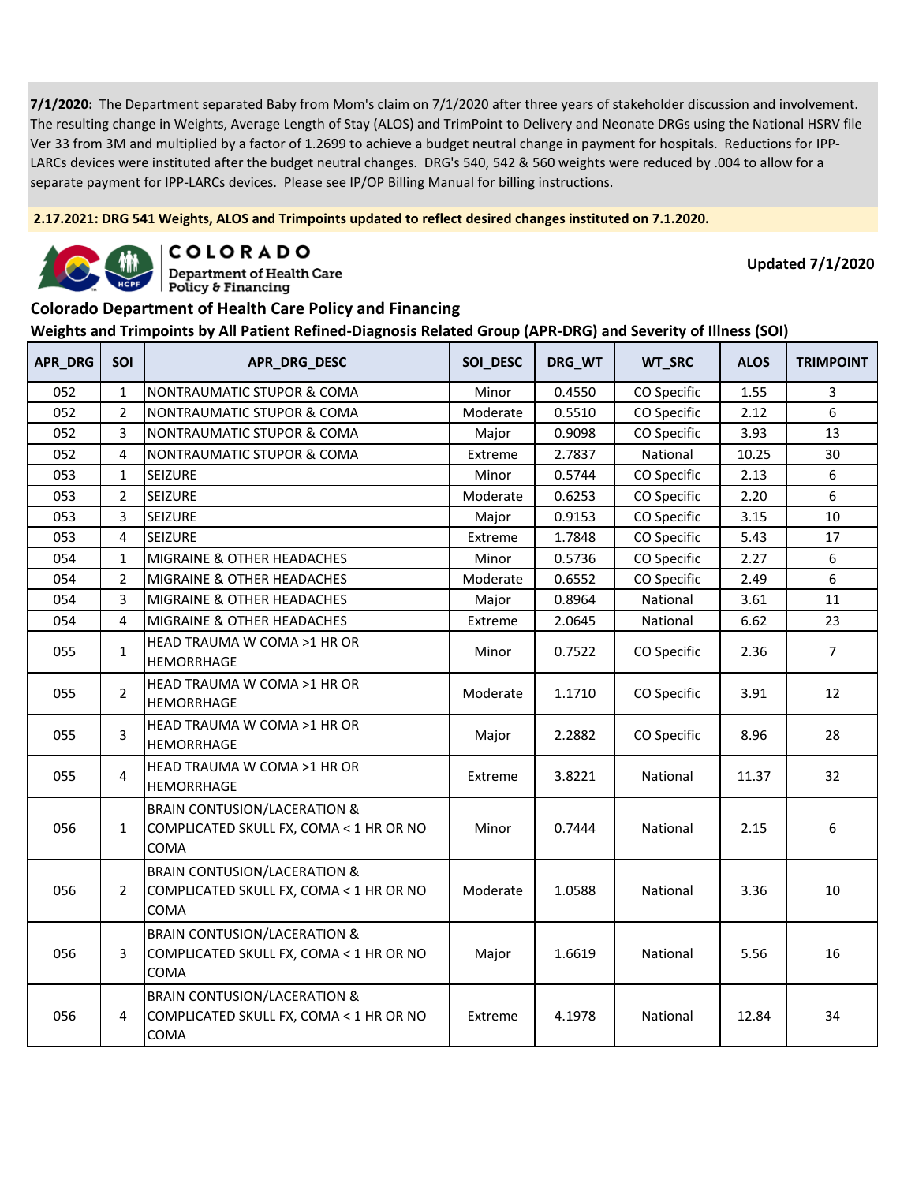**7/1/2020:** The Department separated Baby from Mom's claim on 7/1/2020 after three years of stakeholder discussion and involvement. The resulting change in Weights, Average Length of Stay (ALOS) and TrimPoint to Delivery and Neonate DRGs using the National HSRV file Ver 33 from 3M and multiplied by a factor of 1.2699 to achieve a budget neutral change in payment for hospitals. Reductions for IPP-LARCs devices were instituted after the budget neutral changes. DRG's 540, 542 & 560 weights were reduced by .004 to allow for a separate payment for IPP-LARCs devices. Please see IP/OP Billing Manual for billing instructions.

**2.17.2021: DRG 541 Weights, ALOS and Trimpoints updated to reflect desired changes instituted on 7.1.2020.**

COLORADO
Department of Health Care Policy & Financing

**Updated 7/1/2020**

## Colorado Department of Health Care Policy and Financing

## Weights and Trimpoints by All Patient Refined-Diagnosis Related Group (APR-DRG) and Severity of Illness (SOI)

| APR_DRG | SOI | APR_DRG_DESC | SOI_DESC | DRG_WT | WT_SRC | ALOS | TRIMPOINT |
|---|---|---|---|---|---|---|---|
| 052 | 1 | NONTRAUMATIC STUPOR & COMA | Minor | 0.4550 | CO Specific | 1.55 | 3 |
| 052 | 2 | NONTRAUMATIC STUPOR & COMA | Moderate | 0.5510 | CO Specific | 2.12 | 6 |
| 052 | 3 | NONTRAUMATIC STUPOR & COMA | Major | 0.9098 | CO Specific | 3.93 | 13 |
| 052 | 4 | NONTRAUMATIC STUPOR & COMA | Extreme | 2.7837 | National | 10.25 | 30 |
| 053 | 1 | SEIZURE | Minor | 0.5744 | CO Specific | 2.13 | 6 |
| 053 | 2 | SEIZURE | Moderate | 0.6253 | CO Specific | 2.20 | 6 |
| 053 | 3 | SEIZURE | Major | 0.9153 | CO Specific | 3.15 | 10 |
| 053 | 4 | SEIZURE | Extreme | 1.7848 | CO Specific | 5.43 | 17 |
| 054 | 1 | MIGRAINE & OTHER HEADACHES | Minor | 0.5736 | CO Specific | 2.27 | 6 |
| 054 | 2 | MIGRAINE & OTHER HEADACHES | Moderate | 0.6552 | CO Specific | 2.49 | 6 |
| 054 | 3 | MIGRAINE & OTHER HEADACHES | Major | 0.8964 | National | 3.61 | 11 |
| 054 | 4 | MIGRAINE & OTHER HEADACHES | Extreme | 2.0645 | National | 6.62 | 23 |
| 055 | 1 | HEAD TRAUMA W COMA >1 HR OR HEMORRHAGE | Minor | 0.7522 | CO Specific | 2.36 | 7 |
| 055 | 2 | HEAD TRAUMA W COMA >1 HR OR HEMORRHAGE | Moderate | 1.1710 | CO Specific | 3.91 | 12 |
| 055 | 3 | HEAD TRAUMA W COMA >1 HR OR HEMORRHAGE | Major | 2.2882 | CO Specific | 8.96 | 28 |
| 055 | 4 | HEAD TRAUMA W COMA >1 HR OR HEMORRHAGE | Extreme | 3.8221 | National | 11.37 | 32 |
| 056 | 1 | BRAIN CONTUSION/LACERATION & COMPLICATED SKULL FX, COMA < 1 HR OR NO COMA | Minor | 0.7444 | National | 2.15 | 6 |
| 056 | 2 | BRAIN CONTUSION/LACERATION & COMPLICATED SKULL FX, COMA < 1 HR OR NO COMA | Moderate | 1.0588 | National | 3.36 | 10 |
| 056 | 3 | BRAIN CONTUSION/LACERATION & COMPLICATED SKULL FX, COMA < 1 HR OR NO COMA | Major | 1.6619 | National | 5.56 | 16 |
| 056 | 4 | BRAIN CONTUSION/LACERATION & COMPLICATED SKULL FX, COMA < 1 HR OR NO COMA | Extreme | 4.1978 | National | 12.84 | 34 |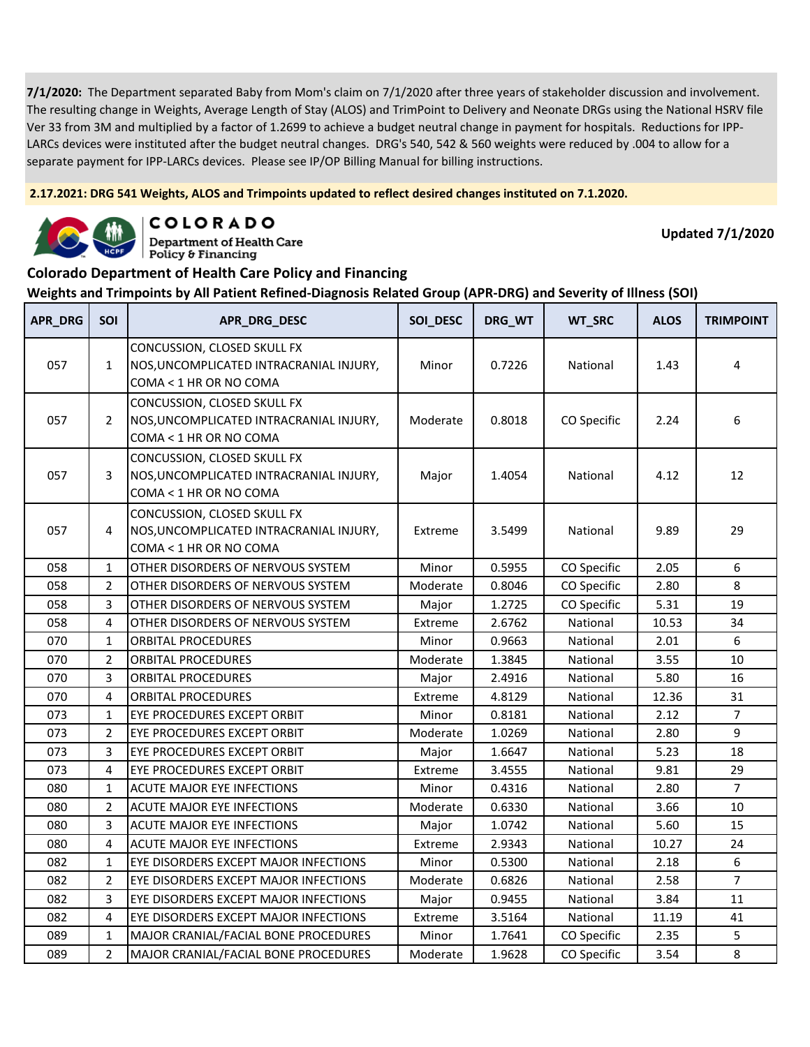**7/1/2020:** The Department separated Baby from Mom's claim on 7/1/2020 after three years of stakeholder discussion and involvement. The resulting change in Weights, Average Length of Stay (ALOS) and TrimPoint to Delivery and Neonate DRGs using the National HSRV file Ver 33 from 3M and multiplied by a factor of 1.2699 to achieve a budget neutral change in payment for hospitals. Reductions for IPP-LARCs devices were instituted after the budget neutral changes. DRG's 540, 542 & 560 weights were reduced by .004 to allow for a separate payment for IPP-LARCs devices. Please see IP/OP Billing Manual for billing instructions.

**2.17.2021: DRG 541 Weights, ALOS and Trimpoints updated to reflect desired changes instituted on 7.1.2020.**

COLORADO
Department of Health Care Policy & Financing

**Updated 7/1/2020**

## Colorado Department of Health Care Policy and Financing

## Weights and Trimpoints by All Patient Refined-Diagnosis Related Group (APR-DRG) and Severity of Illness (SOI)

| APR_DRG | SOI | APR_DRG_DESC | SOI_DESC | DRG_WT | WT_SRC | ALOS | TRIMPOINT |
|---|---|---|---|---|---|---|---|
| 057 | 1 | CONCUSSION, CLOSED SKULL FX NOS,UNCOMPLICATED INTRACRANIAL INJURY, COMA < 1 HR OR NO COMA | Minor | 0.7226 | National | 1.43 | 4 |
| 057 | 2 | CONCUSSION, CLOSED SKULL FX NOS,UNCOMPLICATED INTRACRANIAL INJURY, COMA < 1 HR OR NO COMA | Moderate | 0.8018 | CO Specific | 2.24 | 6 |
| 057 | 3 | CONCUSSION, CLOSED SKULL FX NOS,UNCOMPLICATED INTRACRANIAL INJURY, COMA < 1 HR OR NO COMA | Major | 1.4054 | National | 4.12 | 12 |
| 057 | 4 | CONCUSSION, CLOSED SKULL FX NOS,UNCOMPLICATED INTRACRANIAL INJURY, COMA < 1 HR OR NO COMA | Extreme | 3.5499 | National | 9.89 | 29 |
| 058 | 1 | OTHER DISORDERS OF NERVOUS SYSTEM | Minor | 0.5955 | CO Specific | 2.05 | 6 |
| 058 | 2 | OTHER DISORDERS OF NERVOUS SYSTEM | Moderate | 0.8046 | CO Specific | 2.80 | 8 |
| 058 | 3 | OTHER DISORDERS OF NERVOUS SYSTEM | Major | 1.2725 | CO Specific | 5.31 | 19 |
| 058 | 4 | OTHER DISORDERS OF NERVOUS SYSTEM | Extreme | 2.6762 | National | 10.53 | 34 |
| 070 | 1 | ORBITAL PROCEDURES | Minor | 0.9663 | National | 2.01 | 6 |
| 070 | 2 | ORBITAL PROCEDURES | Moderate | 1.3845 | National | 3.55 | 10 |
| 070 | 3 | ORBITAL PROCEDURES | Major | 2.4916 | National | 5.80 | 16 |
| 070 | 4 | ORBITAL PROCEDURES | Extreme | 4.8129 | National | 12.36 | 31 |
| 073 | 1 | EYE PROCEDURES EXCEPT ORBIT | Minor | 0.8181 | National | 2.12 | 7 |
| 073 | 2 | EYE PROCEDURES EXCEPT ORBIT | Moderate | 1.0269 | National | 2.80 | 9 |
| 073 | 3 | EYE PROCEDURES EXCEPT ORBIT | Major | 1.6647 | National | 5.23 | 18 |
| 073 | 4 | EYE PROCEDURES EXCEPT ORBIT | Extreme | 3.4555 | National | 9.81 | 29 |
| 080 | 1 | ACUTE MAJOR EYE INFECTIONS | Minor | 0.4316 | National | 2.80 | 7 |
| 080 | 2 | ACUTE MAJOR EYE INFECTIONS | Moderate | 0.6330 | National | 3.66 | 10 |
| 080 | 3 | ACUTE MAJOR EYE INFECTIONS | Major | 1.0742 | National | 5.60 | 15 |
| 080 | 4 | ACUTE MAJOR EYE INFECTIONS | Extreme | 2.9343 | National | 10.27 | 24 |
| 082 | 1 | EYE DISORDERS EXCEPT MAJOR INFECTIONS | Minor | 0.5300 | National | 2.18 | 6 |
| 082 | 2 | EYE DISORDERS EXCEPT MAJOR INFECTIONS | Moderate | 0.6826 | National | 2.58 | 7 |
| 082 | 3 | EYE DISORDERS EXCEPT MAJOR INFECTIONS | Major | 0.9455 | National | 3.84 | 11 |
| 082 | 4 | EYE DISORDERS EXCEPT MAJOR INFECTIONS | Extreme | 3.5164 | National | 11.19 | 41 |
| 089 | 1 | MAJOR CRANIAL/FACIAL BONE PROCEDURES | Minor | 1.7641 | CO Specific | 2.35 | 5 |
| 089 | 2 | MAJOR CRANIAL/FACIAL BONE PROCEDURES | Moderate | 1.9628 | CO Specific | 3.54 | 8 |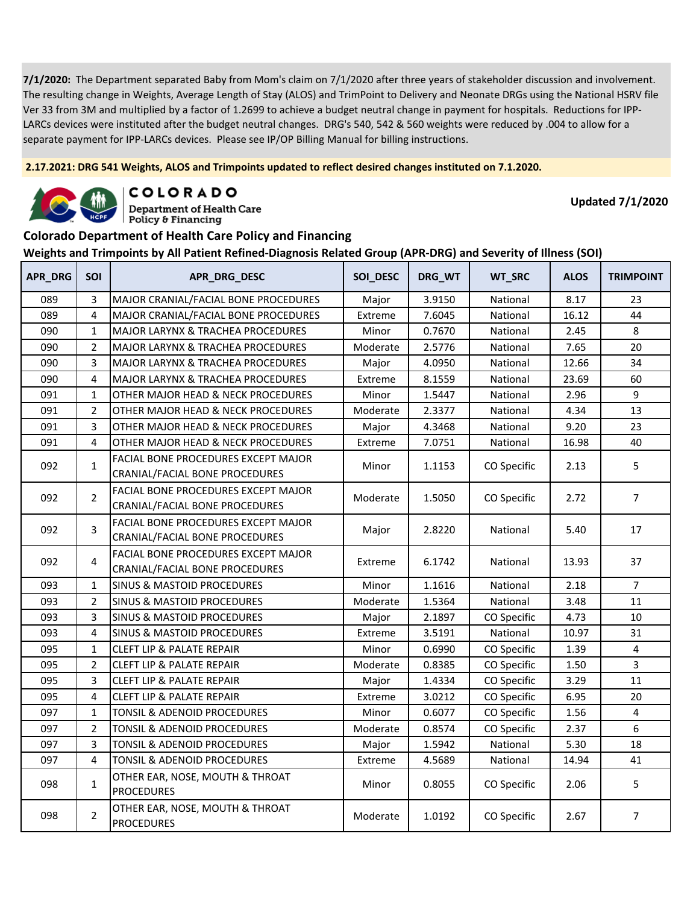**7/1/2020:** The Department separated Baby from Mom's claim on 7/1/2020 after three years of stakeholder discussion and involvement. The resulting change in Weights, Average Length of Stay (ALOS) and TrimPoint to Delivery and Neonate DRGs using the National HSRV file Ver 33 from 3M and multiplied by a factor of 1.2699 to achieve a budget neutral change in payment for hospitals. Reductions for IPP-LARCs devices were instituted after the budget neutral changes. DRG's 540, 542 & 560 weights were reduced by .004 to allow for a separate payment for IPP-LARCs devices. Please see IP/OP Billing Manual for billing instructions.

**2.17.2021: DRG 541 Weights, ALOS and Trimpoints updated to reflect desired changes instituted on 7.1.2020.**

COLORADO Department of Health Care Policy & Financing

**Updated 7/1/2020**

## Colorado Department of Health Care Policy and Financing

### Weights and Trimpoints by All Patient Refined-Diagnosis Related Group (APR-DRG) and Severity of Illness (SOI)

| APR_DRG | SOI | APR_DRG_DESC | SOI_DESC | DRG_WT | WT_SRC | ALOS | TRIMPOINT |
|---|---|---|---|---|---|---|---|
| 089 | 3 | MAJOR CRANIAL/FACIAL BONE PROCEDURES | Major | 3.9150 | National | 8.17 | 23 |
| 089 | 4 | MAJOR CRANIAL/FACIAL BONE PROCEDURES | Extreme | 7.6045 | National | 16.12 | 44 |
| 090 | 1 | MAJOR LARYNX & TRACHEA PROCEDURES | Minor | 0.7670 | National | 2.45 | 8 |
| 090 | 2 | MAJOR LARYNX & TRACHEA PROCEDURES | Moderate | 2.5776 | National | 7.65 | 20 |
| 090 | 3 | MAJOR LARYNX & TRACHEA PROCEDURES | Major | 4.0950 | National | 12.66 | 34 |
| 090 | 4 | MAJOR LARYNX & TRACHEA PROCEDURES | Extreme | 8.1559 | National | 23.69 | 60 |
| 091 | 1 | OTHER MAJOR HEAD & NECK PROCEDURES | Minor | 1.5447 | National | 2.96 | 9 |
| 091 | 2 | OTHER MAJOR HEAD & NECK PROCEDURES | Moderate | 2.3377 | National | 4.34 | 13 |
| 091 | 3 | OTHER MAJOR HEAD & NECK PROCEDURES | Major | 4.3468 | National | 9.20 | 23 |
| 091 | 4 | OTHER MAJOR HEAD & NECK PROCEDURES | Extreme | 7.0751 | National | 16.98 | 40 |
| 092 | 1 | FACIAL BONE PROCEDURES EXCEPT MAJOR CRANIAL/FACIAL BONE PROCEDURES | Minor | 1.1153 | CO Specific | 2.13 | 5 |
| 092 | 2 | FACIAL BONE PROCEDURES EXCEPT MAJOR CRANIAL/FACIAL BONE PROCEDURES | Moderate | 1.5050 | CO Specific | 2.72 | 7 |
| 092 | 3 | FACIAL BONE PROCEDURES EXCEPT MAJOR CRANIAL/FACIAL BONE PROCEDURES | Major | 2.8220 | National | 5.40 | 17 |
| 092 | 4 | FACIAL BONE PROCEDURES EXCEPT MAJOR CRANIAL/FACIAL BONE PROCEDURES | Extreme | 6.1742 | National | 13.93 | 37 |
| 093 | 1 | SINUS & MASTOID PROCEDURES | Minor | 1.1616 | National | 2.18 | 7 |
| 093 | 2 | SINUS & MASTOID PROCEDURES | Moderate | 1.5364 | National | 3.48 | 11 |
| 093 | 3 | SINUS & MASTOID PROCEDURES | Major | 2.1897 | CO Specific | 4.73 | 10 |
| 093 | 4 | SINUS & MASTOID PROCEDURES | Extreme | 3.5191 | National | 10.97 | 31 |
| 095 | 1 | CLEFT LIP & PALATE REPAIR | Minor | 0.6990 | CO Specific | 1.39 | 4 |
| 095 | 2 | CLEFT LIP & PALATE REPAIR | Moderate | 0.8385 | CO Specific | 1.50 | 3 |
| 095 | 3 | CLEFT LIP & PALATE REPAIR | Major | 1.4334 | CO Specific | 3.29 | 11 |
| 095 | 4 | CLEFT LIP & PALATE REPAIR | Extreme | 3.0212 | CO Specific | 6.95 | 20 |
| 097 | 1 | TONSIL & ADENOID PROCEDURES | Minor | 0.6077 | CO Specific | 1.56 | 4 |
| 097 | 2 | TONSIL & ADENOID PROCEDURES | Moderate | 0.8574 | CO Specific | 2.37 | 6 |
| 097 | 3 | TONSIL & ADENOID PROCEDURES | Major | 1.5942 | National | 5.30 | 18 |
| 097 | 4 | TONSIL & ADENOID PROCEDURES | Extreme | 4.5689 | National | 14.94 | 41 |
| 098 | 1 | OTHER EAR, NOSE, MOUTH & THROAT PROCEDURES | Minor | 0.8055 | CO Specific | 2.06 | 5 |
| 098 | 2 | OTHER EAR, NOSE, MOUTH & THROAT PROCEDURES | Moderate | 1.0192 | CO Specific | 2.67 | 7 |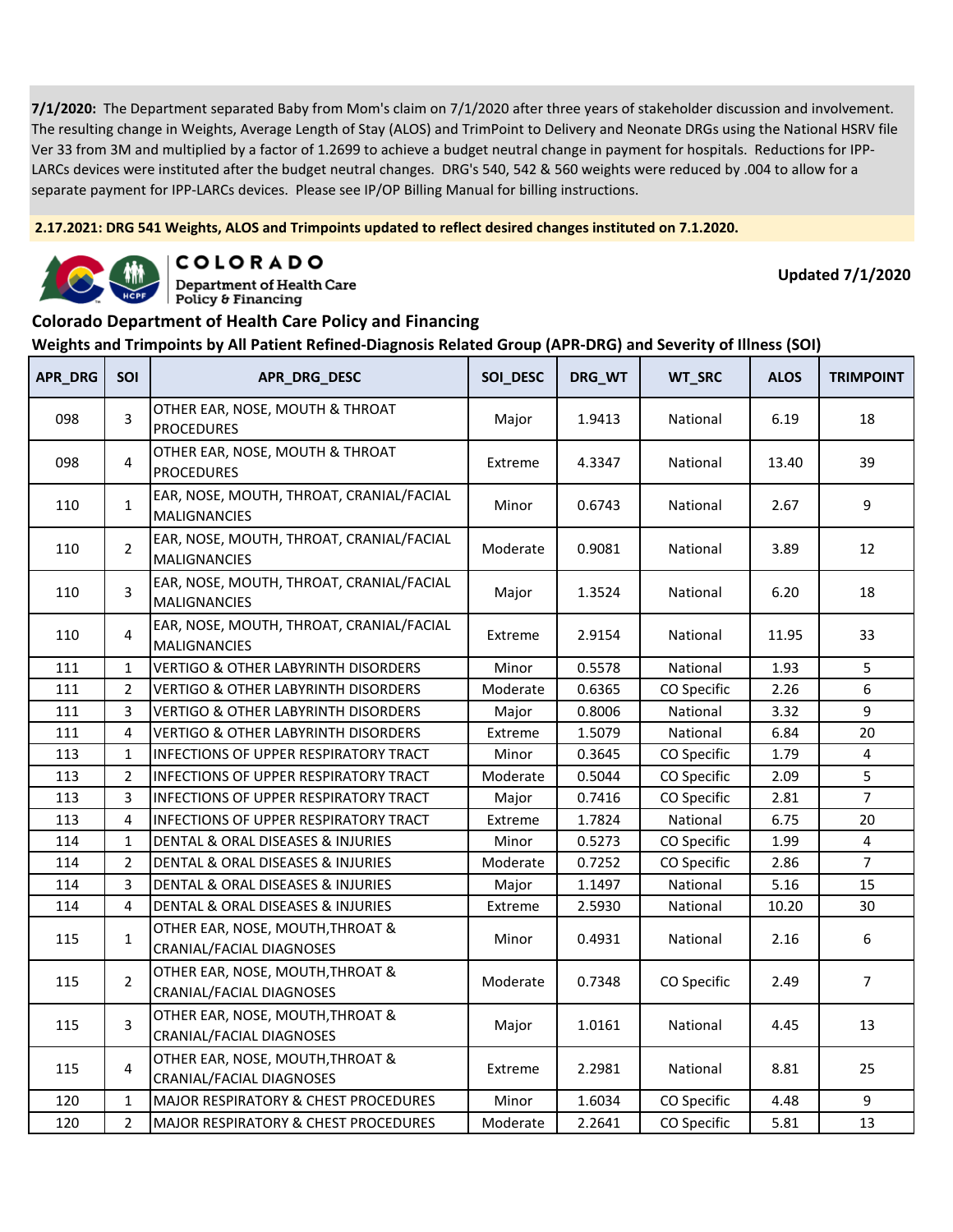**7/1/2020:** The Department separated Baby from Mom's claim on 7/1/2020 after three years of stakeholder discussion and involvement. The resulting change in Weights, Average Length of Stay (ALOS) and TrimPoint to Delivery and Neonate DRGs using the National HSRV file Ver 33 from 3M and multiplied by a factor of 1.2699 to achieve a budget neutral change in payment for hospitals. Reductions for IPP-LARCs devices were instituted after the budget neutral changes. DRG's 540, 542 & 560 weights were reduced by .004 to allow for a separate payment for IPP-LARCs devices. Please see IP/OP Billing Manual for billing instructions.

**2.17.2021: DRG 541 Weights, ALOS and Trimpoints updated to reflect desired changes instituted on 7.1.2020.**

COLORADO Department of Health Care Policy & Financing

**Updated 7/1/2020**

## Colorado Department of Health Care Policy and Financing

## Weights and Trimpoints by All Patient Refined-Diagnosis Related Group (APR-DRG) and Severity of Illness (SOI)

| APR_DRG | SOI | APR_DRG_DESC | SOI_DESC | DRG_WT | WT_SRC | ALOS | TRIMPOINT |
|---|---|---|---|---|---|---|---|
| 098 | 3 | OTHER EAR, NOSE, MOUTH & THROAT PROCEDURES | Major | 1.9413 | National | 6.19 | 18 |
| 098 | 4 | OTHER EAR, NOSE, MOUTH & THROAT PROCEDURES | Extreme | 4.3347 | National | 13.40 | 39 |
| 110 | 1 | EAR, NOSE, MOUTH, THROAT, CRANIAL/FACIAL MALIGNANCIES | Minor | 0.6743 | National | 2.67 | 9 |
| 110 | 2 | EAR, NOSE, MOUTH, THROAT, CRANIAL/FACIAL MALIGNANCIES | Moderate | 0.9081 | National | 3.89 | 12 |
| 110 | 3 | EAR, NOSE, MOUTH, THROAT, CRANIAL/FACIAL MALIGNANCIES | Major | 1.3524 | National | 6.20 | 18 |
| 110 | 4 | EAR, NOSE, MOUTH, THROAT, CRANIAL/FACIAL MALIGNANCIES | Extreme | 2.9154 | National | 11.95 | 33 |
| 111 | 1 | VERTIGO & OTHER LABYRINTH DISORDERS | Minor | 0.5578 | National | 1.93 | 5 |
| 111 | 2 | VERTIGO & OTHER LABYRINTH DISORDERS | Moderate | 0.6365 | CO Specific | 2.26 | 6 |
| 111 | 3 | VERTIGO & OTHER LABYRINTH DISORDERS | Major | 0.8006 | National | 3.32 | 9 |
| 111 | 4 | VERTIGO & OTHER LABYRINTH DISORDERS | Extreme | 1.5079 | National | 6.84 | 20 |
| 113 | 1 | INFECTIONS OF UPPER RESPIRATORY TRACT | Minor | 0.3645 | CO Specific | 1.79 | 4 |
| 113 | 2 | INFECTIONS OF UPPER RESPIRATORY TRACT | Moderate | 0.5044 | CO Specific | 2.09 | 5 |
| 113 | 3 | INFECTIONS OF UPPER RESPIRATORY TRACT | Major | 0.7416 | CO Specific | 2.81 | 7 |
| 113 | 4 | INFECTIONS OF UPPER RESPIRATORY TRACT | Extreme | 1.7824 | National | 6.75 | 20 |
| 114 | 1 | DENTAL & ORAL DISEASES & INJURIES | Minor | 0.5273 | CO Specific | 1.99 | 4 |
| 114 | 2 | DENTAL & ORAL DISEASES & INJURIES | Moderate | 0.7252 | CO Specific | 2.86 | 7 |
| 114 | 3 | DENTAL & ORAL DISEASES & INJURIES | Major | 1.1497 | National | 5.16 | 15 |
| 114 | 4 | DENTAL & ORAL DISEASES & INJURIES | Extreme | 2.5930 | National | 10.20 | 30 |
| 115 | 1 | OTHER EAR, NOSE, MOUTH,THROAT & CRANIAL/FACIAL DIAGNOSES | Minor | 0.4931 | National | 2.16 | 6 |
| 115 | 2 | OTHER EAR, NOSE, MOUTH,THROAT & CRANIAL/FACIAL DIAGNOSES | Moderate | 0.7348 | CO Specific | 2.49 | 7 |
| 115 | 3 | OTHER EAR, NOSE, MOUTH,THROAT & CRANIAL/FACIAL DIAGNOSES | Major | 1.0161 | National | 4.45 | 13 |
| 115 | 4 | OTHER EAR, NOSE, MOUTH,THROAT & CRANIAL/FACIAL DIAGNOSES | Extreme | 2.2981 | National | 8.81 | 25 |
| 120 | 1 | MAJOR RESPIRATORY & CHEST PROCEDURES | Minor | 1.6034 | CO Specific | 4.48 | 9 |
| 120 | 2 | MAJOR RESPIRATORY & CHEST PROCEDURES | Moderate | 2.2641 | CO Specific | 5.81 | 13 |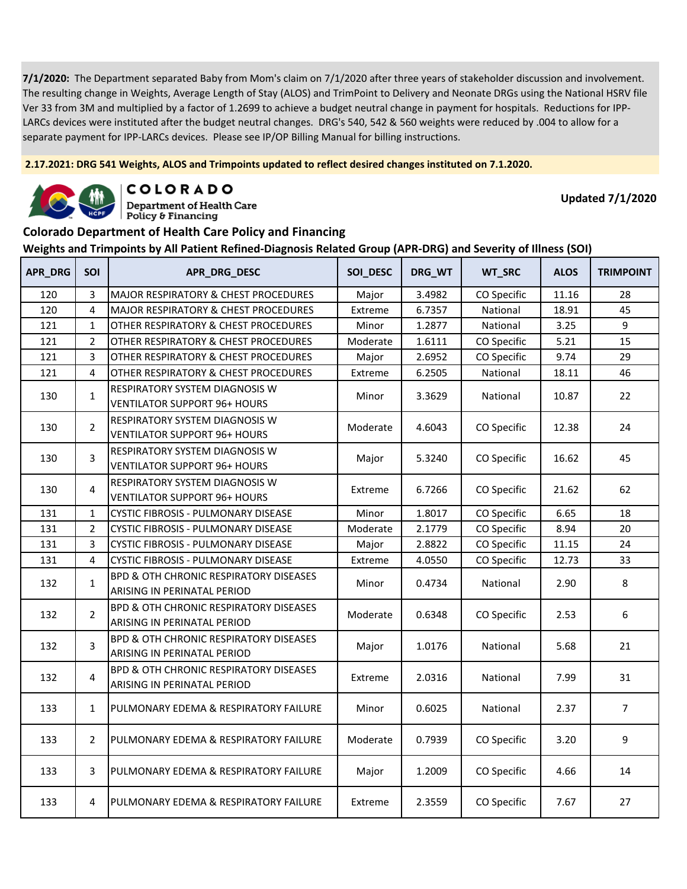**7/1/2020:** The Department separated Baby from Mom's claim on 7/1/2020 after three years of stakeholder discussion and involvement. The resulting change in Weights, Average Length of Stay (ALOS) and TrimPoint to Delivery and Neonate DRGs using the National HSRV file Ver 33 from 3M and multiplied by a factor of 1.2699 to achieve a budget neutral change in payment for hospitals. Reductions for IPP-LARCs devices were instituted after the budget neutral changes. DRG's 540, 542 & 560 weights were reduced by .004 to allow for a separate payment for IPP-LARCs devices. Please see IP/OP Billing Manual for billing instructions.

**2.17.2021: DRG 541 Weights, ALOS and Trimpoints updated to reflect desired changes instituted on 7.1.2020.**

COLORADO
Department of Health Care Policy & Financing

**Updated 7/1/2020**

## Colorado Department of Health Care Policy and Financing

## Weights and Trimpoints by All Patient Refined-Diagnosis Related Group (APR-DRG) and Severity of Illness (SOI)

| APR_DRG | SOI | APR_DRG_DESC | SOI_DESC | DRG_WT | WT_SRC | ALOS | TRIMPOINT |
|---|---|---|---|---|---|---|---|
| 120 | 3 | MAJOR RESPIRATORY & CHEST PROCEDURES | Major | 3.4982 | CO Specific | 11.16 | 28 |
| 120 | 4 | MAJOR RESPIRATORY & CHEST PROCEDURES | Extreme | 6.7357 | National | 18.91 | 45 |
| 121 | 1 | OTHER RESPIRATORY & CHEST PROCEDURES | Minor | 1.2877 | National | 3.25 | 9 |
| 121 | 2 | OTHER RESPIRATORY & CHEST PROCEDURES | Moderate | 1.6111 | CO Specific | 5.21 | 15 |
| 121 | 3 | OTHER RESPIRATORY & CHEST PROCEDURES | Major | 2.6952 | CO Specific | 9.74 | 29 |
| 121 | 4 | OTHER RESPIRATORY & CHEST PROCEDURES | Extreme | 6.2505 | National | 18.11 | 46 |
| 130 | 1 | RESPIRATORY SYSTEM DIAGNOSIS W VENTILATOR SUPPORT 96+ HOURS | Minor | 3.3629 | National | 10.87 | 22 |
| 130 | 2 | RESPIRATORY SYSTEM DIAGNOSIS W VENTILATOR SUPPORT 96+ HOURS | Moderate | 4.6043 | CO Specific | 12.38 | 24 |
| 130 | 3 | RESPIRATORY SYSTEM DIAGNOSIS W VENTILATOR SUPPORT 96+ HOURS | Major | 5.3240 | CO Specific | 16.62 | 45 |
| 130 | 4 | RESPIRATORY SYSTEM DIAGNOSIS W VENTILATOR SUPPORT 96+ HOURS | Extreme | 6.7266 | CO Specific | 21.62 | 62 |
| 131 | 1 | CYSTIC FIBROSIS - PULMONARY DISEASE | Minor | 1.8017 | CO Specific | 6.65 | 18 |
| 131 | 2 | CYSTIC FIBROSIS - PULMONARY DISEASE | Moderate | 2.1779 | CO Specific | 8.94 | 20 |
| 131 | 3 | CYSTIC FIBROSIS - PULMONARY DISEASE | Major | 2.8822 | CO Specific | 11.15 | 24 |
| 131 | 4 | CYSTIC FIBROSIS - PULMONARY DISEASE | Extreme | 4.0550 | CO Specific | 12.73 | 33 |
| 132 | 1 | BPD & OTH CHRONIC RESPIRATORY DISEASES ARISING IN PERINATAL PERIOD | Minor | 0.4734 | National | 2.90 | 8 |
| 132 | 2 | BPD & OTH CHRONIC RESPIRATORY DISEASES ARISING IN PERINATAL PERIOD | Moderate | 0.6348 | CO Specific | 2.53 | 6 |
| 132 | 3 | BPD & OTH CHRONIC RESPIRATORY DISEASES ARISING IN PERINATAL PERIOD | Major | 1.0176 | National | 5.68 | 21 |
| 132 | 4 | BPD & OTH CHRONIC RESPIRATORY DISEASES ARISING IN PERINATAL PERIOD | Extreme | 2.0316 | National | 7.99 | 31 |
| 133 | 1 | PULMONARY EDEMA & RESPIRATORY FAILURE | Minor | 0.6025 | National | 2.37 | 7 |
| 133 | 2 | PULMONARY EDEMA & RESPIRATORY FAILURE | Moderate | 0.7939 | CO Specific | 3.20 | 9 |
| 133 | 3 | PULMONARY EDEMA & RESPIRATORY FAILURE | Major | 1.2009 | CO Specific | 4.66 | 14 |
| 133 | 4 | PULMONARY EDEMA & RESPIRATORY FAILURE | Extreme | 2.3559 | CO Specific | 7.67 | 27 |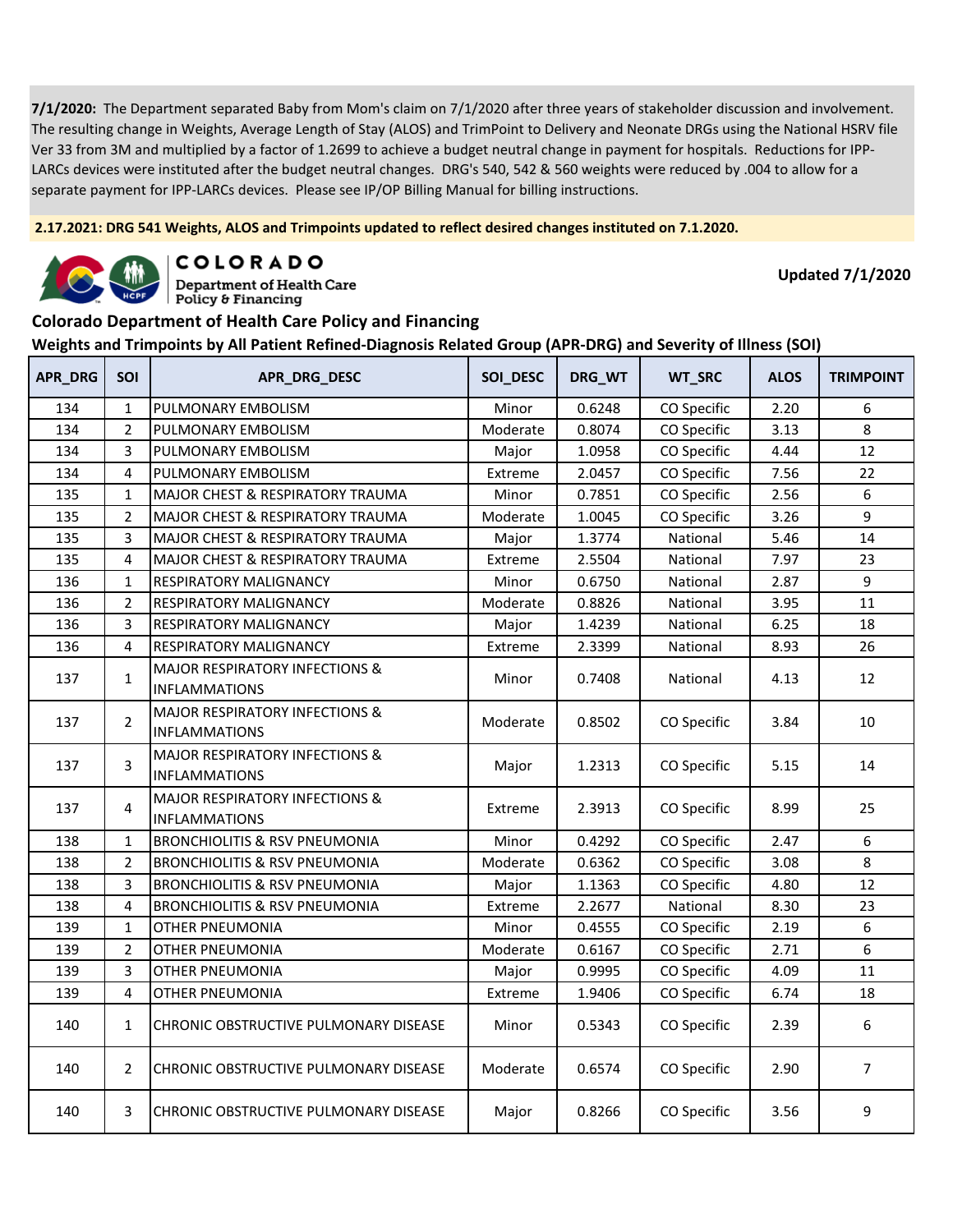**7/1/2020:** The Department separated Baby from Mom's claim on 7/1/2020 after three years of stakeholder discussion and involvement. The resulting change in Weights, Average Length of Stay (ALOS) and TrimPoint to Delivery and Neonate DRGs using the National HSRV file Ver 33 from 3M and multiplied by a factor of 1.2699 to achieve a budget neutral change in payment for hospitals. Reductions for IPP-LARCs devices were instituted after the budget neutral changes. DRG's 540, 542 & 560 weights were reduced by .004 to allow for a separate payment for IPP-LARCs devices. Please see IP/OP Billing Manual for billing instructions.

**2.17.2021: DRG 541 Weights, ALOS and Trimpoints updated to reflect desired changes instituted on 7.1.2020.**

COLORADO
Department of Health Care Policy & Financing

**Updated 7/1/2020**

**Colorado Department of Health Care Policy and Financing**

**Weights and Trimpoints by All Patient Refined-Diagnosis Related Group (APR-DRG) and Severity of Illness (SOI)**

| APR_DRG | SOI | APR_DRG_DESC | SOI_DESC | DRG_WT | WT_SRC | ALOS | TRIMPOINT |
|---|---|---|---|---|---|---|---|
| 134 | 1 | PULMONARY EMBOLISM | Minor | 0.6248 | CO Specific | 2.20 | 6 |
| 134 | 2 | PULMONARY EMBOLISM | Moderate | 0.8074 | CO Specific | 3.13 | 8 |
| 134 | 3 | PULMONARY EMBOLISM | Major | 1.0958 | CO Specific | 4.44 | 12 |
| 134 | 4 | PULMONARY EMBOLISM | Extreme | 2.0457 | CO Specific | 7.56 | 22 |
| 135 | 1 | MAJOR CHEST & RESPIRATORY TRAUMA | Minor | 0.7851 | CO Specific | 2.56 | 6 |
| 135 | 2 | MAJOR CHEST & RESPIRATORY TRAUMA | Moderate | 1.0045 | CO Specific | 3.26 | 9 |
| 135 | 3 | MAJOR CHEST & RESPIRATORY TRAUMA | Major | 1.3774 | National | 5.46 | 14 |
| 135 | 4 | MAJOR CHEST & RESPIRATORY TRAUMA | Extreme | 2.5504 | National | 7.97 | 23 |
| 136 | 1 | RESPIRATORY MALIGNANCY | Minor | 0.6750 | National | 2.87 | 9 |
| 136 | 2 | RESPIRATORY MALIGNANCY | Moderate | 0.8826 | National | 3.95 | 11 |
| 136 | 3 | RESPIRATORY MALIGNANCY | Major | 1.4239 | National | 6.25 | 18 |
| 136 | 4 | RESPIRATORY MALIGNANCY | Extreme | 2.3399 | National | 8.93 | 26 |
| 137 | 1 | MAJOR RESPIRATORY INFECTIONS & INFLAMMATIONS | Minor | 0.7408 | National | 4.13 | 12 |
| 137 | 2 | MAJOR RESPIRATORY INFECTIONS & INFLAMMATIONS | Moderate | 0.8502 | CO Specific | 3.84 | 10 |
| 137 | 3 | MAJOR RESPIRATORY INFECTIONS & INFLAMMATIONS | Major | 1.2313 | CO Specific | 5.15 | 14 |
| 137 | 4 | MAJOR RESPIRATORY INFECTIONS & INFLAMMATIONS | Extreme | 2.3913 | CO Specific | 8.99 | 25 |
| 138 | 1 | BRONCHIOLITIS & RSV PNEUMONIA | Minor | 0.4292 | CO Specific | 2.47 | 6 |
| 138 | 2 | BRONCHIOLITIS & RSV PNEUMONIA | Moderate | 0.6362 | CO Specific | 3.08 | 8 |
| 138 | 3 | BRONCHIOLITIS & RSV PNEUMONIA | Major | 1.1363 | CO Specific | 4.80 | 12 |
| 138 | 4 | BRONCHIOLITIS & RSV PNEUMONIA | Extreme | 2.2677 | National | 8.30 | 23 |
| 139 | 1 | OTHER PNEUMONIA | Minor | 0.4555 | CO Specific | 2.19 | 6 |
| 139 | 2 | OTHER PNEUMONIA | Moderate | 0.6167 | CO Specific | 2.71 | 6 |
| 139 | 3 | OTHER PNEUMONIA | Major | 0.9995 | CO Specific | 4.09 | 11 |
| 139 | 4 | OTHER PNEUMONIA | Extreme | 1.9406 | CO Specific | 6.74 | 18 |
| 140 | 1 | CHRONIC OBSTRUCTIVE PULMONARY DISEASE | Minor | 0.5343 | CO Specific | 2.39 | 6 |
| 140 | 2 | CHRONIC OBSTRUCTIVE PULMONARY DISEASE | Moderate | 0.6574 | CO Specific | 2.90 | 7 |
| 140 | 3 | CHRONIC OBSTRUCTIVE PULMONARY DISEASE | Major | 0.8266 | CO Specific | 3.56 | 9 |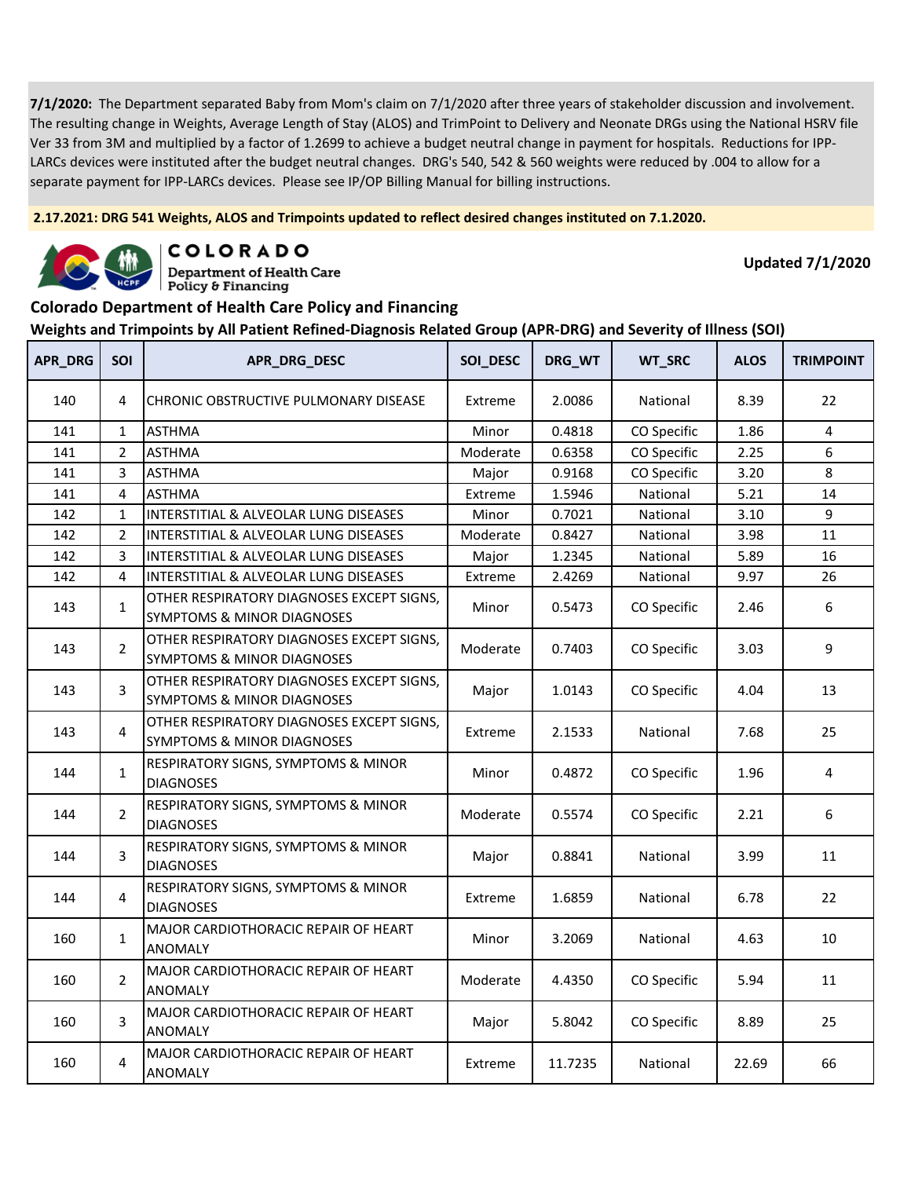**7/1/2020:** The Department separated Baby from Mom's claim on 7/1/2020 after three years of stakeholder discussion and involvement. The resulting change in Weights, Average Length of Stay (ALOS) and TrimPoint to Delivery and Neonate DRGs using the National HSRV file Ver 33 from 3M and multiplied by a factor of 1.2699 to achieve a budget neutral change in payment for hospitals. Reductions for IPP-LARCs devices were instituted after the budget neutral changes. DRG's 540, 542 & 560 weights were reduced by .004 to allow for a separate payment for IPP-LARCs devices. Please see IP/OP Billing Manual for billing instructions.

**2.17.2021: DRG 541 Weights, ALOS and Trimpoints updated to reflect desired changes instituted on 7.1.2020.**

COLORADO Department of Health Care Policy & Financing

**Updated 7/1/2020**

## Colorado Department of Health Care Policy and Financing

## Weights and Trimpoints by All Patient Refined-Diagnosis Related Group (APR-DRG) and Severity of Illness (SOI)

| APR_DRG | SOI | APR_DRG_DESC | SOI_DESC | DRG_WT | WT_SRC | ALOS | TRIMPOINT |
|---|---|---|---|---|---|---|---|
| 140 | 4 | CHRONIC OBSTRUCTIVE PULMONARY DISEASE | Extreme | 2.0086 | National | 8.39 | 22 |
| 141 | 1 | ASTHMA | Minor | 0.4818 | CO Specific | 1.86 | 4 |
| 141 | 2 | ASTHMA | Moderate | 0.6358 | CO Specific | 2.25 | 6 |
| 141 | 3 | ASTHMA | Major | 0.9168 | CO Specific | 3.20 | 8 |
| 141 | 4 | ASTHMA | Extreme | 1.5946 | National | 5.21 | 14 |
| 142 | 1 | INTERSTITIAL & ALVEOLAR LUNG DISEASES | Minor | 0.7021 | National | 3.10 | 9 |
| 142 | 2 | INTERSTITIAL & ALVEOLAR LUNG DISEASES | Moderate | 0.8427 | National | 3.98 | 11 |
| 142 | 3 | INTERSTITIAL & ALVEOLAR LUNG DISEASES | Major | 1.2345 | National | 5.89 | 16 |
| 142 | 4 | INTERSTITIAL & ALVEOLAR LUNG DISEASES | Extreme | 2.4269 | National | 9.97 | 26 |
| 143 | 1 | OTHER RESPIRATORY DIAGNOSES EXCEPT SIGNS, SYMPTOMS & MINOR DIAGNOSES | Minor | 0.5473 | CO Specific | 2.46 | 6 |
| 143 | 2 | OTHER RESPIRATORY DIAGNOSES EXCEPT SIGNS, SYMPTOMS & MINOR DIAGNOSES | Moderate | 0.7403 | CO Specific | 3.03 | 9 |
| 143 | 3 | OTHER RESPIRATORY DIAGNOSES EXCEPT SIGNS, SYMPTOMS & MINOR DIAGNOSES | Major | 1.0143 | CO Specific | 4.04 | 13 |
| 143 | 4 | OTHER RESPIRATORY DIAGNOSES EXCEPT SIGNS, SYMPTOMS & MINOR DIAGNOSES | Extreme | 2.1533 | National | 7.68 | 25 |
| 144 | 1 | RESPIRATORY SIGNS, SYMPTOMS & MINOR DIAGNOSES | Minor | 0.4872 | CO Specific | 1.96 | 4 |
| 144 | 2 | RESPIRATORY SIGNS, SYMPTOMS & MINOR DIAGNOSES | Moderate | 0.5574 | CO Specific | 2.21 | 6 |
| 144 | 3 | RESPIRATORY SIGNS, SYMPTOMS & MINOR DIAGNOSES | Major | 0.8841 | National | 3.99 | 11 |
| 144 | 4 | RESPIRATORY SIGNS, SYMPTOMS & MINOR DIAGNOSES | Extreme | 1.6859 | National | 6.78 | 22 |
| 160 | 1 | MAJOR CARDIOTHORACIC REPAIR OF HEART ANOMALY | Minor | 3.2069 | National | 4.63 | 10 |
| 160 | 2 | MAJOR CARDIOTHORACIC REPAIR OF HEART ANOMALY | Moderate | 4.4350 | CO Specific | 5.94 | 11 |
| 160 | 3 | MAJOR CARDIOTHORACIC REPAIR OF HEART ANOMALY | Major | 5.8042 | CO Specific | 8.89 | 25 |
| 160 | 4 | MAJOR CARDIOTHORACIC REPAIR OF HEART ANOMALY | Extreme | 11.7235 | National | 22.69 | 66 |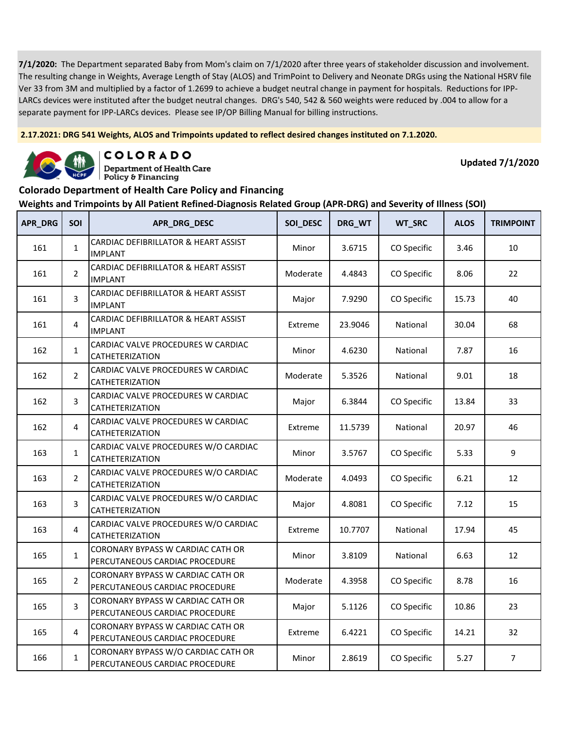**7/1/2020:** The Department separated Baby from Mom's claim on 7/1/2020 after three years of stakeholder discussion and involvement. The resulting change in Weights, Average Length of Stay (ALOS) and TrimPoint to Delivery and Neonate DRGs using the National HSRV file Ver 33 from 3M and multiplied by a factor of 1.2699 to achieve a budget neutral change in payment for hospitals. Reductions for IPP-LARCs devices were instituted after the budget neutral changes. DRG's 540, 542 & 560 weights were reduced by .004 to allow for a separate payment for IPP-LARCs devices. Please see IP/OP Billing Manual for billing instructions.

**2.17.2021: DRG 541 Weights, ALOS and Trimpoints updated to reflect desired changes instituted on 7.1.2020.**

COLORADO Department of Health Care Policy & Financing

**Updated 7/1/2020**

## Colorado Department of Health Care Policy and Financing

### Weights and Trimpoints by All Patient Refined-Diagnosis Related Group (APR-DRG) and Severity of Illness (SOI)

| APR_DRG | SOI | APR_DRG_DESC | SOI_DESC | DRG_WT | WT_SRC | ALOS | TRIMPOINT |
|---|---|---|---|---|---|---|---|
| 161 | 1 | CARDIAC DEFIBRILLATOR & HEART ASSIST IMPLANT | Minor | 3.6715 | CO Specific | 3.46 | 10 |
| 161 | 2 | CARDIAC DEFIBRILLATOR & HEART ASSIST IMPLANT | Moderate | 4.4843 | CO Specific | 8.06 | 22 |
| 161 | 3 | CARDIAC DEFIBRILLATOR & HEART ASSIST IMPLANT | Major | 7.9290 | CO Specific | 15.73 | 40 |
| 161 | 4 | CARDIAC DEFIBRILLATOR & HEART ASSIST IMPLANT | Extreme | 23.9046 | National | 30.04 | 68 |
| 162 | 1 | CARDIAC VALVE PROCEDURES W CARDIAC CATHETERIZATION | Minor | 4.6230 | National | 7.87 | 16 |
| 162 | 2 | CARDIAC VALVE PROCEDURES W CARDIAC CATHETERIZATION | Moderate | 5.3526 | National | 9.01 | 18 |
| 162 | 3 | CARDIAC VALVE PROCEDURES W CARDIAC CATHETERIZATION | Major | 6.3844 | CO Specific | 13.84 | 33 |
| 162 | 4 | CARDIAC VALVE PROCEDURES W CARDIAC CATHETERIZATION | Extreme | 11.5739 | National | 20.97 | 46 |
| 163 | 1 | CARDIAC VALVE PROCEDURES W/O CARDIAC CATHETERIZATION | Minor | 3.5767 | CO Specific | 5.33 | 9 |
| 163 | 2 | CARDIAC VALVE PROCEDURES W/O CARDIAC CATHETERIZATION | Moderate | 4.0493 | CO Specific | 6.21 | 12 |
| 163 | 3 | CARDIAC VALVE PROCEDURES W/O CARDIAC CATHETERIZATION | Major | 4.8081 | CO Specific | 7.12 | 15 |
| 163 | 4 | CARDIAC VALVE PROCEDURES W/O CARDIAC CATHETERIZATION | Extreme | 10.7707 | National | 17.94 | 45 |
| 165 | 1 | CORONARY BYPASS W CARDIAC CATH OR PERCUTANEOUS CARDIAC PROCEDURE | Minor | 3.8109 | National | 6.63 | 12 |
| 165 | 2 | CORONARY BYPASS W CARDIAC CATH OR PERCUTANEOUS CARDIAC PROCEDURE | Moderate | 4.3958 | CO Specific | 8.78 | 16 |
| 165 | 3 | CORONARY BYPASS W CARDIAC CATH OR PERCUTANEOUS CARDIAC PROCEDURE | Major | 5.1126 | CO Specific | 10.86 | 23 |
| 165 | 4 | CORONARY BYPASS W CARDIAC CATH OR PERCUTANEOUS CARDIAC PROCEDURE | Extreme | 6.4221 | CO Specific | 14.21 | 32 |
| 166 | 1 | CORONARY BYPASS W/O CARDIAC CATH OR PERCUTANEOUS CARDIAC PROCEDURE | Minor | 2.8619 | CO Specific | 5.27 | 7 |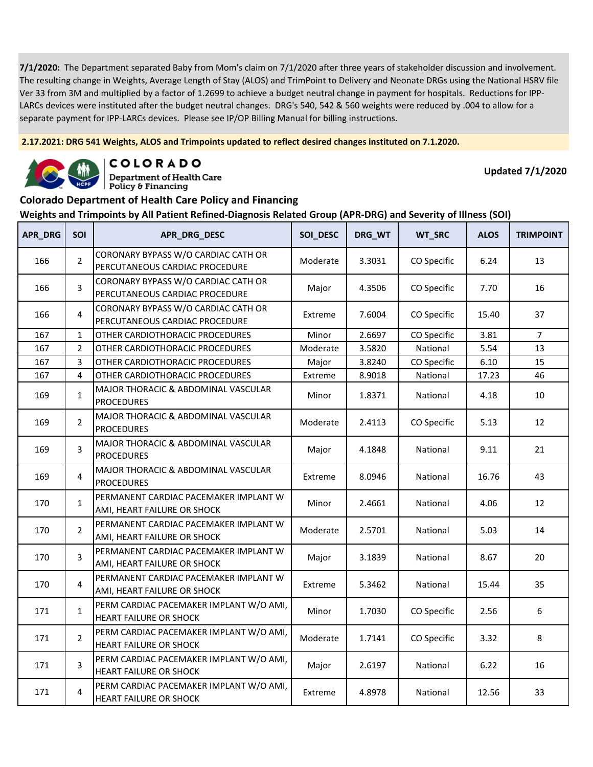**7/1/2020:** The Department separated Baby from Mom's claim on 7/1/2020 after three years of stakeholder discussion and involvement. The resulting change in Weights, Average Length of Stay (ALOS) and TrimPoint to Delivery and Neonate DRGs using the National HSRV file Ver 33 from 3M and multiplied by a factor of 1.2699 to achieve a budget neutral change in payment for hospitals. Reductions for IPP-LARCs devices were instituted after the budget neutral changes. DRG's 540, 542 & 560 weights were reduced by .004 to allow for a separate payment for IPP-LARCs devices. Please see IP/OP Billing Manual for billing instructions.

**2.17.2021: DRG 541 Weights, ALOS and Trimpoints updated to reflect desired changes instituted on 7.1.2020.**

**COLORADO**
Department of Health Care Policy & Financing

**Updated 7/1/2020**

## Colorado Department of Health Care Policy and Financing

### Weights and Trimpoints by All Patient Refined-Diagnosis Related Group (APR-DRG) and Severity of Illness (SOI)

| APR_DRG | SOI | APR_DRG_DESC | SOI_DESC | DRG_WT | WT_SRC | ALOS | TRIMPOINT |
|---|---|---|---|---|---|---|---|
| 166 | 2 | CORONARY BYPASS W/O CARDIAC CATH OR PERCUTANEOUS CARDIAC PROCEDURE | Moderate | 3.3031 | CO Specific | 6.24 | 13 |
| 166 | 3 | CORONARY BYPASS W/O CARDIAC CATH OR PERCUTANEOUS CARDIAC PROCEDURE | Major | 4.3506 | CO Specific | 7.70 | 16 |
| 166 | 4 | CORONARY BYPASS W/O CARDIAC CATH OR PERCUTANEOUS CARDIAC PROCEDURE | Extreme | 7.6004 | CO Specific | 15.40 | 37 |
| 167 | 1 | OTHER CARDIOTHORACIC PROCEDURES | Minor | 2.6697 | CO Specific | 3.81 | 7 |
| 167 | 2 | OTHER CARDIOTHORACIC PROCEDURES | Moderate | 3.5820 | National | 5.54 | 13 |
| 167 | 3 | OTHER CARDIOTHORACIC PROCEDURES | Major | 3.8240 | CO Specific | 6.10 | 15 |
| 167 | 4 | OTHER CARDIOTHORACIC PROCEDURES | Extreme | 8.9018 | National | 17.23 | 46 |
| 169 | 1 | MAJOR THORACIC & ABDOMINAL VASCULAR PROCEDURES | Minor | 1.8371 | National | 4.18 | 10 |
| 169 | 2 | MAJOR THORACIC & ABDOMINAL VASCULAR PROCEDURES | Moderate | 2.4113 | CO Specific | 5.13 | 12 |
| 169 | 3 | MAJOR THORACIC & ABDOMINAL VASCULAR PROCEDURES | Major | 4.1848 | National | 9.11 | 21 |
| 169 | 4 | MAJOR THORACIC & ABDOMINAL VASCULAR PROCEDURES | Extreme | 8.0946 | National | 16.76 | 43 |
| 170 | 1 | PERMANENT CARDIAC PACEMAKER IMPLANT W AMI, HEART FAILURE OR SHOCK | Minor | 2.4661 | National | 4.06 | 12 |
| 170 | 2 | PERMANENT CARDIAC PACEMAKER IMPLANT W AMI, HEART FAILURE OR SHOCK | Moderate | 2.5701 | National | 5.03 | 14 |
| 170 | 3 | PERMANENT CARDIAC PACEMAKER IMPLANT W AMI, HEART FAILURE OR SHOCK | Major | 3.1839 | National | 8.67 | 20 |
| 170 | 4 | PERMANENT CARDIAC PACEMAKER IMPLANT W AMI, HEART FAILURE OR SHOCK | Extreme | 5.3462 | National | 15.44 | 35 |
| 171 | 1 | PERM CARDIAC PACEMAKER IMPLANT W/O AMI, HEART FAILURE OR SHOCK | Minor | 1.7030 | CO Specific | 2.56 | 6 |
| 171 | 2 | PERM CARDIAC PACEMAKER IMPLANT W/O AMI, HEART FAILURE OR SHOCK | Moderate | 1.7141 | CO Specific | 3.32 | 8 |
| 171 | 3 | PERM CARDIAC PACEMAKER IMPLANT W/O AMI, HEART FAILURE OR SHOCK | Major | 2.6197 | National | 6.22 | 16 |
| 171 | 4 | PERM CARDIAC PACEMAKER IMPLANT W/O AMI, HEART FAILURE OR SHOCK | Extreme | 4.8978 | National | 12.56 | 33 |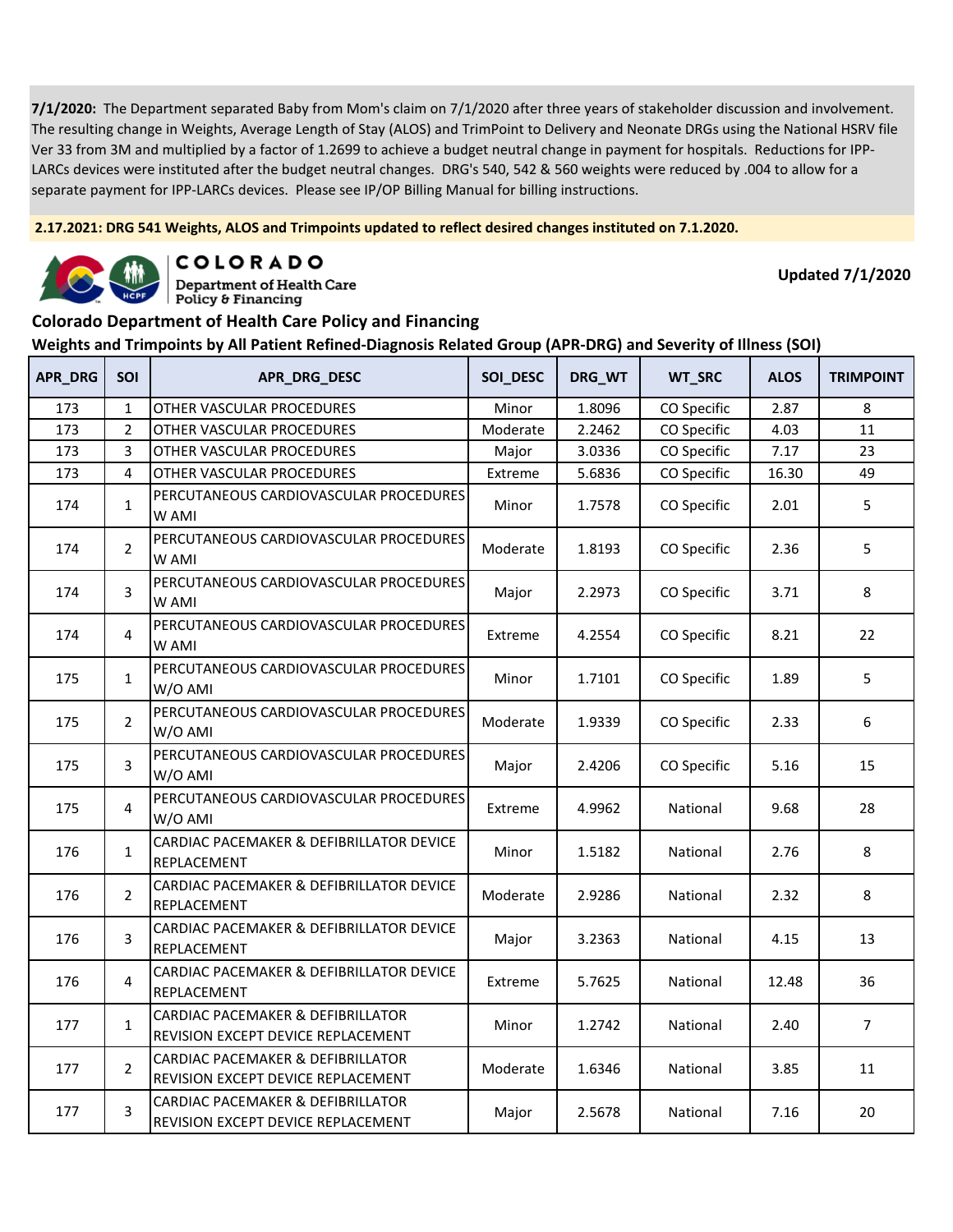**7/1/2020:** The Department separated Baby from Mom's claim on 7/1/2020 after three years of stakeholder discussion and involvement. The resulting change in Weights, Average Length of Stay (ALOS) and TrimPoint to Delivery and Neonate DRGs using the National HSRV file Ver 33 from 3M and multiplied by a factor of 1.2699 to achieve a budget neutral change in payment for hospitals. Reductions for IPP-LARCs devices were instituted after the budget neutral changes. DRG's 540, 542 & 560 weights were reduced by .004 to allow for a separate payment for IPP-LARCs devices. Please see IP/OP Billing Manual for billing instructions.

**2.17.2021: DRG 541 Weights, ALOS and Trimpoints updated to reflect desired changes instituted on 7.1.2020.**

COLORADO
Department of Health Care Policy & Financing

**Updated 7/1/2020**

## Colorado Department of Health Care Policy and Financing

## Weights and Trimpoints by All Patient Refined-Diagnosis Related Group (APR-DRG) and Severity of Illness (SOI)

| APR_DRG | SOI | APR_DRG_DESC | SOI_DESC | DRG_WT | WT_SRC | ALOS | TRIMPOINT |
|---|---|---|---|---|---|---|---|
| 173 | 1 | OTHER VASCULAR PROCEDURES | Minor | 1.8096 | CO Specific | 2.87 | 8 |
| 173 | 2 | OTHER VASCULAR PROCEDURES | Moderate | 2.2462 | CO Specific | 4.03 | 11 |
| 173 | 3 | OTHER VASCULAR PROCEDURES | Major | 3.0336 | CO Specific | 7.17 | 23 |
| 173 | 4 | OTHER VASCULAR PROCEDURES | Extreme | 5.6836 | CO Specific | 16.30 | 49 |
| 174 | 1 | PERCUTANEOUS CARDIOVASCULAR PROCEDURES W AMI | Minor | 1.7578 | CO Specific | 2.01 | 5 |
| 174 | 2 | PERCUTANEOUS CARDIOVASCULAR PROCEDURES W AMI | Moderate | 1.8193 | CO Specific | 2.36 | 5 |
| 174 | 3 | PERCUTANEOUS CARDIOVASCULAR PROCEDURES W AMI | Major | 2.2973 | CO Specific | 3.71 | 8 |
| 174 | 4 | PERCUTANEOUS CARDIOVASCULAR PROCEDURES W AMI | Extreme | 4.2554 | CO Specific | 8.21 | 22 |
| 175 | 1 | PERCUTANEOUS CARDIOVASCULAR PROCEDURES W/O AMI | Minor | 1.7101 | CO Specific | 1.89 | 5 |
| 175 | 2 | PERCUTANEOUS CARDIOVASCULAR PROCEDURES W/O AMI | Moderate | 1.9339 | CO Specific | 2.33 | 6 |
| 175 | 3 | PERCUTANEOUS CARDIOVASCULAR PROCEDURES W/O AMI | Major | 2.4206 | CO Specific | 5.16 | 15 |
| 175 | 4 | PERCUTANEOUS CARDIOVASCULAR PROCEDURES W/O AMI | Extreme | 4.9962 | National | 9.68 | 28 |
| 176 | 1 | CARDIAC PACEMAKER & DEFIBRILLATOR DEVICE REPLACEMENT | Minor | 1.5182 | National | 2.76 | 8 |
| 176 | 2 | CARDIAC PACEMAKER & DEFIBRILLATOR DEVICE REPLACEMENT | Moderate | 2.9286 | National | 2.32 | 8 |
| 176 | 3 | CARDIAC PACEMAKER & DEFIBRILLATOR DEVICE REPLACEMENT | Major | 3.2363 | National | 4.15 | 13 |
| 176 | 4 | CARDIAC PACEMAKER & DEFIBRILLATOR DEVICE REPLACEMENT | Extreme | 5.7625 | National | 12.48 | 36 |
| 177 | 1 | CARDIAC PACEMAKER & DEFIBRILLATOR REVISION EXCEPT DEVICE REPLACEMENT | Minor | 1.2742 | National | 2.40 | 7 |
| 177 | 2 | CARDIAC PACEMAKER & DEFIBRILLATOR REVISION EXCEPT DEVICE REPLACEMENT | Moderate | 1.6346 | National | 3.85 | 11 |
| 177 | 3 | CARDIAC PACEMAKER & DEFIBRILLATOR REVISION EXCEPT DEVICE REPLACEMENT | Major | 2.5678 | National | 7.16 | 20 |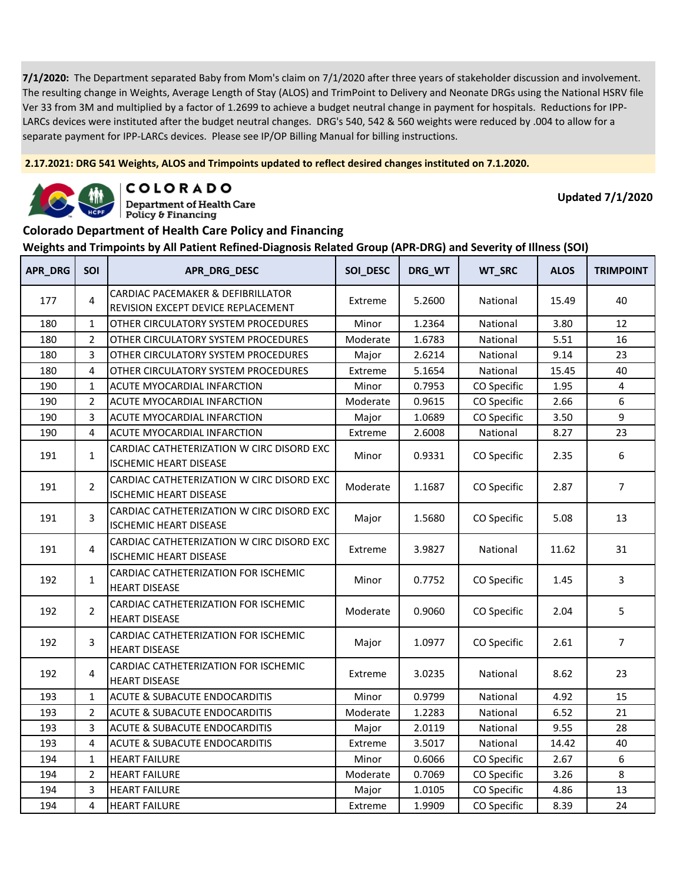**7/1/2020:** The Department separated Baby from Mom's claim on 7/1/2020 after three years of stakeholder discussion and involvement. The resulting change in Weights, Average Length of Stay (ALOS) and TrimPoint to Delivery and Neonate DRGs using the National HSRV file Ver 33 from 3M and multiplied by a factor of 1.2699 to achieve a budget neutral change in payment for hospitals. Reductions for IPP-LARCs devices were instituted after the budget neutral changes. DRG's 540, 542 & 560 weights were reduced by .004 to allow for a separate payment for IPP-LARCs devices. Please see IP/OP Billing Manual for billing instructions.

**2.17.2021: DRG 541 Weights, ALOS and Trimpoints updated to reflect desired changes instituted on 7.1.2020.**

COLORADO Department of Health Care Policy & Financing

**Updated 7/1/2020**

## Colorado Department of Health Care Policy and Financing

### Weights and Trimpoints by All Patient Refined-Diagnosis Related Group (APR-DRG) and Severity of Illness (SOI)

| APR_DRG | SOI | APR_DRG_DESC | SOI_DESC | DRG_WT | WT_SRC | ALOS | TRIMPOINT |
|---|---|---|---|---|---|---|---|
| 177 | 4 | CARDIAC PACEMAKER & DEFIBRILLATOR REVISION EXCEPT DEVICE REPLACEMENT | Extreme | 5.2600 | National | 15.49 | 40 |
| 180 | 1 | OTHER CIRCULATORY SYSTEM PROCEDURES | Minor | 1.2364 | National | 3.80 | 12 |
| 180 | 2 | OTHER CIRCULATORY SYSTEM PROCEDURES | Moderate | 1.6783 | National | 5.51 | 16 |
| 180 | 3 | OTHER CIRCULATORY SYSTEM PROCEDURES | Major | 2.6214 | National | 9.14 | 23 |
| 180 | 4 | OTHER CIRCULATORY SYSTEM PROCEDURES | Extreme | 5.1654 | National | 15.45 | 40 |
| 190 | 1 | ACUTE MYOCARDIAL INFARCTION | Minor | 0.7953 | CO Specific | 1.95 | 4 |
| 190 | 2 | ACUTE MYOCARDIAL INFARCTION | Moderate | 0.9615 | CO Specific | 2.66 | 6 |
| 190 | 3 | ACUTE MYOCARDIAL INFARCTION | Major | 1.0689 | CO Specific | 3.50 | 9 |
| 190 | 4 | ACUTE MYOCARDIAL INFARCTION | Extreme | 2.6008 | National | 8.27 | 23 |
| 191 | 1 | CARDIAC CATHETERIZATION W CIRC DISORD EXC ISCHEMIC HEART DISEASE | Minor | 0.9331 | CO Specific | 2.35 | 6 |
| 191 | 2 | CARDIAC CATHETERIZATION W CIRC DISORD EXC ISCHEMIC HEART DISEASE | Moderate | 1.1687 | CO Specific | 2.87 | 7 |
| 191 | 3 | CARDIAC CATHETERIZATION W CIRC DISORD EXC ISCHEMIC HEART DISEASE | Major | 1.5680 | CO Specific | 5.08 | 13 |
| 191 | 4 | CARDIAC CATHETERIZATION W CIRC DISORD EXC ISCHEMIC HEART DISEASE | Extreme | 3.9827 | National | 11.62 | 31 |
| 192 | 1 | CARDIAC CATHETERIZATION FOR ISCHEMIC HEART DISEASE | Minor | 0.7752 | CO Specific | 1.45 | 3 |
| 192 | 2 | CARDIAC CATHETERIZATION FOR ISCHEMIC HEART DISEASE | Moderate | 0.9060 | CO Specific | 2.04 | 5 |
| 192 | 3 | CARDIAC CATHETERIZATION FOR ISCHEMIC HEART DISEASE | Major | 1.0977 | CO Specific | 2.61 | 7 |
| 192 | 4 | CARDIAC CATHETERIZATION FOR ISCHEMIC HEART DISEASE | Extreme | 3.0235 | National | 8.62 | 23 |
| 193 | 1 | ACUTE & SUBACUTE ENDOCARDITIS | Minor | 0.9799 | National | 4.92 | 15 |
| 193 | 2 | ACUTE & SUBACUTE ENDOCARDITIS | Moderate | 1.2283 | National | 6.52 | 21 |
| 193 | 3 | ACUTE & SUBACUTE ENDOCARDITIS | Major | 2.0119 | National | 9.55 | 28 |
| 193 | 4 | ACUTE & SUBACUTE ENDOCARDITIS | Extreme | 3.5017 | National | 14.42 | 40 |
| 194 | 1 | HEART FAILURE | Minor | 0.6066 | CO Specific | 2.67 | 6 |
| 194 | 2 | HEART FAILURE | Moderate | 0.7069 | CO Specific | 3.26 | 8 |
| 194 | 3 | HEART FAILURE | Major | 1.0105 | CO Specific | 4.86 | 13 |
| 194 | 4 | HEART FAILURE | Extreme | 1.9909 | CO Specific | 8.39 | 24 |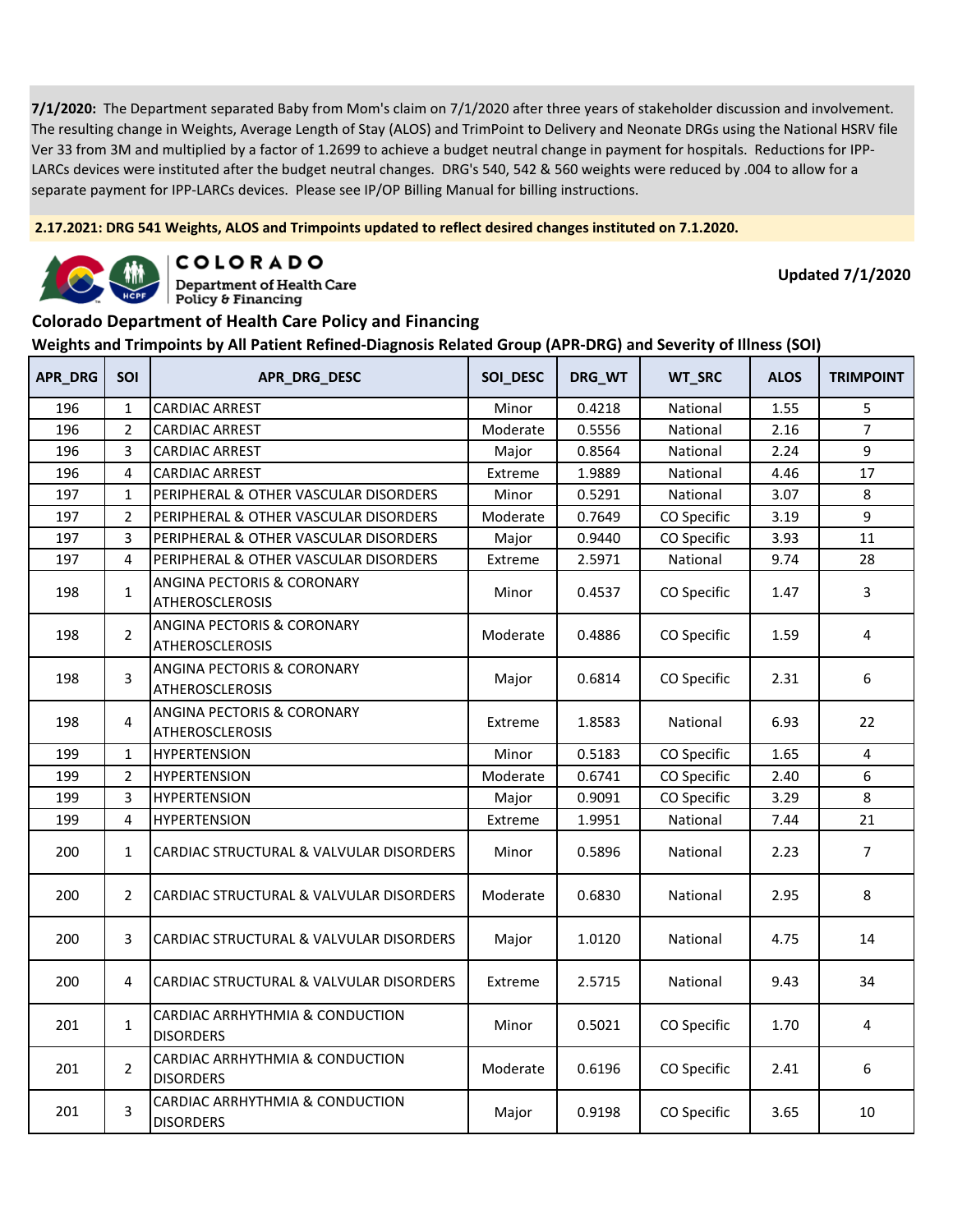**7/1/2020:** The Department separated Baby from Mom's claim on 7/1/2020 after three years of stakeholder discussion and involvement. The resulting change in Weights, Average Length of Stay (ALOS) and TrimPoint to Delivery and Neonate DRGs using the National HSRV file Ver 33 from 3M and multiplied by a factor of 1.2699 to achieve a budget neutral change in payment for hospitals. Reductions for IPP-LARCs devices were instituted after the budget neutral changes. DRG's 540, 542 & 560 weights were reduced by .004 to allow for a separate payment for IPP-LARCs devices. Please see IP/OP Billing Manual for billing instructions.

**2.17.2021: DRG 541 Weights, ALOS and Trimpoints updated to reflect desired changes instituted on 7.1.2020.**

COLORADO Department of Health Care Policy & Financing

**Updated 7/1/2020**

**Colorado Department of Health Care Policy and Financing**

**Weights and Trimpoints by All Patient Refined-Diagnosis Related Group (APR-DRG) and Severity of Illness (SOI)**

| APR_DRG | SOI | APR_DRG_DESC | SOI_DESC | DRG_WT | WT_SRC | ALOS | TRIMPOINT |
|---|---|---|---|---|---|---|---|
| 196 | 1 | CARDIAC ARREST | Minor | 0.4218 | National | 1.55 | 5 |
| 196 | 2 | CARDIAC ARREST | Moderate | 0.5556 | National | 2.16 | 7 |
| 196 | 3 | CARDIAC ARREST | Major | 0.8564 | National | 2.24 | 9 |
| 196 | 4 | CARDIAC ARREST | Extreme | 1.9889 | National | 4.46 | 17 |
| 197 | 1 | PERIPHERAL & OTHER VASCULAR DISORDERS | Minor | 0.5291 | National | 3.07 | 8 |
| 197 | 2 | PERIPHERAL & OTHER VASCULAR DISORDERS | Moderate | 0.7649 | CO Specific | 3.19 | 9 |
| 197 | 3 | PERIPHERAL & OTHER VASCULAR DISORDERS | Major | 0.9440 | CO Specific | 3.93 | 11 |
| 197 | 4 | PERIPHERAL & OTHER VASCULAR DISORDERS | Extreme | 2.5971 | National | 9.74 | 28 |
| 198 | 1 | ANGINA PECTORIS & CORONARY ATHEROSCLEROSIS | Minor | 0.4537 | CO Specific | 1.47 | 3 |
| 198 | 2 | ANGINA PECTORIS & CORONARY ATHEROSCLEROSIS | Moderate | 0.4886 | CO Specific | 1.59 | 4 |
| 198 | 3 | ANGINA PECTORIS & CORONARY ATHEROSCLEROSIS | Major | 0.6814 | CO Specific | 2.31 | 6 |
| 198 | 4 | ANGINA PECTORIS & CORONARY ATHEROSCLEROSIS | Extreme | 1.8583 | National | 6.93 | 22 |
| 199 | 1 | HYPERTENSION | Minor | 0.5183 | CO Specific | 1.65 | 4 |
| 199 | 2 | HYPERTENSION | Moderate | 0.6741 | CO Specific | 2.40 | 6 |
| 199 | 3 | HYPERTENSION | Major | 0.9091 | CO Specific | 3.29 | 8 |
| 199 | 4 | HYPERTENSION | Extreme | 1.9951 | National | 7.44 | 21 |
| 200 | 1 | CARDIAC STRUCTURAL & VALVULAR DISORDERS | Minor | 0.5896 | National | 2.23 | 7 |
| 200 | 2 | CARDIAC STRUCTURAL & VALVULAR DISORDERS | Moderate | 0.6830 | National | 2.95 | 8 |
| 200 | 3 | CARDIAC STRUCTURAL & VALVULAR DISORDERS | Major | 1.0120 | National | 4.75 | 14 |
| 200 | 4 | CARDIAC STRUCTURAL & VALVULAR DISORDERS | Extreme | 2.5715 | National | 9.43 | 34 |
| 201 | 1 | CARDIAC ARRHYTHMIA & CONDUCTION DISORDERS | Minor | 0.5021 | CO Specific | 1.70 | 4 |
| 201 | 2 | CARDIAC ARRHYTHMIA & CONDUCTION DISORDERS | Moderate | 0.6196 | CO Specific | 2.41 | 6 |
| 201 | 3 | CARDIAC ARRHYTHMIA & CONDUCTION DISORDERS | Major | 0.9198 | CO Specific | 3.65 | 10 |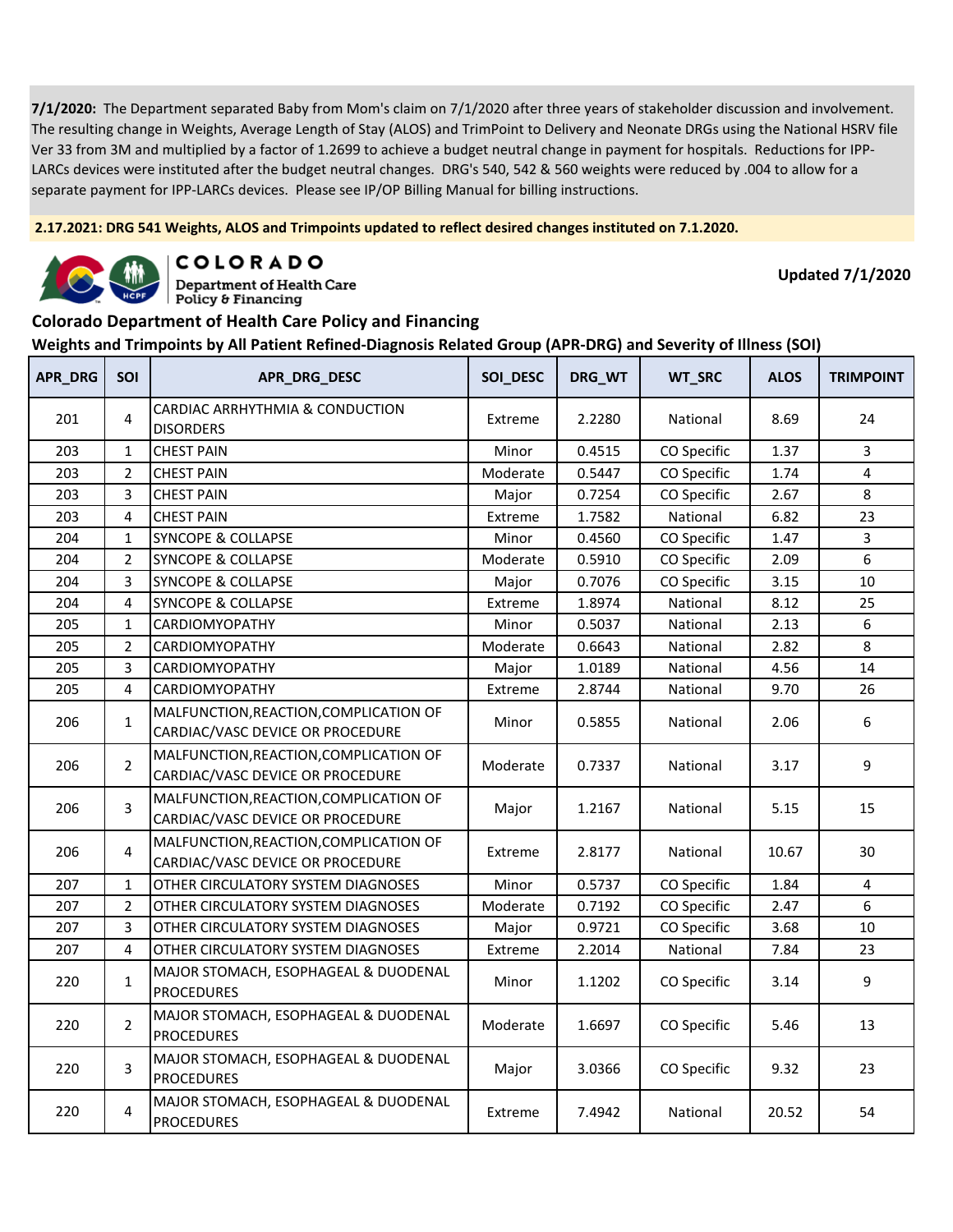**7/1/2020:** The Department separated Baby from Mom's claim on 7/1/2020 after three years of stakeholder discussion and involvement. The resulting change in Weights, Average Length of Stay (ALOS) and TrimPoint to Delivery and Neonate DRGs using the National HSRV file Ver 33 from 3M and multiplied by a factor of 1.2699 to achieve a budget neutral change in payment for hospitals. Reductions for IPP-LARCs devices were instituted after the budget neutral changes. DRG's 540, 542 & 560 weights were reduced by .004 to allow for a separate payment for IPP-LARCs devices. Please see IP/OP Billing Manual for billing instructions.

**2.17.2021: DRG 541 Weights, ALOS and Trimpoints updated to reflect desired changes instituted on 7.1.2020.**

COLORADO Department of Health Care Policy & Financing

**Updated 7/1/2020**

## Colorado Department of Health Care Policy and Financing

### Weights and Trimpoints by All Patient Refined-Diagnosis Related Group (APR-DRG) and Severity of Illness (SOI)

| APR_DRG | SOI | APR_DRG_DESC | SOI_DESC | DRG_WT | WT_SRC | ALOS | TRIMPOINT |
|---|---|---|---|---|---|---|---|
| 201 | 4 | CARDIAC ARRHYTHMIA & CONDUCTION DISORDERS | Extreme | 2.2280 | National | 8.69 | 24 |
| 203 | 1 | CHEST PAIN | Minor | 0.4515 | CO Specific | 1.37 | 3 |
| 203 | 2 | CHEST PAIN | Moderate | 0.5447 | CO Specific | 1.74 | 4 |
| 203 | 3 | CHEST PAIN | Major | 0.7254 | CO Specific | 2.67 | 8 |
| 203 | 4 | CHEST PAIN | Extreme | 1.7582 | National | 6.82 | 23 |
| 204 | 1 | SYNCOPE & COLLAPSE | Minor | 0.4560 | CO Specific | 1.47 | 3 |
| 204 | 2 | SYNCOPE & COLLAPSE | Moderate | 0.5910 | CO Specific | 2.09 | 6 |
| 204 | 3 | SYNCOPE & COLLAPSE | Major | 0.7076 | CO Specific | 3.15 | 10 |
| 204 | 4 | SYNCOPE & COLLAPSE | Extreme | 1.8974 | National | 8.12 | 25 |
| 205 | 1 | CARDIOMYOPATHY | Minor | 0.5037 | National | 2.13 | 6 |
| 205 | 2 | CARDIOMYOPATHY | Moderate | 0.6643 | National | 2.82 | 8 |
| 205 | 3 | CARDIOMYOPATHY | Major | 1.0189 | National | 4.56 | 14 |
| 205 | 4 | CARDIOMYOPATHY | Extreme | 2.8744 | National | 9.70 | 26 |
| 206 | 1 | MALFUNCTION,REACTION,COMPLICATION OF CARDIAC/VASC DEVICE OR PROCEDURE | Minor | 0.5855 | National | 2.06 | 6 |
| 206 | 2 | MALFUNCTION,REACTION,COMPLICATION OF CARDIAC/VASC DEVICE OR PROCEDURE | Moderate | 0.7337 | National | 3.17 | 9 |
| 206 | 3 | MALFUNCTION,REACTION,COMPLICATION OF CARDIAC/VASC DEVICE OR PROCEDURE | Major | 1.2167 | National | 5.15 | 15 |
| 206 | 4 | MALFUNCTION,REACTION,COMPLICATION OF CARDIAC/VASC DEVICE OR PROCEDURE | Extreme | 2.8177 | National | 10.67 | 30 |
| 207 | 1 | OTHER CIRCULATORY SYSTEM DIAGNOSES | Minor | 0.5737 | CO Specific | 1.84 | 4 |
| 207 | 2 | OTHER CIRCULATORY SYSTEM DIAGNOSES | Moderate | 0.7192 | CO Specific | 2.47 | 6 |
| 207 | 3 | OTHER CIRCULATORY SYSTEM DIAGNOSES | Major | 0.9721 | CO Specific | 3.68 | 10 |
| 207 | 4 | OTHER CIRCULATORY SYSTEM DIAGNOSES | Extreme | 2.2014 | National | 7.84 | 23 |
| 220 | 1 | MAJOR STOMACH, ESOPHAGEAL & DUODENAL PROCEDURES | Minor | 1.1202 | CO Specific | 3.14 | 9 |
| 220 | 2 | MAJOR STOMACH, ESOPHAGEAL & DUODENAL PROCEDURES | Moderate | 1.6697 | CO Specific | 5.46 | 13 |
| 220 | 3 | MAJOR STOMACH, ESOPHAGEAL & DUODENAL PROCEDURES | Major | 3.0366 | CO Specific | 9.32 | 23 |
| 220 | 4 | MAJOR STOMACH, ESOPHAGEAL & DUODENAL PROCEDURES | Extreme | 7.4942 | National | 20.52 | 54 |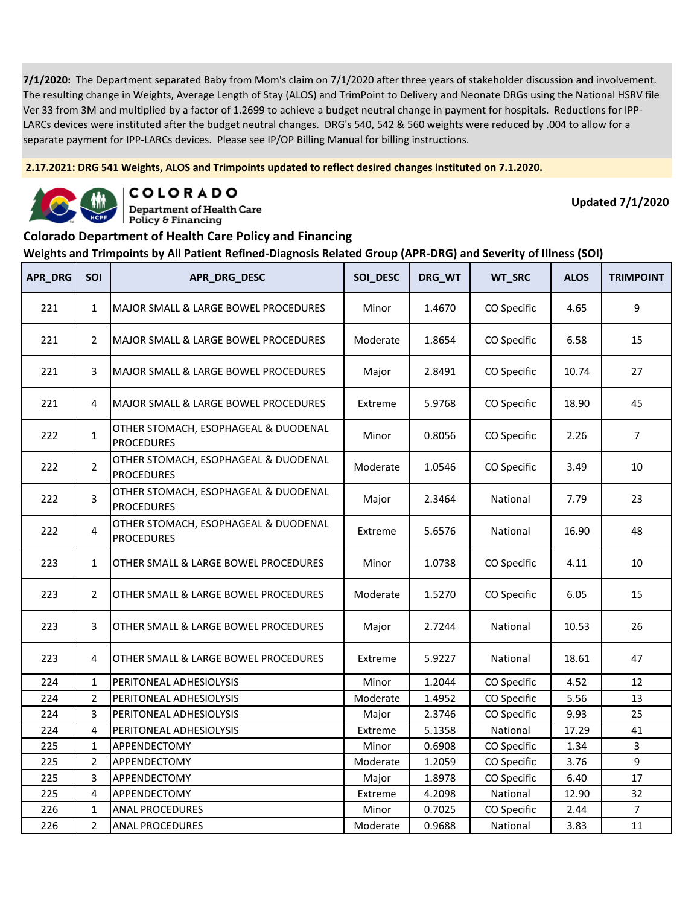**7/1/2020:** The Department separated Baby from Mom's claim on 7/1/2020 after three years of stakeholder discussion and involvement. The resulting change in Weights, Average Length of Stay (ALOS) and TrimPoint to Delivery and Neonate DRGs using the National HSRV file Ver 33 from 3M and multiplied by a factor of 1.2699 to achieve a budget neutral change in payment for hospitals. Reductions for IPP-LARCs devices were instituted after the budget neutral changes. DRG's 540, 542 & 560 weights were reduced by .004 to allow for a separate payment for IPP-LARCs devices. Please see IP/OP Billing Manual for billing instructions.

**2.17.2021: DRG 541 Weights, ALOS and Trimpoints updated to reflect desired changes instituted on 7.1.2020.**

COLORADO
Department of Health Care Policy & Financing

**Updated 7/1/2020**

## Colorado Department of Health Care Policy and Financing

## Weights and Trimpoints by All Patient Refined-Diagnosis Related Group (APR-DRG) and Severity of Illness (SOI)

| APR_DRG | SOI | APR_DRG_DESC | SOI_DESC | DRG_WT | WT_SRC | ALOS | TRIMPOINT |
|---|---|---|---|---|---|---|---|
| 221 | 1 | MAJOR SMALL & LARGE BOWEL PROCEDURES | Minor | 1.4670 | CO Specific | 4.65 | 9 |
| 221 | 2 | MAJOR SMALL & LARGE BOWEL PROCEDURES | Moderate | 1.8654 | CO Specific | 6.58 | 15 |
| 221 | 3 | MAJOR SMALL & LARGE BOWEL PROCEDURES | Major | 2.8491 | CO Specific | 10.74 | 27 |
| 221 | 4 | MAJOR SMALL & LARGE BOWEL PROCEDURES | Extreme | 5.9768 | CO Specific | 18.90 | 45 |
| 222 | 1 | OTHER STOMACH, ESOPHAGEAL & DUODENAL PROCEDURES | Minor | 0.8056 | CO Specific | 2.26 | 7 |
| 222 | 2 | OTHER STOMACH, ESOPHAGEAL & DUODENAL PROCEDURES | Moderate | 1.0546 | CO Specific | 3.49 | 10 |
| 222 | 3 | OTHER STOMACH, ESOPHAGEAL & DUODENAL PROCEDURES | Major | 2.3464 | National | 7.79 | 23 |
| 222 | 4 | OTHER STOMACH, ESOPHAGEAL & DUODENAL PROCEDURES | Extreme | 5.6576 | National | 16.90 | 48 |
| 223 | 1 | OTHER SMALL & LARGE BOWEL PROCEDURES | Minor | 1.0738 | CO Specific | 4.11 | 10 |
| 223 | 2 | OTHER SMALL & LARGE BOWEL PROCEDURES | Moderate | 1.5270 | CO Specific | 6.05 | 15 |
| 223 | 3 | OTHER SMALL & LARGE BOWEL PROCEDURES | Major | 2.7244 | National | 10.53 | 26 |
| 223 | 4 | OTHER SMALL & LARGE BOWEL PROCEDURES | Extreme | 5.9227 | National | 18.61 | 47 |
| 224 | 1 | PERITONEAL ADHESIOLYSIS | Minor | 1.2044 | CO Specific | 4.52 | 12 |
| 224 | 2 | PERITONEAL ADHESIOLYSIS | Moderate | 1.4952 | CO Specific | 5.56 | 13 |
| 224 | 3 | PERITONEAL ADHESIOLYSIS | Major | 2.3746 | CO Specific | 9.93 | 25 |
| 224 | 4 | PERITONEAL ADHESIOLYSIS | Extreme | 5.1358 | National | 17.29 | 41 |
| 225 | 1 | APPENDECTOMY | Minor | 0.6908 | CO Specific | 1.34 | 3 |
| 225 | 2 | APPENDECTOMY | Moderate | 1.2059 | CO Specific | 3.76 | 9 |
| 225 | 3 | APPENDECTOMY | Major | 1.8978 | CO Specific | 6.40 | 17 |
| 225 | 4 | APPENDECTOMY | Extreme | 4.2098 | National | 12.90 | 32 |
| 226 | 1 | ANAL PROCEDURES | Minor | 0.7025 | CO Specific | 2.44 | 7 |
| 226 | 2 | ANAL PROCEDURES | Moderate | 0.9688 | National | 3.83 | 11 |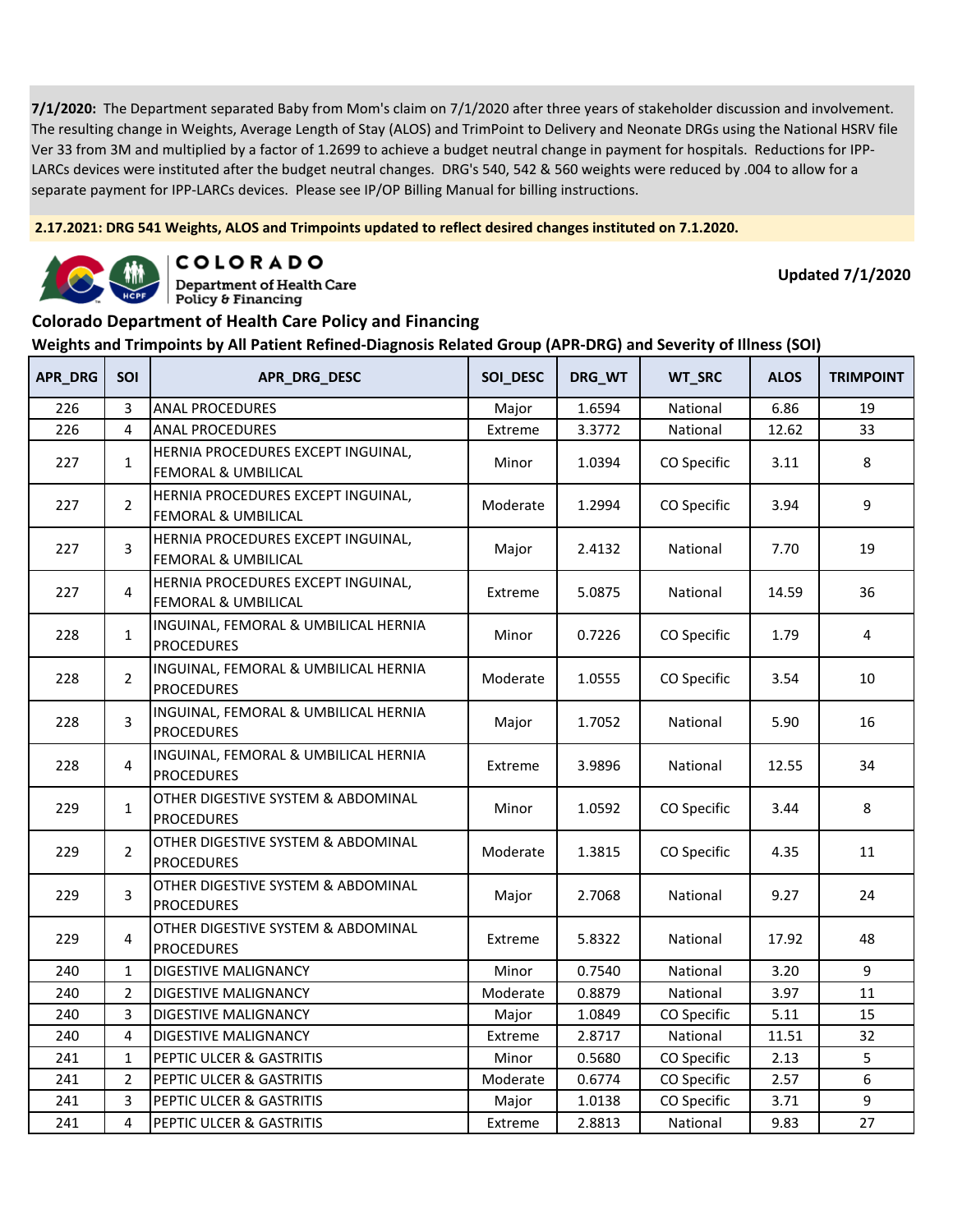**7/1/2020:** The Department separated Baby from Mom's claim on 7/1/2020 after three years of stakeholder discussion and involvement. The resulting change in Weights, Average Length of Stay (ALOS) and TrimPoint to Delivery and Neonate DRGs using the National HSRV file Ver 33 from 3M and multiplied by a factor of 1.2699 to achieve a budget neutral change in payment for hospitals. Reductions for IPP-LARCs devices were instituted after the budget neutral changes. DRG's 540, 542 & 560 weights were reduced by .004 to allow for a separate payment for IPP-LARCs devices. Please see IP/OP Billing Manual for billing instructions.

**2.17.2021: DRG 541 Weights, ALOS and Trimpoints updated to reflect desired changes instituted on 7.1.2020.**

COLORADO
Department of Health Care Policy & Financing

**Updated 7/1/2020**

## Colorado Department of Health Care Policy and Financing

### Weights and Trimpoints by All Patient Refined-Diagnosis Related Group (APR-DRG) and Severity of Illness (SOI)

| APR_DRG | SOI | APR_DRG_DESC | SOI_DESC | DRG_WT | WT_SRC | ALOS | TRIMPOINT |
|---|---|---|---|---|---|---|---|
| 226 | 3 | ANAL PROCEDURES | Major | 1.6594 | National | 6.86 | 19 |
| 226 | 4 | ANAL PROCEDURES | Extreme | 3.3772 | National | 12.62 | 33 |
| 227 | 1 | HERNIA PROCEDURES EXCEPT INGUINAL, FEMORAL & UMBILICAL | Minor | 1.0394 | CO Specific | 3.11 | 8 |
| 227 | 2 | HERNIA PROCEDURES EXCEPT INGUINAL, FEMORAL & UMBILICAL | Moderate | 1.2994 | CO Specific | 3.94 | 9 |
| 227 | 3 | HERNIA PROCEDURES EXCEPT INGUINAL, FEMORAL & UMBILICAL | Major | 2.4132 | National | 7.70 | 19 |
| 227 | 4 | HERNIA PROCEDURES EXCEPT INGUINAL, FEMORAL & UMBILICAL | Extreme | 5.0875 | National | 14.59 | 36 |
| 228 | 1 | INGUINAL, FEMORAL & UMBILICAL HERNIA PROCEDURES | Minor | 0.7226 | CO Specific | 1.79 | 4 |
| 228 | 2 | INGUINAL, FEMORAL & UMBILICAL HERNIA PROCEDURES | Moderate | 1.0555 | CO Specific | 3.54 | 10 |
| 228 | 3 | INGUINAL, FEMORAL & UMBILICAL HERNIA PROCEDURES | Major | 1.7052 | National | 5.90 | 16 |
| 228 | 4 | INGUINAL, FEMORAL & UMBILICAL HERNIA PROCEDURES | Extreme | 3.9896 | National | 12.55 | 34 |
| 229 | 1 | OTHER DIGESTIVE SYSTEM & ABDOMINAL PROCEDURES | Minor | 1.0592 | CO Specific | 3.44 | 8 |
| 229 | 2 | OTHER DIGESTIVE SYSTEM & ABDOMINAL PROCEDURES | Moderate | 1.3815 | CO Specific | 4.35 | 11 |
| 229 | 3 | OTHER DIGESTIVE SYSTEM & ABDOMINAL PROCEDURES | Major | 2.7068 | National | 9.27 | 24 |
| 229 | 4 | OTHER DIGESTIVE SYSTEM & ABDOMINAL PROCEDURES | Extreme | 5.8322 | National | 17.92 | 48 |
| 240 | 1 | DIGESTIVE MALIGNANCY | Minor | 0.7540 | National | 3.20 | 9 |
| 240 | 2 | DIGESTIVE MALIGNANCY | Moderate | 0.8879 | National | 3.97 | 11 |
| 240 | 3 | DIGESTIVE MALIGNANCY | Major | 1.0849 | CO Specific | 5.11 | 15 |
| 240 | 4 | DIGESTIVE MALIGNANCY | Extreme | 2.8717 | National | 11.51 | 32 |
| 241 | 1 | PEPTIC ULCER & GASTRITIS | Minor | 0.5680 | CO Specific | 2.13 | 5 |
| 241 | 2 | PEPTIC ULCER & GASTRITIS | Moderate | 0.6774 | CO Specific | 2.57 | 6 |
| 241 | 3 | PEPTIC ULCER & GASTRITIS | Major | 1.0138 | CO Specific | 3.71 | 9 |
| 241 | 4 | PEPTIC ULCER & GASTRITIS | Extreme | 2.8813 | National | 9.83 | 27 |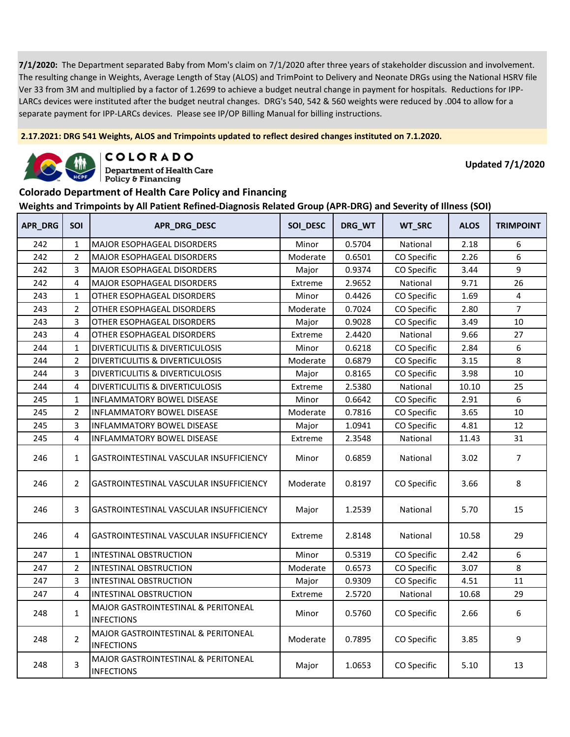**7/1/2020:** The Department separated Baby from Mom's claim on 7/1/2020 after three years of stakeholder discussion and involvement. The resulting change in Weights, Average Length of Stay (ALOS) and TrimPoint to Delivery and Neonate DRGs using the National HSRV file Ver 33 from 3M and multiplied by a factor of 1.2699 to achieve a budget neutral change in payment for hospitals. Reductions for IPP-LARCs devices were instituted after the budget neutral changes. DRG's 540, 542 & 560 weights were reduced by .004 to allow for a separate payment for IPP-LARCs devices. Please see IP/OP Billing Manual for billing instructions.

**2.17.2021: DRG 541 Weights, ALOS and Trimpoints updated to reflect desired changes instituted on 7.1.2020.**

COLORADO
Department of Health Care Policy & Financing

**Updated 7/1/2020**

## Colorado Department of Health Care Policy and Financing

### Weights and Trimpoints by All Patient Refined-Diagnosis Related Group (APR-DRG) and Severity of Illness (SOI)

| APR_DRG | SOI | APR_DRG_DESC | SOI_DESC | DRG_WT | WT_SRC | ALOS | TRIMPOINT |
|---|---|---|---|---|---|---|---|
| 242 | 1 | MAJOR ESOPHAGEAL DISORDERS | Minor | 0.5704 | National | 2.18 | 6 |
| 242 | 2 | MAJOR ESOPHAGEAL DISORDERS | Moderate | 0.6501 | CO Specific | 2.26 | 6 |
| 242 | 3 | MAJOR ESOPHAGEAL DISORDERS | Major | 0.9374 | CO Specific | 3.44 | 9 |
| 242 | 4 | MAJOR ESOPHAGEAL DISORDERS | Extreme | 2.9652 | National | 9.71 | 26 |
| 243 | 1 | OTHER ESOPHAGEAL DISORDERS | Minor | 0.4426 | CO Specific | 1.69 | 4 |
| 243 | 2 | OTHER ESOPHAGEAL DISORDERS | Moderate | 0.7024 | CO Specific | 2.80 | 7 |
| 243 | 3 | OTHER ESOPHAGEAL DISORDERS | Major | 0.9028 | CO Specific | 3.49 | 10 |
| 243 | 4 | OTHER ESOPHAGEAL DISORDERS | Extreme | 2.4420 | National | 9.66 | 27 |
| 244 | 1 | DIVERTICULITIS & DIVERTICULOSIS | Minor | 0.6218 | CO Specific | 2.84 | 6 |
| 244 | 2 | DIVERTICULITIS & DIVERTICULOSIS | Moderate | 0.6879 | CO Specific | 3.15 | 8 |
| 244 | 3 | DIVERTICULITIS & DIVERTICULOSIS | Major | 0.8165 | CO Specific | 3.98 | 10 |
| 244 | 4 | DIVERTICULITIS & DIVERTICULOSIS | Extreme | 2.5380 | National | 10.10 | 25 |
| 245 | 1 | INFLAMMATORY BOWEL DISEASE | Minor | 0.6642 | CO Specific | 2.91 | 6 |
| 245 | 2 | INFLAMMATORY BOWEL DISEASE | Moderate | 0.7816 | CO Specific | 3.65 | 10 |
| 245 | 3 | INFLAMMATORY BOWEL DISEASE | Major | 1.0941 | CO Specific | 4.81 | 12 |
| 245 | 4 | INFLAMMATORY BOWEL DISEASE | Extreme | 2.3548 | National | 11.43 | 31 |
| 246 | 1 | GASTROINTESTINAL VASCULAR INSUFFICIENCY | Minor | 0.6859 | National | 3.02 | 7 |
| 246 | 2 | GASTROINTESTINAL VASCULAR INSUFFICIENCY | Moderate | 0.8197 | CO Specific | 3.66 | 8 |
| 246 | 3 | GASTROINTESTINAL VASCULAR INSUFFICIENCY | Major | 1.2539 | National | 5.70 | 15 |
| 246 | 4 | GASTROINTESTINAL VASCULAR INSUFFICIENCY | Extreme | 2.8148 | National | 10.58 | 29 |
| 247 | 1 | INTESTINAL OBSTRUCTION | Minor | 0.5319 | CO Specific | 2.42 | 6 |
| 247 | 2 | INTESTINAL OBSTRUCTION | Moderate | 0.6573 | CO Specific | 3.07 | 8 |
| 247 | 3 | INTESTINAL OBSTRUCTION | Major | 0.9309 | CO Specific | 4.51 | 11 |
| 247 | 4 | INTESTINAL OBSTRUCTION | Extreme | 2.5720 | National | 10.68 | 29 |
| 248 | 1 | MAJOR GASTROINTESTINAL & PERITONEAL INFECTIONS | Minor | 0.5760 | CO Specific | 2.66 | 6 |
| 248 | 2 | MAJOR GASTROINTESTINAL & PERITONEAL INFECTIONS | Moderate | 0.7895 | CO Specific | 3.85 | 9 |
| 248 | 3 | MAJOR GASTROINTESTINAL & PERITONEAL INFECTIONS | Major | 1.0653 | CO Specific | 5.10 | 13 |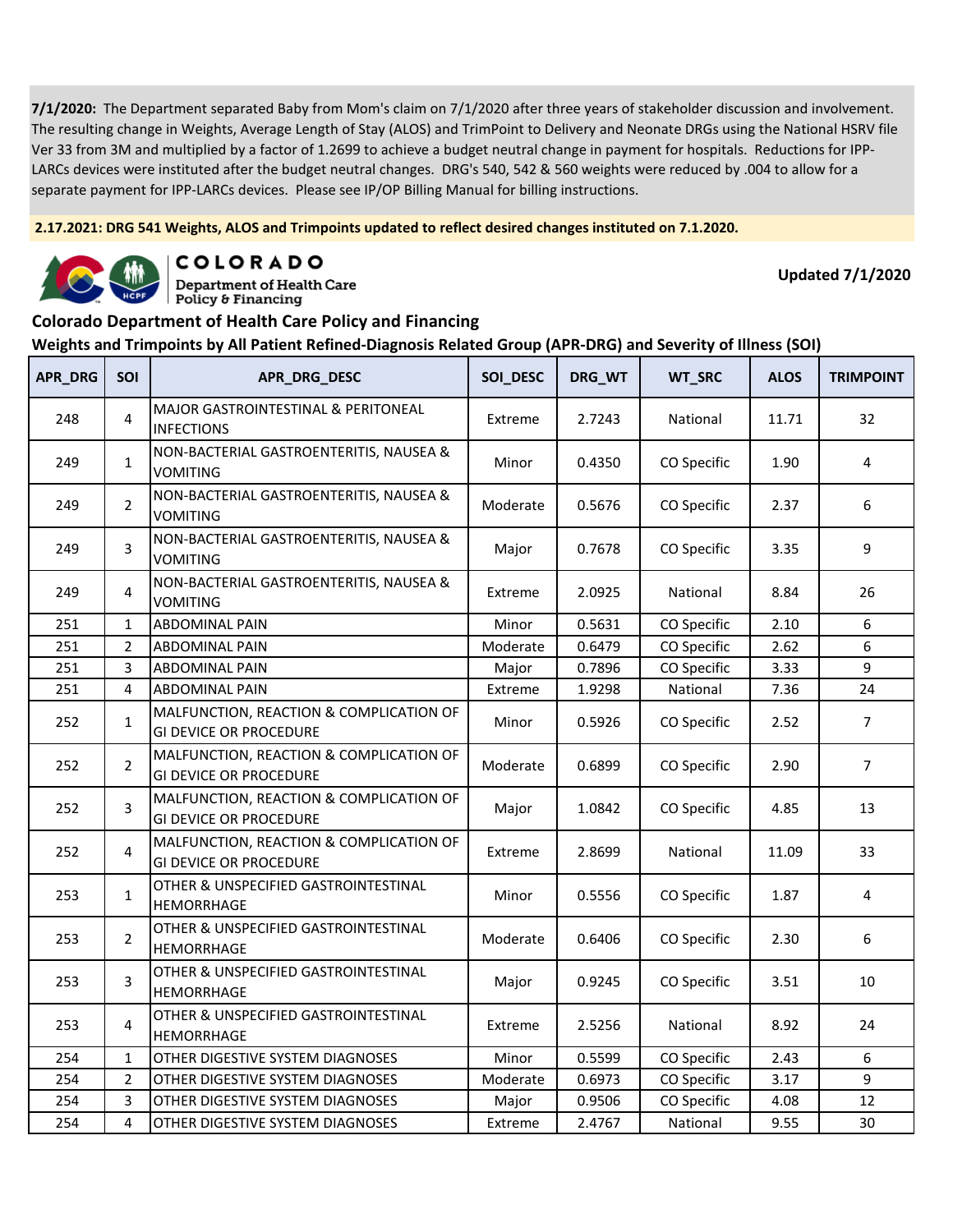**7/1/2020:** The Department separated Baby from Mom's claim on 7/1/2020 after three years of stakeholder discussion and involvement. The resulting change in Weights, Average Length of Stay (ALOS) and TrimPoint to Delivery and Neonate DRGs using the National HSRV file Ver 33 from 3M and multiplied by a factor of 1.2699 to achieve a budget neutral change in payment for hospitals. Reductions for IPP-LARCs devices were instituted after the budget neutral changes. DRG's 540, 542 & 560 weights were reduced by .004 to allow for a separate payment for IPP-LARCs devices. Please see IP/OP Billing Manual for billing instructions.

**2.17.2021: DRG 541 Weights, ALOS and Trimpoints updated to reflect desired changes instituted on 7.1.2020.**

COLORADO
Department of Health Care Policy & Financing

**Updated 7/1/2020**

## Colorado Department of Health Care Policy and Financing

## Weights and Trimpoints by All Patient Refined-Diagnosis Related Group (APR-DRG) and Severity of Illness (SOI)

| APR_DRG | SOI | APR_DRG_DESC | SOI_DESC | DRG_WT | WT_SRC | ALOS | TRIMPOINT |
|---|---|---|---|---|---|---|---|
| 248 | 4 | MAJOR GASTROINTESTINAL & PERITONEAL INFECTIONS | Extreme | 2.7243 | National | 11.71 | 32 |
| 249 | 1 | NON-BACTERIAL GASTROENTERITIS, NAUSEA & VOMITING | Minor | 0.4350 | CO Specific | 1.90 | 4 |
| 249 | 2 | NON-BACTERIAL GASTROENTERITIS, NAUSEA & VOMITING | Moderate | 0.5676 | CO Specific | 2.37 | 6 |
| 249 | 3 | NON-BACTERIAL GASTROENTERITIS, NAUSEA & VOMITING | Major | 0.7678 | CO Specific | 3.35 | 9 |
| 249 | 4 | NON-BACTERIAL GASTROENTERITIS, NAUSEA & VOMITING | Extreme | 2.0925 | National | 8.84 | 26 |
| 251 | 1 | ABDOMINAL PAIN | Minor | 0.5631 | CO Specific | 2.10 | 6 |
| 251 | 2 | ABDOMINAL PAIN | Moderate | 0.6479 | CO Specific | 2.62 | 6 |
| 251 | 3 | ABDOMINAL PAIN | Major | 0.7896 | CO Specific | 3.33 | 9 |
| 251 | 4 | ABDOMINAL PAIN | Extreme | 1.9298 | National | 7.36 | 24 |
| 252 | 1 | MALFUNCTION, REACTION & COMPLICATION OF GI DEVICE OR PROCEDURE | Minor | 0.5926 | CO Specific | 2.52 | 7 |
| 252 | 2 | MALFUNCTION, REACTION & COMPLICATION OF GI DEVICE OR PROCEDURE | Moderate | 0.6899 | CO Specific | 2.90 | 7 |
| 252 | 3 | MALFUNCTION, REACTION & COMPLICATION OF GI DEVICE OR PROCEDURE | Major | 1.0842 | CO Specific | 4.85 | 13 |
| 252 | 4 | MALFUNCTION, REACTION & COMPLICATION OF GI DEVICE OR PROCEDURE | Extreme | 2.8699 | National | 11.09 | 33 |
| 253 | 1 | OTHER & UNSPECIFIED GASTROINTESTINAL HEMORRHAGE | Minor | 0.5556 | CO Specific | 1.87 | 4 |
| 253 | 2 | OTHER & UNSPECIFIED GASTROINTESTINAL HEMORRHAGE | Moderate | 0.6406 | CO Specific | 2.30 | 6 |
| 253 | 3 | OTHER & UNSPECIFIED GASTROINTESTINAL HEMORRHAGE | Major | 0.9245 | CO Specific | 3.51 | 10 |
| 253 | 4 | OTHER & UNSPECIFIED GASTROINTESTINAL HEMORRHAGE | Extreme | 2.5256 | National | 8.92 | 24 |
| 254 | 1 | OTHER DIGESTIVE SYSTEM DIAGNOSES | Minor | 0.5599 | CO Specific | 2.43 | 6 |
| 254 | 2 | OTHER DIGESTIVE SYSTEM DIAGNOSES | Moderate | 0.6973 | CO Specific | 3.17 | 9 |
| 254 | 3 | OTHER DIGESTIVE SYSTEM DIAGNOSES | Major | 0.9506 | CO Specific | 4.08 | 12 |
| 254 | 4 | OTHER DIGESTIVE SYSTEM DIAGNOSES | Extreme | 2.4767 | National | 9.55 | 30 |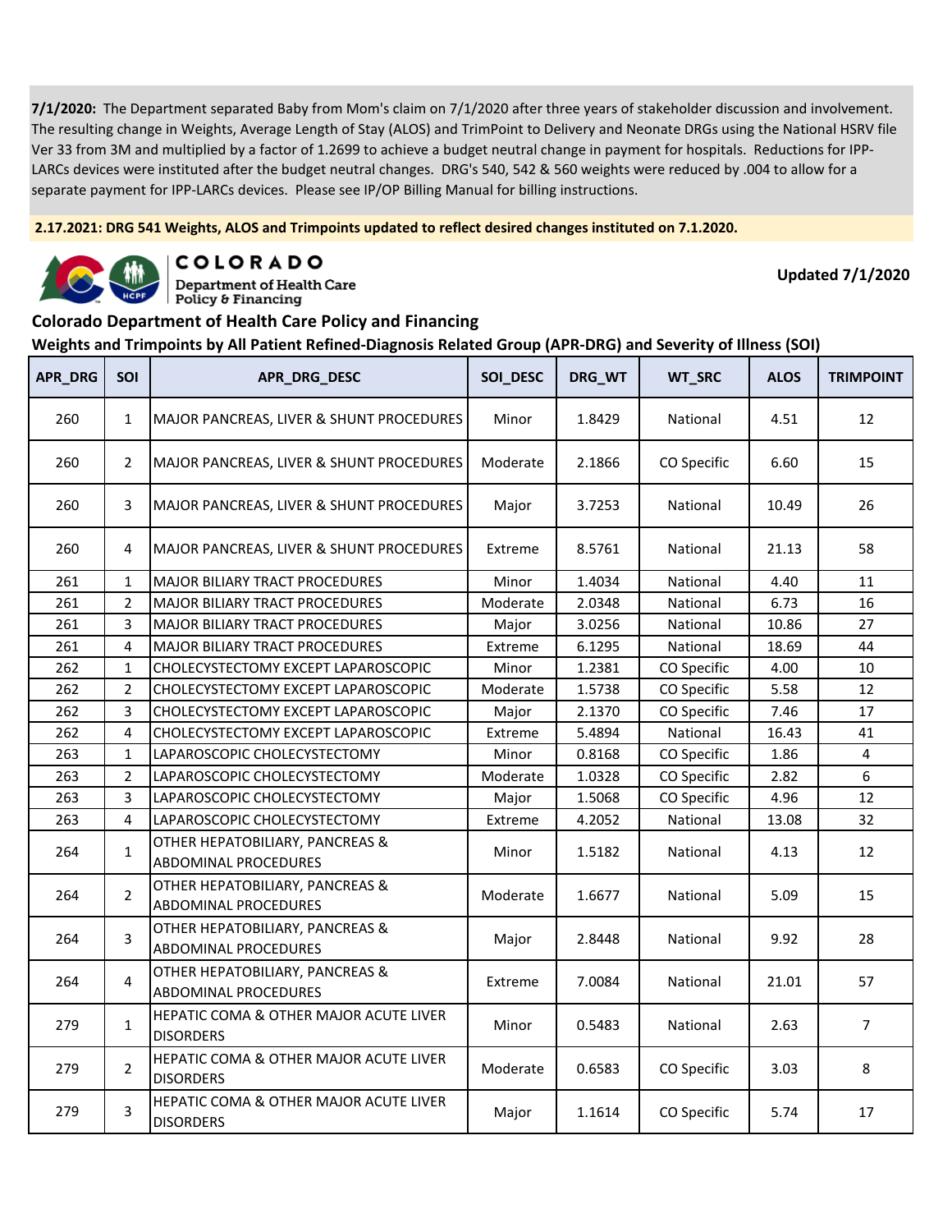**7/1/2020:** The Department separated Baby from Mom's claim on 7/1/2020 after three years of stakeholder discussion and involvement. The resulting change in Weights, Average Length of Stay (ALOS) and TrimPoint to Delivery and Neonate DRGs using the National HSRV file Ver 33 from 3M and multiplied by a factor of 1.2699 to achieve a budget neutral change in payment for hospitals. Reductions for IPP-LARCs devices were instituted after the budget neutral changes. DRG's 540, 542 & 560 weights were reduced by .004 to allow for a separate payment for IPP-LARCs devices. Please see IP/OP Billing Manual for billing instructions.

**2.17.2021: DRG 541 Weights, ALOS and Trimpoints updated to reflect desired changes instituted on 7.1.2020.**

COLORADO
Department of Health Care Policy & Financing

**Updated 7/1/2020**

## Colorado Department of Health Care Policy and Financing

### Weights and Trimpoints by All Patient Refined-Diagnosis Related Group (APR-DRG) and Severity of Illness (SOI)

| APR_DRG | SOI | APR_DRG_DESC | SOI_DESC | DRG_WT | WT_SRC | ALOS | TRIMPOINT |
|---|---|---|---|---|---|---|---|
| 260 | 1 | MAJOR PANCREAS, LIVER & SHUNT PROCEDURES | Minor | 1.8429 | National | 4.51 | 12 |
| 260 | 2 | MAJOR PANCREAS, LIVER & SHUNT PROCEDURES | Moderate | 2.1866 | CO Specific | 6.60 | 15 |
| 260 | 3 | MAJOR PANCREAS, LIVER & SHUNT PROCEDURES | Major | 3.7253 | National | 10.49 | 26 |
| 260 | 4 | MAJOR PANCREAS, LIVER & SHUNT PROCEDURES | Extreme | 8.5761 | National | 21.13 | 58 |
| 261 | 1 | MAJOR BILIARY TRACT PROCEDURES | Minor | 1.4034 | National | 4.40 | 11 |
| 261 | 2 | MAJOR BILIARY TRACT PROCEDURES | Moderate | 2.0348 | National | 6.73 | 16 |
| 261 | 3 | MAJOR BILIARY TRACT PROCEDURES | Major | 3.0256 | National | 10.86 | 27 |
| 261 | 4 | MAJOR BILIARY TRACT PROCEDURES | Extreme | 6.1295 | National | 18.69 | 44 |
| 262 | 1 | CHOLECYSTECTOMY EXCEPT LAPAROSCOPIC | Minor | 1.2381 | CO Specific | 4.00 | 10 |
| 262 | 2 | CHOLECYSTECTOMY EXCEPT LAPAROSCOPIC | Moderate | 1.5738 | CO Specific | 5.58 | 12 |
| 262 | 3 | CHOLECYSTECTOMY EXCEPT LAPAROSCOPIC | Major | 2.1370 | CO Specific | 7.46 | 17 |
| 262 | 4 | CHOLECYSTECTOMY EXCEPT LAPAROSCOPIC | Extreme | 5.4894 | National | 16.43 | 41 |
| 263 | 1 | LAPAROSCOPIC CHOLECYSTECTOMY | Minor | 0.8168 | CO Specific | 1.86 | 4 |
| 263 | 2 | LAPAROSCOPIC CHOLECYSTECTOMY | Moderate | 1.0328 | CO Specific | 2.82 | 6 |
| 263 | 3 | LAPAROSCOPIC CHOLECYSTECTOMY | Major | 1.5068 | CO Specific | 4.96 | 12 |
| 263 | 4 | LAPAROSCOPIC CHOLECYSTECTOMY | Extreme | 4.2052 | National | 13.08 | 32 |
| 264 | 1 | OTHER HEPATOBILIARY, PANCREAS & ABDOMINAL PROCEDURES | Minor | 1.5182 | National | 4.13 | 12 |
| 264 | 2 | OTHER HEPATOBILIARY, PANCREAS & ABDOMINAL PROCEDURES | Moderate | 1.6677 | National | 5.09 | 15 |
| 264 | 3 | OTHER HEPATOBILIARY, PANCREAS & ABDOMINAL PROCEDURES | Major | 2.8448 | National | 9.92 | 28 |
| 264 | 4 | OTHER HEPATOBILIARY, PANCREAS & ABDOMINAL PROCEDURES | Extreme | 7.0084 | National | 21.01 | 57 |
| 279 | 1 | HEPATIC COMA & OTHER MAJOR ACUTE LIVER DISORDERS | Minor | 0.5483 | National | 2.63 | 7 |
| 279 | 2 | HEPATIC COMA & OTHER MAJOR ACUTE LIVER DISORDERS | Moderate | 0.6583 | CO Specific | 3.03 | 8 |
| 279 | 3 | HEPATIC COMA & OTHER MAJOR ACUTE LIVER DISORDERS | Major | 1.1614 | CO Specific | 5.74 | 17 |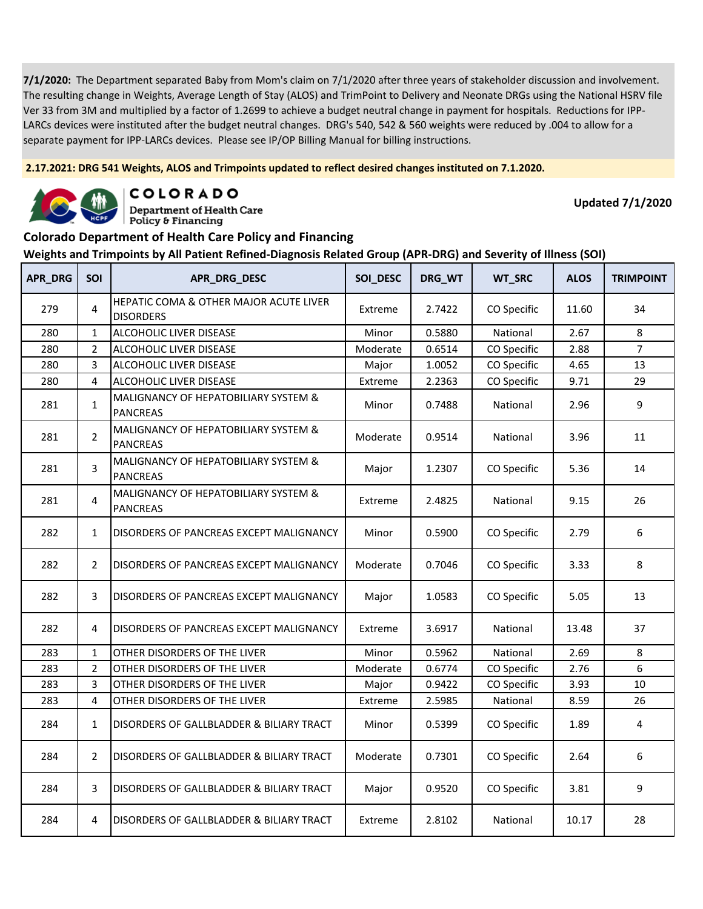**7/1/2020:** The Department separated Baby from Mom's claim on 7/1/2020 after three years of stakeholder discussion and involvement. The resulting change in Weights, Average Length of Stay (ALOS) and TrimPoint to Delivery and Neonate DRGs using the National HSRV file Ver 33 from 3M and multiplied by a factor of 1.2699 to achieve a budget neutral change in payment for hospitals. Reductions for IPP-LARCs devices were instituted after the budget neutral changes. DRG's 540, 542 & 560 weights were reduced by .004 to allow for a separate payment for IPP-LARCs devices. Please see IP/OP Billing Manual for billing instructions.

**2.17.2021: DRG 541 Weights, ALOS and Trimpoints updated to reflect desired changes instituted on 7.1.2020.**

COLORADO
Department of Health Care Policy & Financing

**Updated 7/1/2020**

## Colorado Department of Health Care Policy and Financing

### Weights and Trimpoints by All Patient Refined-Diagnosis Related Group (APR-DRG) and Severity of Illness (SOI)

| APR_DRG | SOI | APR_DRG_DESC | SOI_DESC | DRG_WT | WT_SRC | ALOS | TRIMPOINT |
|---|---|---|---|---|---|---|---|
| 279 | 4 | HEPATIC COMA & OTHER MAJOR ACUTE LIVER DISORDERS | Extreme | 2.7422 | CO Specific | 11.60 | 34 |
| 280 | 1 | ALCOHOLIC LIVER DISEASE | Minor | 0.5880 | National | 2.67 | 8 |
| 280 | 2 | ALCOHOLIC LIVER DISEASE | Moderate | 0.6514 | CO Specific | 2.88 | 7 |
| 280 | 3 | ALCOHOLIC LIVER DISEASE | Major | 1.0052 | CO Specific | 4.65 | 13 |
| 280 | 4 | ALCOHOLIC LIVER DISEASE | Extreme | 2.2363 | CO Specific | 9.71 | 29 |
| 281 | 1 | MALIGNANCY OF HEPATOBILIARY SYSTEM & PANCREAS | Minor | 0.7488 | National | 2.96 | 9 |
| 281 | 2 | MALIGNANCY OF HEPATOBILIARY SYSTEM & PANCREAS | Moderate | 0.9514 | National | 3.96 | 11 |
| 281 | 3 | MALIGNANCY OF HEPATOBILIARY SYSTEM & PANCREAS | Major | 1.2307 | CO Specific | 5.36 | 14 |
| 281 | 4 | MALIGNANCY OF HEPATOBILIARY SYSTEM & PANCREAS | Extreme | 2.4825 | National | 9.15 | 26 |
| 282 | 1 | DISORDERS OF PANCREAS EXCEPT MALIGNANCY | Minor | 0.5900 | CO Specific | 2.79 | 6 |
| 282 | 2 | DISORDERS OF PANCREAS EXCEPT MALIGNANCY | Moderate | 0.7046 | CO Specific | 3.33 | 8 |
| 282 | 3 | DISORDERS OF PANCREAS EXCEPT MALIGNANCY | Major | 1.0583 | CO Specific | 5.05 | 13 |
| 282 | 4 | DISORDERS OF PANCREAS EXCEPT MALIGNANCY | Extreme | 3.6917 | National | 13.48 | 37 |
| 283 | 1 | OTHER DISORDERS OF THE LIVER | Minor | 0.5962 | National | 2.69 | 8 |
| 283 | 2 | OTHER DISORDERS OF THE LIVER | Moderate | 0.6774 | CO Specific | 2.76 | 6 |
| 283 | 3 | OTHER DISORDERS OF THE LIVER | Major | 0.9422 | CO Specific | 3.93 | 10 |
| 283 | 4 | OTHER DISORDERS OF THE LIVER | Extreme | 2.5985 | National | 8.59 | 26 |
| 284 | 1 | DISORDERS OF GALLBLADDER & BILIARY TRACT | Minor | 0.5399 | CO Specific | 1.89 | 4 |
| 284 | 2 | DISORDERS OF GALLBLADDER & BILIARY TRACT | Moderate | 0.7301 | CO Specific | 2.64 | 6 |
| 284 | 3 | DISORDERS OF GALLBLADDER & BILIARY TRACT | Major | 0.9520 | CO Specific | 3.81 | 9 |
| 284 | 4 | DISORDERS OF GALLBLADDER & BILIARY TRACT | Extreme | 2.8102 | National | 10.17 | 28 |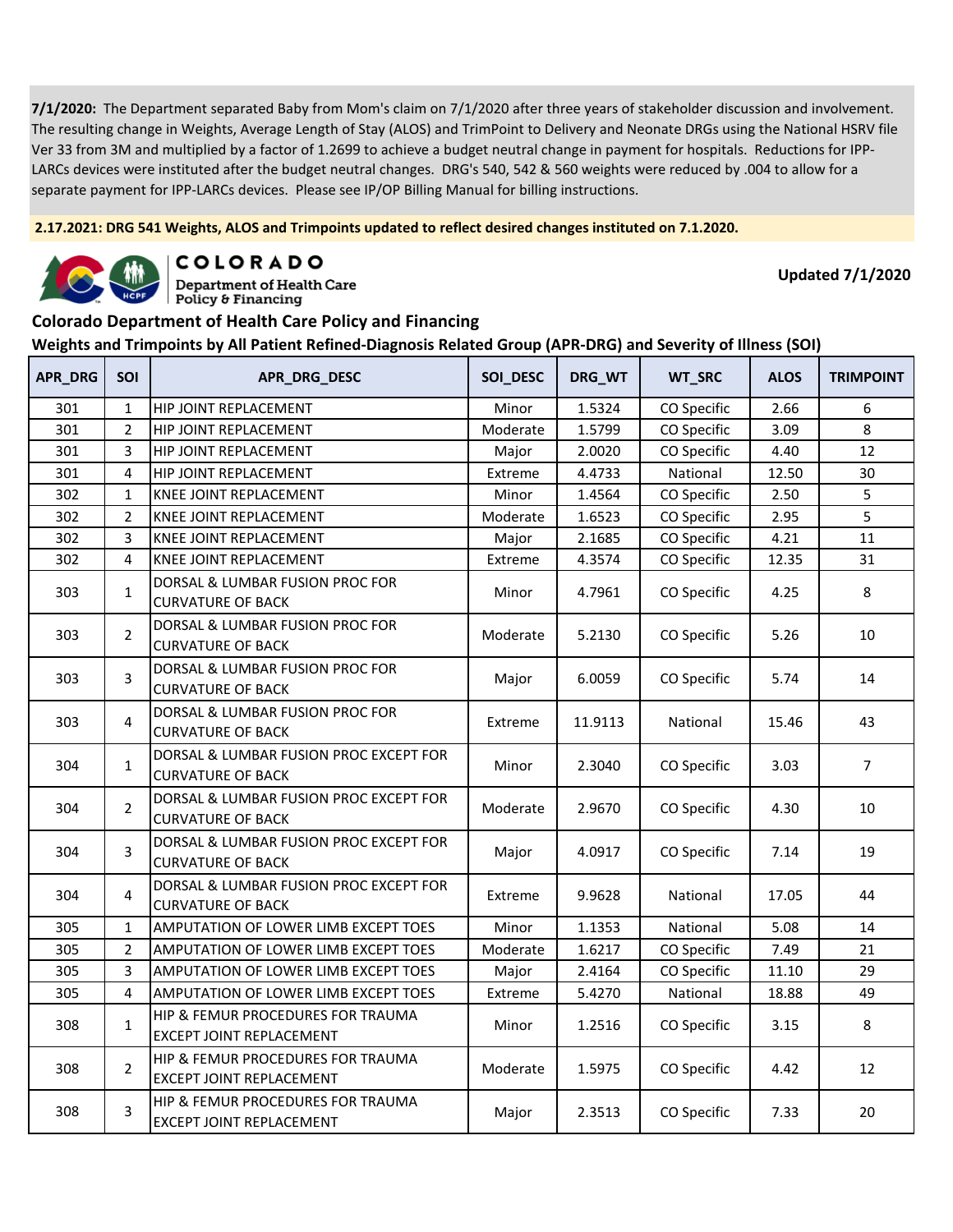**7/1/2020:** The Department separated Baby from Mom's claim on 7/1/2020 after three years of stakeholder discussion and involvement. The resulting change in Weights, Average Length of Stay (ALOS) and TrimPoint to Delivery and Neonate DRGs using the National HSRV file Ver 33 from 3M and multiplied by a factor of 1.2699 to achieve a budget neutral change in payment for hospitals. Reductions for IPP-LARCs devices were instituted after the budget neutral changes. DRG's 540, 542 & 560 weights were reduced by .004 to allow for a separate payment for IPP-LARCs devices. Please see IP/OP Billing Manual for billing instructions.

**2.17.2021: DRG 541 Weights, ALOS and Trimpoints updated to reflect desired changes instituted on 7.1.2020.**

COLORADO
Department of Health Care Policy & Financing

**Updated 7/1/2020**

## Colorado Department of Health Care Policy and Financing

### Weights and Trimpoints by All Patient Refined-Diagnosis Related Group (APR-DRG) and Severity of Illness (SOI)

| APR_DRG | SOI | APR_DRG_DESC | SOI_DESC | DRG_WT | WT_SRC | ALOS | TRIMPOINT |
|---|---|---|---|---|---|---|---|
| 301 | 1 | HIP JOINT REPLACEMENT | Minor | 1.5324 | CO Specific | 2.66 | 6 |
| 301 | 2 | HIP JOINT REPLACEMENT | Moderate | 1.5799 | CO Specific | 3.09 | 8 |
| 301 | 3 | HIP JOINT REPLACEMENT | Major | 2.0020 | CO Specific | 4.40 | 12 |
| 301 | 4 | HIP JOINT REPLACEMENT | Extreme | 4.4733 | National | 12.50 | 30 |
| 302 | 1 | KNEE JOINT REPLACEMENT | Minor | 1.4564 | CO Specific | 2.50 | 5 |
| 302 | 2 | KNEE JOINT REPLACEMENT | Moderate | 1.6523 | CO Specific | 2.95 | 5 |
| 302 | 3 | KNEE JOINT REPLACEMENT | Major | 2.1685 | CO Specific | 4.21 | 11 |
| 302 | 4 | KNEE JOINT REPLACEMENT | Extreme | 4.3574 | CO Specific | 12.35 | 31 |
| 303 | 1 | DORSAL & LUMBAR FUSION PROC FOR CURVATURE OF BACK | Minor | 4.7961 | CO Specific | 4.25 | 8 |
| 303 | 2 | DORSAL & LUMBAR FUSION PROC FOR CURVATURE OF BACK | Moderate | 5.2130 | CO Specific | 5.26 | 10 |
| 303 | 3 | DORSAL & LUMBAR FUSION PROC FOR CURVATURE OF BACK | Major | 6.0059 | CO Specific | 5.74 | 14 |
| 303 | 4 | DORSAL & LUMBAR FUSION PROC FOR CURVATURE OF BACK | Extreme | 11.9113 | National | 15.46 | 43 |
| 304 | 1 | DORSAL & LUMBAR FUSION PROC EXCEPT FOR CURVATURE OF BACK | Minor | 2.3040 | CO Specific | 3.03 | 7 |
| 304 | 2 | DORSAL & LUMBAR FUSION PROC EXCEPT FOR CURVATURE OF BACK | Moderate | 2.9670 | CO Specific | 4.30 | 10 |
| 304 | 3 | DORSAL & LUMBAR FUSION PROC EXCEPT FOR CURVATURE OF BACK | Major | 4.0917 | CO Specific | 7.14 | 19 |
| 304 | 4 | DORSAL & LUMBAR FUSION PROC EXCEPT FOR CURVATURE OF BACK | Extreme | 9.9628 | National | 17.05 | 44 |
| 305 | 1 | AMPUTATION OF LOWER LIMB EXCEPT TOES | Minor | 1.1353 | National | 5.08 | 14 |
| 305 | 2 | AMPUTATION OF LOWER LIMB EXCEPT TOES | Moderate | 1.6217 | CO Specific | 7.49 | 21 |
| 305 | 3 | AMPUTATION OF LOWER LIMB EXCEPT TOES | Major | 2.4164 | CO Specific | 11.10 | 29 |
| 305 | 4 | AMPUTATION OF LOWER LIMB EXCEPT TOES | Extreme | 5.4270 | National | 18.88 | 49 |
| 308 | 1 | HIP & FEMUR PROCEDURES FOR TRAUMA EXCEPT JOINT REPLACEMENT | Minor | 1.2516 | CO Specific | 3.15 | 8 |
| 308 | 2 | HIP & FEMUR PROCEDURES FOR TRAUMA EXCEPT JOINT REPLACEMENT | Moderate | 1.5975 | CO Specific | 4.42 | 12 |
| 308 | 3 | HIP & FEMUR PROCEDURES FOR TRAUMA EXCEPT JOINT REPLACEMENT | Major | 2.3513 | CO Specific | 7.33 | 20 |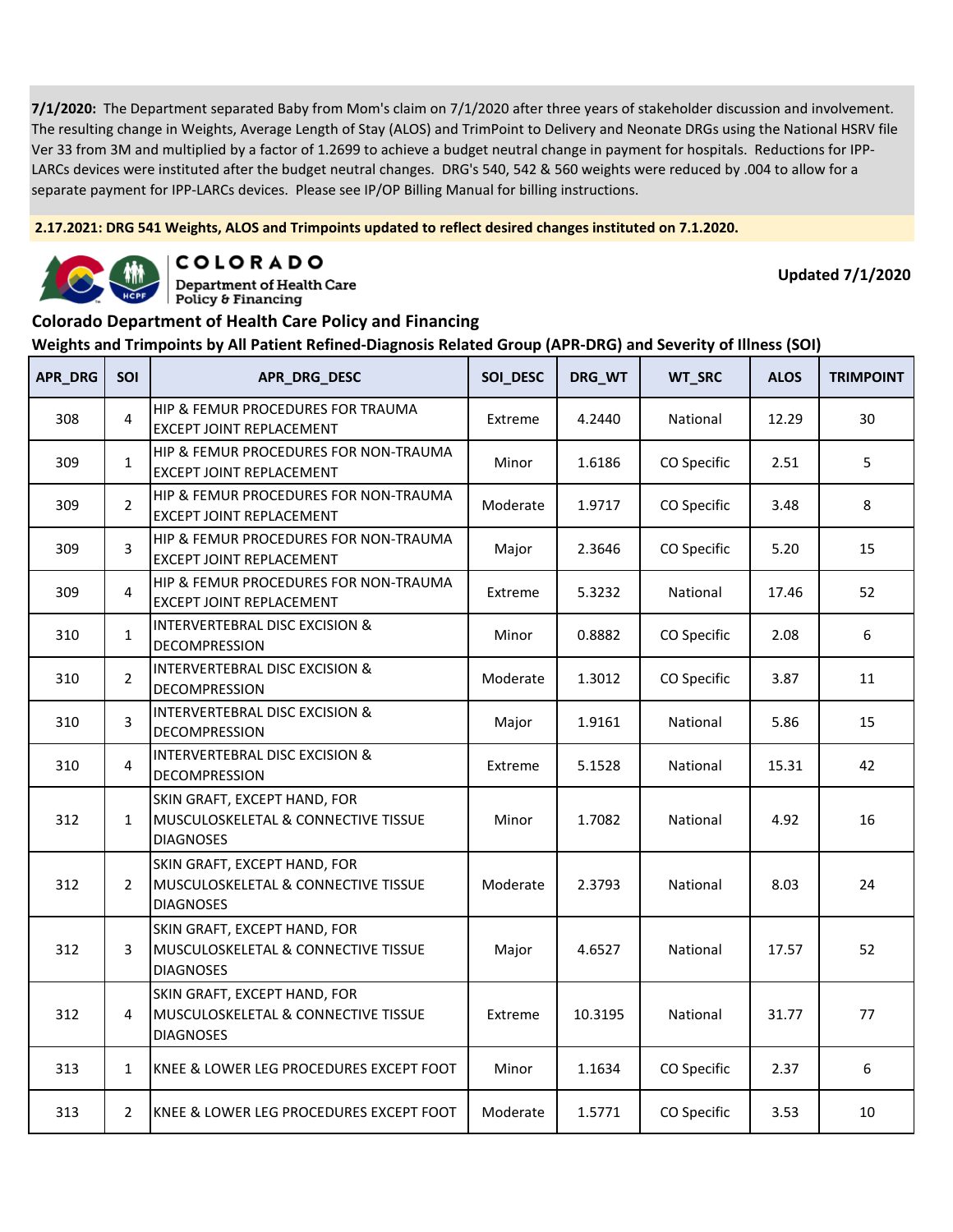**7/1/2020:** The Department separated Baby from Mom's claim on 7/1/2020 after three years of stakeholder discussion and involvement. The resulting change in Weights, Average Length of Stay (ALOS) and TrimPoint to Delivery and Neonate DRGs using the National HSRV file Ver 33 from 3M and multiplied by a factor of 1.2699 to achieve a budget neutral change in payment for hospitals. Reductions for IPP-LARCs devices were instituted after the budget neutral changes. DRG's 540, 542 & 560 weights were reduced by .004 to allow for a separate payment for IPP-LARCs devices. Please see IP/OP Billing Manual for billing instructions.

**2.17.2021: DRG 541 Weights, ALOS and Trimpoints updated to reflect desired changes instituted on 7.1.2020.**

COLORADO
Department of Health Care Policy & Financing

**Updated 7/1/2020**

## Colorado Department of Health Care Policy and Financing

### Weights and Trimpoints by All Patient Refined-Diagnosis Related Group (APR-DRG) and Severity of Illness (SOI)

| APR_DRG | SOI | APR_DRG_DESC | SOI_DESC | DRG_WT | WT_SRC | ALOS | TRIMPOINT |
|---|---|---|---|---|---|---|---|
| 308 | 4 | HIP & FEMUR PROCEDURES FOR TRAUMA EXCEPT JOINT REPLACEMENT | Extreme | 4.2440 | National | 12.29 | 30 |
| 309 | 1 | HIP & FEMUR PROCEDURES FOR NON-TRAUMA EXCEPT JOINT REPLACEMENT | Minor | 1.6186 | CO Specific | 2.51 | 5 |
| 309 | 2 | HIP & FEMUR PROCEDURES FOR NON-TRAUMA EXCEPT JOINT REPLACEMENT | Moderate | 1.9717 | CO Specific | 3.48 | 8 |
| 309 | 3 | HIP & FEMUR PROCEDURES FOR NON-TRAUMA EXCEPT JOINT REPLACEMENT | Major | 2.3646 | CO Specific | 5.20 | 15 |
| 309 | 4 | HIP & FEMUR PROCEDURES FOR NON-TRAUMA EXCEPT JOINT REPLACEMENT | Extreme | 5.3232 | National | 17.46 | 52 |
| 310 | 1 | INTERVERTEBRAL DISC EXCISION & DECOMPRESSION | Minor | 0.8882 | CO Specific | 2.08 | 6 |
| 310 | 2 | INTERVERTEBRAL DISC EXCISION & DECOMPRESSION | Moderate | 1.3012 | CO Specific | 3.87 | 11 |
| 310 | 3 | INTERVERTEBRAL DISC EXCISION & DECOMPRESSION | Major | 1.9161 | National | 5.86 | 15 |
| 310 | 4 | INTERVERTEBRAL DISC EXCISION & DECOMPRESSION | Extreme | 5.1528 | National | 15.31 | 42 |
| 312 | 1 | SKIN GRAFT, EXCEPT HAND, FOR MUSCULOSKELETAL & CONNECTIVE TISSUE DIAGNOSES | Minor | 1.7082 | National | 4.92 | 16 |
| 312 | 2 | SKIN GRAFT, EXCEPT HAND, FOR MUSCULOSKELETAL & CONNECTIVE TISSUE DIAGNOSES | Moderate | 2.3793 | National | 8.03 | 24 |
| 312 | 3 | SKIN GRAFT, EXCEPT HAND, FOR MUSCULOSKELETAL & CONNECTIVE TISSUE DIAGNOSES | Major | 4.6527 | National | 17.57 | 52 |
| 312 | 4 | SKIN GRAFT, EXCEPT HAND, FOR MUSCULOSKELETAL & CONNECTIVE TISSUE DIAGNOSES | Extreme | 10.3195 | National | 31.77 | 77 |
| 313 | 1 | KNEE & LOWER LEG PROCEDURES EXCEPT FOOT | Minor | 1.1634 | CO Specific | 2.37 | 6 |
| 313 | 2 | KNEE & LOWER LEG PROCEDURES EXCEPT FOOT | Moderate | 1.5771 | CO Specific | 3.53 | 10 |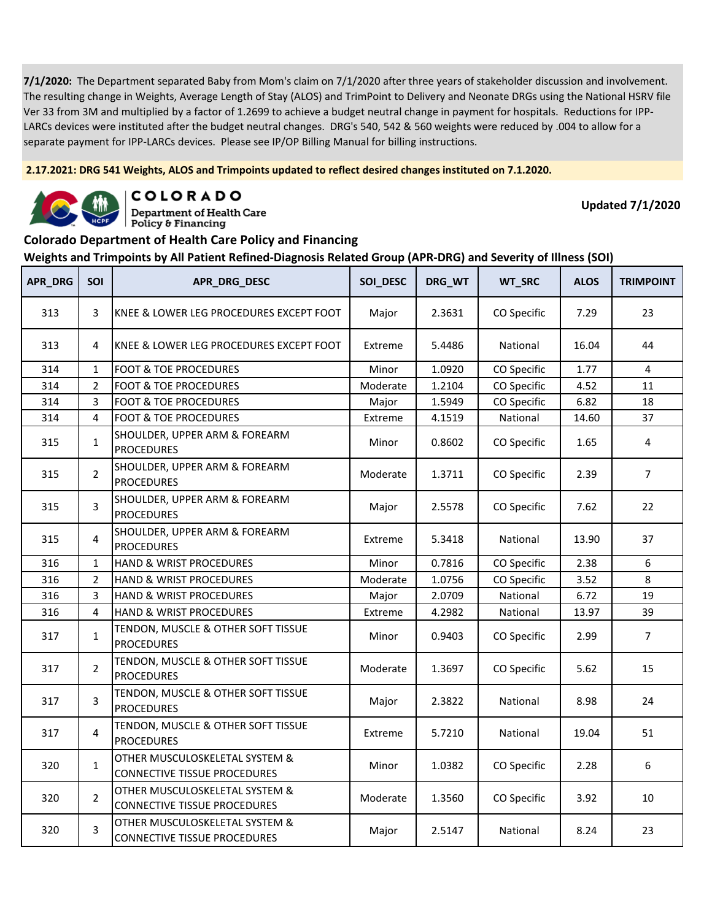**7/1/2020:** The Department separated Baby from Mom's claim on 7/1/2020 after three years of stakeholder discussion and involvement. The resulting change in Weights, Average Length of Stay (ALOS) and TrimPoint to Delivery and Neonate DRGs using the National HSRV file Ver 33 from 3M and multiplied by a factor of 1.2699 to achieve a budget neutral change in payment for hospitals. Reductions for IPP-LARCs devices were instituted after the budget neutral changes. DRG's 540, 542 & 560 weights were reduced by .004 to allow for a separate payment for IPP-LARCs devices. Please see IP/OP Billing Manual for billing instructions.

**2.17.2021: DRG 541 Weights, ALOS and Trimpoints updated to reflect desired changes instituted on 7.1.2020.**

COLORADO Department of Health Care Policy & Financing

**Updated 7/1/2020**

## Colorado Department of Health Care Policy and Financing

### Weights and Trimpoints by All Patient Refined-Diagnosis Related Group (APR-DRG) and Severity of Illness (SOI)

| APR_DRG | SOI | APR_DRG_DESC | SOI_DESC | DRG_WT | WT_SRC | ALOS | TRIMPOINT |
|---|---|---|---|---|---|---|---|
| 313 | 3 | KNEE & LOWER LEG PROCEDURES EXCEPT FOOT | Major | 2.3631 | CO Specific | 7.29 | 23 |
| 313 | 4 | KNEE & LOWER LEG PROCEDURES EXCEPT FOOT | Extreme | 5.4486 | National | 16.04 | 44 |
| 314 | 1 | FOOT & TOE PROCEDURES | Minor | 1.0920 | CO Specific | 1.77 | 4 |
| 314 | 2 | FOOT & TOE PROCEDURES | Moderate | 1.2104 | CO Specific | 4.52 | 11 |
| 314 | 3 | FOOT & TOE PROCEDURES | Major | 1.5949 | CO Specific | 6.82 | 18 |
| 314 | 4 | FOOT & TOE PROCEDURES | Extreme | 4.1519 | National | 14.60 | 37 |
| 315 | 1 | SHOULDER, UPPER ARM & FOREARM PROCEDURES | Minor | 0.8602 | CO Specific | 1.65 | 4 |
| 315 | 2 | SHOULDER, UPPER ARM & FOREARM PROCEDURES | Moderate | 1.3711 | CO Specific | 2.39 | 7 |
| 315 | 3 | SHOULDER, UPPER ARM & FOREARM PROCEDURES | Major | 2.5578 | CO Specific | 7.62 | 22 |
| 315 | 4 | SHOULDER, UPPER ARM & FOREARM PROCEDURES | Extreme | 5.3418 | National | 13.90 | 37 |
| 316 | 1 | HAND & WRIST PROCEDURES | Minor | 0.7816 | CO Specific | 2.38 | 6 |
| 316 | 2 | HAND & WRIST PROCEDURES | Moderate | 1.0756 | CO Specific | 3.52 | 8 |
| 316 | 3 | HAND & WRIST PROCEDURES | Major | 2.0709 | National | 6.72 | 19 |
| 316 | 4 | HAND & WRIST PROCEDURES | Extreme | 4.2982 | National | 13.97 | 39 |
| 317 | 1 | TENDON, MUSCLE & OTHER SOFT TISSUE PROCEDURES | Minor | 0.9403 | CO Specific | 2.99 | 7 |
| 317 | 2 | TENDON, MUSCLE & OTHER SOFT TISSUE PROCEDURES | Moderate | 1.3697 | CO Specific | 5.62 | 15 |
| 317 | 3 | TENDON, MUSCLE & OTHER SOFT TISSUE PROCEDURES | Major | 2.3822 | National | 8.98 | 24 |
| 317 | 4 | TENDON, MUSCLE & OTHER SOFT TISSUE PROCEDURES | Extreme | 5.7210 | National | 19.04 | 51 |
| 320 | 1 | OTHER MUSCULOSKELETAL SYSTEM & CONNECTIVE TISSUE PROCEDURES | Minor | 1.0382 | CO Specific | 2.28 | 6 |
| 320 | 2 | OTHER MUSCULOSKELETAL SYSTEM & CONNECTIVE TISSUE PROCEDURES | Moderate | 1.3560 | CO Specific | 3.92 | 10 |
| 320 | 3 | OTHER MUSCULOSKELETAL SYSTEM & CONNECTIVE TISSUE PROCEDURES | Major | 2.5147 | National | 8.24 | 23 |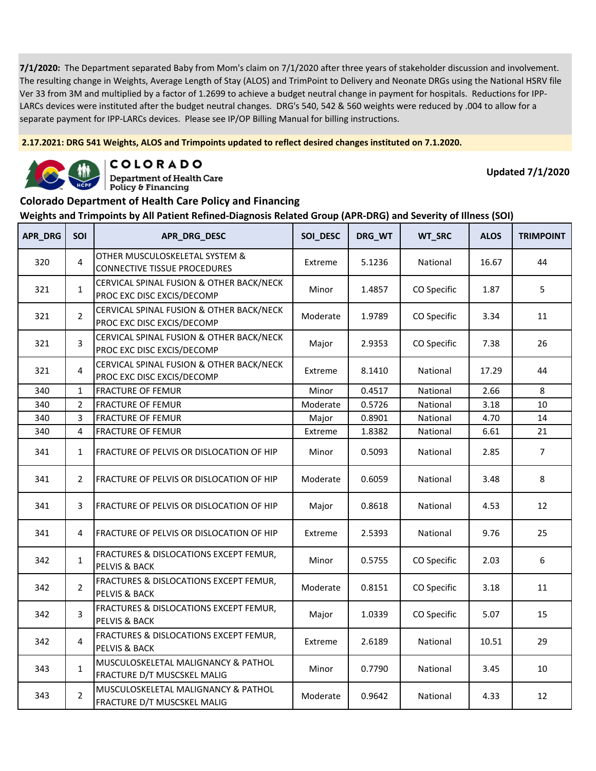**7/1/2020:** The Department separated Baby from Mom's claim on 7/1/2020 after three years of stakeholder discussion and involvement. The resulting change in Weights, Average Length of Stay (ALOS) and TrimPoint to Delivery and Neonate DRGs using the National HSRV file Ver 33 from 3M and multiplied by a factor of 1.2699 to achieve a budget neutral change in payment for hospitals. Reductions for IPP-LARCs devices were instituted after the budget neutral changes. DRG's 540, 542 & 560 weights were reduced by .004 to allow for a separate payment for IPP-LARCs devices. Please see IP/OP Billing Manual for billing instructions.

**2.17.2021: DRG 541 Weights, ALOS and Trimpoints updated to reflect desired changes instituted on 7.1.2020.**

COLORADO Department of Health Care Policy & Financing

**Updated 7/1/2020**

## Colorado Department of Health Care Policy and Financing

### Weights and Trimpoints by All Patient Refined-Diagnosis Related Group (APR-DRG) and Severity of Illness (SOI)

| APR_DRG | SOI | APR_DRG_DESC | SOI_DESC | DRG_WT | WT_SRC | ALOS | TRIMPOINT |
|---|---|---|---|---|---|---|---|
| 320 | 4 | OTHER MUSCULOSKELETAL SYSTEM & CONNECTIVE TISSUE PROCEDURES | Extreme | 5.1236 | National | 16.67 | 44 |
| 321 | 1 | CERVICAL SPINAL FUSION & OTHER BACK/NECK PROC EXC DISC EXCIS/DECOMP | Minor | 1.4857 | CO Specific | 1.87 | 5 |
| 321 | 2 | CERVICAL SPINAL FUSION & OTHER BACK/NECK PROC EXC DISC EXCIS/DECOMP | Moderate | 1.9789 | CO Specific | 3.34 | 11 |
| 321 | 3 | CERVICAL SPINAL FUSION & OTHER BACK/NECK PROC EXC DISC EXCIS/DECOMP | Major | 2.9353 | CO Specific | 7.38 | 26 |
| 321 | 4 | CERVICAL SPINAL FUSION & OTHER BACK/NECK PROC EXC DISC EXCIS/DECOMP | Extreme | 8.1410 | National | 17.29 | 44 |
| 340 | 1 | FRACTURE OF FEMUR | Minor | 0.4517 | National | 2.66 | 8 |
| 340 | 2 | FRACTURE OF FEMUR | Moderate | 0.5726 | National | 3.18 | 10 |
| 340 | 3 | FRACTURE OF FEMUR | Major | 0.8901 | National | 4.70 | 14 |
| 340 | 4 | FRACTURE OF FEMUR | Extreme | 1.8382 | National | 6.61 | 21 |
| 341 | 1 | FRACTURE OF PELVIS OR DISLOCATION OF HIP | Minor | 0.5093 | National | 2.85 | 7 |
| 341 | 2 | FRACTURE OF PELVIS OR DISLOCATION OF HIP | Moderate | 0.6059 | National | 3.48 | 8 |
| 341 | 3 | FRACTURE OF PELVIS OR DISLOCATION OF HIP | Major | 0.8618 | National | 4.53 | 12 |
| 341 | 4 | FRACTURE OF PELVIS OR DISLOCATION OF HIP | Extreme | 2.5393 | National | 9.76 | 25 |
| 342 | 1 | FRACTURES & DISLOCATIONS EXCEPT FEMUR, PELVIS & BACK | Minor | 0.5755 | CO Specific | 2.03 | 6 |
| 342 | 2 | FRACTURES & DISLOCATIONS EXCEPT FEMUR, PELVIS & BACK | Moderate | 0.8151 | CO Specific | 3.18 | 11 |
| 342 | 3 | FRACTURES & DISLOCATIONS EXCEPT FEMUR, PELVIS & BACK | Major | 1.0339 | CO Specific | 5.07 | 15 |
| 342 | 4 | FRACTURES & DISLOCATIONS EXCEPT FEMUR, PELVIS & BACK | Extreme | 2.6189 | National | 10.51 | 29 |
| 343 | 1 | MUSCULOSKELETAL MALIGNANCY & PATHOL FRACTURE D/T MUSCSKEL MALIG | Minor | 0.7790 | National | 3.45 | 10 |
| 343 | 2 | MUSCULOSKELETAL MALIGNANCY & PATHOL FRACTURE D/T MUSCSKEL MALIG | Moderate | 0.9642 | National | 4.33 | 12 |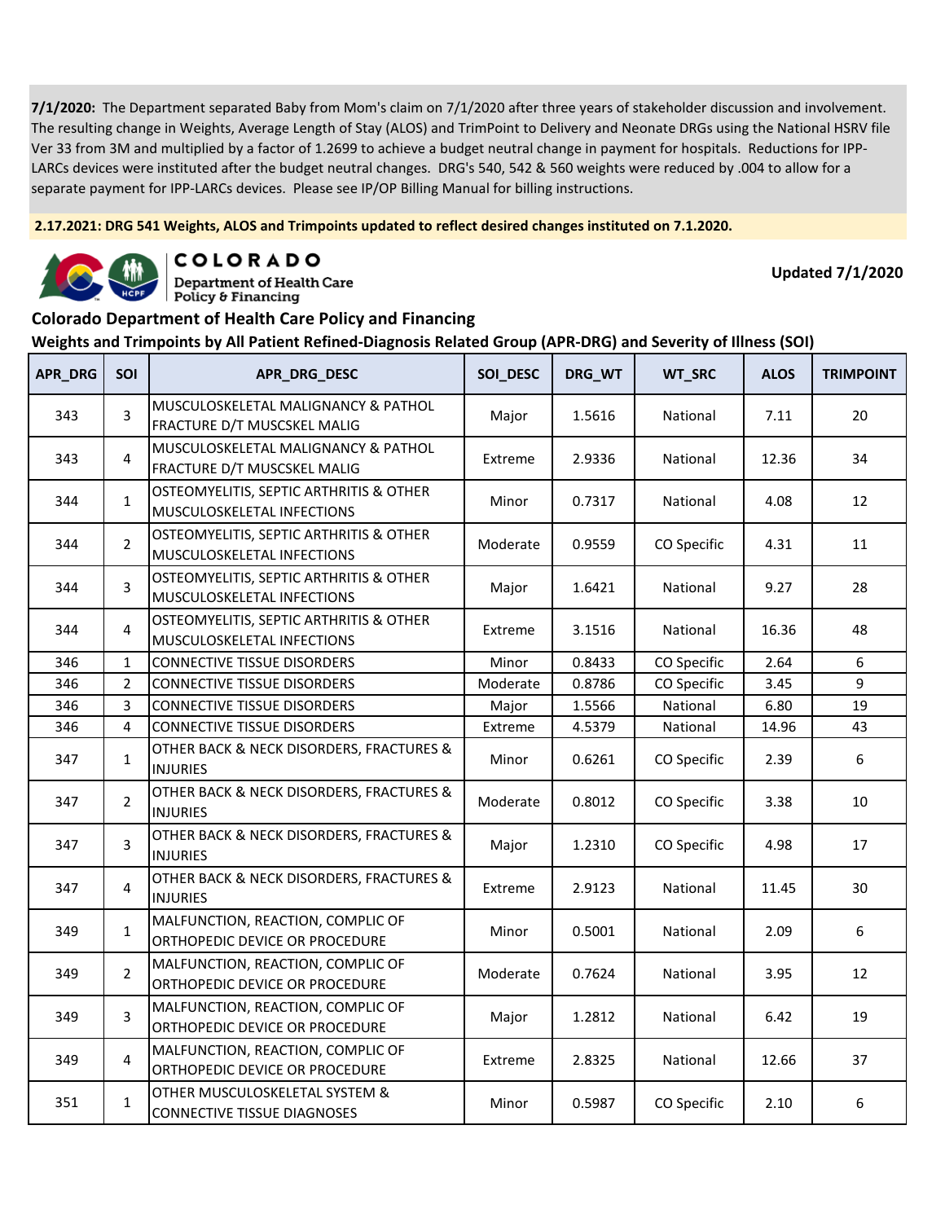**7/1/2020:** The Department separated Baby from Mom's claim on 7/1/2020 after three years of stakeholder discussion and involvement. The resulting change in Weights, Average Length of Stay (ALOS) and TrimPoint to Delivery and Neonate DRGs using the National HSRV file Ver 33 from 3M and multiplied by a factor of 1.2699 to achieve a budget neutral change in payment for hospitals. Reductions for IPP-LARCs devices were instituted after the budget neutral changes. DRG's 540, 542 & 560 weights were reduced by .004 to allow for a separate payment for IPP-LARCs devices. Please see IP/OP Billing Manual for billing instructions.

**2.17.2021: DRG 541 Weights, ALOS and Trimpoints updated to reflect desired changes instituted on 7.1.2020.**

COLORADO
Department of Health Care Policy & Financing

**Updated 7/1/2020**

## Colorado Department of Health Care Policy and Financing

### Weights and Trimpoints by All Patient Refined-Diagnosis Related Group (APR-DRG) and Severity of Illness (SOI)

| APR_DRG | SOI | APR_DRG_DESC | SOI_DESC | DRG_WT | WT_SRC | ALOS | TRIMPOINT |
|---|---|---|---|---|---|---|---|
| 343 | 3 | MUSCULOSKELETAL MALIGNANCY & PATHOL FRACTURE D/T MUSCSKEL MALIG | Major | 1.5616 | National | 7.11 | 20 |
| 343 | 4 | MUSCULOSKELETAL MALIGNANCY & PATHOL FRACTURE D/T MUSCSKEL MALIG | Extreme | 2.9336 | National | 12.36 | 34 |
| 344 | 1 | OSTEOMYELITIS, SEPTIC ARTHRITIS & OTHER MUSCULOSKELETAL INFECTIONS | Minor | 0.7317 | National | 4.08 | 12 |
| 344 | 2 | OSTEOMYELITIS, SEPTIC ARTHRITIS & OTHER MUSCULOSKELETAL INFECTIONS | Moderate | 0.9559 | CO Specific | 4.31 | 11 |
| 344 | 3 | OSTEOMYELITIS, SEPTIC ARTHRITIS & OTHER MUSCULOSKELETAL INFECTIONS | Major | 1.6421 | National | 9.27 | 28 |
| 344 | 4 | OSTEOMYELITIS, SEPTIC ARTHRITIS & OTHER MUSCULOSKELETAL INFECTIONS | Extreme | 3.1516 | National | 16.36 | 48 |
| 346 | 1 | CONNECTIVE TISSUE DISORDERS | Minor | 0.8433 | CO Specific | 2.64 | 6 |
| 346 | 2 | CONNECTIVE TISSUE DISORDERS | Moderate | 0.8786 | CO Specific | 3.45 | 9 |
| 346 | 3 | CONNECTIVE TISSUE DISORDERS | Major | 1.5566 | National | 6.80 | 19 |
| 346 | 4 | CONNECTIVE TISSUE DISORDERS | Extreme | 4.5379 | National | 14.96 | 43 |
| 347 | 1 | OTHER BACK & NECK DISORDERS, FRACTURES & INJURIES | Minor | 0.6261 | CO Specific | 2.39 | 6 |
| 347 | 2 | OTHER BACK & NECK DISORDERS, FRACTURES & INJURIES | Moderate | 0.8012 | CO Specific | 3.38 | 10 |
| 347 | 3 | OTHER BACK & NECK DISORDERS, FRACTURES & INJURIES | Major | 1.2310 | CO Specific | 4.98 | 17 |
| 347 | 4 | OTHER BACK & NECK DISORDERS, FRACTURES & INJURIES | Extreme | 2.9123 | National | 11.45 | 30 |
| 349 | 1 | MALFUNCTION, REACTION, COMPLIC OF ORTHOPEDIC DEVICE OR PROCEDURE | Minor | 0.5001 | National | 2.09 | 6 |
| 349 | 2 | MALFUNCTION, REACTION, COMPLIC OF ORTHOPEDIC DEVICE OR PROCEDURE | Moderate | 0.7624 | National | 3.95 | 12 |
| 349 | 3 | MALFUNCTION, REACTION, COMPLIC OF ORTHOPEDIC DEVICE OR PROCEDURE | Major | 1.2812 | National | 6.42 | 19 |
| 349 | 4 | MALFUNCTION, REACTION, COMPLIC OF ORTHOPEDIC DEVICE OR PROCEDURE | Extreme | 2.8325 | National | 12.66 | 37 |
| 351 | 1 | OTHER MUSCULOSKELETAL SYSTEM & CONNECTIVE TISSUE DIAGNOSES | Minor | 0.5987 | CO Specific | 2.10 | 6 |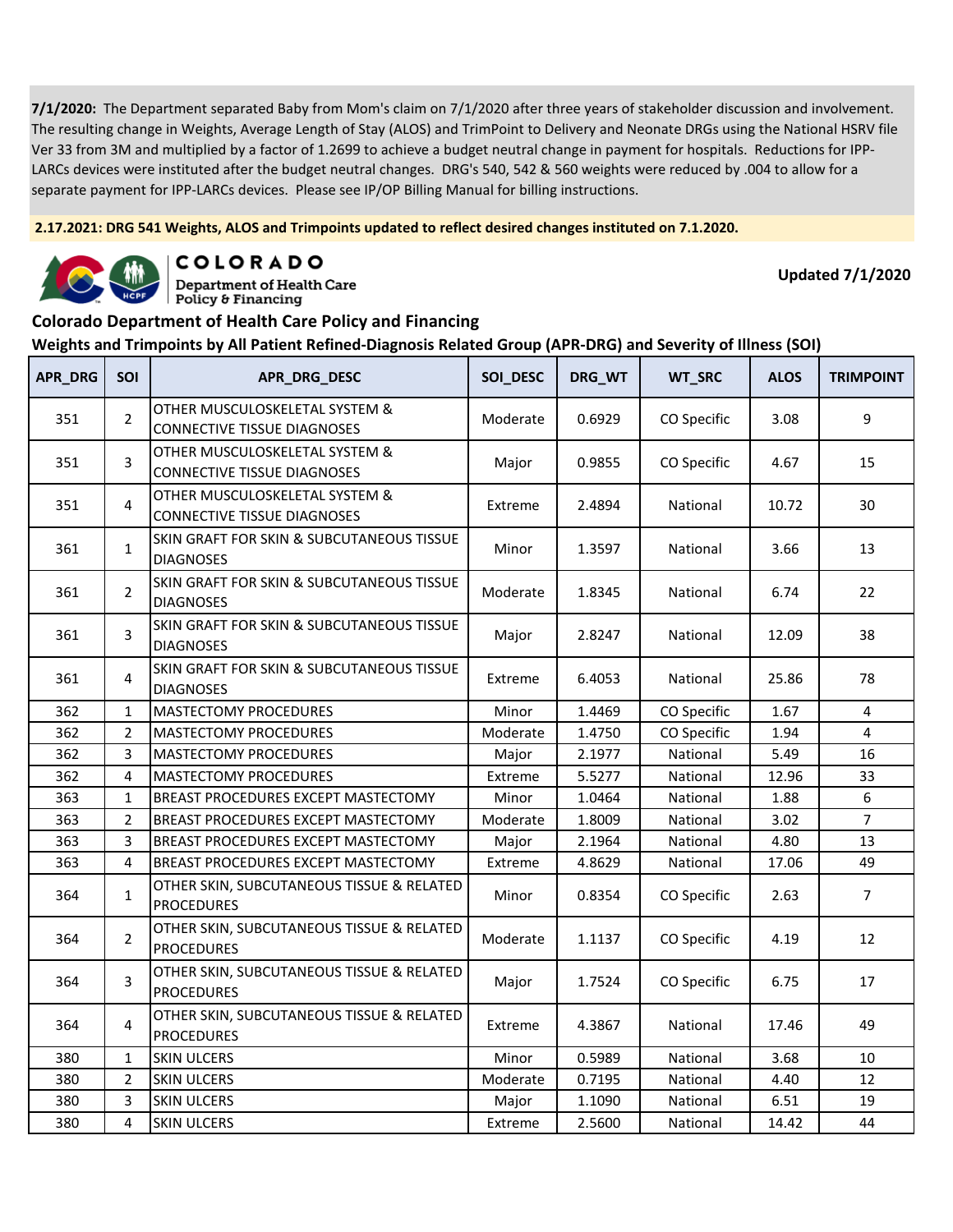**7/1/2020:** The Department separated Baby from Mom's claim on 7/1/2020 after three years of stakeholder discussion and involvement. The resulting change in Weights, Average Length of Stay (ALOS) and TrimPoint to Delivery and Neonate DRGs using the National HSRV file Ver 33 from 3M and multiplied by a factor of 1.2699 to achieve a budget neutral change in payment for hospitals. Reductions for IPP-LARCs devices were instituted after the budget neutral changes. DRG's 540, 542 & 560 weights were reduced by .004 to allow for a separate payment for IPP-LARCs devices. Please see IP/OP Billing Manual for billing instructions.

**2.17.2021: DRG 541 Weights, ALOS and Trimpoints updated to reflect desired changes instituted on 7.1.2020.**

COLORADO
Department of Health Care Policy & Financing

**Updated 7/1/2020**

## Colorado Department of Health Care Policy and Financing

## Weights and Trimpoints by All Patient Refined-Diagnosis Related Group (APR-DRG) and Severity of Illness (SOI)

| APR_DRG | SOI | APR_DRG_DESC | SOI_DESC | DRG_WT | WT_SRC | ALOS | TRIMPOINT |
|---|---|---|---|---|---|---|---|
| 351 | 2 | OTHER MUSCULOSKELETAL SYSTEM & CONNECTIVE TISSUE DIAGNOSES | Moderate | 0.6929 | CO Specific | 3.08 | 9 |
| 351 | 3 | OTHER MUSCULOSKELETAL SYSTEM & CONNECTIVE TISSUE DIAGNOSES | Major | 0.9855 | CO Specific | 4.67 | 15 |
| 351 | 4 | OTHER MUSCULOSKELETAL SYSTEM & CONNECTIVE TISSUE DIAGNOSES | Extreme | 2.4894 | National | 10.72 | 30 |
| 361 | 1 | SKIN GRAFT FOR SKIN & SUBCUTANEOUS TISSUE DIAGNOSES | Minor | 1.3597 | National | 3.66 | 13 |
| 361 | 2 | SKIN GRAFT FOR SKIN & SUBCUTANEOUS TISSUE DIAGNOSES | Moderate | 1.8345 | National | 6.74 | 22 |
| 361 | 3 | SKIN GRAFT FOR SKIN & SUBCUTANEOUS TISSUE DIAGNOSES | Major | 2.8247 | National | 12.09 | 38 |
| 361 | 4 | SKIN GRAFT FOR SKIN & SUBCUTANEOUS TISSUE DIAGNOSES | Extreme | 6.4053 | National | 25.86 | 78 |
| 362 | 1 | MASTECTOMY PROCEDURES | Minor | 1.4469 | CO Specific | 1.67 | 4 |
| 362 | 2 | MASTECTOMY PROCEDURES | Moderate | 1.4750 | CO Specific | 1.94 | 4 |
| 362 | 3 | MASTECTOMY PROCEDURES | Major | 2.1977 | National | 5.49 | 16 |
| 362 | 4 | MASTECTOMY PROCEDURES | Extreme | 5.5277 | National | 12.96 | 33 |
| 363 | 1 | BREAST PROCEDURES EXCEPT MASTECTOMY | Minor | 1.0464 | National | 1.88 | 6 |
| 363 | 2 | BREAST PROCEDURES EXCEPT MASTECTOMY | Moderate | 1.8009 | National | 3.02 | 7 |
| 363 | 3 | BREAST PROCEDURES EXCEPT MASTECTOMY | Major | 2.1964 | National | 4.80 | 13 |
| 363 | 4 | BREAST PROCEDURES EXCEPT MASTECTOMY | Extreme | 4.8629 | National | 17.06 | 49 |
| 364 | 1 | OTHER SKIN, SUBCUTANEOUS TISSUE & RELATED PROCEDURES | Minor | 0.8354 | CO Specific | 2.63 | 7 |
| 364 | 2 | OTHER SKIN, SUBCUTANEOUS TISSUE & RELATED PROCEDURES | Moderate | 1.1137 | CO Specific | 4.19 | 12 |
| 364 | 3 | OTHER SKIN, SUBCUTANEOUS TISSUE & RELATED PROCEDURES | Major | 1.7524 | CO Specific | 6.75 | 17 |
| 364 | 4 | OTHER SKIN, SUBCUTANEOUS TISSUE & RELATED PROCEDURES | Extreme | 4.3867 | National | 17.46 | 49 |
| 380 | 1 | SKIN ULCERS | Minor | 0.5989 | National | 3.68 | 10 |
| 380 | 2 | SKIN ULCERS | Moderate | 0.7195 | National | 4.40 | 12 |
| 380 | 3 | SKIN ULCERS | Major | 1.1090 | National | 6.51 | 19 |
| 380 | 4 | SKIN ULCERS | Extreme | 2.5600 | National | 14.42 | 44 |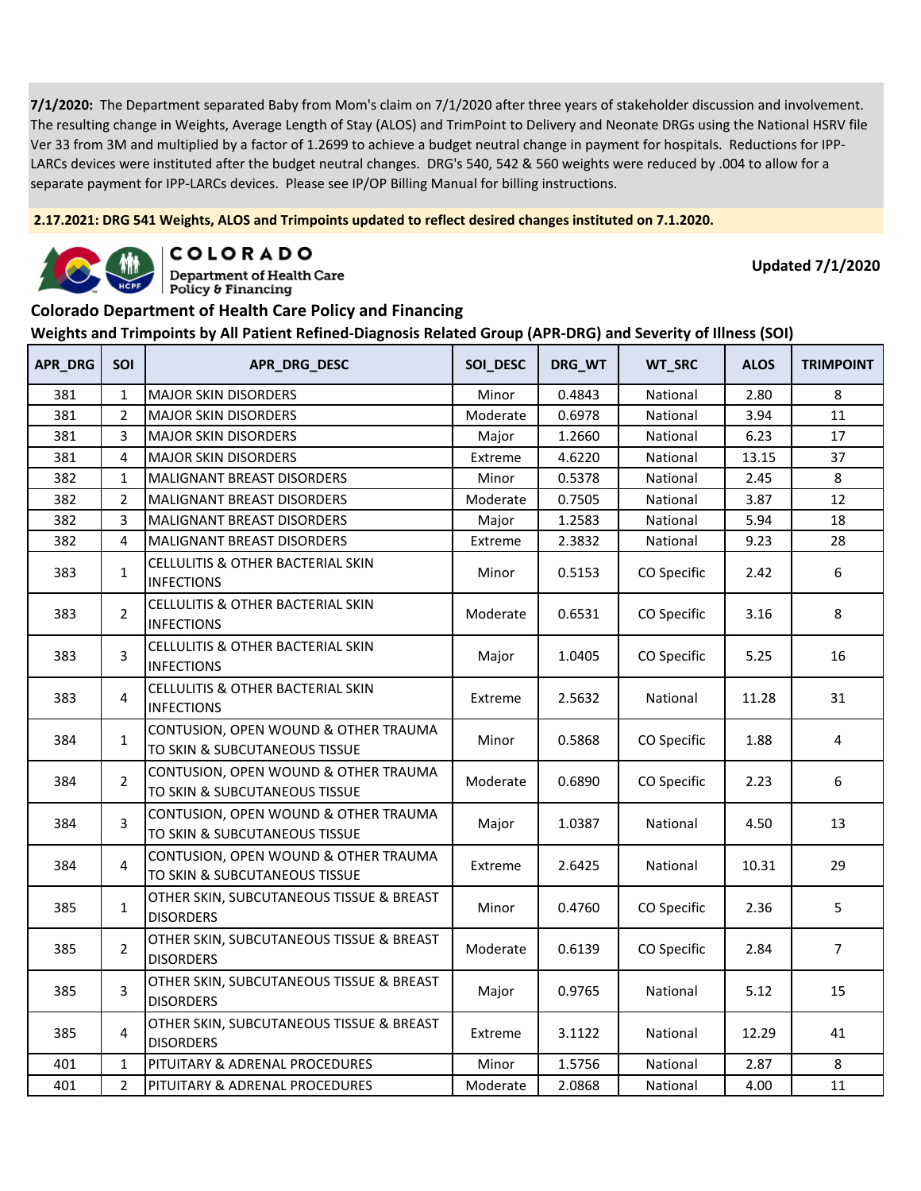**7/1/2020:** The Department separated Baby from Mom's claim on 7/1/2020 after three years of stakeholder discussion and involvement. The resulting change in Weights, Average Length of Stay (ALOS) and TrimPoint to Delivery and Neonate DRGs using the National HSRV file Ver 33 from 3M and multiplied by a factor of 1.2699 to achieve a budget neutral change in payment for hospitals. Reductions for IPP-LARCs devices were instituted after the budget neutral changes. DRG's 540, 542 & 560 weights were reduced by .004 to allow for a separate payment for IPP-LARCs devices. Please see IP/OP Billing Manual for billing instructions.

**2.17.2021: DRG 541 Weights, ALOS and Trimpoints updated to reflect desired changes instituted on 7.1.2020.**

COLORADO Department of Health Care Policy & Financing

**Updated 7/1/2020**

## Colorado Department of Health Care Policy and Financing

### Weights and Trimpoints by All Patient Refined-Diagnosis Related Group (APR-DRG) and Severity of Illness (SOI)

| APR_DRG | SOI | APR_DRG_DESC | SOI_DESC | DRG_WT | WT_SRC | ALOS | TRIMPOINT |
|---|---|---|---|---|---|---|---|
| 381 | 1 | MAJOR SKIN DISORDERS | Minor | 0.4843 | National | 2.80 | 8 |
| 381 | 2 | MAJOR SKIN DISORDERS | Moderate | 0.6978 | National | 3.94 | 11 |
| 381 | 3 | MAJOR SKIN DISORDERS | Major | 1.2660 | National | 6.23 | 17 |
| 381 | 4 | MAJOR SKIN DISORDERS | Extreme | 4.6220 | National | 13.15 | 37 |
| 382 | 1 | MALIGNANT BREAST DISORDERS | Minor | 0.5378 | National | 2.45 | 8 |
| 382 | 2 | MALIGNANT BREAST DISORDERS | Moderate | 0.7505 | National | 3.87 | 12 |
| 382 | 3 | MALIGNANT BREAST DISORDERS | Major | 1.2583 | National | 5.94 | 18 |
| 382 | 4 | MALIGNANT BREAST DISORDERS | Extreme | 2.3832 | National | 9.23 | 28 |
| 383 | 1 | CELLULITIS & OTHER BACTERIAL SKIN INFECTIONS | Minor | 0.5153 | CO Specific | 2.42 | 6 |
| 383 | 2 | CELLULITIS & OTHER BACTERIAL SKIN INFECTIONS | Moderate | 0.6531 | CO Specific | 3.16 | 8 |
| 383 | 3 | CELLULITIS & OTHER BACTERIAL SKIN INFECTIONS | Major | 1.0405 | CO Specific | 5.25 | 16 |
| 383 | 4 | CELLULITIS & OTHER BACTERIAL SKIN INFECTIONS | Extreme | 2.5632 | National | 11.28 | 31 |
| 384 | 1 | CONTUSION, OPEN WOUND & OTHER TRAUMA TO SKIN & SUBCUTANEOUS TISSUE | Minor | 0.5868 | CO Specific | 1.88 | 4 |
| 384 | 2 | CONTUSION, OPEN WOUND & OTHER TRAUMA TO SKIN & SUBCUTANEOUS TISSUE | Moderate | 0.6890 | CO Specific | 2.23 | 6 |
| 384 | 3 | CONTUSION, OPEN WOUND & OTHER TRAUMA TO SKIN & SUBCUTANEOUS TISSUE | Major | 1.0387 | National | 4.50 | 13 |
| 384 | 4 | CONTUSION, OPEN WOUND & OTHER TRAUMA TO SKIN & SUBCUTANEOUS TISSUE | Extreme | 2.6425 | National | 10.31 | 29 |
| 385 | 1 | OTHER SKIN, SUBCUTANEOUS TISSUE & BREAST DISORDERS | Minor | 0.4760 | CO Specific | 2.36 | 5 |
| 385 | 2 | OTHER SKIN, SUBCUTANEOUS TISSUE & BREAST DISORDERS | Moderate | 0.6139 | CO Specific | 2.84 | 7 |
| 385 | 3 | OTHER SKIN, SUBCUTANEOUS TISSUE & BREAST DISORDERS | Major | 0.9765 | National | 5.12 | 15 |
| 385 | 4 | OTHER SKIN, SUBCUTANEOUS TISSUE & BREAST DISORDERS | Extreme | 3.1122 | National | 12.29 | 41 |
| 401 | 1 | PITUITARY & ADRENAL PROCEDURES | Minor | 1.5756 | National | 2.87 | 8 |
| 401 | 2 | PITUITARY & ADRENAL PROCEDURES | Moderate | 2.0868 | National | 4.00 | 11 |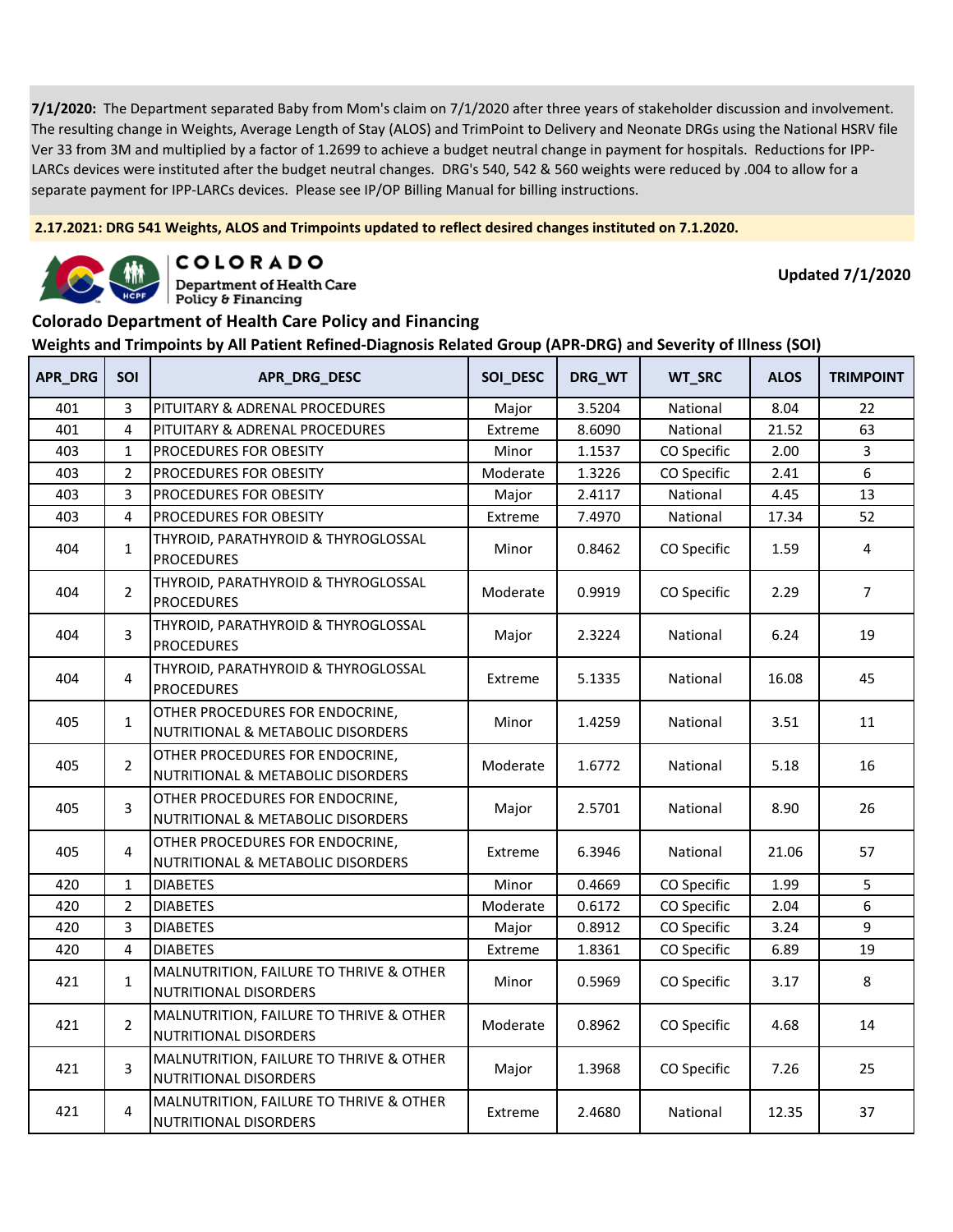**7/1/2020:** The Department separated Baby from Mom's claim on 7/1/2020 after three years of stakeholder discussion and involvement. The resulting change in Weights, Average Length of Stay (ALOS) and TrimPoint to Delivery and Neonate DRGs using the National HSRV file Ver 33 from 3M and multiplied by a factor of 1.2699 to achieve a budget neutral change in payment for hospitals. Reductions for IPP-LARCs devices were instituted after the budget neutral changes. DRG's 540, 542 & 560 weights were reduced by .004 to allow for a separate payment for IPP-LARCs devices. Please see IP/OP Billing Manual for billing instructions.

**2.17.2021: DRG 541 Weights, ALOS and Trimpoints updated to reflect desired changes instituted on 7.1.2020.**

COLORADO Department of Health Care Policy & Financing

**Updated 7/1/2020**

## Colorado Department of Health Care Policy and Financing

### Weights and Trimpoints by All Patient Refined-Diagnosis Related Group (APR-DRG) and Severity of Illness (SOI)

| APR_DRG | SOI | APR_DRG_DESC | SOI_DESC | DRG_WT | WT_SRC | ALOS | TRIMPOINT |
|---|---|---|---|---|---|---|---|
| 401 | 3 | PITUITARY & ADRENAL PROCEDURES | Major | 3.5204 | National | 8.04 | 22 |
| 401 | 4 | PITUITARY & ADRENAL PROCEDURES | Extreme | 8.6090 | National | 21.52 | 63 |
| 403 | 1 | PROCEDURES FOR OBESITY | Minor | 1.1537 | CO Specific | 2.00 | 3 |
| 403 | 2 | PROCEDURES FOR OBESITY | Moderate | 1.3226 | CO Specific | 2.41 | 6 |
| 403 | 3 | PROCEDURES FOR OBESITY | Major | 2.4117 | National | 4.45 | 13 |
| 403 | 4 | PROCEDURES FOR OBESITY | Extreme | 7.4970 | National | 17.34 | 52 |
| 404 | 1 | THYROID, PARATHYROID & THYROGLOSSAL PROCEDURES | Minor | 0.8462 | CO Specific | 1.59 | 4 |
| 404 | 2 | THYROID, PARATHYROID & THYROGLOSSAL PROCEDURES | Moderate | 0.9919 | CO Specific | 2.29 | 7 |
| 404 | 3 | THYROID, PARATHYROID & THYROGLOSSAL PROCEDURES | Major | 2.3224 | National | 6.24 | 19 |
| 404 | 4 | THYROID, PARATHYROID & THYROGLOSSAL PROCEDURES | Extreme | 5.1335 | National | 16.08 | 45 |
| 405 | 1 | OTHER PROCEDURES FOR ENDOCRINE, NUTRITIONAL & METABOLIC DISORDERS | Minor | 1.4259 | National | 3.51 | 11 |
| 405 | 2 | OTHER PROCEDURES FOR ENDOCRINE, NUTRITIONAL & METABOLIC DISORDERS | Moderate | 1.6772 | National | 5.18 | 16 |
| 405 | 3 | OTHER PROCEDURES FOR ENDOCRINE, NUTRITIONAL & METABOLIC DISORDERS | Major | 2.5701 | National | 8.90 | 26 |
| 405 | 4 | OTHER PROCEDURES FOR ENDOCRINE, NUTRITIONAL & METABOLIC DISORDERS | Extreme | 6.3946 | National | 21.06 | 57 |
| 420 | 1 | DIABETES | Minor | 0.4669 | CO Specific | 1.99 | 5 |
| 420 | 2 | DIABETES | Moderate | 0.6172 | CO Specific | 2.04 | 6 |
| 420 | 3 | DIABETES | Major | 0.8912 | CO Specific | 3.24 | 9 |
| 420 | 4 | DIABETES | Extreme | 1.8361 | CO Specific | 6.89 | 19 |
| 421 | 1 | MALNUTRITION, FAILURE TO THRIVE & OTHER NUTRITIONAL DISORDERS | Minor | 0.5969 | CO Specific | 3.17 | 8 |
| 421 | 2 | MALNUTRITION, FAILURE TO THRIVE & OTHER NUTRITIONAL DISORDERS | Moderate | 0.8962 | CO Specific | 4.68 | 14 |
| 421 | 3 | MALNUTRITION, FAILURE TO THRIVE & OTHER NUTRITIONAL DISORDERS | Major | 1.3968 | CO Specific | 7.26 | 25 |
| 421 | 4 | MALNUTRITION, FAILURE TO THRIVE & OTHER NUTRITIONAL DISORDERS | Extreme | 2.4680 | National | 12.35 | 37 |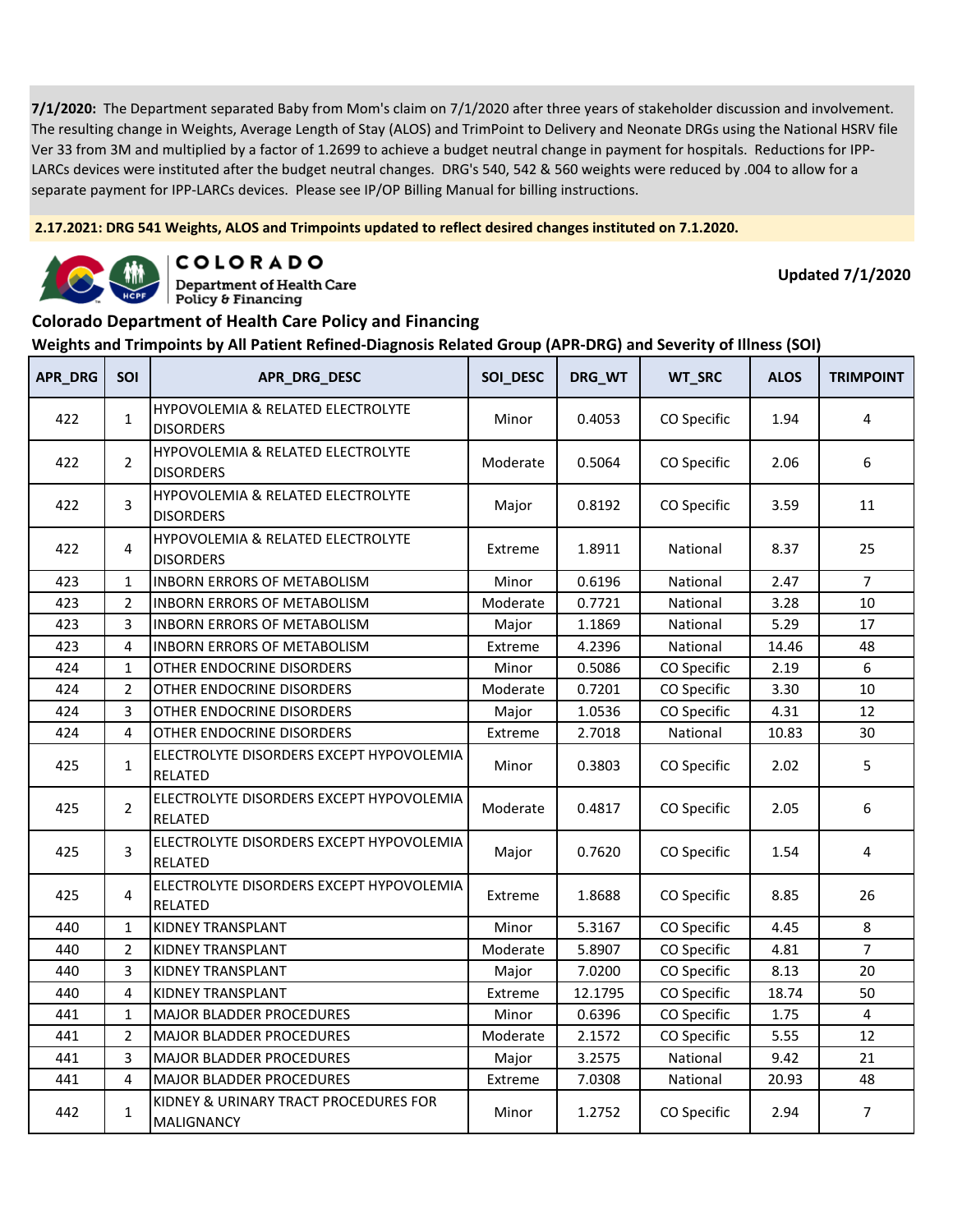**7/1/2020:** The Department separated Baby from Mom's claim on 7/1/2020 after three years of stakeholder discussion and involvement. The resulting change in Weights, Average Length of Stay (ALOS) and TrimPoint to Delivery and Neonate DRGs using the National HSRV file Ver 33 from 3M and multiplied by a factor of 1.2699 to achieve a budget neutral change in payment for hospitals. Reductions for IPP-LARCs devices were instituted after the budget neutral changes. DRG's 540, 542 & 560 weights were reduced by .004 to allow for a separate payment for IPP-LARCs devices. Please see IP/OP Billing Manual for billing instructions.

**2.17.2021: DRG 541 Weights, ALOS and Trimpoints updated to reflect desired changes instituted on 7.1.2020.**

COLORADO Department of Health Care Policy & Financing

**Updated 7/1/2020**

## Colorado Department of Health Care Policy and Financing

### Weights and Trimpoints by All Patient Refined-Diagnosis Related Group (APR-DRG) and Severity of Illness (SOI)

| APR_DRG | SOI | APR_DRG_DESC | SOI_DESC | DRG_WT | WT_SRC | ALOS | TRIMPOINT |
|---|---|---|---|---|---|---|---|
| 422 | 1 | HYPOVOLEMIA & RELATED ELECTROLYTE DISORDERS | Minor | 0.4053 | CO Specific | 1.94 | 4 |
| 422 | 2 | HYPOVOLEMIA & RELATED ELECTROLYTE DISORDERS | Moderate | 0.5064 | CO Specific | 2.06 | 6 |
| 422 | 3 | HYPOVOLEMIA & RELATED ELECTROLYTE DISORDERS | Major | 0.8192 | CO Specific | 3.59 | 11 |
| 422 | 4 | HYPOVOLEMIA & RELATED ELECTROLYTE DISORDERS | Extreme | 1.8911 | National | 8.37 | 25 |
| 423 | 1 | INBORN ERRORS OF METABOLISM | Minor | 0.6196 | National | 2.47 | 7 |
| 423 | 2 | INBORN ERRORS OF METABOLISM | Moderate | 0.7721 | National | 3.28 | 10 |
| 423 | 3 | INBORN ERRORS OF METABOLISM | Major | 1.1869 | National | 5.29 | 17 |
| 423 | 4 | INBORN ERRORS OF METABOLISM | Extreme | 4.2396 | National | 14.46 | 48 |
| 424 | 1 | OTHER ENDOCRINE DISORDERS | Minor | 0.5086 | CO Specific | 2.19 | 6 |
| 424 | 2 | OTHER ENDOCRINE DISORDERS | Moderate | 0.7201 | CO Specific | 3.30 | 10 |
| 424 | 3 | OTHER ENDOCRINE DISORDERS | Major | 1.0536 | CO Specific | 4.31 | 12 |
| 424 | 4 | OTHER ENDOCRINE DISORDERS | Extreme | 2.7018 | National | 10.83 | 30 |
| 425 | 1 | ELECTROLYTE DISORDERS EXCEPT HYPOVOLEMIA RELATED | Minor | 0.3803 | CO Specific | 2.02 | 5 |
| 425 | 2 | ELECTROLYTE DISORDERS EXCEPT HYPOVOLEMIA RELATED | Moderate | 0.4817 | CO Specific | 2.05 | 6 |
| 425 | 3 | ELECTROLYTE DISORDERS EXCEPT HYPOVOLEMIA RELATED | Major | 0.7620 | CO Specific | 1.54 | 4 |
| 425 | 4 | ELECTROLYTE DISORDERS EXCEPT HYPOVOLEMIA RELATED | Extreme | 1.8688 | CO Specific | 8.85 | 26 |
| 440 | 1 | KIDNEY TRANSPLANT | Minor | 5.3167 | CO Specific | 4.45 | 8 |
| 440 | 2 | KIDNEY TRANSPLANT | Moderate | 5.8907 | CO Specific | 4.81 | 7 |
| 440 | 3 | KIDNEY TRANSPLANT | Major | 7.0200 | CO Specific | 8.13 | 20 |
| 440 | 4 | KIDNEY TRANSPLANT | Extreme | 12.1795 | CO Specific | 18.74 | 50 |
| 441 | 1 | MAJOR BLADDER PROCEDURES | Minor | 0.6396 | CO Specific | 1.75 | 4 |
| 441 | 2 | MAJOR BLADDER PROCEDURES | Moderate | 2.1572 | CO Specific | 5.55 | 12 |
| 441 | 3 | MAJOR BLADDER PROCEDURES | Major | 3.2575 | National | 9.42 | 21 |
| 441 | 4 | MAJOR BLADDER PROCEDURES | Extreme | 7.0308 | National | 20.93 | 48 |
| 442 | 1 | KIDNEY & URINARY TRACT PROCEDURES FOR MALIGNANCY | Minor | 1.2752 | CO Specific | 2.94 | 7 |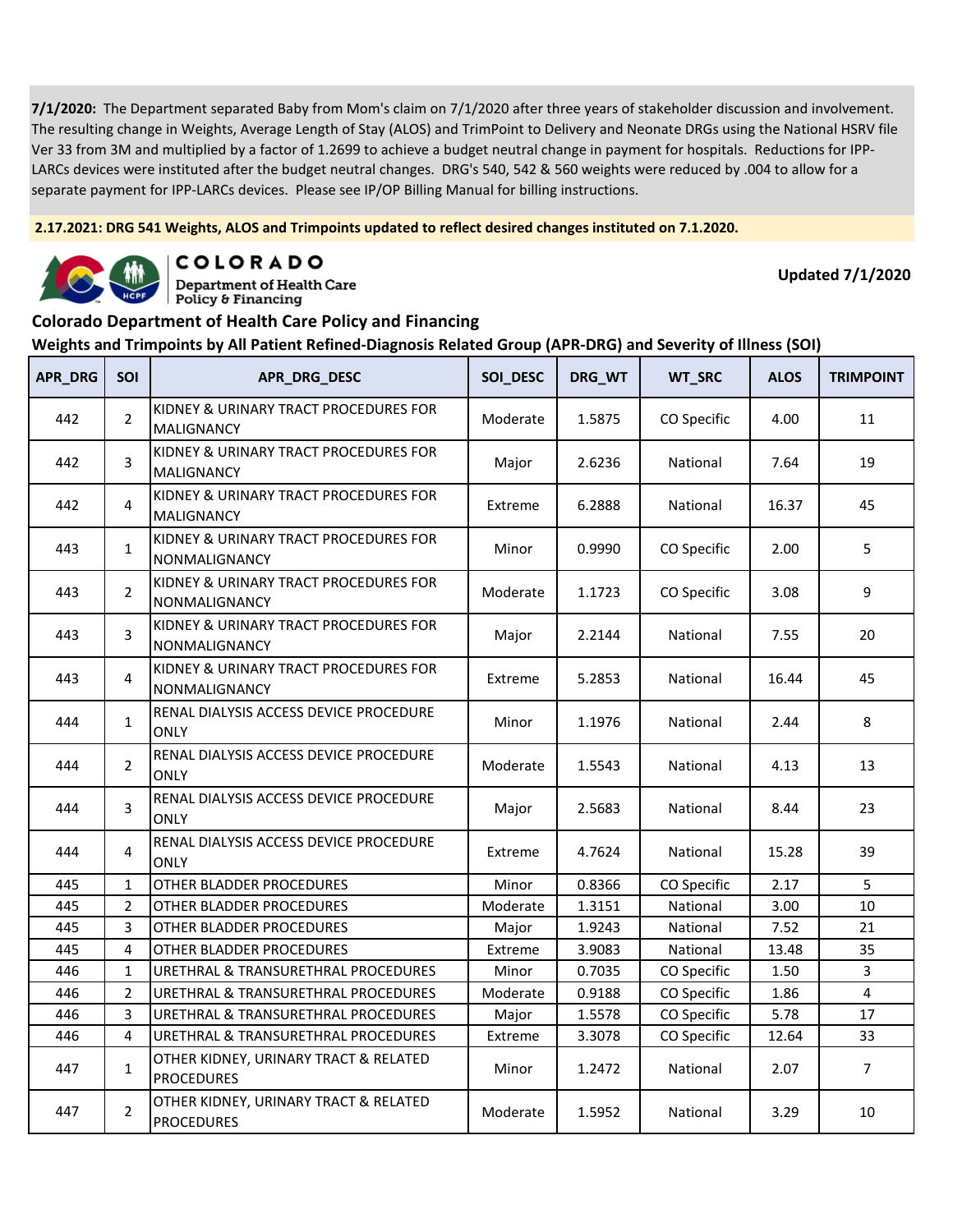**7/1/2020:** The Department separated Baby from Mom's claim on 7/1/2020 after three years of stakeholder discussion and involvement. The resulting change in Weights, Average Length of Stay (ALOS) and TrimPoint to Delivery and Neonate DRGs using the National HSRV file Ver 33 from 3M and multiplied by a factor of 1.2699 to achieve a budget neutral change in payment for hospitals. Reductions for IPP-LARCs devices were instituted after the budget neutral changes. DRG's 540, 542 & 560 weights were reduced by .004 to allow for a separate payment for IPP-LARCs devices. Please see IP/OP Billing Manual for billing instructions.

**2.17.2021: DRG 541 Weights, ALOS and Trimpoints updated to reflect desired changes instituted on 7.1.2020.**

COLORADO
Department of Health Care Policy & Financing

**Updated 7/1/2020**

## Colorado Department of Health Care Policy and Financing

### Weights and Trimpoints by All Patient Refined-Diagnosis Related Group (APR-DRG) and Severity of Illness (SOI)

| APR_DRG | SOI | APR_DRG_DESC | SOI_DESC | DRG_WT | WT_SRC | ALOS | TRIMPOINT |
|---|---|---|---|---|---|---|---|
| 442 | 2 | KIDNEY & URINARY TRACT PROCEDURES FOR MALIGNANCY | Moderate | 1.5875 | CO Specific | 4.00 | 11 |
| 442 | 3 | KIDNEY & URINARY TRACT PROCEDURES FOR MALIGNANCY | Major | 2.6236 | National | 7.64 | 19 |
| 442 | 4 | KIDNEY & URINARY TRACT PROCEDURES FOR MALIGNANCY | Extreme | 6.2888 | National | 16.37 | 45 |
| 443 | 1 | KIDNEY & URINARY TRACT PROCEDURES FOR NONMALIGNANCY | Minor | 0.9990 | CO Specific | 2.00 | 5 |
| 443 | 2 | KIDNEY & URINARY TRACT PROCEDURES FOR NONMALIGNANCY | Moderate | 1.1723 | CO Specific | 3.08 | 9 |
| 443 | 3 | KIDNEY & URINARY TRACT PROCEDURES FOR NONMALIGNANCY | Major | 2.2144 | National | 7.55 | 20 |
| 443 | 4 | KIDNEY & URINARY TRACT PROCEDURES FOR NONMALIGNANCY | Extreme | 5.2853 | National | 16.44 | 45 |
| 444 | 1 | RENAL DIALYSIS ACCESS DEVICE PROCEDURE ONLY | Minor | 1.1976 | National | 2.44 | 8 |
| 444 | 2 | RENAL DIALYSIS ACCESS DEVICE PROCEDURE ONLY | Moderate | 1.5543 | National | 4.13 | 13 |
| 444 | 3 | RENAL DIALYSIS ACCESS DEVICE PROCEDURE ONLY | Major | 2.5683 | National | 8.44 | 23 |
| 444 | 4 | RENAL DIALYSIS ACCESS DEVICE PROCEDURE ONLY | Extreme | 4.7624 | National | 15.28 | 39 |
| 445 | 1 | OTHER BLADDER PROCEDURES | Minor | 0.8366 | CO Specific | 2.17 | 5 |
| 445 | 2 | OTHER BLADDER PROCEDURES | Moderate | 1.3151 | National | 3.00 | 10 |
| 445 | 3 | OTHER BLADDER PROCEDURES | Major | 1.9243 | National | 7.52 | 21 |
| 445 | 4 | OTHER BLADDER PROCEDURES | Extreme | 3.9083 | National | 13.48 | 35 |
| 446 | 1 | URETHRAL & TRANSURETHRAL PROCEDURES | Minor | 0.7035 | CO Specific | 1.50 | 3 |
| 446 | 2 | URETHRAL & TRANSURETHRAL PROCEDURES | Moderate | 0.9188 | CO Specific | 1.86 | 4 |
| 446 | 3 | URETHRAL & TRANSURETHRAL PROCEDURES | Major | 1.5578 | CO Specific | 5.78 | 17 |
| 446 | 4 | URETHRAL & TRANSURETHRAL PROCEDURES | Extreme | 3.3078 | CO Specific | 12.64 | 33 |
| 447 | 1 | OTHER KIDNEY, URINARY TRACT & RELATED PROCEDURES | Minor | 1.2472 | National | 2.07 | 7 |
| 447 | 2 | OTHER KIDNEY, URINARY TRACT & RELATED PROCEDURES | Moderate | 1.5952 | National | 3.29 | 10 |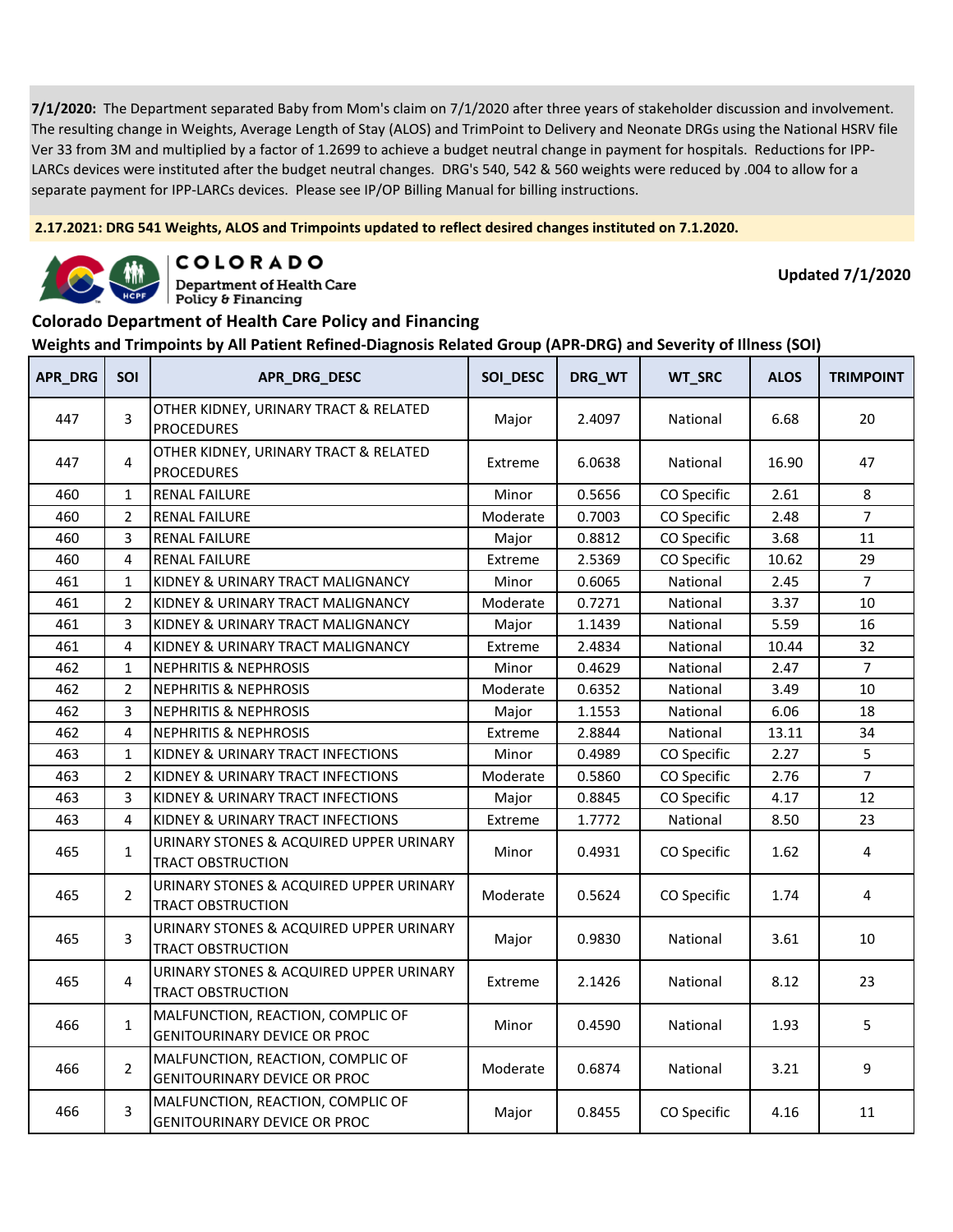**7/1/2020:** The Department separated Baby from Mom's claim on 7/1/2020 after three years of stakeholder discussion and involvement. The resulting change in Weights, Average Length of Stay (ALOS) and TrimPoint to Delivery and Neonate DRGs using the National HSRV file Ver 33 from 3M and multiplied by a factor of 1.2699 to achieve a budget neutral change in payment for hospitals. Reductions for IPP-LARCs devices were instituted after the budget neutral changes. DRG's 540, 542 & 560 weights were reduced by .004 to allow for a separate payment for IPP-LARCs devices. Please see IP/OP Billing Manual for billing instructions.

**2.17.2021: DRG 541 Weights, ALOS and Trimpoints updated to reflect desired changes instituted on 7.1.2020.**

COLORADO Department of Health Care Policy & Financing

**Updated 7/1/2020**

## Colorado Department of Health Care Policy and Financing

## Weights and Trimpoints by All Patient Refined-Diagnosis Related Group (APR-DRG) and Severity of Illness (SOI)

| APR_DRG | SOI | APR_DRG_DESC | SOI_DESC | DRG_WT | WT_SRC | ALOS | TRIMPOINT |
|---|---|---|---|---|---|---|---|
| 447 | 3 | OTHER KIDNEY, URINARY TRACT & RELATED PROCEDURES | Major | 2.4097 | National | 6.68 | 20 |
| 447 | 4 | OTHER KIDNEY, URINARY TRACT & RELATED PROCEDURES | Extreme | 6.0638 | National | 16.90 | 47 |
| 460 | 1 | RENAL FAILURE | Minor | 0.5656 | CO Specific | 2.61 | 8 |
| 460 | 2 | RENAL FAILURE | Moderate | 0.7003 | CO Specific | 2.48 | 7 |
| 460 | 3 | RENAL FAILURE | Major | 0.8812 | CO Specific | 3.68 | 11 |
| 460 | 4 | RENAL FAILURE | Extreme | 2.5369 | CO Specific | 10.62 | 29 |
| 461 | 1 | KIDNEY & URINARY TRACT MALIGNANCY | Minor | 0.6065 | National | 2.45 | 7 |
| 461 | 2 | KIDNEY & URINARY TRACT MALIGNANCY | Moderate | 0.7271 | National | 3.37 | 10 |
| 461 | 3 | KIDNEY & URINARY TRACT MALIGNANCY | Major | 1.1439 | National | 5.59 | 16 |
| 461 | 4 | KIDNEY & URINARY TRACT MALIGNANCY | Extreme | 2.4834 | National | 10.44 | 32 |
| 462 | 1 | NEPHRITIS & NEPHROSIS | Minor | 0.4629 | National | 2.47 | 7 |
| 462 | 2 | NEPHRITIS & NEPHROSIS | Moderate | 0.6352 | National | 3.49 | 10 |
| 462 | 3 | NEPHRITIS & NEPHROSIS | Major | 1.1553 | National | 6.06 | 18 |
| 462 | 4 | NEPHRITIS & NEPHROSIS | Extreme | 2.8844 | National | 13.11 | 34 |
| 463 | 1 | KIDNEY & URINARY TRACT INFECTIONS | Minor | 0.4989 | CO Specific | 2.27 | 5 |
| 463 | 2 | KIDNEY & URINARY TRACT INFECTIONS | Moderate | 0.5860 | CO Specific | 2.76 | 7 |
| 463 | 3 | KIDNEY & URINARY TRACT INFECTIONS | Major | 0.8845 | CO Specific | 4.17 | 12 |
| 463 | 4 | KIDNEY & URINARY TRACT INFECTIONS | Extreme | 1.7772 | National | 8.50 | 23 |
| 465 | 1 | URINARY STONES & ACQUIRED UPPER URINARY TRACT OBSTRUCTION | Minor | 0.4931 | CO Specific | 1.62 | 4 |
| 465 | 2 | URINARY STONES & ACQUIRED UPPER URINARY TRACT OBSTRUCTION | Moderate | 0.5624 | CO Specific | 1.74 | 4 |
| 465 | 3 | URINARY STONES & ACQUIRED UPPER URINARY TRACT OBSTRUCTION | Major | 0.9830 | National | 3.61 | 10 |
| 465 | 4 | URINARY STONES & ACQUIRED UPPER URINARY TRACT OBSTRUCTION | Extreme | 2.1426 | National | 8.12 | 23 |
| 466 | 1 | MALFUNCTION, REACTION, COMPLIC OF GENITOURINARY DEVICE OR PROC | Minor | 0.4590 | National | 1.93 | 5 |
| 466 | 2 | MALFUNCTION, REACTION, COMPLIC OF GENITOURINARY DEVICE OR PROC | Moderate | 0.6874 | National | 3.21 | 9 |
| 466 | 3 | MALFUNCTION, REACTION, COMPLIC OF GENITOURINARY DEVICE OR PROC | Major | 0.8455 | CO Specific | 4.16 | 11 |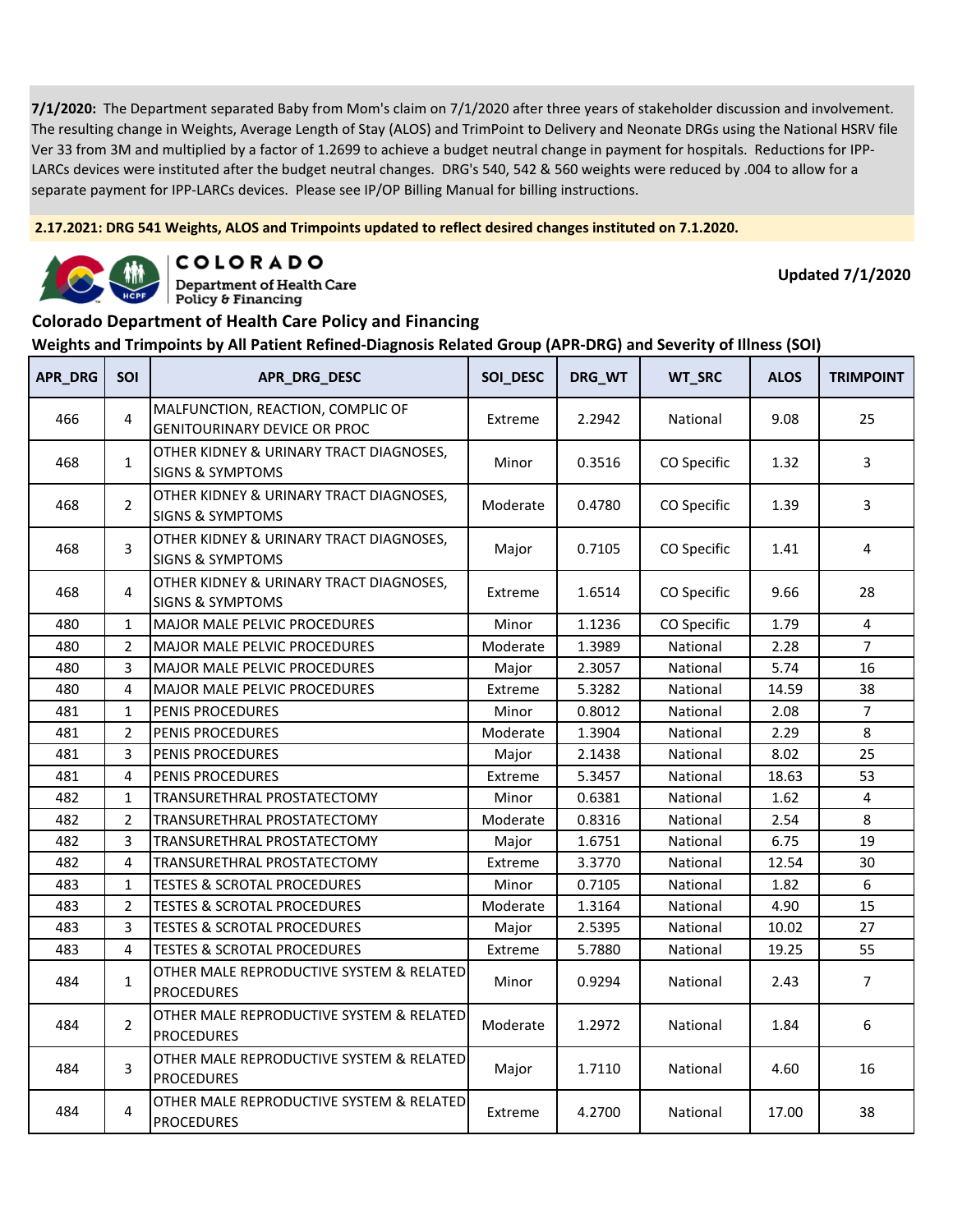**7/1/2020:** The Department separated Baby from Mom's claim on 7/1/2020 after three years of stakeholder discussion and involvement. The resulting change in Weights, Average Length of Stay (ALOS) and TrimPoint to Delivery and Neonate DRGs using the National HSRV file Ver 33 from 3M and multiplied by a factor of 1.2699 to achieve a budget neutral change in payment for hospitals. Reductions for IPP-LARCs devices were instituted after the budget neutral changes. DRG's 540, 542 & 560 weights were reduced by .004 to allow for a separate payment for IPP-LARCs devices. Please see IP/OP Billing Manual for billing instructions.

**2.17.2021: DRG 541 Weights, ALOS and Trimpoints updated to reflect desired changes instituted on 7.1.2020.**

COLORADO Department of Health Care Policy & Financing

**Updated 7/1/2020**

## Colorado Department of Health Care Policy and Financing

### Weights and Trimpoints by All Patient Refined-Diagnosis Related Group (APR-DRG) and Severity of Illness (SOI)

| APR_DRG | SOI | APR_DRG_DESC | SOI_DESC | DRG_WT | WT_SRC | ALOS | TRIMPOINT |
|---|---|---|---|---|---|---|---|
| 466 | 4 | MALFUNCTION, REACTION, COMPLIC OF GENITOURINARY DEVICE OR PROC | Extreme | 2.2942 | National | 9.08 | 25 |
| 468 | 1 | OTHER KIDNEY & URINARY TRACT DIAGNOSES, SIGNS & SYMPTOMS | Minor | 0.3516 | CO Specific | 1.32 | 3 |
| 468 | 2 | OTHER KIDNEY & URINARY TRACT DIAGNOSES, SIGNS & SYMPTOMS | Moderate | 0.4780 | CO Specific | 1.39 | 3 |
| 468 | 3 | OTHER KIDNEY & URINARY TRACT DIAGNOSES, SIGNS & SYMPTOMS | Major | 0.7105 | CO Specific | 1.41 | 4 |
| 468 | 4 | OTHER KIDNEY & URINARY TRACT DIAGNOSES, SIGNS & SYMPTOMS | Extreme | 1.6514 | CO Specific | 9.66 | 28 |
| 480 | 1 | MAJOR MALE PELVIC PROCEDURES | Minor | 1.1236 | CO Specific | 1.79 | 4 |
| 480 | 2 | MAJOR MALE PELVIC PROCEDURES | Moderate | 1.3989 | National | 2.28 | 7 |
| 480 | 3 | MAJOR MALE PELVIC PROCEDURES | Major | 2.3057 | National | 5.74 | 16 |
| 480 | 4 | MAJOR MALE PELVIC PROCEDURES | Extreme | 5.3282 | National | 14.59 | 38 |
| 481 | 1 | PENIS PROCEDURES | Minor | 0.8012 | National | 2.08 | 7 |
| 481 | 2 | PENIS PROCEDURES | Moderate | 1.3904 | National | 2.29 | 8 |
| 481 | 3 | PENIS PROCEDURES | Major | 2.1438 | National | 8.02 | 25 |
| 481 | 4 | PENIS PROCEDURES | Extreme | 5.3457 | National | 18.63 | 53 |
| 482 | 1 | TRANSURETHRAL PROSTATECTOMY | Minor | 0.6381 | National | 1.62 | 4 |
| 482 | 2 | TRANSURETHRAL PROSTATECTOMY | Moderate | 0.8316 | National | 2.54 | 8 |
| 482 | 3 | TRANSURETHRAL PROSTATECTOMY | Major | 1.6751 | National | 6.75 | 19 |
| 482 | 4 | TRANSURETHRAL PROSTATECTOMY | Extreme | 3.3770 | National | 12.54 | 30 |
| 483 | 1 | TESTES & SCROTAL PROCEDURES | Minor | 0.7105 | National | 1.82 | 6 |
| 483 | 2 | TESTES & SCROTAL PROCEDURES | Moderate | 1.3164 | National | 4.90 | 15 |
| 483 | 3 | TESTES & SCROTAL PROCEDURES | Major | 2.5395 | National | 10.02 | 27 |
| 483 | 4 | TESTES & SCROTAL PROCEDURES | Extreme | 5.7880 | National | 19.25 | 55 |
| 484 | 1 | OTHER MALE REPRODUCTIVE SYSTEM & RELATED PROCEDURES | Minor | 0.9294 | National | 2.43 | 7 |
| 484 | 2 | OTHER MALE REPRODUCTIVE SYSTEM & RELATED PROCEDURES | Moderate | 1.2972 | National | 1.84 | 6 |
| 484 | 3 | OTHER MALE REPRODUCTIVE SYSTEM & RELATED PROCEDURES | Major | 1.7110 | National | 4.60 | 16 |
| 484 | 4 | OTHER MALE REPRODUCTIVE SYSTEM & RELATED PROCEDURES | Extreme | 4.2700 | National | 17.00 | 38 |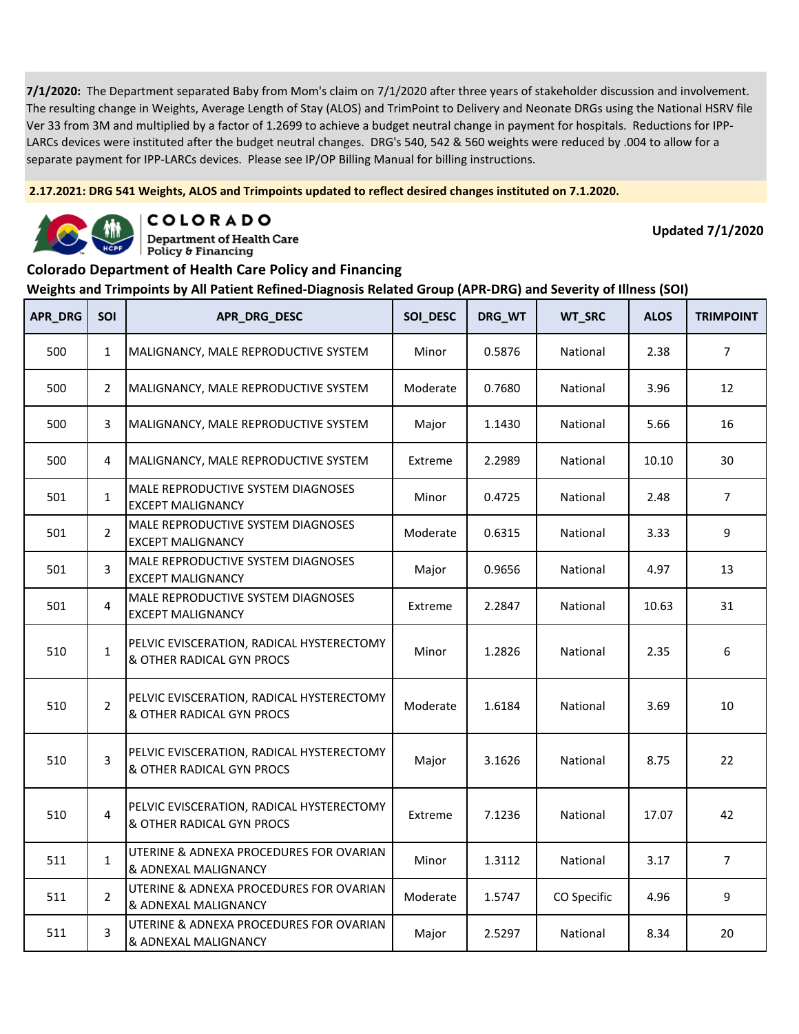**7/1/2020:** The Department separated Baby from Mom's claim on 7/1/2020 after three years of stakeholder discussion and involvement. The resulting change in Weights, Average Length of Stay (ALOS) and TrimPoint to Delivery and Neonate DRGs using the National HSRV file Ver 33 from 3M and multiplied by a factor of 1.2699 to achieve a budget neutral change in payment for hospitals. Reductions for IPP-LARCs devices were instituted after the budget neutral changes. DRG's 540, 542 & 560 weights were reduced by .004 to allow for a separate payment for IPP-LARCs devices. Please see IP/OP Billing Manual for billing instructions.

**2.17.2021: DRG 541 Weights, ALOS and Trimpoints updated to reflect desired changes instituted on 7.1.2020.**

COLORADO
Department of Health Care Policy & Financing

**Updated 7/1/2020**

## Colorado Department of Health Care Policy and Financing

### Weights and Trimpoints by All Patient Refined-Diagnosis Related Group (APR-DRG) and Severity of Illness (SOI)

| APR_DRG | SOI | APR_DRG_DESC | SOI_DESC | DRG_WT | WT_SRC | ALOS | TRIMPOINT |
|---|---|---|---|---|---|---|---|
| 500 | 1 | MALIGNANCY, MALE REPRODUCTIVE SYSTEM | Minor | 0.5876 | National | 2.38 | 7 |
| 500 | 2 | MALIGNANCY, MALE REPRODUCTIVE SYSTEM | Moderate | 0.7680 | National | 3.96 | 12 |
| 500 | 3 | MALIGNANCY, MALE REPRODUCTIVE SYSTEM | Major | 1.1430 | National | 5.66 | 16 |
| 500 | 4 | MALIGNANCY, MALE REPRODUCTIVE SYSTEM | Extreme | 2.2989 | National | 10.10 | 30 |
| 501 | 1 | MALE REPRODUCTIVE SYSTEM DIAGNOSES EXCEPT MALIGNANCY | Minor | 0.4725 | National | 2.48 | 7 |
| 501 | 2 | MALE REPRODUCTIVE SYSTEM DIAGNOSES EXCEPT MALIGNANCY | Moderate | 0.6315 | National | 3.33 | 9 |
| 501 | 3 | MALE REPRODUCTIVE SYSTEM DIAGNOSES EXCEPT MALIGNANCY | Major | 0.9656 | National | 4.97 | 13 |
| 501 | 4 | MALE REPRODUCTIVE SYSTEM DIAGNOSES EXCEPT MALIGNANCY | Extreme | 2.2847 | National | 10.63 | 31 |
| 510 | 1 | PELVIC EVISCERATION, RADICAL HYSTERECTOMY & OTHER RADICAL GYN PROCS | Minor | 1.2826 | National | 2.35 | 6 |
| 510 | 2 | PELVIC EVISCERATION, RADICAL HYSTERECTOMY & OTHER RADICAL GYN PROCS | Moderate | 1.6184 | National | 3.69 | 10 |
| 510 | 3 | PELVIC EVISCERATION, RADICAL HYSTERECTOMY & OTHER RADICAL GYN PROCS | Major | 3.1626 | National | 8.75 | 22 |
| 510 | 4 | PELVIC EVISCERATION, RADICAL HYSTERECTOMY & OTHER RADICAL GYN PROCS | Extreme | 7.1236 | National | 17.07 | 42 |
| 511 | 1 | UTERINE & ADNEXA PROCEDURES FOR OVARIAN & ADNEXAL MALIGNANCY | Minor | 1.3112 | National | 3.17 | 7 |
| 511 | 2 | UTERINE & ADNEXA PROCEDURES FOR OVARIAN & ADNEXAL MALIGNANCY | Moderate | 1.5747 | CO Specific | 4.96 | 9 |
| 511 | 3 | UTERINE & ADNEXA PROCEDURES FOR OVARIAN & ADNEXAL MALIGNANCY | Major | 2.5297 | National | 8.34 | 20 |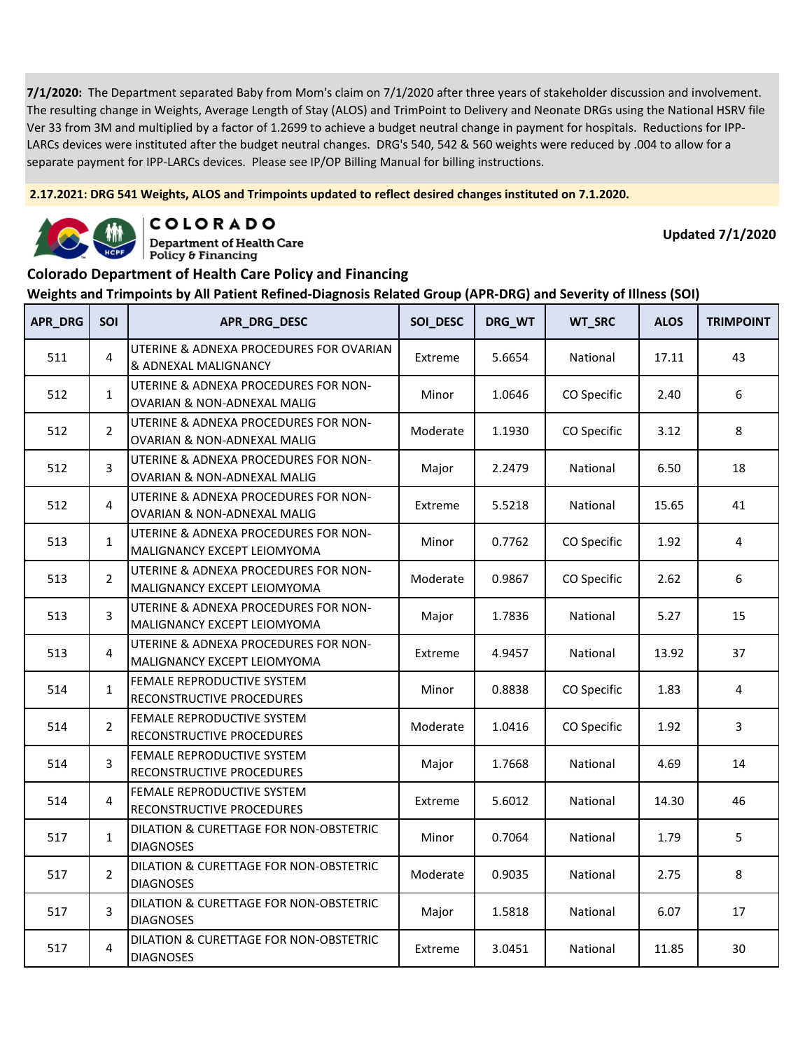**7/1/2020:** The Department separated Baby from Mom's claim on 7/1/2020 after three years of stakeholder discussion and involvement. The resulting change in Weights, Average Length of Stay (ALOS) and TrimPoint to Delivery and Neonate DRGs using the National HSRV file Ver 33 from 3M and multiplied by a factor of 1.2699 to achieve a budget neutral change in payment for hospitals. Reductions for IPP-LARCs devices were instituted after the budget neutral changes. DRG's 540, 542 & 560 weights were reduced by .004 to allow for a separate payment for IPP-LARCs devices. Please see IP/OP Billing Manual for billing instructions.

**2.17.2021: DRG 541 Weights, ALOS and Trimpoints updated to reflect desired changes instituted on 7.1.2020.**

COLORADO
Department of Health Care Policy & Financing

**Updated 7/1/2020**

## Colorado Department of Health Care Policy and Financing

### Weights and Trimpoints by All Patient Refined-Diagnosis Related Group (APR-DRG) and Severity of Illness (SOI)

| APR_DRG | SOI | APR_DRG_DESC | SOI_DESC | DRG_WT | WT_SRC | ALOS | TRIMPOINT |
|---|---|---|---|---|---|---|---|
| 511 | 4 | UTERINE & ADNEXA PROCEDURES FOR OVARIAN & ADNEXAL MALIGNANCY | Extreme | 5.6654 | National | 17.11 | 43 |
| 512 | 1 | UTERINE & ADNEXA PROCEDURES FOR NON-OVARIAN & NON-ADNEXAL MALIG | Minor | 1.0646 | CO Specific | 2.40 | 6 |
| 512 | 2 | UTERINE & ADNEXA PROCEDURES FOR NON-OVARIAN & NON-ADNEXAL MALIG | Moderate | 1.1930 | CO Specific | 3.12 | 8 |
| 512 | 3 | UTERINE & ADNEXA PROCEDURES FOR NON-OVARIAN & NON-ADNEXAL MALIG | Major | 2.2479 | National | 6.50 | 18 |
| 512 | 4 | UTERINE & ADNEXA PROCEDURES FOR NON-OVARIAN & NON-ADNEXAL MALIG | Extreme | 5.5218 | National | 15.65 | 41 |
| 513 | 1 | UTERINE & ADNEXA PROCEDURES FOR NON-MALIGNANCY EXCEPT LEIOMYOMA | Minor | 0.7762 | CO Specific | 1.92 | 4 |
| 513 | 2 | UTERINE & ADNEXA PROCEDURES FOR NON-MALIGNANCY EXCEPT LEIOMYOMA | Moderate | 0.9867 | CO Specific | 2.62 | 6 |
| 513 | 3 | UTERINE & ADNEXA PROCEDURES FOR NON-MALIGNANCY EXCEPT LEIOMYOMA | Major | 1.7836 | National | 5.27 | 15 |
| 513 | 4 | UTERINE & ADNEXA PROCEDURES FOR NON-MALIGNANCY EXCEPT LEIOMYOMA | Extreme | 4.9457 | National | 13.92 | 37 |
| 514 | 1 | FEMALE REPRODUCTIVE SYSTEM RECONSTRUCTIVE PROCEDURES | Minor | 0.8838 | CO Specific | 1.83 | 4 |
| 514 | 2 | FEMALE REPRODUCTIVE SYSTEM RECONSTRUCTIVE PROCEDURES | Moderate | 1.0416 | CO Specific | 1.92 | 3 |
| 514 | 3 | FEMALE REPRODUCTIVE SYSTEM RECONSTRUCTIVE PROCEDURES | Major | 1.7668 | National | 4.69 | 14 |
| 514 | 4 | FEMALE REPRODUCTIVE SYSTEM RECONSTRUCTIVE PROCEDURES | Extreme | 5.6012 | National | 14.30 | 46 |
| 517 | 1 | DILATION & CURETTAGE FOR NON-OBSTETRIC DIAGNOSES | Minor | 0.7064 | National | 1.79 | 5 |
| 517 | 2 | DILATION & CURETTAGE FOR NON-OBSTETRIC DIAGNOSES | Moderate | 0.9035 | National | 2.75 | 8 |
| 517 | 3 | DILATION & CURETTAGE FOR NON-OBSTETRIC DIAGNOSES | Major | 1.5818 | National | 6.07 | 17 |
| 517 | 4 | DILATION & CURETTAGE FOR NON-OBSTETRIC DIAGNOSES | Extreme | 3.0451 | National | 11.85 | 30 |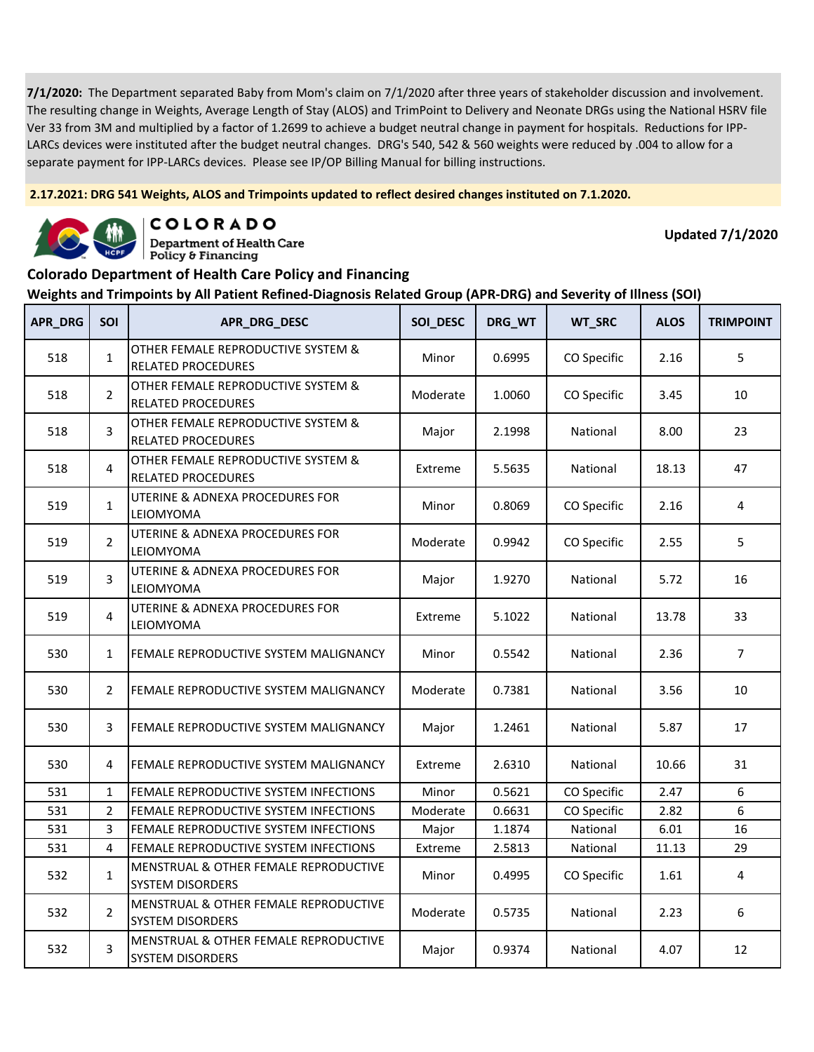**7/1/2020:** The Department separated Baby from Mom's claim on 7/1/2020 after three years of stakeholder discussion and involvement. The resulting change in Weights, Average Length of Stay (ALOS) and TrimPoint to Delivery and Neonate DRGs using the National HSRV file Ver 33 from 3M and multiplied by a factor of 1.2699 to achieve a budget neutral change in payment for hospitals. Reductions for IPP-LARCs devices were instituted after the budget neutral changes. DRG's 540, 542 & 560 weights were reduced by .004 to allow for a separate payment for IPP-LARCs devices. Please see IP/OP Billing Manual for billing instructions.

**2.17.2021: DRG 541 Weights, ALOS and Trimpoints updated to reflect desired changes instituted on 7.1.2020.**

COLORADO
Department of Health Care Policy & Financing

**Updated 7/1/2020**

## Colorado Department of Health Care Policy and Financing

### Weights and Trimpoints by All Patient Refined-Diagnosis Related Group (APR-DRG) and Severity of Illness (SOI)

| APR_DRG | SOI | APR_DRG_DESC | SOI_DESC | DRG_WT | WT_SRC | ALOS | TRIMPOINT |
|---|---|---|---|---|---|---|---|
| 518 | 1 | OTHER FEMALE REPRODUCTIVE SYSTEM & RELATED PROCEDURES | Minor | 0.6995 | CO Specific | 2.16 | 5 |
| 518 | 2 | OTHER FEMALE REPRODUCTIVE SYSTEM & RELATED PROCEDURES | Moderate | 1.0060 | CO Specific | 3.45 | 10 |
| 518 | 3 | OTHER FEMALE REPRODUCTIVE SYSTEM & RELATED PROCEDURES | Major | 2.1998 | National | 8.00 | 23 |
| 518 | 4 | OTHER FEMALE REPRODUCTIVE SYSTEM & RELATED PROCEDURES | Extreme | 5.5635 | National | 18.13 | 47 |
| 519 | 1 | UTERINE & ADNEXA PROCEDURES FOR LEIOMYOMA | Minor | 0.8069 | CO Specific | 2.16 | 4 |
| 519 | 2 | UTERINE & ADNEXA PROCEDURES FOR LEIOMYOMA | Moderate | 0.9942 | CO Specific | 2.55 | 5 |
| 519 | 3 | UTERINE & ADNEXA PROCEDURES FOR LEIOMYOMA | Major | 1.9270 | National | 5.72 | 16 |
| 519 | 4 | UTERINE & ADNEXA PROCEDURES FOR LEIOMYOMA | Extreme | 5.1022 | National | 13.78 | 33 |
| 530 | 1 | FEMALE REPRODUCTIVE SYSTEM MALIGNANCY | Minor | 0.5542 | National | 2.36 | 7 |
| 530 | 2 | FEMALE REPRODUCTIVE SYSTEM MALIGNANCY | Moderate | 0.7381 | National | 3.56 | 10 |
| 530 | 3 | FEMALE REPRODUCTIVE SYSTEM MALIGNANCY | Major | 1.2461 | National | 5.87 | 17 |
| 530 | 4 | FEMALE REPRODUCTIVE SYSTEM MALIGNANCY | Extreme | 2.6310 | National | 10.66 | 31 |
| 531 | 1 | FEMALE REPRODUCTIVE SYSTEM INFECTIONS | Minor | 0.5621 | CO Specific | 2.47 | 6 |
| 531 | 2 | FEMALE REPRODUCTIVE SYSTEM INFECTIONS | Moderate | 0.6631 | CO Specific | 2.82 | 6 |
| 531 | 3 | FEMALE REPRODUCTIVE SYSTEM INFECTIONS | Major | 1.1874 | National | 6.01 | 16 |
| 531 | 4 | FEMALE REPRODUCTIVE SYSTEM INFECTIONS | Extreme | 2.5813 | National | 11.13 | 29 |
| 532 | 1 | MENSTRUAL & OTHER FEMALE REPRODUCTIVE SYSTEM DISORDERS | Minor | 0.4995 | CO Specific | 1.61 | 4 |
| 532 | 2 | MENSTRUAL & OTHER FEMALE REPRODUCTIVE SYSTEM DISORDERS | Moderate | 0.5735 | National | 2.23 | 6 |
| 532 | 3 | MENSTRUAL & OTHER FEMALE REPRODUCTIVE SYSTEM DISORDERS | Major | 0.9374 | National | 4.07 | 12 |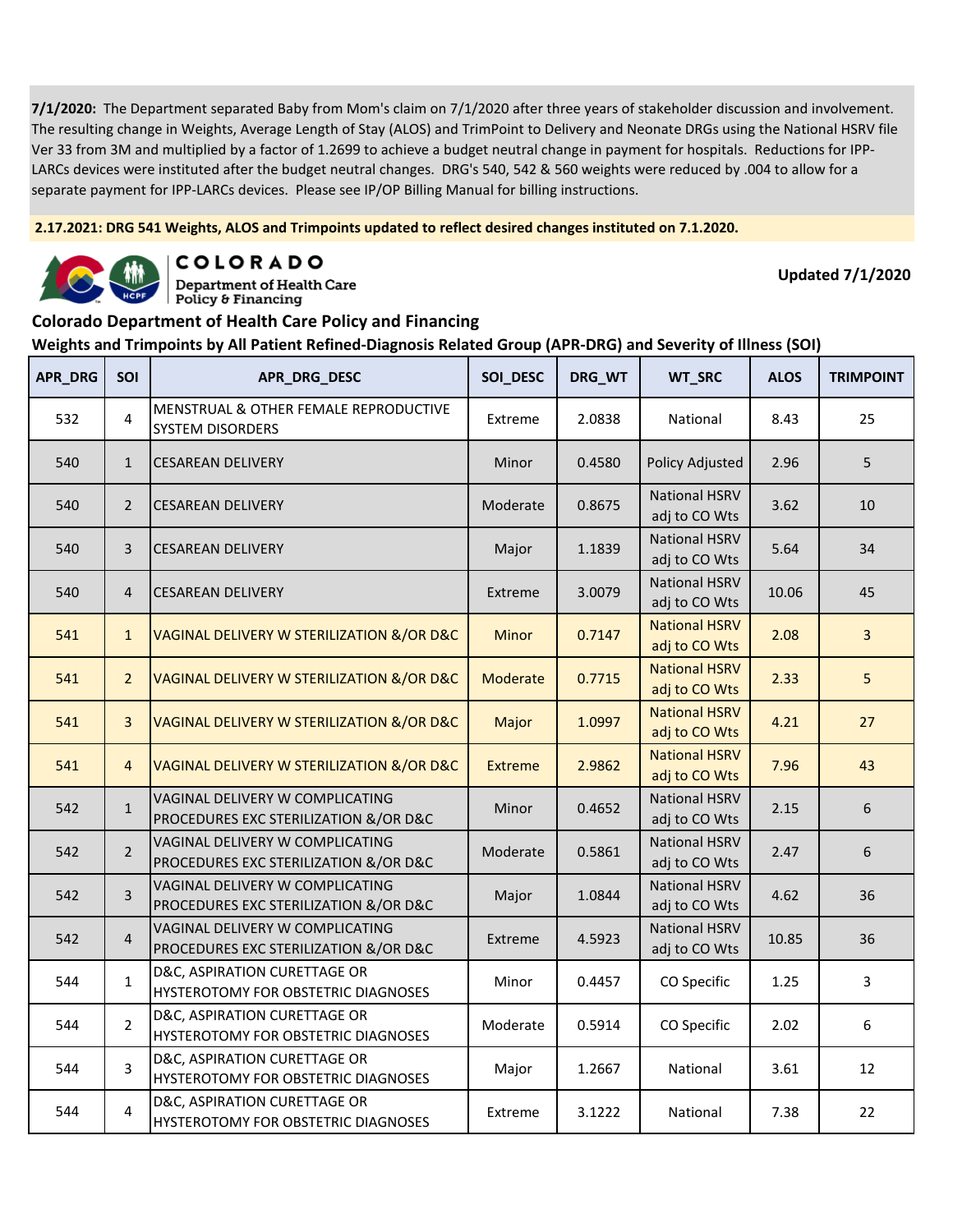**7/1/2020:** The Department separated Baby from Mom's claim on 7/1/2020 after three years of stakeholder discussion and involvement. The resulting change in Weights, Average Length of Stay (ALOS) and TrimPoint to Delivery and Neonate DRGs using the National HSRV file Ver 33 from 3M and multiplied by a factor of 1.2699 to achieve a budget neutral change in payment for hospitals. Reductions for IPP-LARCs devices were instituted after the budget neutral changes. DRG's 540, 542 & 560 weights were reduced by .004 to allow for a separate payment for IPP-LARCs devices. Please see IP/OP Billing Manual for billing instructions.

**2.17.2021: DRG 541 Weights, ALOS and Trimpoints updated to reflect desired changes instituted on 7.1.2020.**

COLORADO Department of Health Care Policy & Financing

**Updated 7/1/2020**

## Colorado Department of Health Care Policy and Financing

### Weights and Trimpoints by All Patient Refined-Diagnosis Related Group (APR-DRG) and Severity of Illness (SOI)

| APR_DRG | SOI | APR_DRG_DESC | SOI_DESC | DRG_WT | WT_SRC | ALOS | TRIMPOINT |
|---|---|---|---|---|---|---|---|
| 532 | 4 | MENSTRUAL & OTHER FEMALE REPRODUCTIVE SYSTEM DISORDERS | Extreme | 2.0838 | National | 8.43 | 25 |
| 540 | 1 | CESAREAN DELIVERY | Minor | 0.4580 | Policy Adjusted | 2.96 | 5 |
| 540 | 2 | CESAREAN DELIVERY | Moderate | 0.8675 | National HSRV adj to CO Wts | 3.62 | 10 |
| 540 | 3 | CESAREAN DELIVERY | Major | 1.1839 | National HSRV adj to CO Wts | 5.64 | 34 |
| 540 | 4 | CESAREAN DELIVERY | Extreme | 3.0079 | National HSRV adj to CO Wts | 10.06 | 45 |
| 541 | 1 | VAGINAL DELIVERY W STERILIZATION &/OR D&C | Minor | 0.7147 | National HSRV adj to CO Wts | 2.08 | 3 |
| 541 | 2 | VAGINAL DELIVERY W STERILIZATION &/OR D&C | Moderate | 0.7715 | National HSRV adj to CO Wts | 2.33 | 5 |
| 541 | 3 | VAGINAL DELIVERY W STERILIZATION &/OR D&C | Major | 1.0997 | National HSRV adj to CO Wts | 4.21 | 27 |
| 541 | 4 | VAGINAL DELIVERY W STERILIZATION &/OR D&C | Extreme | 2.9862 | National HSRV adj to CO Wts | 7.96 | 43 |
| 542 | 1 | VAGINAL DELIVERY W COMPLICATING PROCEDURES EXC STERILIZATION &/OR D&C | Minor | 0.4652 | National HSRV adj to CO Wts | 2.15 | 6 |
| 542 | 2 | VAGINAL DELIVERY W COMPLICATING PROCEDURES EXC STERILIZATION &/OR D&C | Moderate | 0.5861 | National HSRV adj to CO Wts | 2.47 | 6 |
| 542 | 3 | VAGINAL DELIVERY W COMPLICATING PROCEDURES EXC STERILIZATION &/OR D&C | Major | 1.0844 | National HSRV adj to CO Wts | 4.62 | 36 |
| 542 | 4 | VAGINAL DELIVERY W COMPLICATING PROCEDURES EXC STERILIZATION &/OR D&C | Extreme | 4.5923 | National HSRV adj to CO Wts | 10.85 | 36 |
| 544 | 1 | D&C, ASPIRATION CURETTAGE OR HYSTEROTOMY FOR OBSTETRIC DIAGNOSES | Minor | 0.4457 | CO Specific | 1.25 | 3 |
| 544 | 2 | D&C, ASPIRATION CURETTAGE OR HYSTEROTOMY FOR OBSTETRIC DIAGNOSES | Moderate | 0.5914 | CO Specific | 2.02 | 6 |
| 544 | 3 | D&C, ASPIRATION CURETTAGE OR HYSTEROTOMY FOR OBSTETRIC DIAGNOSES | Major | 1.2667 | National | 3.61 | 12 |
| 544 | 4 | D&C, ASPIRATION CURETTAGE OR HYSTEROTOMY FOR OBSTETRIC DIAGNOSES | Extreme | 3.1222 | National | 7.38 | 22 |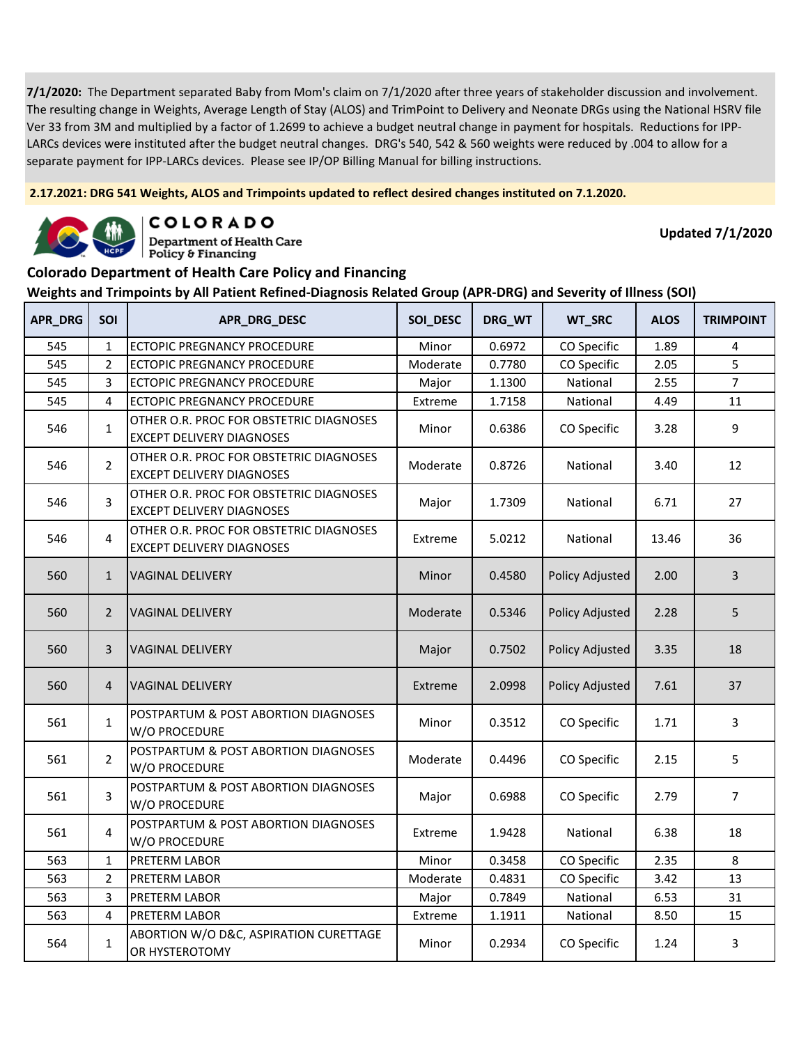**7/1/2020:** The Department separated Baby from Mom's claim on 7/1/2020 after three years of stakeholder discussion and involvement. The resulting change in Weights, Average Length of Stay (ALOS) and TrimPoint to Delivery and Neonate DRGs using the National HSRV file Ver 33 from 3M and multiplied by a factor of 1.2699 to achieve a budget neutral change in payment for hospitals. Reductions for IPP-LARCs devices were instituted after the budget neutral changes. DRG's 540, 542 & 560 weights were reduced by .004 to allow for a separate payment for IPP-LARCs devices. Please see IP/OP Billing Manual for billing instructions.

**2.17.2021: DRG 541 Weights, ALOS and Trimpoints updated to reflect desired changes instituted on 7.1.2020.**

COLORADO Department of Health Care Policy & Financing

**Updated 7/1/2020**

## Colorado Department of Health Care Policy and Financing

### Weights and Trimpoints by All Patient Refined-Diagnosis Related Group (APR-DRG) and Severity of Illness (SOI)

| APR_DRG | SOI | APR_DRG_DESC | SOI_DESC | DRG_WT | WT_SRC | ALOS | TRIMPOINT |
|---|---|---|---|---|---|---|---|
| 545 | 1 | ECTOPIC PREGNANCY PROCEDURE | Minor | 0.6972 | CO Specific | 1.89 | 4 |
| 545 | 2 | ECTOPIC PREGNANCY PROCEDURE | Moderate | 0.7780 | CO Specific | 2.05 | 5 |
| 545 | 3 | ECTOPIC PREGNANCY PROCEDURE | Major | 1.1300 | National | 2.55 | 7 |
| 545 | 4 | ECTOPIC PREGNANCY PROCEDURE | Extreme | 1.7158 | National | 4.49 | 11 |
| 546 | 1 | OTHER O.R. PROC FOR OBSTETRIC DIAGNOSES EXCEPT DELIVERY DIAGNOSES | Minor | 0.6386 | CO Specific | 3.28 | 9 |
| 546 | 2 | OTHER O.R. PROC FOR OBSTETRIC DIAGNOSES EXCEPT DELIVERY DIAGNOSES | Moderate | 0.8726 | National | 3.40 | 12 |
| 546 | 3 | OTHER O.R. PROC FOR OBSTETRIC DIAGNOSES EXCEPT DELIVERY DIAGNOSES | Major | 1.7309 | National | 6.71 | 27 |
| 546 | 4 | OTHER O.R. PROC FOR OBSTETRIC DIAGNOSES EXCEPT DELIVERY DIAGNOSES | Extreme | 5.0212 | National | 13.46 | 36 |
| 560 | 1 | VAGINAL DELIVERY | Minor | 0.4580 | Policy Adjusted | 2.00 | 3 |
| 560 | 2 | VAGINAL DELIVERY | Moderate | 0.5346 | Policy Adjusted | 2.28 | 5 |
| 560 | 3 | VAGINAL DELIVERY | Major | 0.7502 | Policy Adjusted | 3.35 | 18 |
| 560 | 4 | VAGINAL DELIVERY | Extreme | 2.0998 | Policy Adjusted | 7.61 | 37 |
| 561 | 1 | POSTPARTUM & POST ABORTION DIAGNOSES W/O PROCEDURE | Minor | 0.3512 | CO Specific | 1.71 | 3 |
| 561 | 2 | POSTPARTUM & POST ABORTION DIAGNOSES W/O PROCEDURE | Moderate | 0.4496 | CO Specific | 2.15 | 5 |
| 561 | 3 | POSTPARTUM & POST ABORTION DIAGNOSES W/O PROCEDURE | Major | 0.6988 | CO Specific | 2.79 | 7 |
| 561 | 4 | POSTPARTUM & POST ABORTION DIAGNOSES W/O PROCEDURE | Extreme | 1.9428 | National | 6.38 | 18 |
| 563 | 1 | PRETERM LABOR | Minor | 0.3458 | CO Specific | 2.35 | 8 |
| 563 | 2 | PRETERM LABOR | Moderate | 0.4831 | CO Specific | 3.42 | 13 |
| 563 | 3 | PRETERM LABOR | Major | 0.7849 | National | 6.53 | 31 |
| 563 | 4 | PRETERM LABOR | Extreme | 1.1911 | National | 8.50 | 15 |
| 564 | 1 | ABORTION W/O D&C, ASPIRATION CURETTAGE OR HYSTEROTOMY | Minor | 0.2934 | CO Specific | 1.24 | 3 |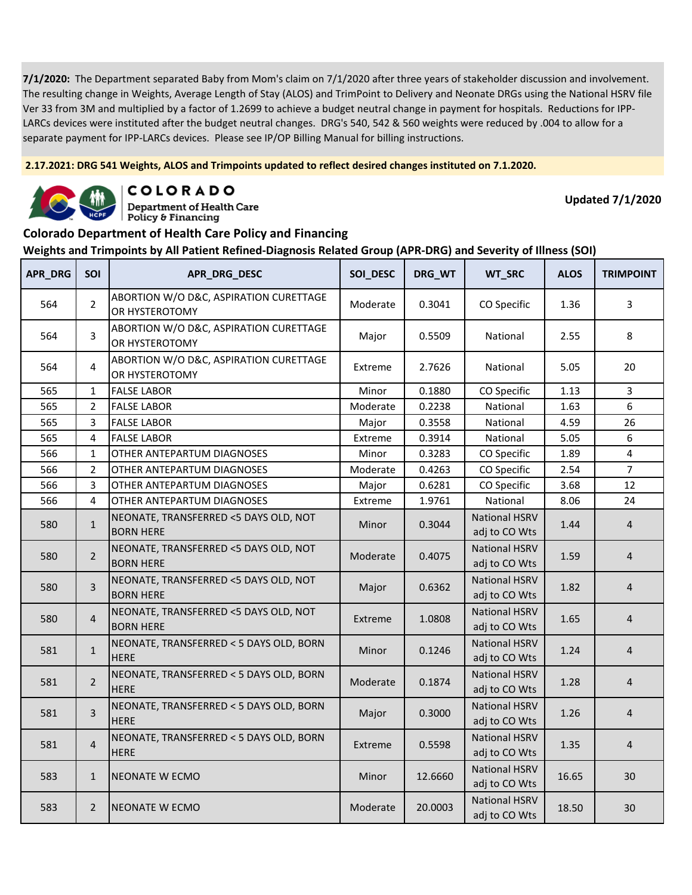**7/1/2020:** The Department separated Baby from Mom's claim on 7/1/2020 after three years of stakeholder discussion and involvement. The resulting change in Weights, Average Length of Stay (ALOS) and TrimPoint to Delivery and Neonate DRGs using the National HSRV file Ver 33 from 3M and multiplied by a factor of 1.2699 to achieve a budget neutral change in payment for hospitals. Reductions for IPP-LARCs devices were instituted after the budget neutral changes. DRG's 540, 542 & 560 weights were reduced by .004 to allow for a separate payment for IPP-LARCs devices. Please see IP/OP Billing Manual for billing instructions.

**2.17.2021: DRG 541 Weights, ALOS and Trimpoints updated to reflect desired changes instituted on 7.1.2020.**

**COLORADO**
**Department of Health Care Policy & Financing**

**Updated 7/1/2020**

## Colorado Department of Health Care Policy and Financing

### Weights and Trimpoints by All Patient Refined-Diagnosis Related Group (APR-DRG) and Severity of Illness (SOI)

| APR_DRG | SOI | APR_DRG_DESC | SOI_DESC | DRG_WT | WT_SRC | ALOS | TRIMPOINT |
|---|---|---|---|---|---|---|---|
| 564 | 2 | ABORTION W/O D&C, ASPIRATION CURETTAGE OR HYSTEROTOMY | Moderate | 0.3041 | CO Specific | 1.36 | 3 |
| 564 | 3 | ABORTION W/O D&C, ASPIRATION CURETTAGE OR HYSTEROTOMY | Major | 0.5509 | National | 2.55 | 8 |
| 564 | 4 | ABORTION W/O D&C, ASPIRATION CURETTAGE OR HYSTEROTOMY | Extreme | 2.7626 | National | 5.05 | 20 |
| 565 | 1 | FALSE LABOR | Minor | 0.1880 | CO Specific | 1.13 | 3 |
| 565 | 2 | FALSE LABOR | Moderate | 0.2238 | National | 1.63 | 6 |
| 565 | 3 | FALSE LABOR | Major | 0.3558 | National | 4.59 | 26 |
| 565 | 4 | FALSE LABOR | Extreme | 0.3914 | National | 5.05 | 6 |
| 566 | 1 | OTHER ANTEPARTUM DIAGNOSES | Minor | 0.3283 | CO Specific | 1.89 | 4 |
| 566 | 2 | OTHER ANTEPARTUM DIAGNOSES | Moderate | 0.4263 | CO Specific | 2.54 | 7 |
| 566 | 3 | OTHER ANTEPARTUM DIAGNOSES | Major | 0.6281 | CO Specific | 3.68 | 12 |
| 566 | 4 | OTHER ANTEPARTUM DIAGNOSES | Extreme | 1.9761 | National | 8.06 | 24 |
| 580 | 1 | NEONATE, TRANSFERRED <5 DAYS OLD, NOT BORN HERE | Minor | 0.3044 | National HSRV adj to CO Wts | 1.44 | 4 |
| 580 | 2 | NEONATE, TRANSFERRED <5 DAYS OLD, NOT BORN HERE | Moderate | 0.4075 | National HSRV adj to CO Wts | 1.59 | 4 |
| 580 | 3 | NEONATE, TRANSFERRED <5 DAYS OLD, NOT BORN HERE | Major | 0.6362 | National HSRV adj to CO Wts | 1.82 | 4 |
| 580 | 4 | NEONATE, TRANSFERRED <5 DAYS OLD, NOT BORN HERE | Extreme | 1.0808 | National HSRV adj to CO Wts | 1.65 | 4 |
| 581 | 1 | NEONATE, TRANSFERRED < 5 DAYS OLD, BORN HERE | Minor | 0.1246 | National HSRV adj to CO Wts | 1.24 | 4 |
| 581 | 2 | NEONATE, TRANSFERRED < 5 DAYS OLD, BORN HERE | Moderate | 0.1874 | National HSRV adj to CO Wts | 1.28 | 4 |
| 581 | 3 | NEONATE, TRANSFERRED < 5 DAYS OLD, BORN HERE | Major | 0.3000 | National HSRV adj to CO Wts | 1.26 | 4 |
| 581 | 4 | NEONATE, TRANSFERRED < 5 DAYS OLD, BORN HERE | Extreme | 0.5598 | National HSRV adj to CO Wts | 1.35 | 4 |
| 583 | 1 | NEONATE W ECMO | Minor | 12.6660 | National HSRV adj to CO Wts | 16.65 | 30 |
| 583 | 2 | NEONATE W ECMO | Moderate | 20.0003 | National HSRV adj to CO Wts | 18.50 | 30 |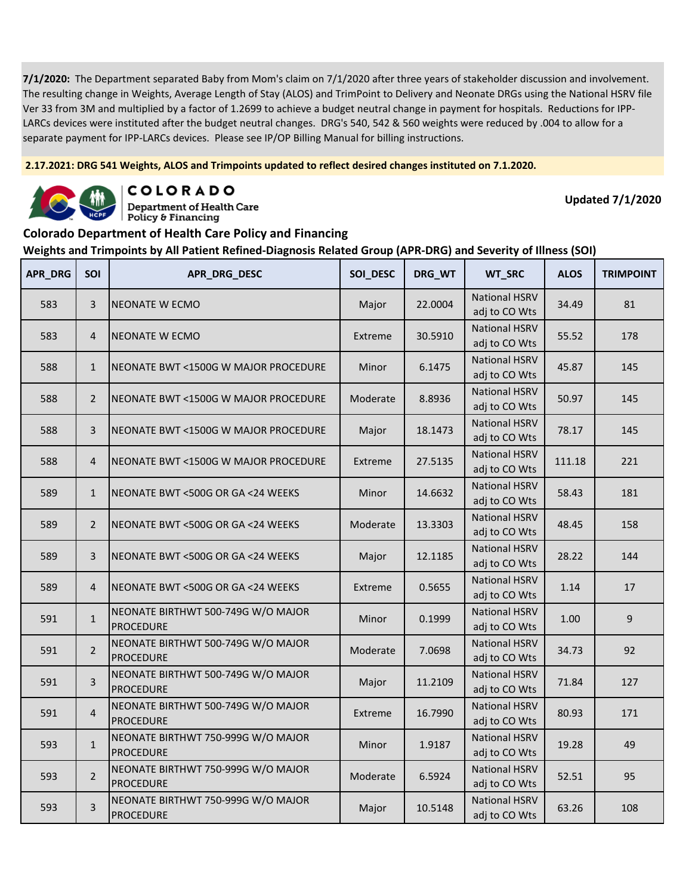**7/1/2020:** The Department separated Baby from Mom's claim on 7/1/2020 after three years of stakeholder discussion and involvement. The resulting change in Weights, Average Length of Stay (ALOS) and TrimPoint to Delivery and Neonate DRGs using the National HSRV file Ver 33 from 3M and multiplied by a factor of 1.2699 to achieve a budget neutral change in payment for hospitals. Reductions for IPP-LARCs devices were instituted after the budget neutral changes. DRG's 540, 542 & 560 weights were reduced by .004 to allow for a separate payment for IPP-LARCs devices. Please see IP/OP Billing Manual for billing instructions.

**2.17.2021: DRG 541 Weights, ALOS and Trimpoints updated to reflect desired changes instituted on 7.1.2020.**

COLORADO
Department of Health Care Policy & Financing

**Updated 7/1/2020**

## Colorado Department of Health Care Policy and Financing

### Weights and Trimpoints by All Patient Refined-Diagnosis Related Group (APR-DRG) and Severity of Illness (SOI)

| APR_DRG | SOI | APR_DRG_DESC | SOI_DESC | DRG_WT | WT_SRC | ALOS | TRIMPOINT |
|---|---|---|---|---|---|---|---|
| 583 | 3 | NEONATE W ECMO | Major | 22.0004 | National HSRV adj to CO Wts | 34.49 | 81 |
| 583 | 4 | NEONATE W ECMO | Extreme | 30.5910 | National HSRV adj to CO Wts | 55.52 | 178 |
| 588 | 1 | NEONATE BWT <1500G W MAJOR PROCEDURE | Minor | 6.1475 | National HSRV adj to CO Wts | 45.87 | 145 |
| 588 | 2 | NEONATE BWT <1500G W MAJOR PROCEDURE | Moderate | 8.8936 | National HSRV adj to CO Wts | 50.97 | 145 |
| 588 | 3 | NEONATE BWT <1500G W MAJOR PROCEDURE | Major | 18.1473 | National HSRV adj to CO Wts | 78.17 | 145 |
| 588 | 4 | NEONATE BWT <1500G W MAJOR PROCEDURE | Extreme | 27.5135 | National HSRV adj to CO Wts | 111.18 | 221 |
| 589 | 1 | NEONATE BWT <500G OR GA <24 WEEKS | Minor | 14.6632 | National HSRV adj to CO Wts | 58.43 | 181 |
| 589 | 2 | NEONATE BWT <500G OR GA <24 WEEKS | Moderate | 13.3303 | National HSRV adj to CO Wts | 48.45 | 158 |
| 589 | 3 | NEONATE BWT <500G OR GA <24 WEEKS | Major | 12.1185 | National HSRV adj to CO Wts | 28.22 | 144 |
| 589 | 4 | NEONATE BWT <500G OR GA <24 WEEKS | Extreme | 0.5655 | National HSRV adj to CO Wts | 1.14 | 17 |
| 591 | 1 | NEONATE BIRTHWT 500-749G W/O MAJOR PROCEDURE | Minor | 0.1999 | National HSRV adj to CO Wts | 1.00 | 9 |
| 591 | 2 | NEONATE BIRTHWT 500-749G W/O MAJOR PROCEDURE | Moderate | 7.0698 | National HSRV adj to CO Wts | 34.73 | 92 |
| 591 | 3 | NEONATE BIRTHWT 500-749G W/O MAJOR PROCEDURE | Major | 11.2109 | National HSRV adj to CO Wts | 71.84 | 127 |
| 591 | 4 | NEONATE BIRTHWT 500-749G W/O MAJOR PROCEDURE | Extreme | 16.7990 | National HSRV adj to CO Wts | 80.93 | 171 |
| 593 | 1 | NEONATE BIRTHWT 750-999G W/O MAJOR PROCEDURE | Minor | 1.9187 | National HSRV adj to CO Wts | 19.28 | 49 |
| 593 | 2 | NEONATE BIRTHWT 750-999G W/O MAJOR PROCEDURE | Moderate | 6.5924 | National HSRV adj to CO Wts | 52.51 | 95 |
| 593 | 3 | NEONATE BIRTHWT 750-999G W/O MAJOR PROCEDURE | Major | 10.5148 | National HSRV adj to CO Wts | 63.26 | 108 |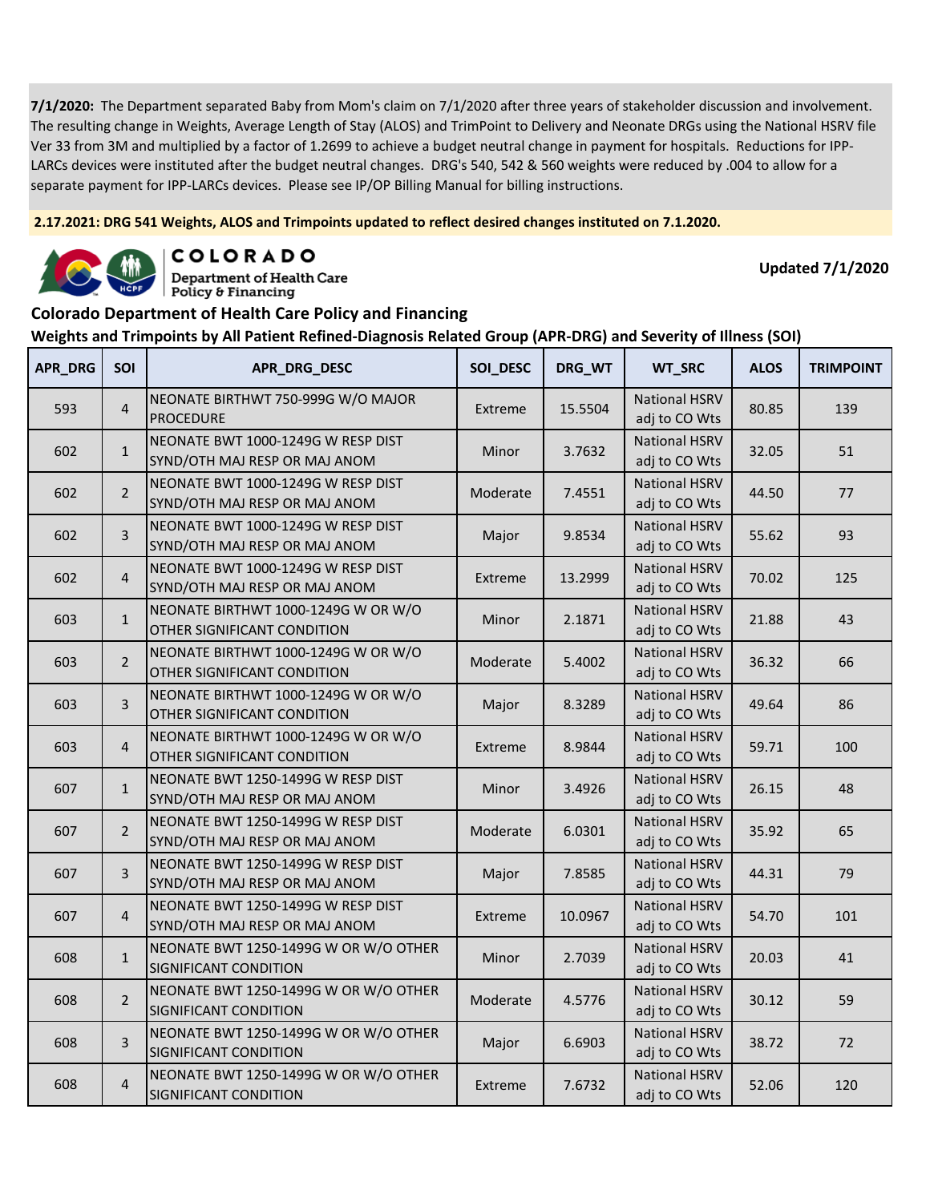**7/1/2020:** The Department separated Baby from Mom's claim on 7/1/2020 after three years of stakeholder discussion and involvement. The resulting change in Weights, Average Length of Stay (ALOS) and TrimPoint to Delivery and Neonate DRGs using the National HSRV file Ver 33 from 3M and multiplied by a factor of 1.2699 to achieve a budget neutral change in payment for hospitals. Reductions for IPP-LARCs devices were instituted after the budget neutral changes. DRG's 540, 542 & 560 weights were reduced by .004 to allow for a separate payment for IPP-LARCs devices. Please see IP/OP Billing Manual for billing instructions.

**2.17.2021: DRG 541 Weights, ALOS and Trimpoints updated to reflect desired changes instituted on 7.1.2020.**

**COLORADO**
Department of Health Care Policy & Financing

**Updated 7/1/2020**

## Colorado Department of Health Care Policy and Financing

### Weights and Trimpoints by All Patient Refined-Diagnosis Related Group (APR-DRG) and Severity of Illness (SOI)

| APR_DRG | SOI | APR_DRG_DESC | SOI_DESC | DRG_WT | WT_SRC | ALOS | TRIMPOINT |
|---|---|---|---|---|---|---|---|
| 593 | 4 | NEONATE BIRTHWT 750-999G W/O MAJOR PROCEDURE | Extreme | 15.5504 | National HSRV adj to CO Wts | 80.85 | 139 |
| 602 | 1 | NEONATE BWT 1000-1249G W RESP DIST SYND/OTH MAJ RESP OR MAJ ANOM | Minor | 3.7632 | National HSRV adj to CO Wts | 32.05 | 51 |
| 602 | 2 | NEONATE BWT 1000-1249G W RESP DIST SYND/OTH MAJ RESP OR MAJ ANOM | Moderate | 7.4551 | National HSRV adj to CO Wts | 44.50 | 77 |
| 602 | 3 | NEONATE BWT 1000-1249G W RESP DIST SYND/OTH MAJ RESP OR MAJ ANOM | Major | 9.8534 | National HSRV adj to CO Wts | 55.62 | 93 |
| 602 | 4 | NEONATE BWT 1000-1249G W RESP DIST SYND/OTH MAJ RESP OR MAJ ANOM | Extreme | 13.2999 | National HSRV adj to CO Wts | 70.02 | 125 |
| 603 | 1 | NEONATE BIRTHWT 1000-1249G W OR W/O OTHER SIGNIFICANT CONDITION | Minor | 2.1871 | National HSRV adj to CO Wts | 21.88 | 43 |
| 603 | 2 | NEONATE BIRTHWT 1000-1249G W OR W/O OTHER SIGNIFICANT CONDITION | Moderate | 5.4002 | National HSRV adj to CO Wts | 36.32 | 66 |
| 603 | 3 | NEONATE BIRTHWT 1000-1249G W OR W/O OTHER SIGNIFICANT CONDITION | Major | 8.3289 | National HSRV adj to CO Wts | 49.64 | 86 |
| 603 | 4 | NEONATE BIRTHWT 1000-1249G W OR W/O OTHER SIGNIFICANT CONDITION | Extreme | 8.9844 | National HSRV adj to CO Wts | 59.71 | 100 |
| 607 | 1 | NEONATE BWT 1250-1499G W RESP DIST SYND/OTH MAJ RESP OR MAJ ANOM | Minor | 3.4926 | National HSRV adj to CO Wts | 26.15 | 48 |
| 607 | 2 | NEONATE BWT 1250-1499G W RESP DIST SYND/OTH MAJ RESP OR MAJ ANOM | Moderate | 6.0301 | National HSRV adj to CO Wts | 35.92 | 65 |
| 607 | 3 | NEONATE BWT 1250-1499G W RESP DIST SYND/OTH MAJ RESP OR MAJ ANOM | Major | 7.8585 | National HSRV adj to CO Wts | 44.31 | 79 |
| 607 | 4 | NEONATE BWT 1250-1499G W RESP DIST SYND/OTH MAJ RESP OR MAJ ANOM | Extreme | 10.0967 | National HSRV adj to CO Wts | 54.70 | 101 |
| 608 | 1 | NEONATE BWT 1250-1499G W OR W/O OTHER SIGNIFICANT CONDITION | Minor | 2.7039 | National HSRV adj to CO Wts | 20.03 | 41 |
| 608 | 2 | NEONATE BWT 1250-1499G W OR W/O OTHER SIGNIFICANT CONDITION | Moderate | 4.5776 | National HSRV adj to CO Wts | 30.12 | 59 |
| 608 | 3 | NEONATE BWT 1250-1499G W OR W/O OTHER SIGNIFICANT CONDITION | Major | 6.6903 | National HSRV adj to CO Wts | 38.72 | 72 |
| 608 | 4 | NEONATE BWT 1250-1499G W OR W/O OTHER SIGNIFICANT CONDITION | Extreme | 7.6732 | National HSRV adj to CO Wts | 52.06 | 120 |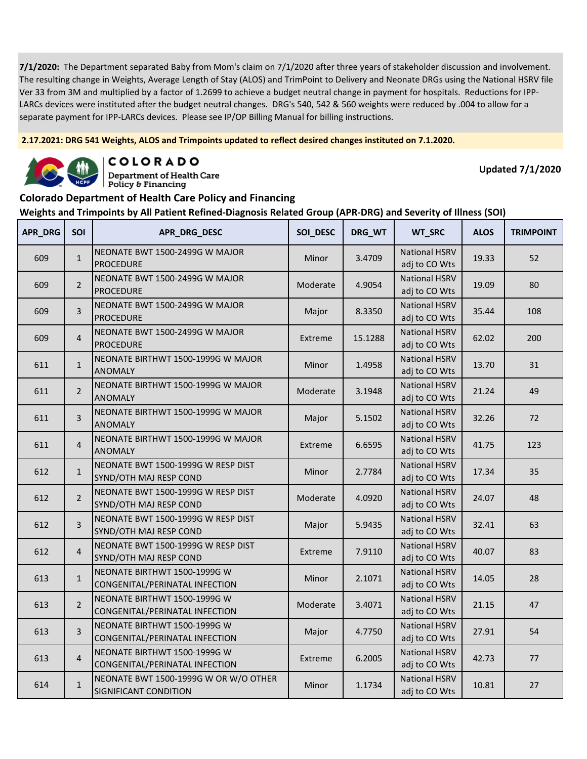**7/1/2020:** The Department separated Baby from Mom's claim on 7/1/2020 after three years of stakeholder discussion and involvement. The resulting change in Weights, Average Length of Stay (ALOS) and TrimPoint to Delivery and Neonate DRGs using the National HSRV file Ver 33 from 3M and multiplied by a factor of 1.2699 to achieve a budget neutral change in payment for hospitals. Reductions for IPP-LARCs devices were instituted after the budget neutral changes. DRG's 540, 542 & 560 weights were reduced by .004 to allow for a separate payment for IPP-LARCs devices. Please see IP/OP Billing Manual for billing instructions.

**2.17.2021: DRG 541 Weights, ALOS and Trimpoints updated to reflect desired changes instituted on 7.1.2020.**

COLORADO
Department of Health Care Policy & Financing

**Updated 7/1/2020**

## Colorado Department of Health Care Policy and Financing

### Weights and Trimpoints by All Patient Refined-Diagnosis Related Group (APR-DRG) and Severity of Illness (SOI)

| APR_DRG | SOI | APR_DRG_DESC | SOI_DESC | DRG_WT | WT_SRC | ALOS | TRIMPOINT |
|---|---|---|---|---|---|---|---|
| 609 | 1 | NEONATE BWT 1500-2499G W MAJOR PROCEDURE | Minor | 3.4709 | National HSRV adj to CO Wts | 19.33 | 52 |
| 609 | 2 | NEONATE BWT 1500-2499G W MAJOR PROCEDURE | Moderate | 4.9054 | National HSRV adj to CO Wts | 19.09 | 80 |
| 609 | 3 | NEONATE BWT 1500-2499G W MAJOR PROCEDURE | Major | 8.3350 | National HSRV adj to CO Wts | 35.44 | 108 |
| 609 | 4 | NEONATE BWT 1500-2499G W MAJOR PROCEDURE | Extreme | 15.1288 | National HSRV adj to CO Wts | 62.02 | 200 |
| 611 | 1 | NEONATE BIRTHWT 1500-1999G W MAJOR ANOMALY | Minor | 1.4958 | National HSRV adj to CO Wts | 13.70 | 31 |
| 611 | 2 | NEONATE BIRTHWT 1500-1999G W MAJOR ANOMALY | Moderate | 3.1948 | National HSRV adj to CO Wts | 21.24 | 49 |
| 611 | 3 | NEONATE BIRTHWT 1500-1999G W MAJOR ANOMALY | Major | 5.1502 | National HSRV adj to CO Wts | 32.26 | 72 |
| 611 | 4 | NEONATE BIRTHWT 1500-1999G W MAJOR ANOMALY | Extreme | 6.6595 | National HSRV adj to CO Wts | 41.75 | 123 |
| 612 | 1 | NEONATE BWT 1500-1999G W RESP DIST SYND/OTH MAJ RESP COND | Minor | 2.7784 | National HSRV adj to CO Wts | 17.34 | 35 |
| 612 | 2 | NEONATE BWT 1500-1999G W RESP DIST SYND/OTH MAJ RESP COND | Moderate | 4.0920 | National HSRV adj to CO Wts | 24.07 | 48 |
| 612 | 3 | NEONATE BWT 1500-1999G W RESP DIST SYND/OTH MAJ RESP COND | Major | 5.9435 | National HSRV adj to CO Wts | 32.41 | 63 |
| 612 | 4 | NEONATE BWT 1500-1999G W RESP DIST SYND/OTH MAJ RESP COND | Extreme | 7.9110 | National HSRV adj to CO Wts | 40.07 | 83 |
| 613 | 1 | NEONATE BIRTHWT 1500-1999G W CONGENITAL/PERINATAL INFECTION | Minor | 2.1071 | National HSRV adj to CO Wts | 14.05 | 28 |
| 613 | 2 | NEONATE BIRTHWT 1500-1999G W CONGENITAL/PERINATAL INFECTION | Moderate | 3.4071 | National HSRV adj to CO Wts | 21.15 | 47 |
| 613 | 3 | NEONATE BIRTHWT 1500-1999G W CONGENITAL/PERINATAL INFECTION | Major | 4.7750 | National HSRV adj to CO Wts | 27.91 | 54 |
| 613 | 4 | NEONATE BIRTHWT 1500-1999G W CONGENITAL/PERINATAL INFECTION | Extreme | 6.2005 | National HSRV adj to CO Wts | 42.73 | 77 |
| 614 | 1 | NEONATE BWT 1500-1999G W OR W/O OTHER SIGNIFICANT CONDITION | Minor | 1.1734 | National HSRV adj to CO Wts | 10.81 | 27 |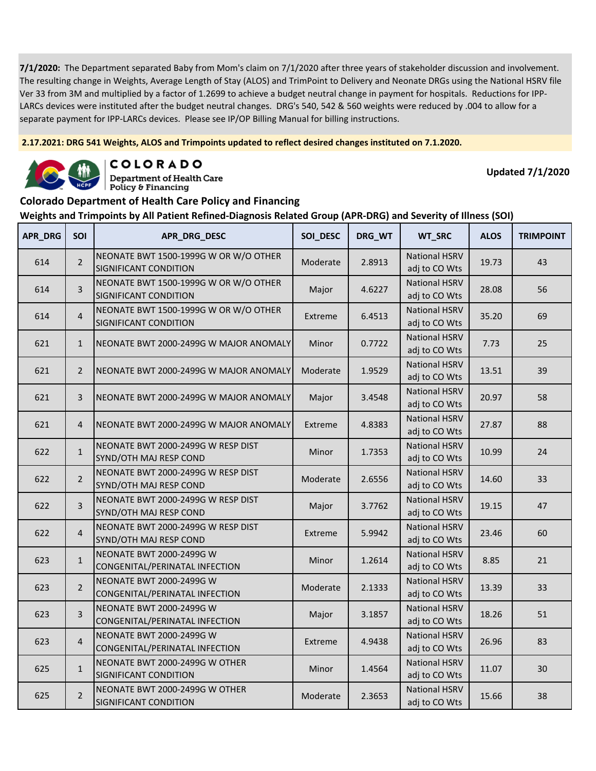**7/1/2020:** The Department separated Baby from Mom's claim on 7/1/2020 after three years of stakeholder discussion and involvement. The resulting change in Weights, Average Length of Stay (ALOS) and TrimPoint to Delivery and Neonate DRGs using the National HSRV file Ver 33 from 3M and multiplied by a factor of 1.2699 to achieve a budget neutral change in payment for hospitals. Reductions for IPP-LARCs devices were instituted after the budget neutral changes. DRG's 540, 542 & 560 weights were reduced by .004 to allow for a separate payment for IPP-LARCs devices. Please see IP/OP Billing Manual for billing instructions.

**2.17.2021: DRG 541 Weights, ALOS and Trimpoints updated to reflect desired changes instituted on 7.1.2020.**

COLORADO
Department of Health Care Policy & Financing

**Updated 7/1/2020**

## Colorado Department of Health Care Policy and Financing

### Weights and Trimpoints by All Patient Refined-Diagnosis Related Group (APR-DRG) and Severity of Illness (SOI)

| APR_DRG | SOI | APR_DRG_DESC | SOI_DESC | DRG_WT | WT_SRC | ALOS | TRIMPOINT |
|---|---|---|---|---|---|---|---|
| 614 | 2 | NEONATE BWT 1500-1999G W OR W/O OTHER SIGNIFICANT CONDITION | Moderate | 2.8913 | National HSRV adj to CO Wts | 19.73 | 43 |
| 614 | 3 | NEONATE BWT 1500-1999G W OR W/O OTHER SIGNIFICANT CONDITION | Major | 4.6227 | National HSRV adj to CO Wts | 28.08 | 56 |
| 614 | 4 | NEONATE BWT 1500-1999G W OR W/O OTHER SIGNIFICANT CONDITION | Extreme | 6.4513 | National HSRV adj to CO Wts | 35.20 | 69 |
| 621 | 1 | NEONATE BWT 2000-2499G W MAJOR ANOMALY | Minor | 0.7722 | National HSRV adj to CO Wts | 7.73 | 25 |
| 621 | 2 | NEONATE BWT 2000-2499G W MAJOR ANOMALY | Moderate | 1.9529 | National HSRV adj to CO Wts | 13.51 | 39 |
| 621 | 3 | NEONATE BWT 2000-2499G W MAJOR ANOMALY | Major | 3.4548 | National HSRV adj to CO Wts | 20.97 | 58 |
| 621 | 4 | NEONATE BWT 2000-2499G W MAJOR ANOMALY | Extreme | 4.8383 | National HSRV adj to CO Wts | 27.87 | 88 |
| 622 | 1 | NEONATE BWT 2000-2499G W RESP DIST SYND/OTH MAJ RESP COND | Minor | 1.7353 | National HSRV adj to CO Wts | 10.99 | 24 |
| 622 | 2 | NEONATE BWT 2000-2499G W RESP DIST SYND/OTH MAJ RESP COND | Moderate | 2.6556 | National HSRV adj to CO Wts | 14.60 | 33 |
| 622 | 3 | NEONATE BWT 2000-2499G W RESP DIST SYND/OTH MAJ RESP COND | Major | 3.7762 | National HSRV adj to CO Wts | 19.15 | 47 |
| 622 | 4 | NEONATE BWT 2000-2499G W RESP DIST SYND/OTH MAJ RESP COND | Extreme | 5.9942 | National HSRV adj to CO Wts | 23.46 | 60 |
| 623 | 1 | NEONATE BWT 2000-2499G W CONGENITAL/PERINATAL INFECTION | Minor | 1.2614 | National HSRV adj to CO Wts | 8.85 | 21 |
| 623 | 2 | NEONATE BWT 2000-2499G W CONGENITAL/PERINATAL INFECTION | Moderate | 2.1333 | National HSRV adj to CO Wts | 13.39 | 33 |
| 623 | 3 | NEONATE BWT 2000-2499G W CONGENITAL/PERINATAL INFECTION | Major | 3.1857 | National HSRV adj to CO Wts | 18.26 | 51 |
| 623 | 4 | NEONATE BWT 2000-2499G W CONGENITAL/PERINATAL INFECTION | Extreme | 4.9438 | National HSRV adj to CO Wts | 26.96 | 83 |
| 625 | 1 | NEONATE BWT 2000-2499G W OTHER SIGNIFICANT CONDITION | Minor | 1.4564 | National HSRV adj to CO Wts | 11.07 | 30 |
| 625 | 2 | NEONATE BWT 2000-2499G W OTHER SIGNIFICANT CONDITION | Moderate | 2.3653 | National HSRV adj to CO Wts | 15.66 | 38 |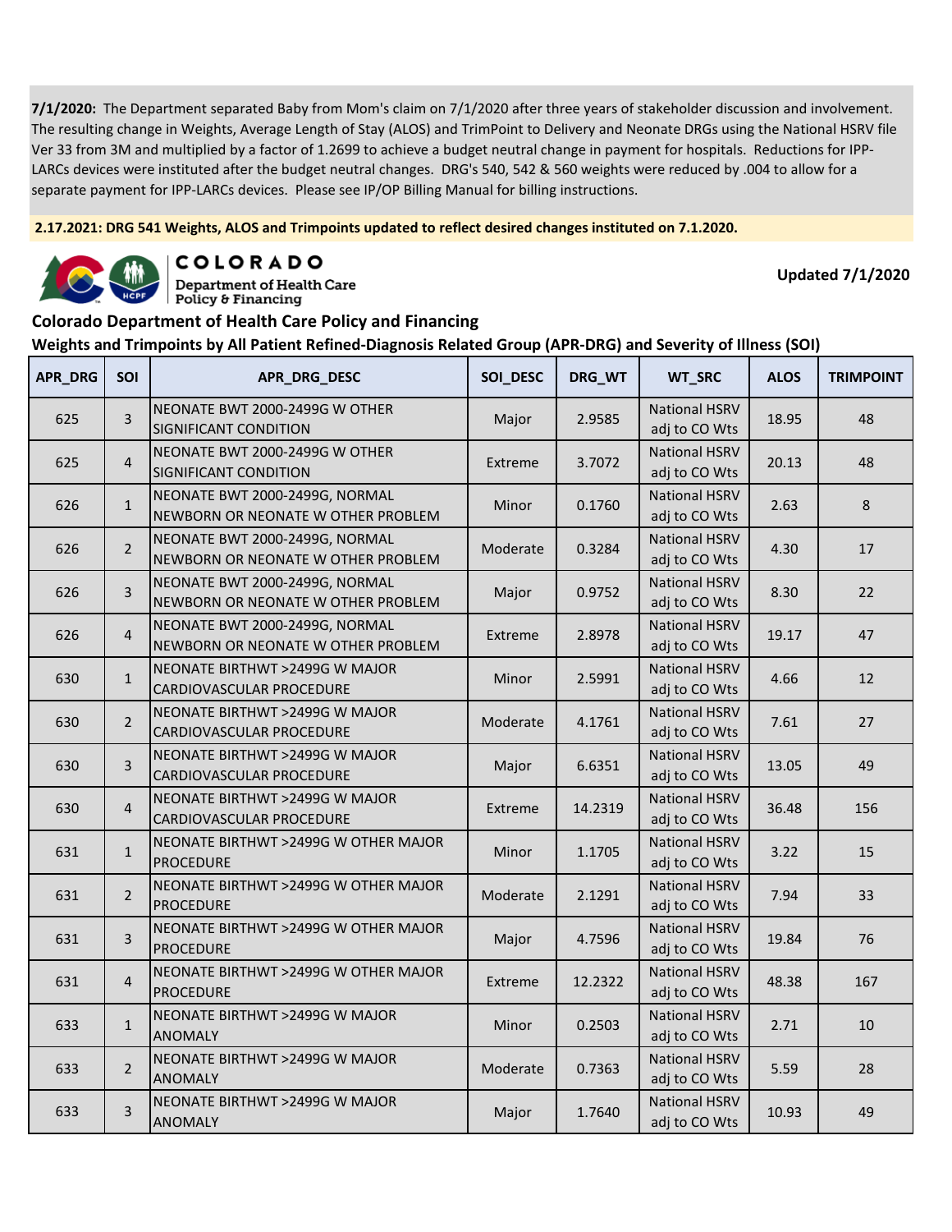**7/1/2020:** The Department separated Baby from Mom's claim on 7/1/2020 after three years of stakeholder discussion and involvement. The resulting change in Weights, Average Length of Stay (ALOS) and TrimPoint to Delivery and Neonate DRGs using the National HSRV file Ver 33 from 3M and multiplied by a factor of 1.2699 to achieve a budget neutral change in payment for hospitals. Reductions for IPP-LARCs devices were instituted after the budget neutral changes. DRG's 540, 542 & 560 weights were reduced by .004 to allow for a separate payment for IPP-LARCs devices. Please see IP/OP Billing Manual for billing instructions.

**2.17.2021: DRG 541 Weights, ALOS and Trimpoints updated to reflect desired changes instituted on 7.1.2020.**

COLORADO
Department of Health Care Policy & Financing

**Updated 7/1/2020**

**Colorado Department of Health Care Policy and Financing**

**Weights and Trimpoints by All Patient Refined-Diagnosis Related Group (APR-DRG) and Severity of Illness (SOI)**

| APR_DRG | SOI | APR_DRG_DESC | SOI_DESC | DRG_WT | WT_SRC | ALOS | TRIMPOINT |
|---|---|---|---|---|---|---|---|
| 625 | 3 | NEONATE BWT 2000-2499G W OTHER SIGNIFICANT CONDITION | Major | 2.9585 | National HSRV adj to CO Wts | 18.95 | 48 |
| 625 | 4 | NEONATE BWT 2000-2499G W OTHER SIGNIFICANT CONDITION | Extreme | 3.7072 | National HSRV adj to CO Wts | 20.13 | 48 |
| 626 | 1 | NEONATE BWT 2000-2499G, NORMAL NEWBORN OR NEONATE W OTHER PROBLEM | Minor | 0.1760 | National HSRV adj to CO Wts | 2.63 | 8 |
| 626 | 2 | NEONATE BWT 2000-2499G, NORMAL NEWBORN OR NEONATE W OTHER PROBLEM | Moderate | 0.3284 | National HSRV adj to CO Wts | 4.30 | 17 |
| 626 | 3 | NEONATE BWT 2000-2499G, NORMAL NEWBORN OR NEONATE W OTHER PROBLEM | Major | 0.9752 | National HSRV adj to CO Wts | 8.30 | 22 |
| 626 | 4 | NEONATE BWT 2000-2499G, NORMAL NEWBORN OR NEONATE W OTHER PROBLEM | Extreme | 2.8978 | National HSRV adj to CO Wts | 19.17 | 47 |
| 630 | 1 | NEONATE BIRTHWT >2499G W MAJOR CARDIOVASCULAR PROCEDURE | Minor | 2.5991 | National HSRV adj to CO Wts | 4.66 | 12 |
| 630 | 2 | NEONATE BIRTHWT >2499G W MAJOR CARDIOVASCULAR PROCEDURE | Moderate | 4.1761 | National HSRV adj to CO Wts | 7.61 | 27 |
| 630 | 3 | NEONATE BIRTHWT >2499G W MAJOR CARDIOVASCULAR PROCEDURE | Major | 6.6351 | National HSRV adj to CO Wts | 13.05 | 49 |
| 630 | 4 | NEONATE BIRTHWT >2499G W MAJOR CARDIOVASCULAR PROCEDURE | Extreme | 14.2319 | National HSRV adj to CO Wts | 36.48 | 156 |
| 631 | 1 | NEONATE BIRTHWT >2499G W OTHER MAJOR PROCEDURE | Minor | 1.1705 | National HSRV adj to CO Wts | 3.22 | 15 |
| 631 | 2 | NEONATE BIRTHWT >2499G W OTHER MAJOR PROCEDURE | Moderate | 2.1291 | National HSRV adj to CO Wts | 7.94 | 33 |
| 631 | 3 | NEONATE BIRTHWT >2499G W OTHER MAJOR PROCEDURE | Major | 4.7596 | National HSRV adj to CO Wts | 19.84 | 76 |
| 631 | 4 | NEONATE BIRTHWT >2499G W OTHER MAJOR PROCEDURE | Extreme | 12.2322 | National HSRV adj to CO Wts | 48.38 | 167 |
| 633 | 1 | NEONATE BIRTHWT >2499G W MAJOR ANOMALY | Minor | 0.2503 | National HSRV adj to CO Wts | 2.71 | 10 |
| 633 | 2 | NEONATE BIRTHWT >2499G W MAJOR ANOMALY | Moderate | 0.7363 | National HSRV adj to CO Wts | 5.59 | 28 |
| 633 | 3 | NEONATE BIRTHWT >2499G W MAJOR ANOMALY | Major | 1.7640 | National HSRV adj to CO Wts | 10.93 | 49 |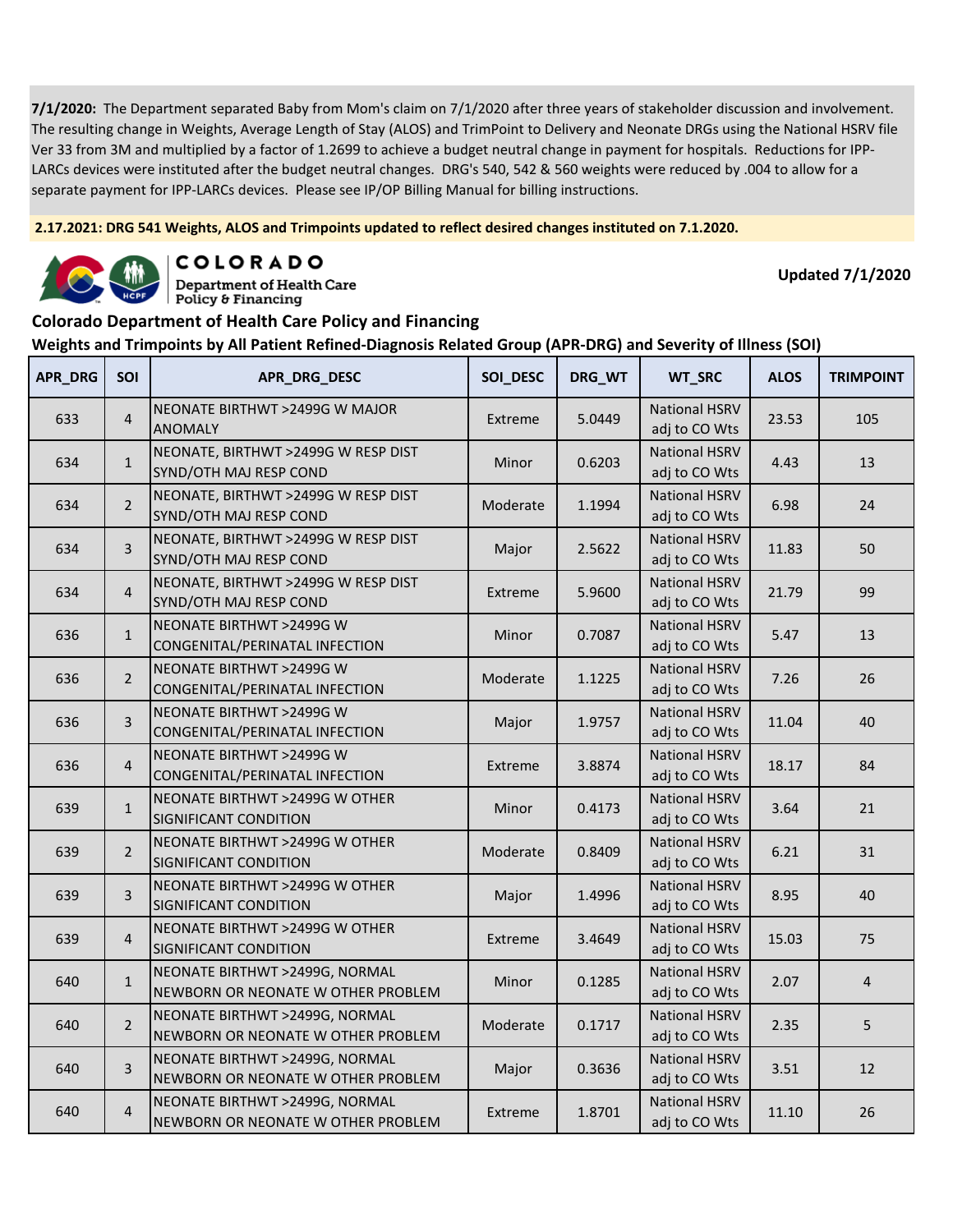**7/1/2020:** The Department separated Baby from Mom's claim on 7/1/2020 after three years of stakeholder discussion and involvement. The resulting change in Weights, Average Length of Stay (ALOS) and TrimPoint to Delivery and Neonate DRGs using the National HSRV file Ver 33 from 3M and multiplied by a factor of 1.2699 to achieve a budget neutral change in payment for hospitals. Reductions for IPP-LARCs devices were instituted after the budget neutral changes. DRG's 540, 542 & 560 weights were reduced by .004 to allow for a separate payment for IPP-LARCs devices. Please see IP/OP Billing Manual for billing instructions.

**2.17.2021: DRG 541 Weights, ALOS and Trimpoints updated to reflect desired changes instituted on 7.1.2020.**

COLORADO
Department of Health Care Policy & Financing

**Updated 7/1/2020**

## Colorado Department of Health Care Policy and Financing

### Weights and Trimpoints by All Patient Refined-Diagnosis Related Group (APR-DRG) and Severity of Illness (SOI)

| APR_DRG | SOI | APR_DRG_DESC | SOI_DESC | DRG_WT | WT_SRC | ALOS | TRIMPOINT |
|---|---|---|---|---|---|---|---|
| 633 | 4 | NEONATE BIRTHWT >2499G W MAJOR ANOMALY | Extreme | 5.0449 | National HSRV adj to CO Wts | 23.53 | 105 |
| 634 | 1 | NEONATE, BIRTHWT >2499G W RESP DIST SYND/OTH MAJ RESP COND | Minor | 0.6203 | National HSRV adj to CO Wts | 4.43 | 13 |
| 634 | 2 | NEONATE, BIRTHWT >2499G W RESP DIST SYND/OTH MAJ RESP COND | Moderate | 1.1994 | National HSRV adj to CO Wts | 6.98 | 24 |
| 634 | 3 | NEONATE, BIRTHWT >2499G W RESP DIST SYND/OTH MAJ RESP COND | Major | 2.5622 | National HSRV adj to CO Wts | 11.83 | 50 |
| 634 | 4 | NEONATE, BIRTHWT >2499G W RESP DIST SYND/OTH MAJ RESP COND | Extreme | 5.9600 | National HSRV adj to CO Wts | 21.79 | 99 |
| 636 | 1 | NEONATE BIRTHWT >2499G W CONGENITAL/PERINATAL INFECTION | Minor | 0.7087 | National HSRV adj to CO Wts | 5.47 | 13 |
| 636 | 2 | NEONATE BIRTHWT >2499G W CONGENITAL/PERINATAL INFECTION | Moderate | 1.1225 | National HSRV adj to CO Wts | 7.26 | 26 |
| 636 | 3 | NEONATE BIRTHWT >2499G W CONGENITAL/PERINATAL INFECTION | Major | 1.9757 | National HSRV adj to CO Wts | 11.04 | 40 |
| 636 | 4 | NEONATE BIRTHWT >2499G W CONGENITAL/PERINATAL INFECTION | Extreme | 3.8874 | National HSRV adj to CO Wts | 18.17 | 84 |
| 639 | 1 | NEONATE BIRTHWT >2499G W OTHER SIGNIFICANT CONDITION | Minor | 0.4173 | National HSRV adj to CO Wts | 3.64 | 21 |
| 639 | 2 | NEONATE BIRTHWT >2499G W OTHER SIGNIFICANT CONDITION | Moderate | 0.8409 | National HSRV adj to CO Wts | 6.21 | 31 |
| 639 | 3 | NEONATE BIRTHWT >2499G W OTHER SIGNIFICANT CONDITION | Major | 1.4996 | National HSRV adj to CO Wts | 8.95 | 40 |
| 639 | 4 | NEONATE BIRTHWT >2499G W OTHER SIGNIFICANT CONDITION | Extreme | 3.4649 | National HSRV adj to CO Wts | 15.03 | 75 |
| 640 | 1 | NEONATE BIRTHWT >2499G, NORMAL NEWBORN OR NEONATE W OTHER PROBLEM | Minor | 0.1285 | National HSRV adj to CO Wts | 2.07 | 4 |
| 640 | 2 | NEONATE BIRTHWT >2499G, NORMAL NEWBORN OR NEONATE W OTHER PROBLEM | Moderate | 0.1717 | National HSRV adj to CO Wts | 2.35 | 5 |
| 640 | 3 | NEONATE BIRTHWT >2499G, NORMAL NEWBORN OR NEONATE W OTHER PROBLEM | Major | 0.3636 | National HSRV adj to CO Wts | 3.51 | 12 |
| 640 | 4 | NEONATE BIRTHWT >2499G, NORMAL NEWBORN OR NEONATE W OTHER PROBLEM | Extreme | 1.8701 | National HSRV adj to CO Wts | 11.10 | 26 |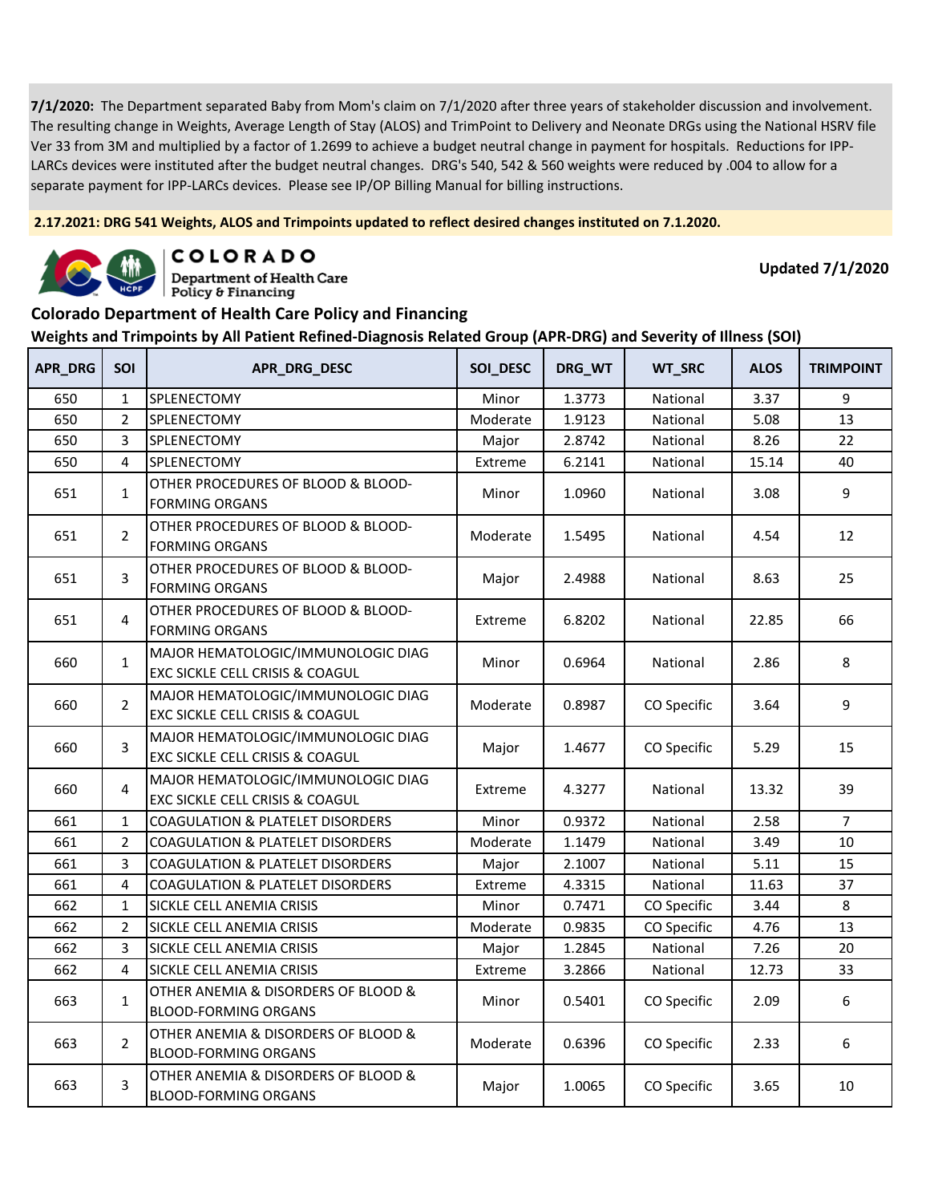**7/1/2020:** The Department separated Baby from Mom's claim on 7/1/2020 after three years of stakeholder discussion and involvement. The resulting change in Weights, Average Length of Stay (ALOS) and TrimPoint to Delivery and Neonate DRGs using the National HSRV file Ver 33 from 3M and multiplied by a factor of 1.2699 to achieve a budget neutral change in payment for hospitals. Reductions for IPP-LARCs devices were instituted after the budget neutral changes. DRG's 540, 542 & 560 weights were reduced by .004 to allow for a separate payment for IPP-LARCs devices. Please see IP/OP Billing Manual for billing instructions.

**2.17.2021: DRG 541 Weights, ALOS and Trimpoints updated to reflect desired changes instituted on 7.1.2020.**

COLORADO Department of Health Care Policy & Financing

**Updated 7/1/2020**

## Colorado Department of Health Care Policy and Financing

### Weights and Trimpoints by All Patient Refined-Diagnosis Related Group (APR-DRG) and Severity of Illness (SOI)

| APR_DRG | SOI | APR_DRG_DESC | SOI_DESC | DRG_WT | WT_SRC | ALOS | TRIMPOINT |
|---|---|---|---|---|---|---|---|
| 650 | 1 | SPLENECTOMY | Minor | 1.3773 | National | 3.37 | 9 |
| 650 | 2 | SPLENECTOMY | Moderate | 1.9123 | National | 5.08 | 13 |
| 650 | 3 | SPLENECTOMY | Major | 2.8742 | National | 8.26 | 22 |
| 650 | 4 | SPLENECTOMY | Extreme | 6.2141 | National | 15.14 | 40 |
| 651 | 1 | OTHER PROCEDURES OF BLOOD & BLOOD-FORMING ORGANS | Minor | 1.0960 | National | 3.08 | 9 |
| 651 | 2 | OTHER PROCEDURES OF BLOOD & BLOOD-FORMING ORGANS | Moderate | 1.5495 | National | 4.54 | 12 |
| 651 | 3 | OTHER PROCEDURES OF BLOOD & BLOOD-FORMING ORGANS | Major | 2.4988 | National | 8.63 | 25 |
| 651 | 4 | OTHER PROCEDURES OF BLOOD & BLOOD-FORMING ORGANS | Extreme | 6.8202 | National | 22.85 | 66 |
| 660 | 1 | MAJOR HEMATOLOGIC/IMMUNOLOGIC DIAG EXC SICKLE CELL CRISIS & COAGUL | Minor | 0.6964 | National | 2.86 | 8 |
| 660 | 2 | MAJOR HEMATOLOGIC/IMMUNOLOGIC DIAG EXC SICKLE CELL CRISIS & COAGUL | Moderate | 0.8987 | CO Specific | 3.64 | 9 |
| 660 | 3 | MAJOR HEMATOLOGIC/IMMUNOLOGIC DIAG EXC SICKLE CELL CRISIS & COAGUL | Major | 1.4677 | CO Specific | 5.29 | 15 |
| 660 | 4 | MAJOR HEMATOLOGIC/IMMUNOLOGIC DIAG EXC SICKLE CELL CRISIS & COAGUL | Extreme | 4.3277 | National | 13.32 | 39 |
| 661 | 1 | COAGULATION & PLATELET DISORDERS | Minor | 0.9372 | National | 2.58 | 7 |
| 661 | 2 | COAGULATION & PLATELET DISORDERS | Moderate | 1.1479 | National | 3.49 | 10 |
| 661 | 3 | COAGULATION & PLATELET DISORDERS | Major | 2.1007 | National | 5.11 | 15 |
| 661 | 4 | COAGULATION & PLATELET DISORDERS | Extreme | 4.3315 | National | 11.63 | 37 |
| 662 | 1 | SICKLE CELL ANEMIA CRISIS | Minor | 0.7471 | CO Specific | 3.44 | 8 |
| 662 | 2 | SICKLE CELL ANEMIA CRISIS | Moderate | 0.9835 | CO Specific | 4.76 | 13 |
| 662 | 3 | SICKLE CELL ANEMIA CRISIS | Major | 1.2845 | National | 7.26 | 20 |
| 662 | 4 | SICKLE CELL ANEMIA CRISIS | Extreme | 3.2866 | National | 12.73 | 33 |
| 663 | 1 | OTHER ANEMIA & DISORDERS OF BLOOD & BLOOD-FORMING ORGANS | Minor | 0.5401 | CO Specific | 2.09 | 6 |
| 663 | 2 | OTHER ANEMIA & DISORDERS OF BLOOD & BLOOD-FORMING ORGANS | Moderate | 0.6396 | CO Specific | 2.33 | 6 |
| 663 | 3 | OTHER ANEMIA & DISORDERS OF BLOOD & BLOOD-FORMING ORGANS | Major | 1.0065 | CO Specific | 3.65 | 10 |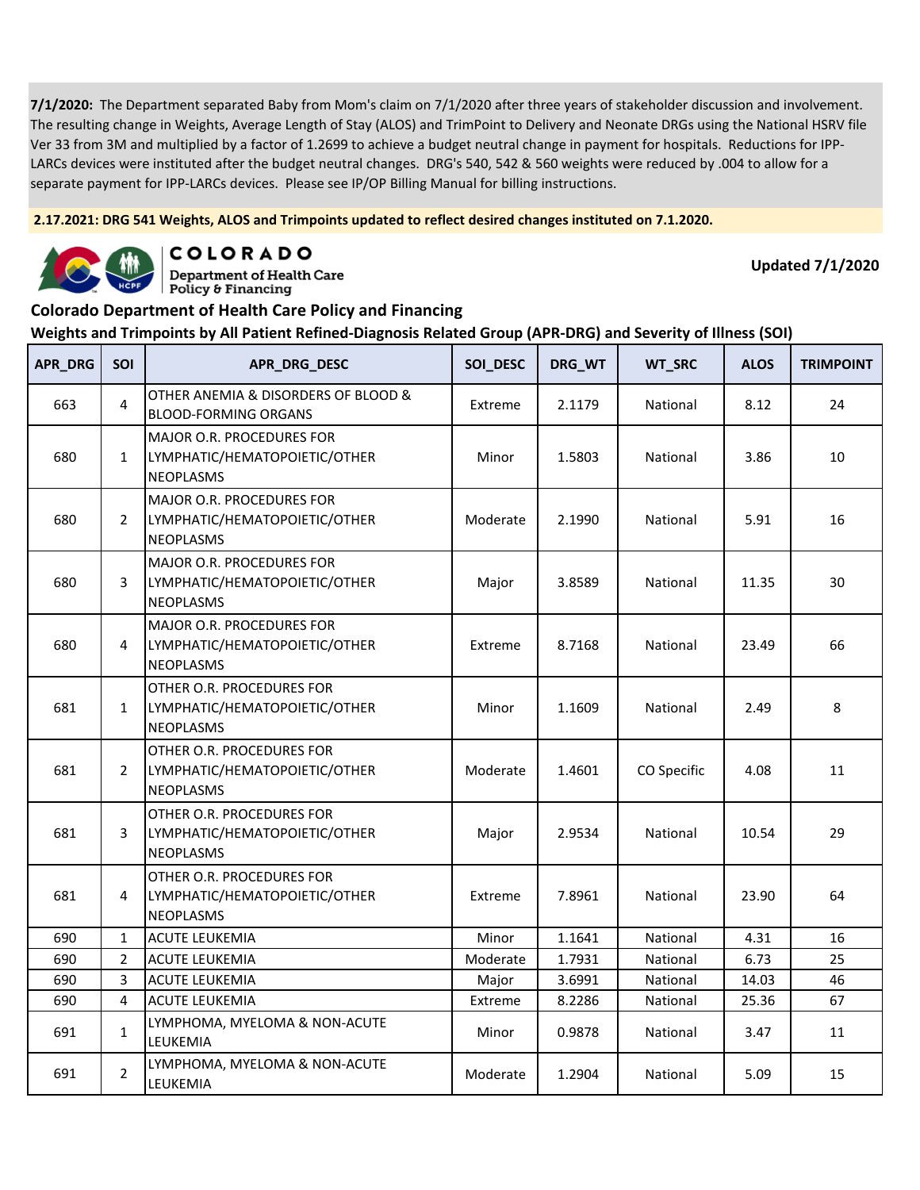**7/1/2020:** The Department separated Baby from Mom's claim on 7/1/2020 after three years of stakeholder discussion and involvement. The resulting change in Weights, Average Length of Stay (ALOS) and TrimPoint to Delivery and Neonate DRGs using the National HSRV file Ver 33 from 3M and multiplied by a factor of 1.2699 to achieve a budget neutral change in payment for hospitals. Reductions for IPP-LARCs devices were instituted after the budget neutral changes. DRG's 540, 542 & 560 weights were reduced by .004 to allow for a separate payment for IPP-LARCs devices. Please see IP/OP Billing Manual for billing instructions.

**2.17.2021: DRG 541 Weights, ALOS and Trimpoints updated to reflect desired changes instituted on 7.1.2020.**

COLORADO Department of Health Care Policy & Financing

**Updated 7/1/2020**

## Colorado Department of Health Care Policy and Financing

### Weights and Trimpoints by All Patient Refined-Diagnosis Related Group (APR-DRG) and Severity of Illness (SOI)

| APR_DRG | SOI | APR_DRG_DESC | SOI_DESC | DRG_WT | WT_SRC | ALOS | TRIMPOINT |
|---|---|---|---|---|---|---|---|
| 663 | 4 | OTHER ANEMIA & DISORDERS OF BLOOD & BLOOD-FORMING ORGANS | Extreme | 2.1179 | National | 8.12 | 24 |
| 680 | 1 | MAJOR O.R. PROCEDURES FOR LYMPHATIC/HEMATOPOIETIC/OTHER NEOPLASMS | Minor | 1.5803 | National | 3.86 | 10 |
| 680 | 2 | MAJOR O.R. PROCEDURES FOR LYMPHATIC/HEMATOPOIETIC/OTHER NEOPLASMS | Moderate | 2.1990 | National | 5.91 | 16 |
| 680 | 3 | MAJOR O.R. PROCEDURES FOR LYMPHATIC/HEMATOPOIETIC/OTHER NEOPLASMS | Major | 3.8589 | National | 11.35 | 30 |
| 680 | 4 | MAJOR O.R. PROCEDURES FOR LYMPHATIC/HEMATOPOIETIC/OTHER NEOPLASMS | Extreme | 8.7168 | National | 23.49 | 66 |
| 681 | 1 | OTHER O.R. PROCEDURES FOR LYMPHATIC/HEMATOPOIETIC/OTHER NEOPLASMS | Minor | 1.1609 | National | 2.49 | 8 |
| 681 | 2 | OTHER O.R. PROCEDURES FOR LYMPHATIC/HEMATOPOIETIC/OTHER NEOPLASMS | Moderate | 1.4601 | CO Specific | 4.08 | 11 |
| 681 | 3 | OTHER O.R. PROCEDURES FOR LYMPHATIC/HEMATOPOIETIC/OTHER NEOPLASMS | Major | 2.9534 | National | 10.54 | 29 |
| 681 | 4 | OTHER O.R. PROCEDURES FOR LYMPHATIC/HEMATOPOIETIC/OTHER NEOPLASMS | Extreme | 7.8961 | National | 23.90 | 64 |
| 690 | 1 | ACUTE LEUKEMIA | Minor | 1.1641 | National | 4.31 | 16 |
| 690 | 2 | ACUTE LEUKEMIA | Moderate | 1.7931 | National | 6.73 | 25 |
| 690 | 3 | ACUTE LEUKEMIA | Major | 3.6991 | National | 14.03 | 46 |
| 690 | 4 | ACUTE LEUKEMIA | Extreme | 8.2286 | National | 25.36 | 67 |
| 691 | 1 | LYMPHOMA, MYELOMA & NON-ACUTE LEUKEMIA | Minor | 0.9878 | National | 3.47 | 11 |
| 691 | 2 | LYMPHOMA, MYELOMA & NON-ACUTE LEUKEMIA | Moderate | 1.2904 | National | 5.09 | 15 |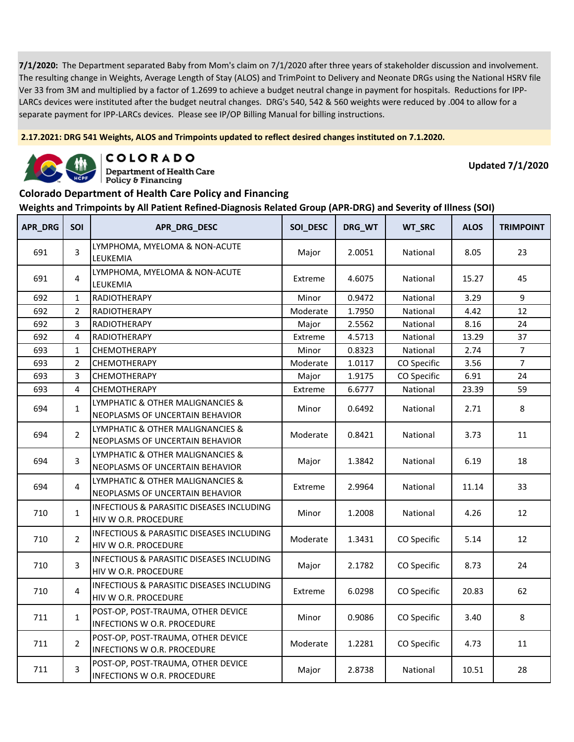**7/1/2020:** The Department separated Baby from Mom's claim on 7/1/2020 after three years of stakeholder discussion and involvement. The resulting change in Weights, Average Length of Stay (ALOS) and TrimPoint to Delivery and Neonate DRGs using the National HSRV file Ver 33 from 3M and multiplied by a factor of 1.2699 to achieve a budget neutral change in payment for hospitals. Reductions for IPP-LARCs devices were instituted after the budget neutral changes. DRG's 540, 542 & 560 weights were reduced by .004 to allow for a separate payment for IPP-LARCs devices. Please see IP/OP Billing Manual for billing instructions.

**2.17.2021: DRG 541 Weights, ALOS and Trimpoints updated to reflect desired changes instituted on 7.1.2020.**

COLORADO
Department of Health Care Policy & Financing

**Updated 7/1/2020**

## Colorado Department of Health Care Policy and Financing

## Weights and Trimpoints by All Patient Refined-Diagnosis Related Group (APR-DRG) and Severity of Illness (SOI)

| APR_DRG | SOI | APR_DRG_DESC | SOI_DESC | DRG_WT | WT_SRC | ALOS | TRIMPOINT |
|---|---|---|---|---|---|---|---|
| 691 | 3 | LYMPHOMA, MYELOMA & NON-ACUTE LEUKEMIA | Major | 2.0051 | National | 8.05 | 23 |
| 691 | 4 | LYMPHOMA, MYELOMA & NON-ACUTE LEUKEMIA | Extreme | 4.6075 | National | 15.27 | 45 |
| 692 | 1 | RADIOTHERAPY | Minor | 0.9472 | National | 3.29 | 9 |
| 692 | 2 | RADIOTHERAPY | Moderate | 1.7950 | National | 4.42 | 12 |
| 692 | 3 | RADIOTHERAPY | Major | 2.5562 | National | 8.16 | 24 |
| 692 | 4 | RADIOTHERAPY | Extreme | 4.5713 | National | 13.29 | 37 |
| 693 | 1 | CHEMOTHERAPY | Minor | 0.8323 | National | 2.74 | 7 |
| 693 | 2 | CHEMOTHERAPY | Moderate | 1.0117 | CO Specific | 3.56 | 7 |
| 693 | 3 | CHEMOTHERAPY | Major | 1.9175 | CO Specific | 6.91 | 24 |
| 693 | 4 | CHEMOTHERAPY | Extreme | 6.6777 | National | 23.39 | 59 |
| 694 | 1 | LYMPHATIC & OTHER MALIGNANCIES & NEOPLASMS OF UNCERTAIN BEHAVIOR | Minor | 0.6492 | National | 2.71 | 8 |
| 694 | 2 | LYMPHATIC & OTHER MALIGNANCIES & NEOPLASMS OF UNCERTAIN BEHAVIOR | Moderate | 0.8421 | National | 3.73 | 11 |
| 694 | 3 | LYMPHATIC & OTHER MALIGNANCIES & NEOPLASMS OF UNCERTAIN BEHAVIOR | Major | 1.3842 | National | 6.19 | 18 |
| 694 | 4 | LYMPHATIC & OTHER MALIGNANCIES & NEOPLASMS OF UNCERTAIN BEHAVIOR | Extreme | 2.9964 | National | 11.14 | 33 |
| 710 | 1 | INFECTIOUS & PARASITIC DISEASES INCLUDING HIV W O.R. PROCEDURE | Minor | 1.2008 | National | 4.26 | 12 |
| 710 | 2 | INFECTIOUS & PARASITIC DISEASES INCLUDING HIV W O.R. PROCEDURE | Moderate | 1.3431 | CO Specific | 5.14 | 12 |
| 710 | 3 | INFECTIOUS & PARASITIC DISEASES INCLUDING HIV W O.R. PROCEDURE | Major | 2.1782 | CO Specific | 8.73 | 24 |
| 710 | 4 | INFECTIOUS & PARASITIC DISEASES INCLUDING HIV W O.R. PROCEDURE | Extreme | 6.0298 | CO Specific | 20.83 | 62 |
| 711 | 1 | POST-OP, POST-TRAUMA, OTHER DEVICE INFECTIONS W O.R. PROCEDURE | Minor | 0.9086 | CO Specific | 3.40 | 8 |
| 711 | 2 | POST-OP, POST-TRAUMA, OTHER DEVICE INFECTIONS W O.R. PROCEDURE | Moderate | 1.2281 | CO Specific | 4.73 | 11 |
| 711 | 3 | POST-OP, POST-TRAUMA, OTHER DEVICE INFECTIONS W O.R. PROCEDURE | Major | 2.8738 | National | 10.51 | 28 |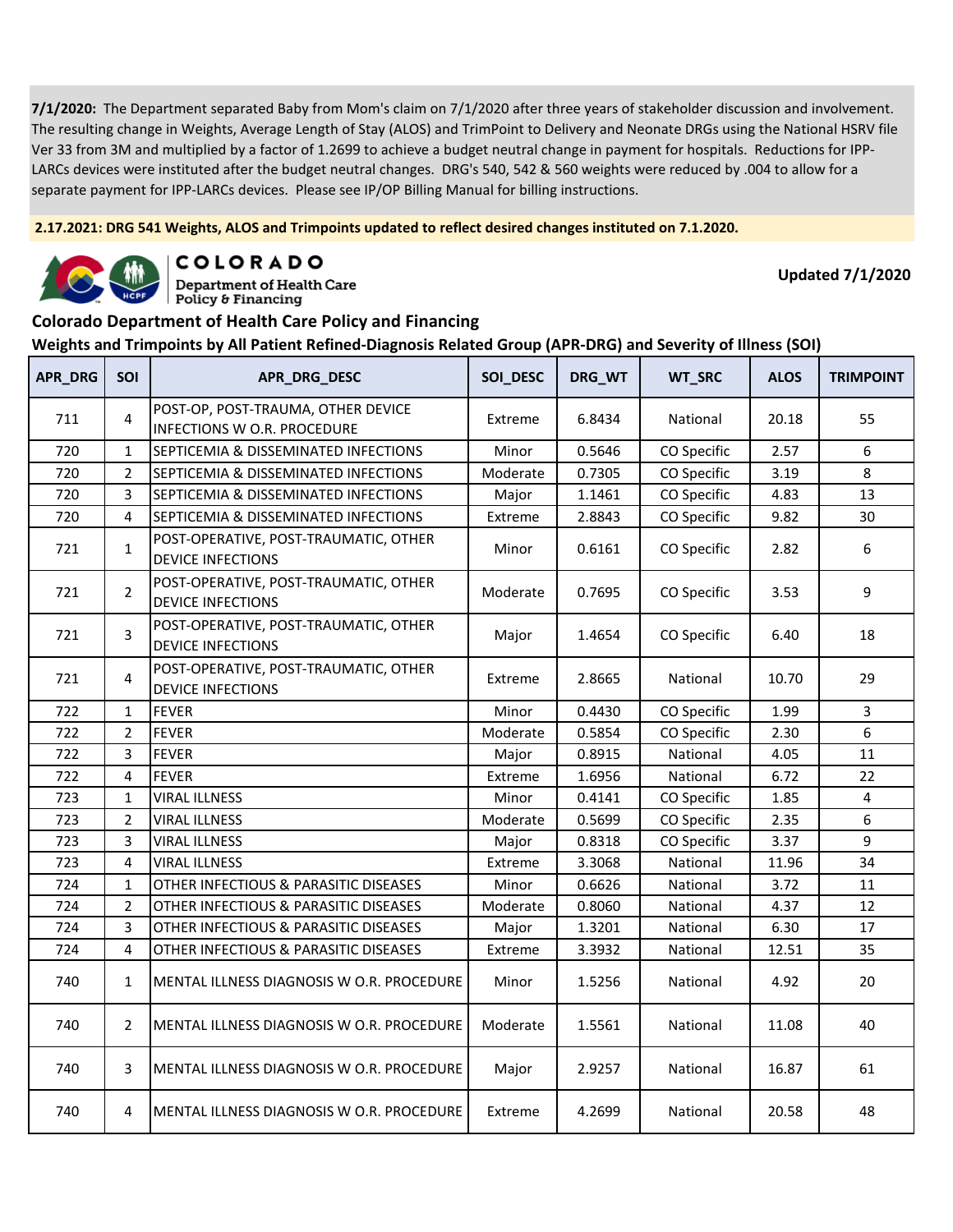**7/1/2020:** The Department separated Baby from Mom's claim on 7/1/2020 after three years of stakeholder discussion and involvement. The resulting change in Weights, Average Length of Stay (ALOS) and TrimPoint to Delivery and Neonate DRGs using the National HSRV file Ver 33 from 3M and multiplied by a factor of 1.2699 to achieve a budget neutral change in payment for hospitals. Reductions for IPP-LARCs devices were instituted after the budget neutral changes. DRG's 540, 542 & 560 weights were reduced by .004 to allow for a separate payment for IPP-LARCs devices. Please see IP/OP Billing Manual for billing instructions.

**2.17.2021: DRG 541 Weights, ALOS and Trimpoints updated to reflect desired changes instituted on 7.1.2020.**

COLORADO Department of Health Care Policy & Financing

**Updated 7/1/2020**

## Colorado Department of Health Care Policy and Financing

### Weights and Trimpoints by All Patient Refined-Diagnosis Related Group (APR-DRG) and Severity of Illness (SOI)

| APR_DRG | SOI | APR_DRG_DESC | SOI_DESC | DRG_WT | WT_SRC | ALOS | TRIMPOINT |
|---|---|---|---|---|---|---|---|
| 711 | 4 | POST-OP, POST-TRAUMA, OTHER DEVICE INFECTIONS W O.R. PROCEDURE | Extreme | 6.8434 | National | 20.18 | 55 |
| 720 | 1 | SEPTICEMIA & DISSEMINATED INFECTIONS | Minor | 0.5646 | CO Specific | 2.57 | 6 |
| 720 | 2 | SEPTICEMIA & DISSEMINATED INFECTIONS | Moderate | 0.7305 | CO Specific | 3.19 | 8 |
| 720 | 3 | SEPTICEMIA & DISSEMINATED INFECTIONS | Major | 1.1461 | CO Specific | 4.83 | 13 |
| 720 | 4 | SEPTICEMIA & DISSEMINATED INFECTIONS | Extreme | 2.8843 | CO Specific | 9.82 | 30 |
| 721 | 1 | POST-OPERATIVE, POST-TRAUMATIC, OTHER DEVICE INFECTIONS | Minor | 0.6161 | CO Specific | 2.82 | 6 |
| 721 | 2 | POST-OPERATIVE, POST-TRAUMATIC, OTHER DEVICE INFECTIONS | Moderate | 0.7695 | CO Specific | 3.53 | 9 |
| 721 | 3 | POST-OPERATIVE, POST-TRAUMATIC, OTHER DEVICE INFECTIONS | Major | 1.4654 | CO Specific | 6.40 | 18 |
| 721 | 4 | POST-OPERATIVE, POST-TRAUMATIC, OTHER DEVICE INFECTIONS | Extreme | 2.8665 | National | 10.70 | 29 |
| 722 | 1 | FEVER | Minor | 0.4430 | CO Specific | 1.99 | 3 |
| 722 | 2 | FEVER | Moderate | 0.5854 | CO Specific | 2.30 | 6 |
| 722 | 3 | FEVER | Major | 0.8915 | National | 4.05 | 11 |
| 722 | 4 | FEVER | Extreme | 1.6956 | National | 6.72 | 22 |
| 723 | 1 | VIRAL ILLNESS | Minor | 0.4141 | CO Specific | 1.85 | 4 |
| 723 | 2 | VIRAL ILLNESS | Moderate | 0.5699 | CO Specific | 2.35 | 6 |
| 723 | 3 | VIRAL ILLNESS | Major | 0.8318 | CO Specific | 3.37 | 9 |
| 723 | 4 | VIRAL ILLNESS | Extreme | 3.3068 | National | 11.96 | 34 |
| 724 | 1 | OTHER INFECTIOUS & PARASITIC DISEASES | Minor | 0.6626 | National | 3.72 | 11 |
| 724 | 2 | OTHER INFECTIOUS & PARASITIC DISEASES | Moderate | 0.8060 | National | 4.37 | 12 |
| 724 | 3 | OTHER INFECTIOUS & PARASITIC DISEASES | Major | 1.3201 | National | 6.30 | 17 |
| 724 | 4 | OTHER INFECTIOUS & PARASITIC DISEASES | Extreme | 3.3932 | National | 12.51 | 35 |
| 740 | 1 | MENTAL ILLNESS DIAGNOSIS W O.R. PROCEDURE | Minor | 1.5256 | National | 4.92 | 20 |
| 740 | 2 | MENTAL ILLNESS DIAGNOSIS W O.R. PROCEDURE | Moderate | 1.5561 | National | 11.08 | 40 |
| 740 | 3 | MENTAL ILLNESS DIAGNOSIS W O.R. PROCEDURE | Major | 2.9257 | National | 16.87 | 61 |
| 740 | 4 | MENTAL ILLNESS DIAGNOSIS W O.R. PROCEDURE | Extreme | 4.2699 | National | 20.58 | 48 |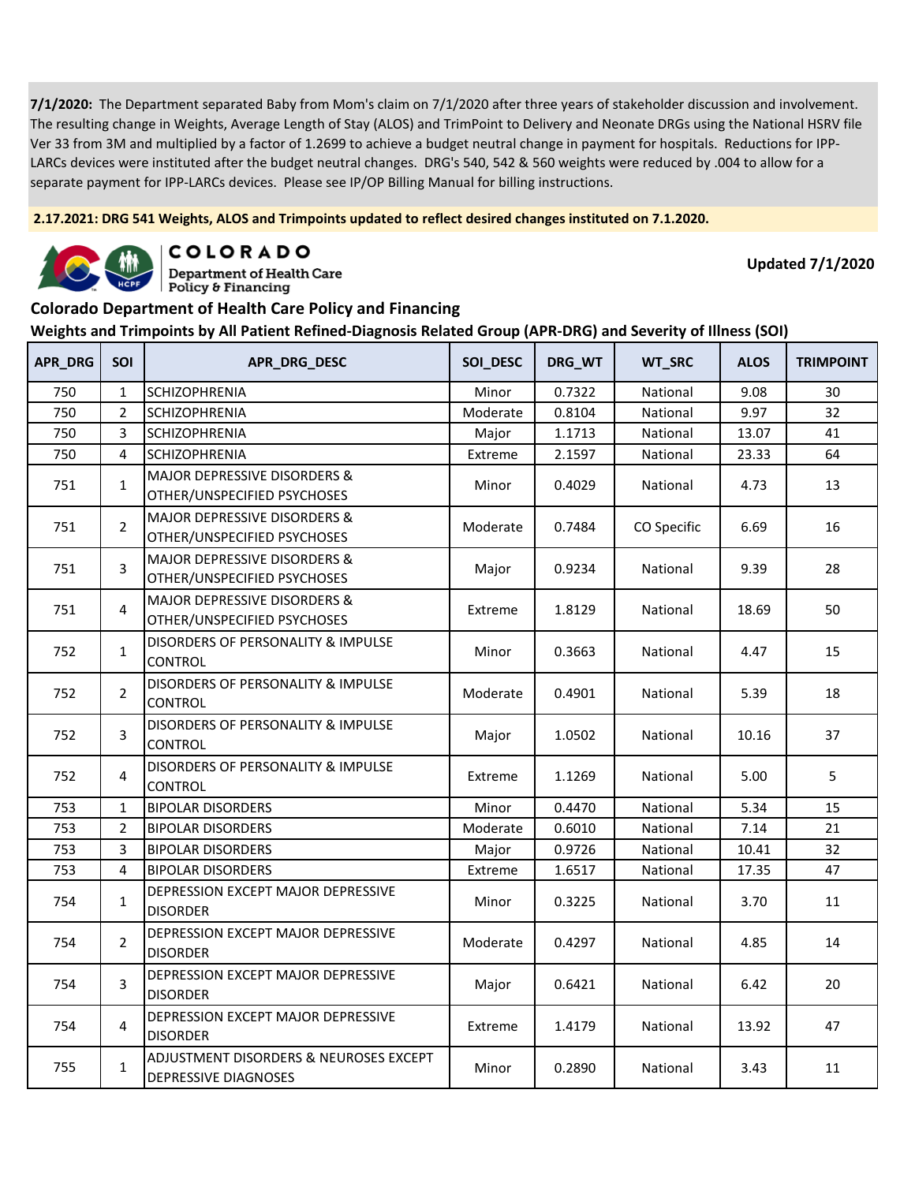**7/1/2020:** The Department separated Baby from Mom's claim on 7/1/2020 after three years of stakeholder discussion and involvement. The resulting change in Weights, Average Length of Stay (ALOS) and TrimPoint to Delivery and Neonate DRGs using the National HSRV file Ver 33 from 3M and multiplied by a factor of 1.2699 to achieve a budget neutral change in payment for hospitals. Reductions for IPP-LARCs devices were instituted after the budget neutral changes. DRG's 540, 542 & 560 weights were reduced by .004 to allow for a separate payment for IPP-LARCs devices. Please see IP/OP Billing Manual for billing instructions.

**2.17.2021: DRG 541 Weights, ALOS and Trimpoints updated to reflect desired changes instituted on 7.1.2020.**

COLORADO Department of Health Care Policy & Financing

**Updated 7/1/2020**

## Colorado Department of Health Care Policy and Financing

### Weights and Trimpoints by All Patient Refined-Diagnosis Related Group (APR-DRG) and Severity of Illness (SOI)

| APR_DRG | SOI | APR_DRG_DESC | SOI_DESC | DRG_WT | WT_SRC | ALOS | TRIMPOINT |
|---|---|---|---|---|---|---|---|
| 750 | 1 | SCHIZOPHRENIA | Minor | 0.7322 | National | 9.08 | 30 |
| 750 | 2 | SCHIZOPHRENIA | Moderate | 0.8104 | National | 9.97 | 32 |
| 750 | 3 | SCHIZOPHRENIA | Major | 1.1713 | National | 13.07 | 41 |
| 750 | 4 | SCHIZOPHRENIA | Extreme | 2.1597 | National | 23.33 | 64 |
| 751 | 1 | MAJOR DEPRESSIVE DISORDERS & OTHER/UNSPECIFIED PSYCHOSES | Minor | 0.4029 | National | 4.73 | 13 |
| 751 | 2 | MAJOR DEPRESSIVE DISORDERS & OTHER/UNSPECIFIED PSYCHOSES | Moderate | 0.7484 | CO Specific | 6.69 | 16 |
| 751 | 3 | MAJOR DEPRESSIVE DISORDERS & OTHER/UNSPECIFIED PSYCHOSES | Major | 0.9234 | National | 9.39 | 28 |
| 751 | 4 | MAJOR DEPRESSIVE DISORDERS & OTHER/UNSPECIFIED PSYCHOSES | Extreme | 1.8129 | National | 18.69 | 50 |
| 752 | 1 | DISORDERS OF PERSONALITY & IMPULSE CONTROL | Minor | 0.3663 | National | 4.47 | 15 |
| 752 | 2 | DISORDERS OF PERSONALITY & IMPULSE CONTROL | Moderate | 0.4901 | National | 5.39 | 18 |
| 752 | 3 | DISORDERS OF PERSONALITY & IMPULSE CONTROL | Major | 1.0502 | National | 10.16 | 37 |
| 752 | 4 | DISORDERS OF PERSONALITY & IMPULSE CONTROL | Extreme | 1.1269 | National | 5.00 | 5 |
| 753 | 1 | BIPOLAR DISORDERS | Minor | 0.4470 | National | 5.34 | 15 |
| 753 | 2 | BIPOLAR DISORDERS | Moderate | 0.6010 | National | 7.14 | 21 |
| 753 | 3 | BIPOLAR DISORDERS | Major | 0.9726 | National | 10.41 | 32 |
| 753 | 4 | BIPOLAR DISORDERS | Extreme | 1.6517 | National | 17.35 | 47 |
| 754 | 1 | DEPRESSION EXCEPT MAJOR DEPRESSIVE DISORDER | Minor | 0.3225 | National | 3.70 | 11 |
| 754 | 2 | DEPRESSION EXCEPT MAJOR DEPRESSIVE DISORDER | Moderate | 0.4297 | National | 4.85 | 14 |
| 754 | 3 | DEPRESSION EXCEPT MAJOR DEPRESSIVE DISORDER | Major | 0.6421 | National | 6.42 | 20 |
| 754 | 4 | DEPRESSION EXCEPT MAJOR DEPRESSIVE DISORDER | Extreme | 1.4179 | National | 13.92 | 47 |
| 755 | 1 | ADJUSTMENT DISORDERS & NEUROSES EXCEPT DEPRESSIVE DIAGNOSES | Minor | 0.2890 | National | 3.43 | 11 |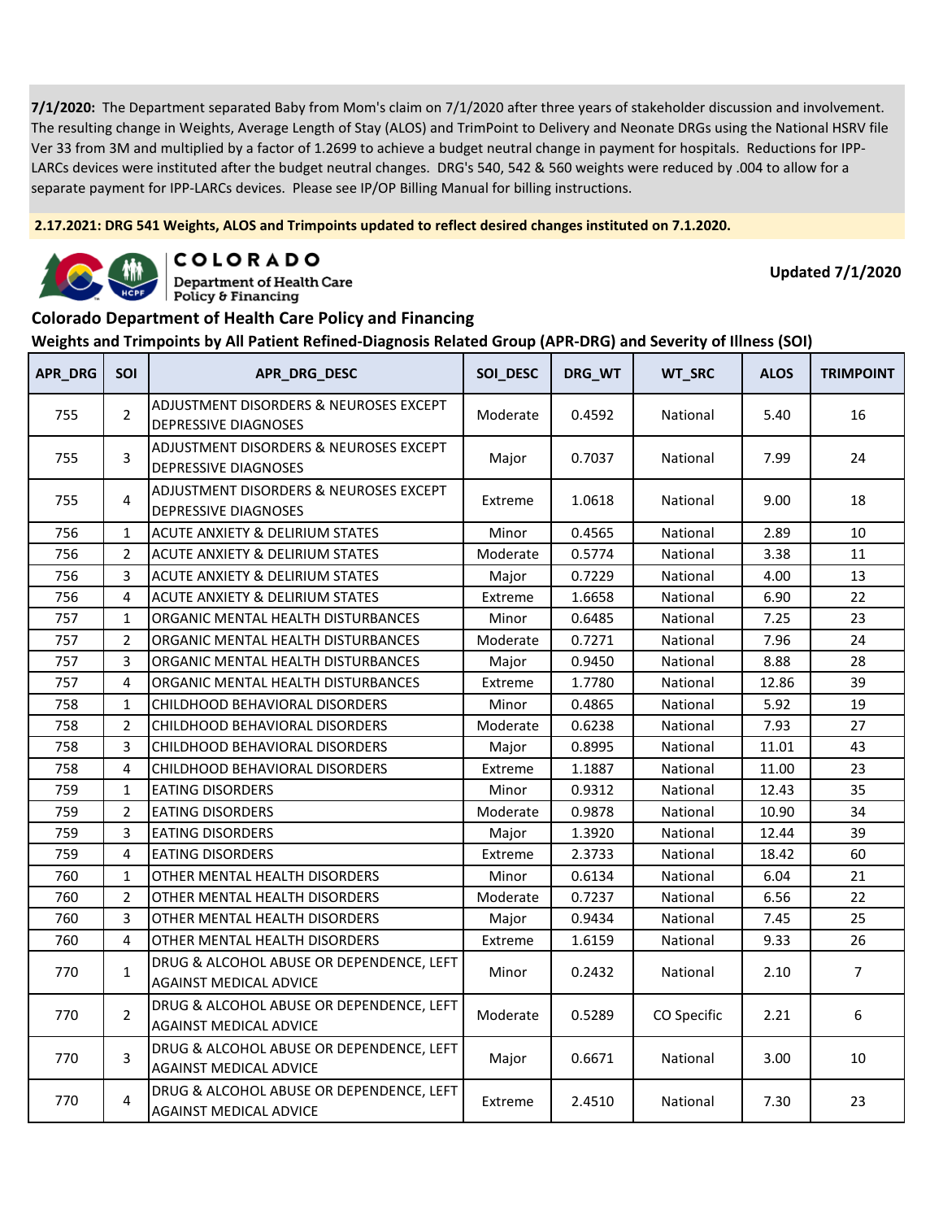**7/1/2020:** The Department separated Baby from Mom's claim on 7/1/2020 after three years of stakeholder discussion and involvement. The resulting change in Weights, Average Length of Stay (ALOS) and TrimPoint to Delivery and Neonate DRGs using the National HSRV file Ver 33 from 3M and multiplied by a factor of 1.2699 to achieve a budget neutral change in payment for hospitals. Reductions for IPP-LARCs devices were instituted after the budget neutral changes. DRG's 540, 542 & 560 weights were reduced by .004 to allow for a separate payment for IPP-LARCs devices. Please see IP/OP Billing Manual for billing instructions.

**2.17.2021: DRG 541 Weights, ALOS and Trimpoints updated to reflect desired changes instituted on 7.1.2020.**

COLORADO Department of Health Care Policy & Financing

**Updated 7/1/2020**

## Colorado Department of Health Care Policy and Financing

### Weights and Trimpoints by All Patient Refined-Diagnosis Related Group (APR-DRG) and Severity of Illness (SOI)

| APR_DRG | SOI | APR_DRG_DESC | SOI_DESC | DRG_WT | WT_SRC | ALOS | TRIMPOINT |
|---|---|---|---|---|---|---|---|
| 755 | 2 | ADJUSTMENT DISORDERS & NEUROSES EXCEPT DEPRESSIVE DIAGNOSES | Moderate | 0.4592 | National | 5.40 | 16 |
| 755 | 3 | ADJUSTMENT DISORDERS & NEUROSES EXCEPT DEPRESSIVE DIAGNOSES | Major | 0.7037 | National | 7.99 | 24 |
| 755 | 4 | ADJUSTMENT DISORDERS & NEUROSES EXCEPT DEPRESSIVE DIAGNOSES | Extreme | 1.0618 | National | 9.00 | 18 |
| 756 | 1 | ACUTE ANXIETY & DELIRIUM STATES | Minor | 0.4565 | National | 2.89 | 10 |
| 756 | 2 | ACUTE ANXIETY & DELIRIUM STATES | Moderate | 0.5774 | National | 3.38 | 11 |
| 756 | 3 | ACUTE ANXIETY & DELIRIUM STATES | Major | 0.7229 | National | 4.00 | 13 |
| 756 | 4 | ACUTE ANXIETY & DELIRIUM STATES | Extreme | 1.6658 | National | 6.90 | 22 |
| 757 | 1 | ORGANIC MENTAL HEALTH DISTURBANCES | Minor | 0.6485 | National | 7.25 | 23 |
| 757 | 2 | ORGANIC MENTAL HEALTH DISTURBANCES | Moderate | 0.7271 | National | 7.96 | 24 |
| 757 | 3 | ORGANIC MENTAL HEALTH DISTURBANCES | Major | 0.9450 | National | 8.88 | 28 |
| 757 | 4 | ORGANIC MENTAL HEALTH DISTURBANCES | Extreme | 1.7780 | National | 12.86 | 39 |
| 758 | 1 | CHILDHOOD BEHAVIORAL DISORDERS | Minor | 0.4865 | National | 5.92 | 19 |
| 758 | 2 | CHILDHOOD BEHAVIORAL DISORDERS | Moderate | 0.6238 | National | 7.93 | 27 |
| 758 | 3 | CHILDHOOD BEHAVIORAL DISORDERS | Major | 0.8995 | National | 11.01 | 43 |
| 758 | 4 | CHILDHOOD BEHAVIORAL DISORDERS | Extreme | 1.1887 | National | 11.00 | 23 |
| 759 | 1 | EATING DISORDERS | Minor | 0.9312 | National | 12.43 | 35 |
| 759 | 2 | EATING DISORDERS | Moderate | 0.9878 | National | 10.90 | 34 |
| 759 | 3 | EATING DISORDERS | Major | 1.3920 | National | 12.44 | 39 |
| 759 | 4 | EATING DISORDERS | Extreme | 2.3733 | National | 18.42 | 60 |
| 760 | 1 | OTHER MENTAL HEALTH DISORDERS | Minor | 0.6134 | National | 6.04 | 21 |
| 760 | 2 | OTHER MENTAL HEALTH DISORDERS | Moderate | 0.7237 | National | 6.56 | 22 |
| 760 | 3 | OTHER MENTAL HEALTH DISORDERS | Major | 0.9434 | National | 7.45 | 25 |
| 760 | 4 | OTHER MENTAL HEALTH DISORDERS | Extreme | 1.6159 | National | 9.33 | 26 |
| 770 | 1 | DRUG & ALCOHOL ABUSE OR DEPENDENCE, LEFT AGAINST MEDICAL ADVICE | Minor | 0.2432 | National | 2.10 | 7 |
| 770 | 2 | DRUG & ALCOHOL ABUSE OR DEPENDENCE, LEFT AGAINST MEDICAL ADVICE | Moderate | 0.5289 | CO Specific | 2.21 | 6 |
| 770 | 3 | DRUG & ALCOHOL ABUSE OR DEPENDENCE, LEFT AGAINST MEDICAL ADVICE | Major | 0.6671 | National | 3.00 | 10 |
| 770 | 4 | DRUG & ALCOHOL ABUSE OR DEPENDENCE, LEFT AGAINST MEDICAL ADVICE | Extreme | 2.4510 | National | 7.30 | 23 |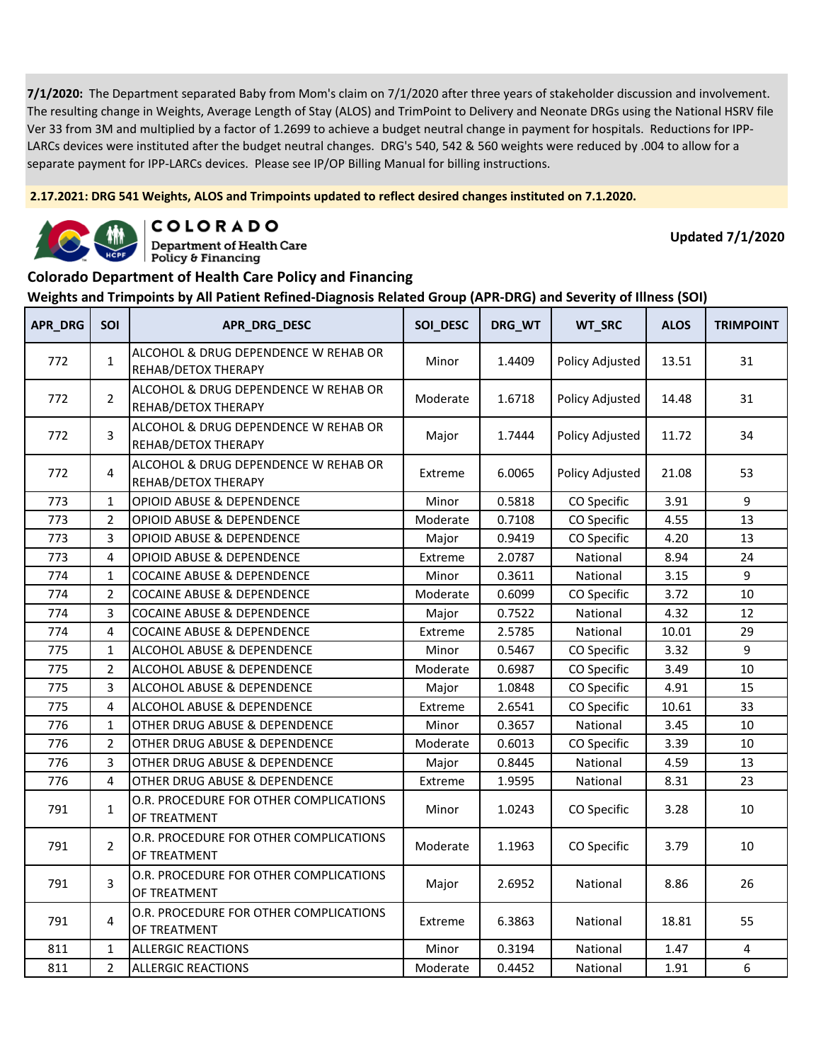**7/1/2020:** The Department separated Baby from Mom's claim on 7/1/2020 after three years of stakeholder discussion and involvement. The resulting change in Weights, Average Length of Stay (ALOS) and TrimPoint to Delivery and Neonate DRGs using the National HSRV file Ver 33 from 3M and multiplied by a factor of 1.2699 to achieve a budget neutral change in payment for hospitals. Reductions for IPP-LARCs devices were instituted after the budget neutral changes. DRG's 540, 542 & 560 weights were reduced by .004 to allow for a separate payment for IPP-LARCs devices. Please see IP/OP Billing Manual for billing instructions.

**2.17.2021: DRG 541 Weights, ALOS and Trimpoints updated to reflect desired changes instituted on 7.1.2020.**

COLORADO
Department of Health Care Policy & Financing

**Updated 7/1/2020**

## Colorado Department of Health Care Policy and Financing

### Weights and Trimpoints by All Patient Refined-Diagnosis Related Group (APR-DRG) and Severity of Illness (SOI)

| APR_DRG | SOI | APR_DRG_DESC | SOI_DESC | DRG_WT | WT_SRC | ALOS | TRIMPOINT |
|---|---|---|---|---|---|---|---|
| 772 | 1 | ALCOHOL & DRUG DEPENDENCE W REHAB OR REHAB/DETOX THERAPY | Minor | 1.4409 | Policy Adjusted | 13.51 | 31 |
| 772 | 2 | ALCOHOL & DRUG DEPENDENCE W REHAB OR REHAB/DETOX THERAPY | Moderate | 1.6718 | Policy Adjusted | 14.48 | 31 |
| 772 | 3 | ALCOHOL & DRUG DEPENDENCE W REHAB OR REHAB/DETOX THERAPY | Major | 1.7444 | Policy Adjusted | 11.72 | 34 |
| 772 | 4 | ALCOHOL & DRUG DEPENDENCE W REHAB OR REHAB/DETOX THERAPY | Extreme | 6.0065 | Policy Adjusted | 21.08 | 53 |
| 773 | 1 | OPIOID ABUSE & DEPENDENCE | Minor | 0.5818 | CO Specific | 3.91 | 9 |
| 773 | 2 | OPIOID ABUSE & DEPENDENCE | Moderate | 0.7108 | CO Specific | 4.55 | 13 |
| 773 | 3 | OPIOID ABUSE & DEPENDENCE | Major | 0.9419 | CO Specific | 4.20 | 13 |
| 773 | 4 | OPIOID ABUSE & DEPENDENCE | Extreme | 2.0787 | National | 8.94 | 24 |
| 774 | 1 | COCAINE ABUSE & DEPENDENCE | Minor | 0.3611 | National | 3.15 | 9 |
| 774 | 2 | COCAINE ABUSE & DEPENDENCE | Moderate | 0.6099 | CO Specific | 3.72 | 10 |
| 774 | 3 | COCAINE ABUSE & DEPENDENCE | Major | 0.7522 | National | 4.32 | 12 |
| 774 | 4 | COCAINE ABUSE & DEPENDENCE | Extreme | 2.5785 | National | 10.01 | 29 |
| 775 | 1 | ALCOHOL ABUSE & DEPENDENCE | Minor | 0.5467 | CO Specific | 3.32 | 9 |
| 775 | 2 | ALCOHOL ABUSE & DEPENDENCE | Moderate | 0.6987 | CO Specific | 3.49 | 10 |
| 775 | 3 | ALCOHOL ABUSE & DEPENDENCE | Major | 1.0848 | CO Specific | 4.91 | 15 |
| 775 | 4 | ALCOHOL ABUSE & DEPENDENCE | Extreme | 2.6541 | CO Specific | 10.61 | 33 |
| 776 | 1 | OTHER DRUG ABUSE & DEPENDENCE | Minor | 0.3657 | National | 3.45 | 10 |
| 776 | 2 | OTHER DRUG ABUSE & DEPENDENCE | Moderate | 0.6013 | CO Specific | 3.39 | 10 |
| 776 | 3 | OTHER DRUG ABUSE & DEPENDENCE | Major | 0.8445 | National | 4.59 | 13 |
| 776 | 4 | OTHER DRUG ABUSE & DEPENDENCE | Extreme | 1.9595 | National | 8.31 | 23 |
| 791 | 1 | O.R. PROCEDURE FOR OTHER COMPLICATIONS OF TREATMENT | Minor | 1.0243 | CO Specific | 3.28 | 10 |
| 791 | 2 | O.R. PROCEDURE FOR OTHER COMPLICATIONS OF TREATMENT | Moderate | 1.1963 | CO Specific | 3.79 | 10 |
| 791 | 3 | O.R. PROCEDURE FOR OTHER COMPLICATIONS OF TREATMENT | Major | 2.6952 | National | 8.86 | 26 |
| 791 | 4 | O.R. PROCEDURE FOR OTHER COMPLICATIONS OF TREATMENT | Extreme | 6.3863 | National | 18.81 | 55 |
| 811 | 1 | ALLERGIC REACTIONS | Minor | 0.3194 | National | 1.47 | 4 |
| 811 | 2 | ALLERGIC REACTIONS | Moderate | 0.4452 | National | 1.91 | 6 |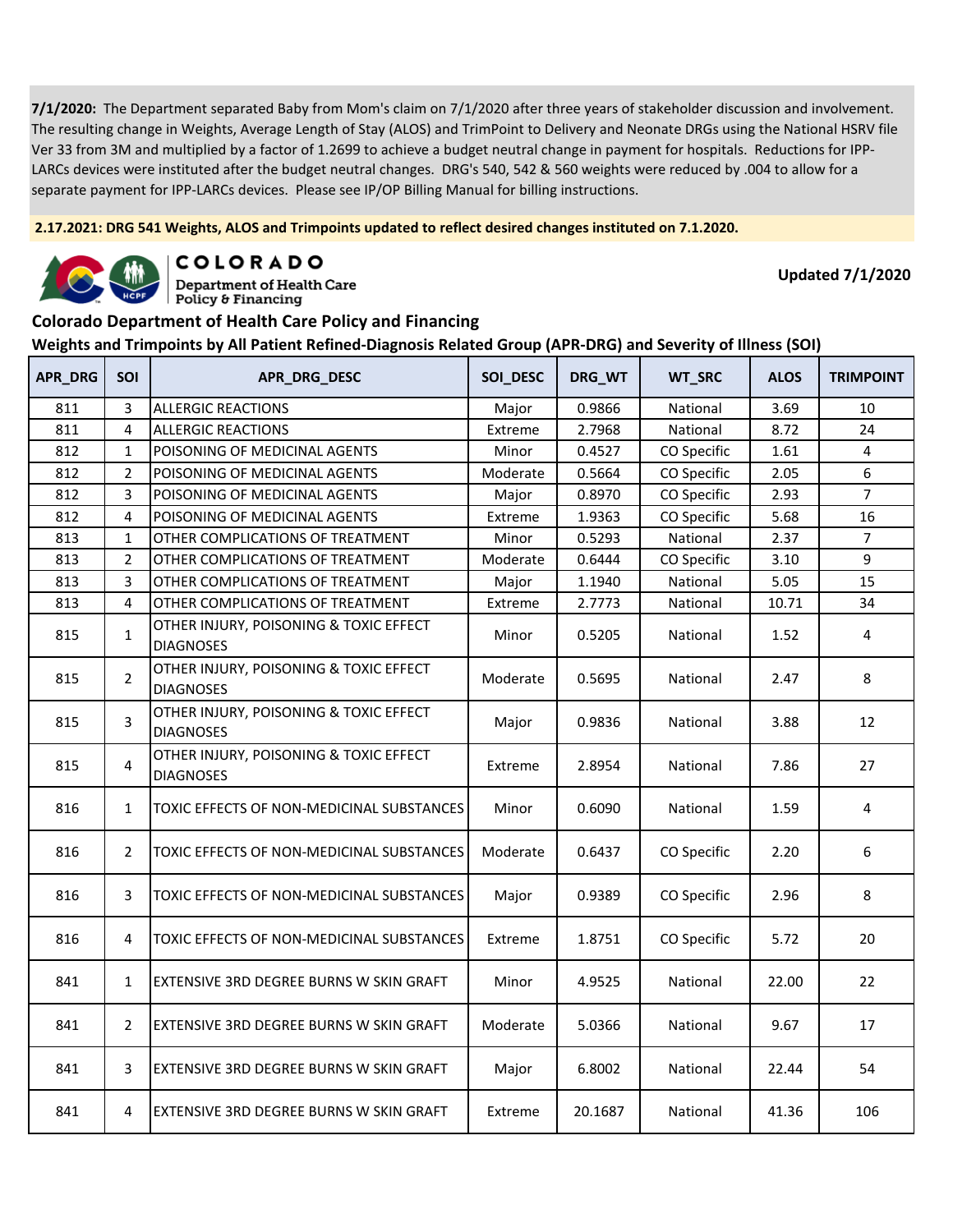**7/1/2020:** The Department separated Baby from Mom's claim on 7/1/2020 after three years of stakeholder discussion and involvement. The resulting change in Weights, Average Length of Stay (ALOS) and TrimPoint to Delivery and Neonate DRGs using the National HSRV file Ver 33 from 3M and multiplied by a factor of 1.2699 to achieve a budget neutral change in payment for hospitals. Reductions for IPP-LARCs devices were instituted after the budget neutral changes. DRG's 540, 542 & 560 weights were reduced by .004 to allow for a separate payment for IPP-LARCs devices. Please see IP/OP Billing Manual for billing instructions.

**2.17.2021: DRG 541 Weights, ALOS and Trimpoints updated to reflect desired changes instituted on 7.1.2020.**

COLORADO Department of Health Care Policy & Financing

**Updated 7/1/2020**

## Colorado Department of Health Care Policy and Financing

### Weights and Trimpoints by All Patient Refined-Diagnosis Related Group (APR-DRG) and Severity of Illness (SOI)

| APR_DRG | SOI | APR_DRG_DESC | SOI_DESC | DRG_WT | WT_SRC | ALOS | TRIMPOINT |
|---|---|---|---|---|---|---|---|
| 811 | 3 | ALLERGIC REACTIONS | Major | 0.9866 | National | 3.69 | 10 |
| 811 | 4 | ALLERGIC REACTIONS | Extreme | 2.7968 | National | 8.72 | 24 |
| 812 | 1 | POISONING OF MEDICINAL AGENTS | Minor | 0.4527 | CO Specific | 1.61 | 4 |
| 812 | 2 | POISONING OF MEDICINAL AGENTS | Moderate | 0.5664 | CO Specific | 2.05 | 6 |
| 812 | 3 | POISONING OF MEDICINAL AGENTS | Major | 0.8970 | CO Specific | 2.93 | 7 |
| 812 | 4 | POISONING OF MEDICINAL AGENTS | Extreme | 1.9363 | CO Specific | 5.68 | 16 |
| 813 | 1 | OTHER COMPLICATIONS OF TREATMENT | Minor | 0.5293 | National | 2.37 | 7 |
| 813 | 2 | OTHER COMPLICATIONS OF TREATMENT | Moderate | 0.6444 | CO Specific | 3.10 | 9 |
| 813 | 3 | OTHER COMPLICATIONS OF TREATMENT | Major | 1.1940 | National | 5.05 | 15 |
| 813 | 4 | OTHER COMPLICATIONS OF TREATMENT | Extreme | 2.7773 | National | 10.71 | 34 |
| 815 | 1 | OTHER INJURY, POISONING & TOXIC EFFECT DIAGNOSES | Minor | 0.5205 | National | 1.52 | 4 |
| 815 | 2 | OTHER INJURY, POISONING & TOXIC EFFECT DIAGNOSES | Moderate | 0.5695 | National | 2.47 | 8 |
| 815 | 3 | OTHER INJURY, POISONING & TOXIC EFFECT DIAGNOSES | Major | 0.9836 | National | 3.88 | 12 |
| 815 | 4 | OTHER INJURY, POISONING & TOXIC EFFECT DIAGNOSES | Extreme | 2.8954 | National | 7.86 | 27 |
| 816 | 1 | TOXIC EFFECTS OF NON-MEDICINAL SUBSTANCES | Minor | 0.6090 | National | 1.59 | 4 |
| 816 | 2 | TOXIC EFFECTS OF NON-MEDICINAL SUBSTANCES | Moderate | 0.6437 | CO Specific | 2.20 | 6 |
| 816 | 3 | TOXIC EFFECTS OF NON-MEDICINAL SUBSTANCES | Major | 0.9389 | CO Specific | 2.96 | 8 |
| 816 | 4 | TOXIC EFFECTS OF NON-MEDICINAL SUBSTANCES | Extreme | 1.8751 | CO Specific | 5.72 | 20 |
| 841 | 1 | EXTENSIVE 3RD DEGREE BURNS W SKIN GRAFT | Minor | 4.9525 | National | 22.00 | 22 |
| 841 | 2 | EXTENSIVE 3RD DEGREE BURNS W SKIN GRAFT | Moderate | 5.0366 | National | 9.67 | 17 |
| 841 | 3 | EXTENSIVE 3RD DEGREE BURNS W SKIN GRAFT | Major | 6.8002 | National | 22.44 | 54 |
| 841 | 4 | EXTENSIVE 3RD DEGREE BURNS W SKIN GRAFT | Extreme | 20.1687 | National | 41.36 | 106 |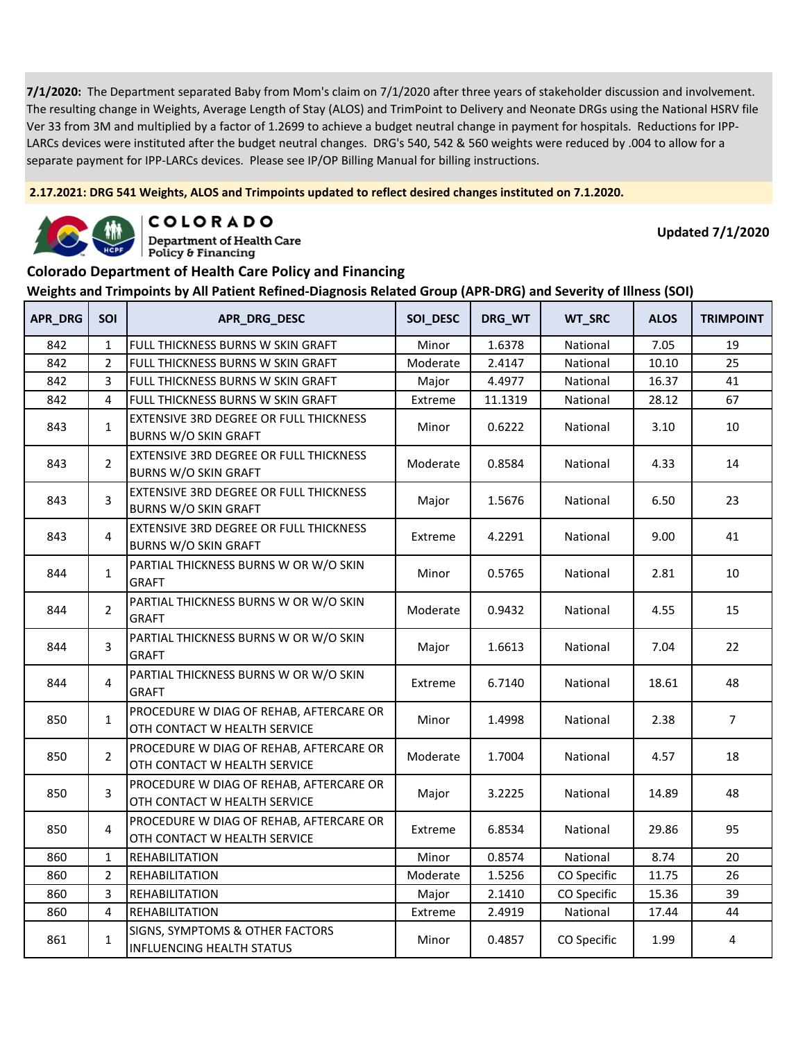**7/1/2020:** The Department separated Baby from Mom's claim on 7/1/2020 after three years of stakeholder discussion and involvement. The resulting change in Weights, Average Length of Stay (ALOS) and TrimPoint to Delivery and Neonate DRGs using the National HSRV file Ver 33 from 3M and multiplied by a factor of 1.2699 to achieve a budget neutral change in payment for hospitals. Reductions for IPP-LARCs devices were instituted after the budget neutral changes. DRG's 540, 542 & 560 weights were reduced by .004 to allow for a separate payment for IPP-LARCs devices. Please see IP/OP Billing Manual for billing instructions.

**2.17.2021: DRG 541 Weights, ALOS and Trimpoints updated to reflect desired changes instituted on 7.1.2020.**

COLORADO
Department of Health Care Policy & Financing

**Updated 7/1/2020**

## Colorado Department of Health Care Policy and Financing

### Weights and Trimpoints by All Patient Refined-Diagnosis Related Group (APR-DRG) and Severity of Illness (SOI)

| APR_DRG | SOI | APR_DRG_DESC | SOI_DESC | DRG_WT | WT_SRC | ALOS | TRIMPOINT |
|---|---|---|---|---|---|---|---|
| 842 | 1 | FULL THICKNESS BURNS W SKIN GRAFT | Minor | 1.6378 | National | 7.05 | 19 |
| 842 | 2 | FULL THICKNESS BURNS W SKIN GRAFT | Moderate | 2.4147 | National | 10.10 | 25 |
| 842 | 3 | FULL THICKNESS BURNS W SKIN GRAFT | Major | 4.4977 | National | 16.37 | 41 |
| 842 | 4 | FULL THICKNESS BURNS W SKIN GRAFT | Extreme | 11.1319 | National | 28.12 | 67 |
| 843 | 1 | EXTENSIVE 3RD DEGREE OR FULL THICKNESS BURNS W/O SKIN GRAFT | Minor | 0.6222 | National | 3.10 | 10 |
| 843 | 2 | EXTENSIVE 3RD DEGREE OR FULL THICKNESS BURNS W/O SKIN GRAFT | Moderate | 0.8584 | National | 4.33 | 14 |
| 843 | 3 | EXTENSIVE 3RD DEGREE OR FULL THICKNESS BURNS W/O SKIN GRAFT | Major | 1.5676 | National | 6.50 | 23 |
| 843 | 4 | EXTENSIVE 3RD DEGREE OR FULL THICKNESS BURNS W/O SKIN GRAFT | Extreme | 4.2291 | National | 9.00 | 41 |
| 844 | 1 | PARTIAL THICKNESS BURNS W OR W/O SKIN GRAFT | Minor | 0.5765 | National | 2.81 | 10 |
| 844 | 2 | PARTIAL THICKNESS BURNS W OR W/O SKIN GRAFT | Moderate | 0.9432 | National | 4.55 | 15 |
| 844 | 3 | PARTIAL THICKNESS BURNS W OR W/O SKIN GRAFT | Major | 1.6613 | National | 7.04 | 22 |
| 844 | 4 | PARTIAL THICKNESS BURNS W OR W/O SKIN GRAFT | Extreme | 6.7140 | National | 18.61 | 48 |
| 850 | 1 | PROCEDURE W DIAG OF REHAB, AFTERCARE OR OTH CONTACT W HEALTH SERVICE | Minor | 1.4998 | National | 2.38 | 7 |
| 850 | 2 | PROCEDURE W DIAG OF REHAB, AFTERCARE OR OTH CONTACT W HEALTH SERVICE | Moderate | 1.7004 | National | 4.57 | 18 |
| 850 | 3 | PROCEDURE W DIAG OF REHAB, AFTERCARE OR OTH CONTACT W HEALTH SERVICE | Major | 3.2225 | National | 14.89 | 48 |
| 850 | 4 | PROCEDURE W DIAG OF REHAB, AFTERCARE OR OTH CONTACT W HEALTH SERVICE | Extreme | 6.8534 | National | 29.86 | 95 |
| 860 | 1 | REHABILITATION | Minor | 0.8574 | National | 8.74 | 20 |
| 860 | 2 | REHABILITATION | Moderate | 1.5256 | CO Specific | 11.75 | 26 |
| 860 | 3 | REHABILITATION | Major | 2.1410 | CO Specific | 15.36 | 39 |
| 860 | 4 | REHABILITATION | Extreme | 2.4919 | National | 17.44 | 44 |
| 861 | 1 | SIGNS, SYMPTOMS & OTHER FACTORS INFLUENCING HEALTH STATUS | Minor | 0.4857 | CO Specific | 1.99 | 4 |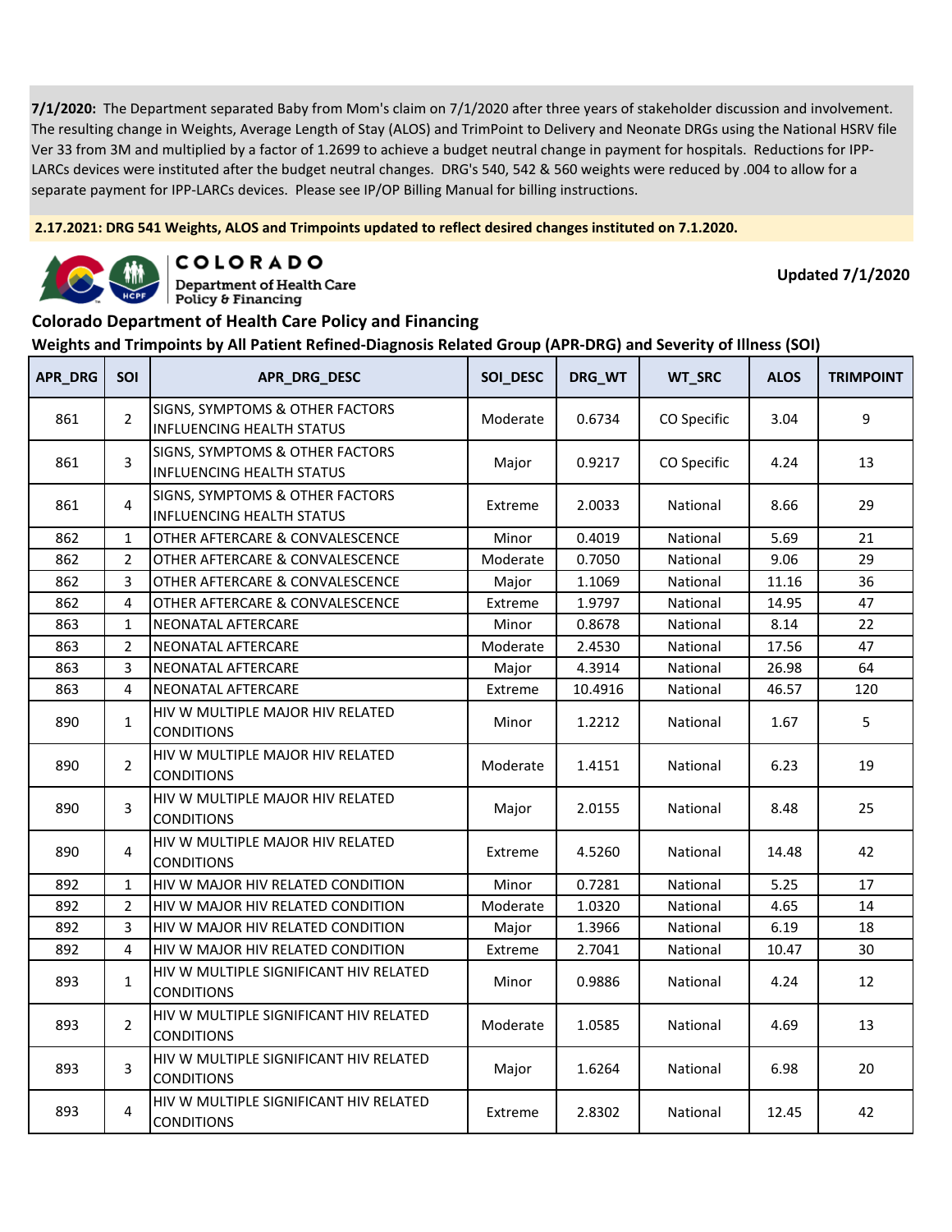**7/1/2020:** The Department separated Baby from Mom's claim on 7/1/2020 after three years of stakeholder discussion and involvement. The resulting change in Weights, Average Length of Stay (ALOS) and TrimPoint to Delivery and Neonate DRGs using the National HSRV file Ver 33 from 3M and multiplied by a factor of 1.2699 to achieve a budget neutral change in payment for hospitals. Reductions for IPP-LARCs devices were instituted after the budget neutral changes. DRG's 540, 542 & 560 weights were reduced by .004 to allow for a separate payment for IPP-LARCs devices. Please see IP/OP Billing Manual for billing instructions.

**2.17.2021: DRG 541 Weights, ALOS and Trimpoints updated to reflect desired changes instituted on 7.1.2020.**

COLORADO
Department of Health Care Policy & Financing

**Updated 7/1/2020**

## Colorado Department of Health Care Policy and Financing

### Weights and Trimpoints by All Patient Refined-Diagnosis Related Group (APR-DRG) and Severity of Illness (SOI)

| APR_DRG | SOI | APR_DRG_DESC | SOI_DESC | DRG_WT | WT_SRC | ALOS | TRIMPOINT |
|---|---|---|---|---|---|---|---|
| 861 | 2 | SIGNS, SYMPTOMS & OTHER FACTORS INFLUENCING HEALTH STATUS | Moderate | 0.6734 | CO Specific | 3.04 | 9 |
| 861 | 3 | SIGNS, SYMPTOMS & OTHER FACTORS INFLUENCING HEALTH STATUS | Major | 0.9217 | CO Specific | 4.24 | 13 |
| 861 | 4 | SIGNS, SYMPTOMS & OTHER FACTORS INFLUENCING HEALTH STATUS | Extreme | 2.0033 | National | 8.66 | 29 |
| 862 | 1 | OTHER AFTERCARE & CONVALESCENCE | Minor | 0.4019 | National | 5.69 | 21 |
| 862 | 2 | OTHER AFTERCARE & CONVALESCENCE | Moderate | 0.7050 | National | 9.06 | 29 |
| 862 | 3 | OTHER AFTERCARE & CONVALESCENCE | Major | 1.1069 | National | 11.16 | 36 |
| 862 | 4 | OTHER AFTERCARE & CONVALESCENCE | Extreme | 1.9797 | National | 14.95 | 47 |
| 863 | 1 | NEONATAL AFTERCARE | Minor | 0.8678 | National | 8.14 | 22 |
| 863 | 2 | NEONATAL AFTERCARE | Moderate | 2.4530 | National | 17.56 | 47 |
| 863 | 3 | NEONATAL AFTERCARE | Major | 4.3914 | National | 26.98 | 64 |
| 863 | 4 | NEONATAL AFTERCARE | Extreme | 10.4916 | National | 46.57 | 120 |
| 890 | 1 | HIV W MULTIPLE MAJOR HIV RELATED CONDITIONS | Minor | 1.2212 | National | 1.67 | 5 |
| 890 | 2 | HIV W MULTIPLE MAJOR HIV RELATED CONDITIONS | Moderate | 1.4151 | National | 6.23 | 19 |
| 890 | 3 | HIV W MULTIPLE MAJOR HIV RELATED CONDITIONS | Major | 2.0155 | National | 8.48 | 25 |
| 890 | 4 | HIV W MULTIPLE MAJOR HIV RELATED CONDITIONS | Extreme | 4.5260 | National | 14.48 | 42 |
| 892 | 1 | HIV W MAJOR HIV RELATED CONDITION | Minor | 0.7281 | National | 5.25 | 17 |
| 892 | 2 | HIV W MAJOR HIV RELATED CONDITION | Moderate | 1.0320 | National | 4.65 | 14 |
| 892 | 3 | HIV W MAJOR HIV RELATED CONDITION | Major | 1.3966 | National | 6.19 | 18 |
| 892 | 4 | HIV W MAJOR HIV RELATED CONDITION | Extreme | 2.7041 | National | 10.47 | 30 |
| 893 | 1 | HIV W MULTIPLE SIGNIFICANT HIV RELATED CONDITIONS | Minor | 0.9886 | National | 4.24 | 12 |
| 893 | 2 | HIV W MULTIPLE SIGNIFICANT HIV RELATED CONDITIONS | Moderate | 1.0585 | National | 4.69 | 13 |
| 893 | 3 | HIV W MULTIPLE SIGNIFICANT HIV RELATED CONDITIONS | Major | 1.6264 | National | 6.98 | 20 |
| 893 | 4 | HIV W MULTIPLE SIGNIFICANT HIV RELATED CONDITIONS | Extreme | 2.8302 | National | 12.45 | 42 |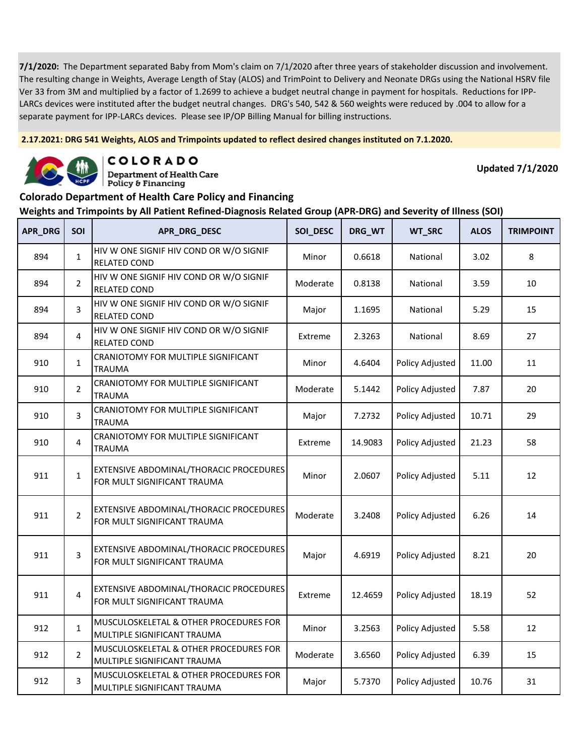**7/1/2020:** The Department separated Baby from Mom's claim on 7/1/2020 after three years of stakeholder discussion and involvement. The resulting change in Weights, Average Length of Stay (ALOS) and TrimPoint to Delivery and Neonate DRGs using the National HSRV file Ver 33 from 3M and multiplied by a factor of 1.2699 to achieve a budget neutral change in payment for hospitals. Reductions for IPP-LARCs devices were instituted after the budget neutral changes. DRG's 540, 542 & 560 weights were reduced by .004 to allow for a separate payment for IPP-LARCs devices. Please see IP/OP Billing Manual for billing instructions.

**2.17.2021: DRG 541 Weights, ALOS and Trimpoints updated to reflect desired changes instituted on 7.1.2020.**

COLORADO Department of Health Care Policy & Financing

**Updated 7/1/2020**

## Colorado Department of Health Care Policy and Financing

### Weights and Trimpoints by All Patient Refined-Diagnosis Related Group (APR-DRG) and Severity of Illness (SOI)

| APR_DRG | SOI | APR_DRG_DESC | SOI_DESC | DRG_WT | WT_SRC | ALOS | TRIMPOINT |
|---|---|---|---|---|---|---|---|
| 894 | 1 | HIV W ONE SIGNIF HIV COND OR W/O SIGNIF RELATED COND | Minor | 0.6618 | National | 3.02 | 8 |
| 894 | 2 | HIV W ONE SIGNIF HIV COND OR W/O SIGNIF RELATED COND | Moderate | 0.8138 | National | 3.59 | 10 |
| 894 | 3 | HIV W ONE SIGNIF HIV COND OR W/O SIGNIF RELATED COND | Major | 1.1695 | National | 5.29 | 15 |
| 894 | 4 | HIV W ONE SIGNIF HIV COND OR W/O SIGNIF RELATED COND | Extreme | 2.3263 | National | 8.69 | 27 |
| 910 | 1 | CRANIOTOMY FOR MULTIPLE SIGNIFICANT TRAUMA | Minor | 4.6404 | Policy Adjusted | 11.00 | 11 |
| 910 | 2 | CRANIOTOMY FOR MULTIPLE SIGNIFICANT TRAUMA | Moderate | 5.1442 | Policy Adjusted | 7.87 | 20 |
| 910 | 3 | CRANIOTOMY FOR MULTIPLE SIGNIFICANT TRAUMA | Major | 7.2732 | Policy Adjusted | 10.71 | 29 |
| 910 | 4 | CRANIOTOMY FOR MULTIPLE SIGNIFICANT TRAUMA | Extreme | 14.9083 | Policy Adjusted | 21.23 | 58 |
| 911 | 1 | EXTENSIVE ABDOMINAL/THORACIC PROCEDURES FOR MULT SIGNIFICANT TRAUMA | Minor | 2.0607 | Policy Adjusted | 5.11 | 12 |
| 911 | 2 | EXTENSIVE ABDOMINAL/THORACIC PROCEDURES FOR MULT SIGNIFICANT TRAUMA | Moderate | 3.2408 | Policy Adjusted | 6.26 | 14 |
| 911 | 3 | EXTENSIVE ABDOMINAL/THORACIC PROCEDURES FOR MULT SIGNIFICANT TRAUMA | Major | 4.6919 | Policy Adjusted | 8.21 | 20 |
| 911 | 4 | EXTENSIVE ABDOMINAL/THORACIC PROCEDURES FOR MULT SIGNIFICANT TRAUMA | Extreme | 12.4659 | Policy Adjusted | 18.19 | 52 |
| 912 | 1 | MUSCULOSKELETAL & OTHER PROCEDURES FOR MULTIPLE SIGNIFICANT TRAUMA | Minor | 3.2563 | Policy Adjusted | 5.58 | 12 |
| 912 | 2 | MUSCULOSKELETAL & OTHER PROCEDURES FOR MULTIPLE SIGNIFICANT TRAUMA | Moderate | 3.6560 | Policy Adjusted | 6.39 | 15 |
| 912 | 3 | MUSCULOSKELETAL & OTHER PROCEDURES FOR MULTIPLE SIGNIFICANT TRAUMA | Major | 5.7370 | Policy Adjusted | 10.76 | 31 |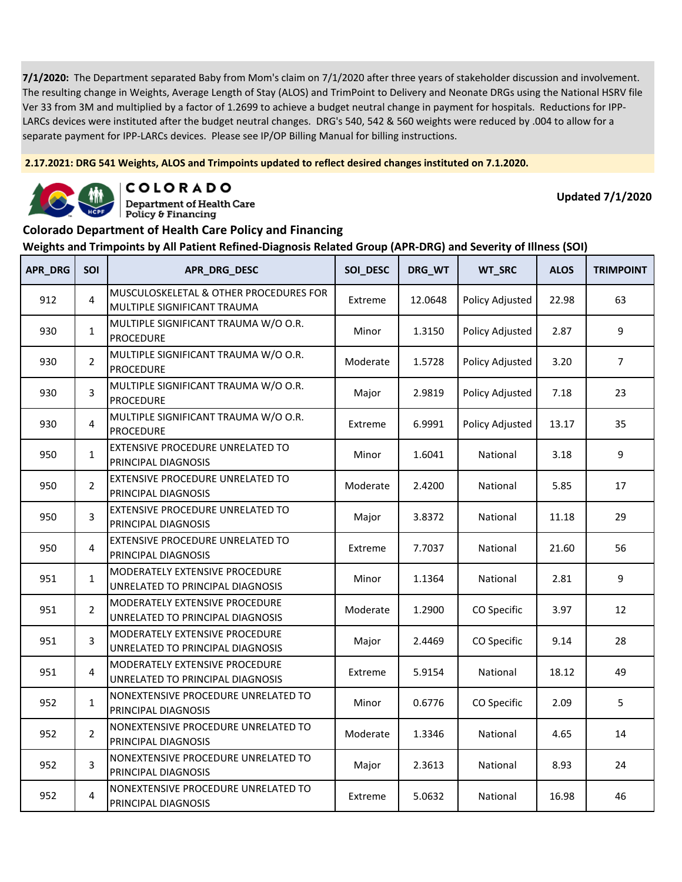**7/1/2020:** The Department separated Baby from Mom's claim on 7/1/2020 after three years of stakeholder discussion and involvement. The resulting change in Weights, Average Length of Stay (ALOS) and TrimPoint to Delivery and Neonate DRGs using the National HSRV file Ver 33 from 3M and multiplied by a factor of 1.2699 to achieve a budget neutral change in payment for hospitals. Reductions for IPP-LARCs devices were instituted after the budget neutral changes. DRG's 540, 542 & 560 weights were reduced by .004 to allow for a separate payment for IPP-LARCs devices. Please see IP/OP Billing Manual for billing instructions.

**2.17.2021: DRG 541 Weights, ALOS and Trimpoints updated to reflect desired changes instituted on 7.1.2020.**

COLORADO
Department of Health Care Policy & Financing

**Updated 7/1/2020**

## Colorado Department of Health Care Policy and Financing

### Weights and Trimpoints by All Patient Refined-Diagnosis Related Group (APR-DRG) and Severity of Illness (SOI)

| APR_DRG | SOI | APR_DRG_DESC | SOI_DESC | DRG_WT | WT_SRC | ALOS | TRIMPOINT |
|---|---|---|---|---|---|---|---|
| 912 | 4 | MUSCULOSKELETAL & OTHER PROCEDURES FOR MULTIPLE SIGNIFICANT TRAUMA | Extreme | 12.0648 | Policy Adjusted | 22.98 | 63 |
| 930 | 1 | MULTIPLE SIGNIFICANT TRAUMA W/O O.R. PROCEDURE | Minor | 1.3150 | Policy Adjusted | 2.87 | 9 |
| 930 | 2 | MULTIPLE SIGNIFICANT TRAUMA W/O O.R. PROCEDURE | Moderate | 1.5728 | Policy Adjusted | 3.20 | 7 |
| 930 | 3 | MULTIPLE SIGNIFICANT TRAUMA W/O O.R. PROCEDURE | Major | 2.9819 | Policy Adjusted | 7.18 | 23 |
| 930 | 4 | MULTIPLE SIGNIFICANT TRAUMA W/O O.R. PROCEDURE | Extreme | 6.9991 | Policy Adjusted | 13.17 | 35 |
| 950 | 1 | EXTENSIVE PROCEDURE UNRELATED TO PRINCIPAL DIAGNOSIS | Minor | 1.6041 | National | 3.18 | 9 |
| 950 | 2 | EXTENSIVE PROCEDURE UNRELATED TO PRINCIPAL DIAGNOSIS | Moderate | 2.4200 | National | 5.85 | 17 |
| 950 | 3 | EXTENSIVE PROCEDURE UNRELATED TO PRINCIPAL DIAGNOSIS | Major | 3.8372 | National | 11.18 | 29 |
| 950 | 4 | EXTENSIVE PROCEDURE UNRELATED TO PRINCIPAL DIAGNOSIS | Extreme | 7.7037 | National | 21.60 | 56 |
| 951 | 1 | MODERATELY EXTENSIVE PROCEDURE UNRELATED TO PRINCIPAL DIAGNOSIS | Minor | 1.1364 | National | 2.81 | 9 |
| 951 | 2 | MODERATELY EXTENSIVE PROCEDURE UNRELATED TO PRINCIPAL DIAGNOSIS | Moderate | 1.2900 | CO Specific | 3.97 | 12 |
| 951 | 3 | MODERATELY EXTENSIVE PROCEDURE UNRELATED TO PRINCIPAL DIAGNOSIS | Major | 2.4469 | CO Specific | 9.14 | 28 |
| 951 | 4 | MODERATELY EXTENSIVE PROCEDURE UNRELATED TO PRINCIPAL DIAGNOSIS | Extreme | 5.9154 | National | 18.12 | 49 |
| 952 | 1 | NONEXTENSIVE PROCEDURE UNRELATED TO PRINCIPAL DIAGNOSIS | Minor | 0.6776 | CO Specific | 2.09 | 5 |
| 952 | 2 | NONEXTENSIVE PROCEDURE UNRELATED TO PRINCIPAL DIAGNOSIS | Moderate | 1.3346 | National | 4.65 | 14 |
| 952 | 3 | NONEXTENSIVE PROCEDURE UNRELATED TO PRINCIPAL DIAGNOSIS | Major | 2.3613 | National | 8.93 | 24 |
| 952 | 4 | NONEXTENSIVE PROCEDURE UNRELATED TO PRINCIPAL DIAGNOSIS | Extreme | 5.0632 | National | 16.98 | 46 |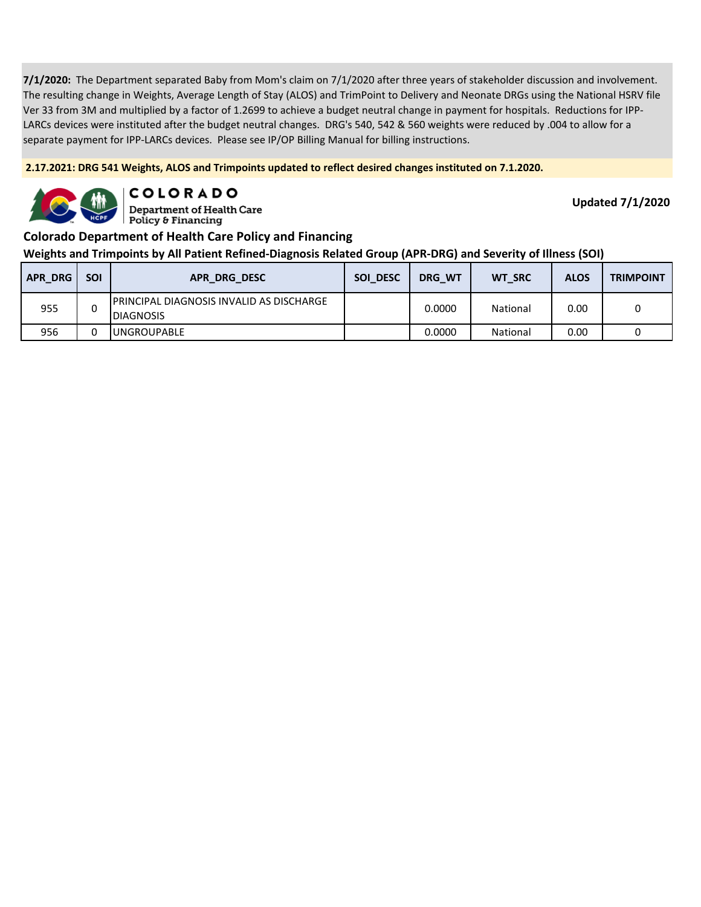**7/1/2020:** The Department separated Baby from Mom's claim on 7/1/2020 after three years of stakeholder discussion and involvement. The resulting change in Weights, Average Length of Stay (ALOS) and TrimPoint to Delivery and Neonate DRGs using the National HSRV file Ver 33 from 3M and multiplied by a factor of 1.2699 to achieve a budget neutral change in payment for hospitals. Reductions for IPP-LARCs devices were instituted after the budget neutral changes. DRG's 540, 542 & 560 weights were reduced by .004 to allow for a separate payment for IPP-LARCs devices. Please see IP/OP Billing Manual for billing instructions.

**2.17.2021: DRG 541 Weights, ALOS and Trimpoints updated to reflect desired changes instituted on 7.1.2020.**

COLORADO
Department of Health Care Policy & Financing

**Updated 7/1/2020**

## Colorado Department of Health Care Policy and Financing

### Weights and Trimpoints by All Patient Refined-Diagnosis Related Group (APR-DRG) and Severity of Illness (SOI)

| APR_DRG | SOI | APR_DRG_DESC | SOI_DESC | DRG_WT | WT_SRC | ALOS | TRIMPOINT |
|---|---|---|---|---|---|---|---|
| 955 | 0 | PRINCIPAL DIAGNOSIS INVALID AS DISCHARGE DIAGNOSIS | | 0.0000 | National | 0.00 | 0 |
| 956 | 0 | UNGROUPABLE | | 0.0000 | National | 0.00 | 0 |